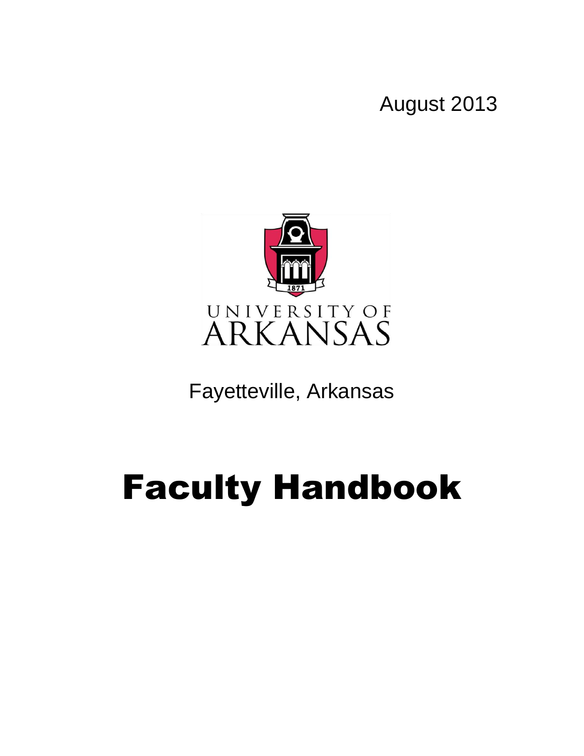August 2013

UNIVERSITY OF ARKANSAS

Fayetteville, Arkansas

# Faculty Handbook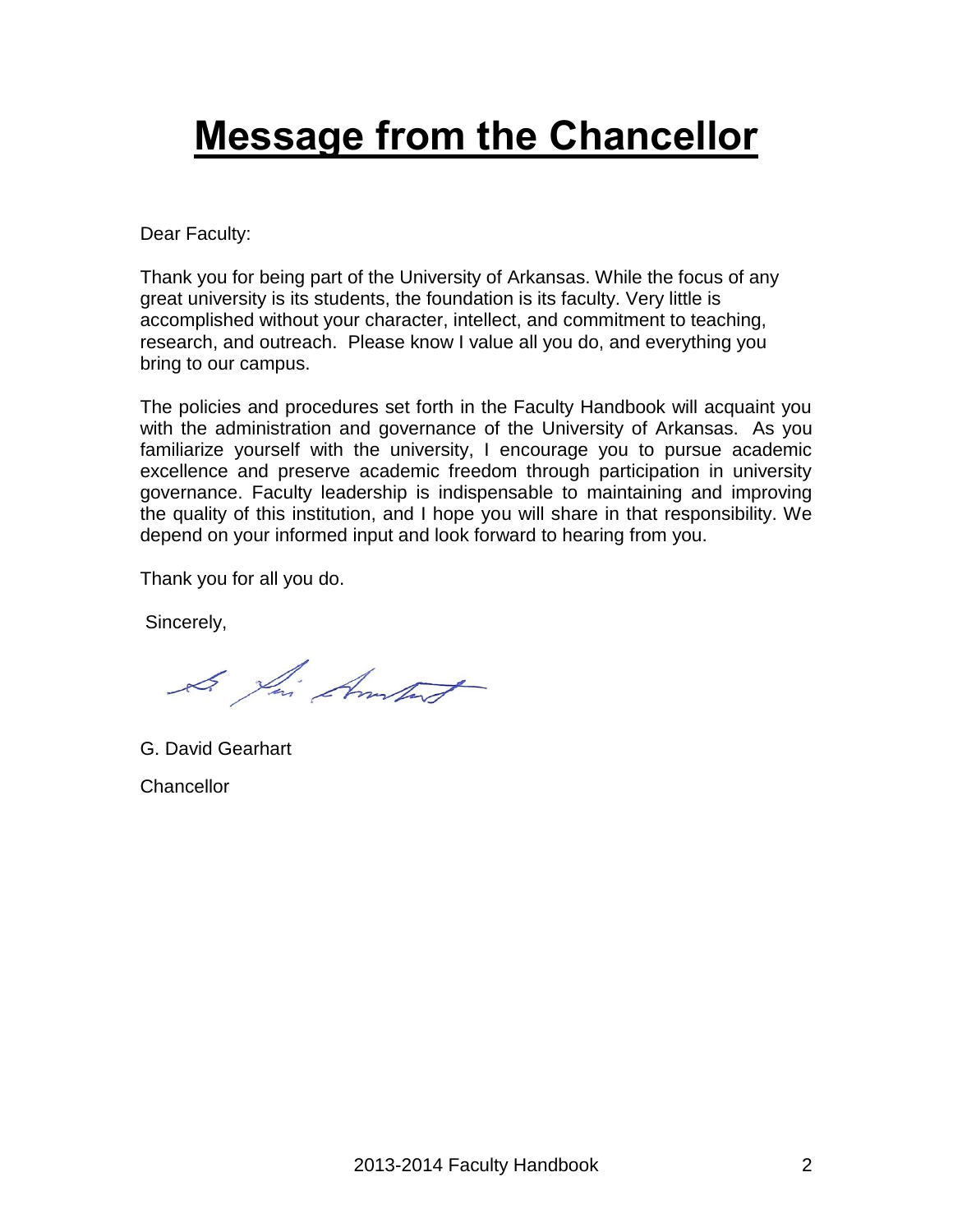# Message from the Chancellor

Dear Faculty:

Thank you for being part of the University of Arkansas. While the focus of any great university is its students, the foundation is its faculty. Very little is accomplished without your character, intellect, and commitment to teaching, research, and outreach. Please know I value all you do, and everything you bring to our campus.

The policies and procedures set forth in the Faculty Handbook will acquaint you with the administration and governance of the University of Arkansas. As you familiarize yourself with the university, I encourage you to pursue academic excellence and preserve academic freedom through participation in university governance. Faculty leadership is indispensable to maintaining and improving the quality of this institution, and I hope you will share in that responsibility. We depend on your informed input and look forward to hearing from you.

Thank you for all you do.

Sincerely,

G. David Gearhart

Chancellor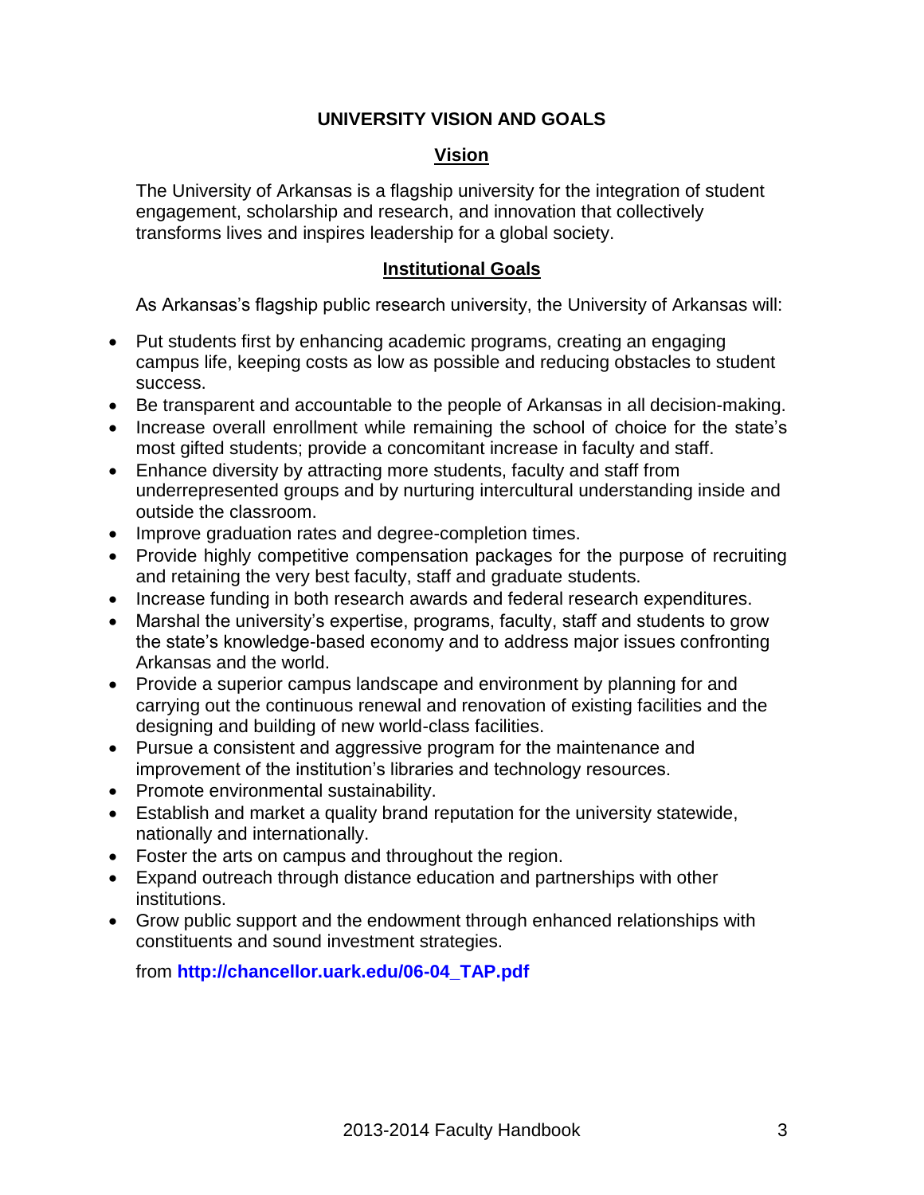# UNIVERSITY VISION AND GOALS

## Vision

The University of Arkansas is a flagship university for the integration of student engagement, scholarship and research, and innovation that collectively transforms lives and inspires leadership for a global society.

## Institutional Goals

As Arkansas's flagship public research university, the University of Arkansas will:

- Put students first by enhancing academic programs, creating an engaging campus life, keeping costs as low as possible and reducing obstacles to student success.
- Be transparent and accountable to the people of Arkansas in all decision-making.
- Increase overall enrollment while remaining the school of choice for the state's most gifted students; provide a concomitant increase in faculty and staff.
- Enhance diversity by attracting more students, faculty and staff from underrepresented groups and by nurturing intercultural understanding inside and outside the classroom.
- Improve graduation rates and degree-completion times.
- Provide highly competitive compensation packages for the purpose of recruiting and retaining the very best faculty, staff and graduate students.
- Increase funding in both research awards and federal research expenditures.
- Marshal the university's expertise, programs, faculty, staff and students to grow the state's knowledge-based economy and to address major issues confronting Arkansas and the world.
- Provide a superior campus landscape and environment by planning for and carrying out the continuous renewal and renovation of existing facilities and the designing and building of new world-class facilities.
- Pursue a consistent and aggressive program for the maintenance and improvement of the institution's libraries and technology resources.
- Promote environmental sustainability.
- Establish and market a quality brand reputation for the university statewide, nationally and internationally.
- Foster the arts on campus and throughout the region.
- Expand outreach through distance education and partnerships with other institutions.
- Grow public support and the endowment through enhanced relationships with constituents and sound investment strategies.

from **http://chancellor.uark.edu/06-04_TAP.pdf**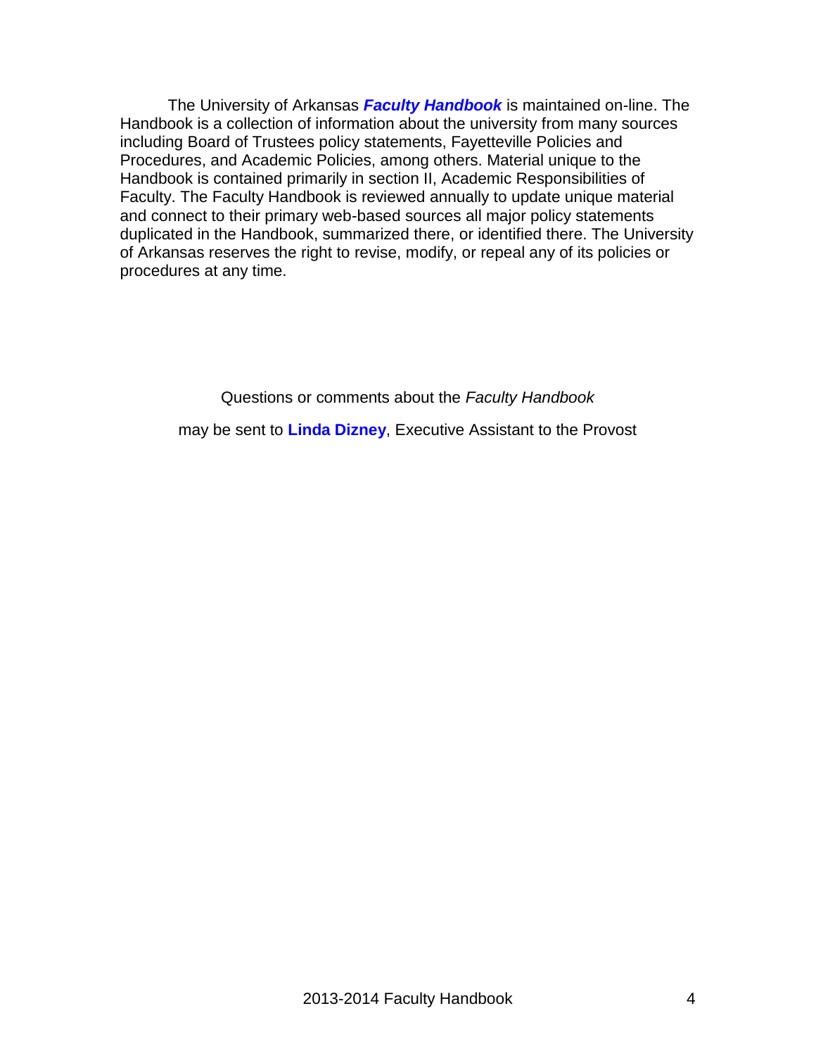The University of Arkansas ***Faculty Handbook*** is maintained on-line. The Handbook is a collection of information about the university from many sources including Board of Trustees policy statements, Fayetteville Policies and Procedures, and Academic Policies, among others. Material unique to the Handbook is contained primarily in section II, Academic Responsibilities of Faculty. The Faculty Handbook is reviewed annually to update unique material and connect to their primary web-based sources all major policy statements duplicated in the Handbook, summarized there, or identified there. The University of Arkansas reserves the right to revise, modify, or repeal any of its policies or procedures at any time.

Questions or comments about the *Faculty Handbook*

may be sent to **Linda Dizney**, Executive Assistant to the Provost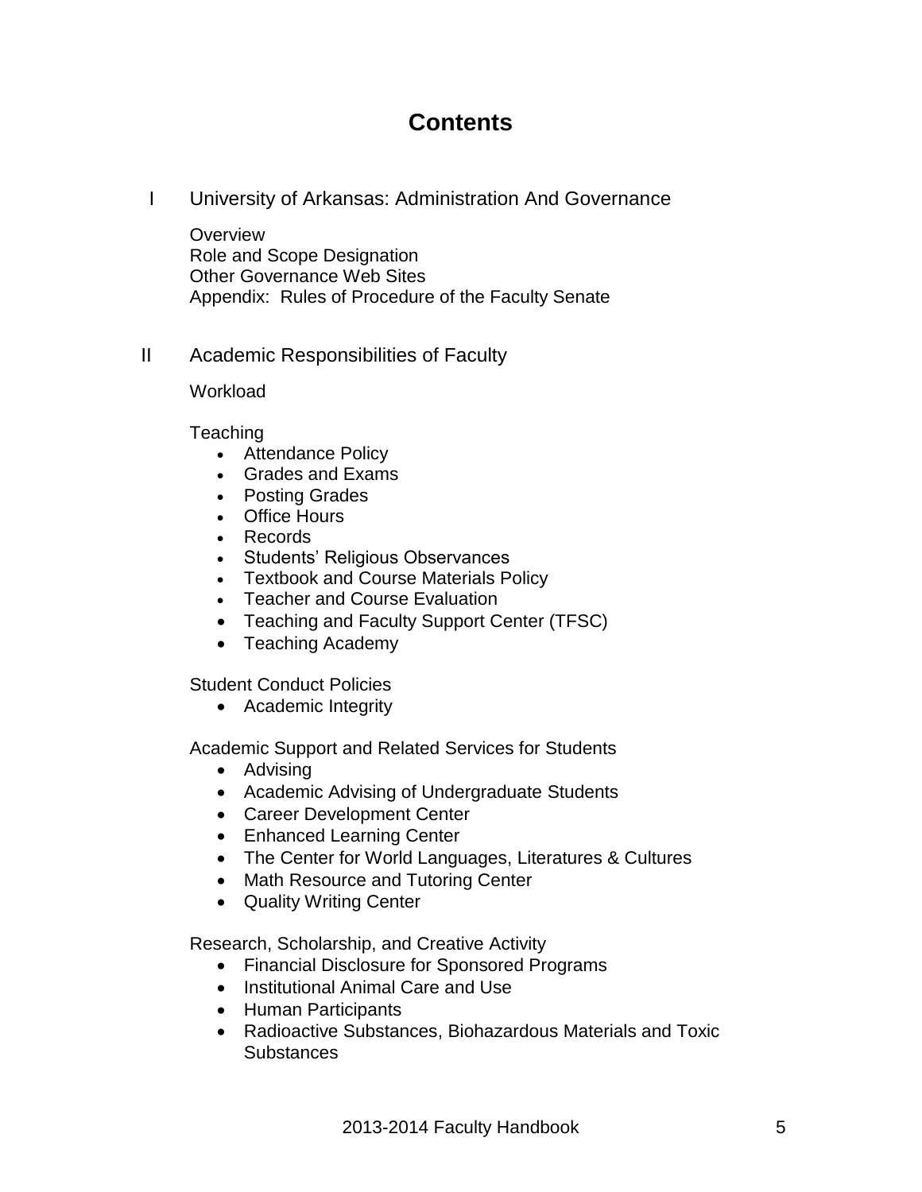# Contents

I University of Arkansas: Administration And Governance

Overview
Role and Scope Designation
Other Governance Web Sites
Appendix: Rules of Procedure of the Faculty Senate

II Academic Responsibilities of Faculty

Workload

Teaching

- Attendance Policy
- Grades and Exams
- Posting Grades
- Office Hours
- Records
- Students' Religious Observances
- Textbook and Course Materials Policy
- Teacher and Course Evaluation
- Teaching and Faculty Support Center (TFSC)
- Teaching Academy

Student Conduct Policies

- Academic Integrity

Academic Support and Related Services for Students

- Advising
- Academic Advising of Undergraduate Students
- Career Development Center
- Enhanced Learning Center
- The Center for World Languages, Literatures & Cultures
- Math Resource and Tutoring Center
- Quality Writing Center

Research, Scholarship, and Creative Activity

- Financial Disclosure for Sponsored Programs
- Institutional Animal Care and Use
- Human Participants
- Radioactive Substances, Biohazardous Materials and Toxic Substances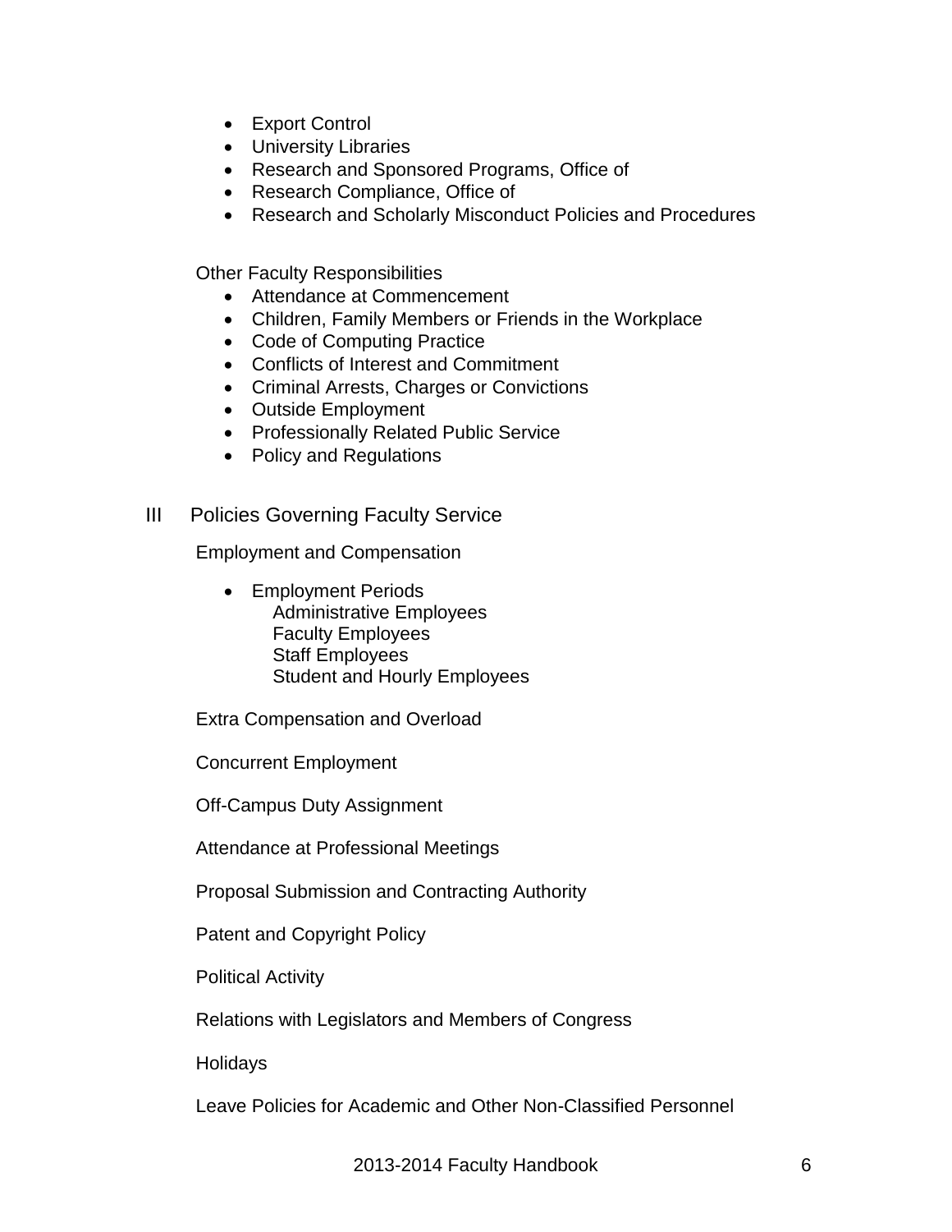- Export Control
- University Libraries
- Research and Sponsored Programs, Office of
- Research Compliance, Office of
- Research and Scholarly Misconduct Policies and Procedures

Other Faculty Responsibilities

- Attendance at Commencement
- Children, Family Members or Friends in the Workplace
- Code of Computing Practice
- Conflicts of Interest and Commitment
- Criminal Arrests, Charges or Convictions
- Outside Employment
- Professionally Related Public Service
- Policy and Regulations

III Policies Governing Faculty Service

Employment and Compensation

- Employment Periods
  - Administrative Employees
  - Faculty Employees
  - Staff Employees
  - Student and Hourly Employees

Extra Compensation and Overload

Concurrent Employment

Off-Campus Duty Assignment

Attendance at Professional Meetings

Proposal Submission and Contracting Authority

Patent and Copyright Policy

Political Activity

Relations with Legislators and Members of Congress

Holidays

Leave Policies for Academic and Other Non-Classified Personnel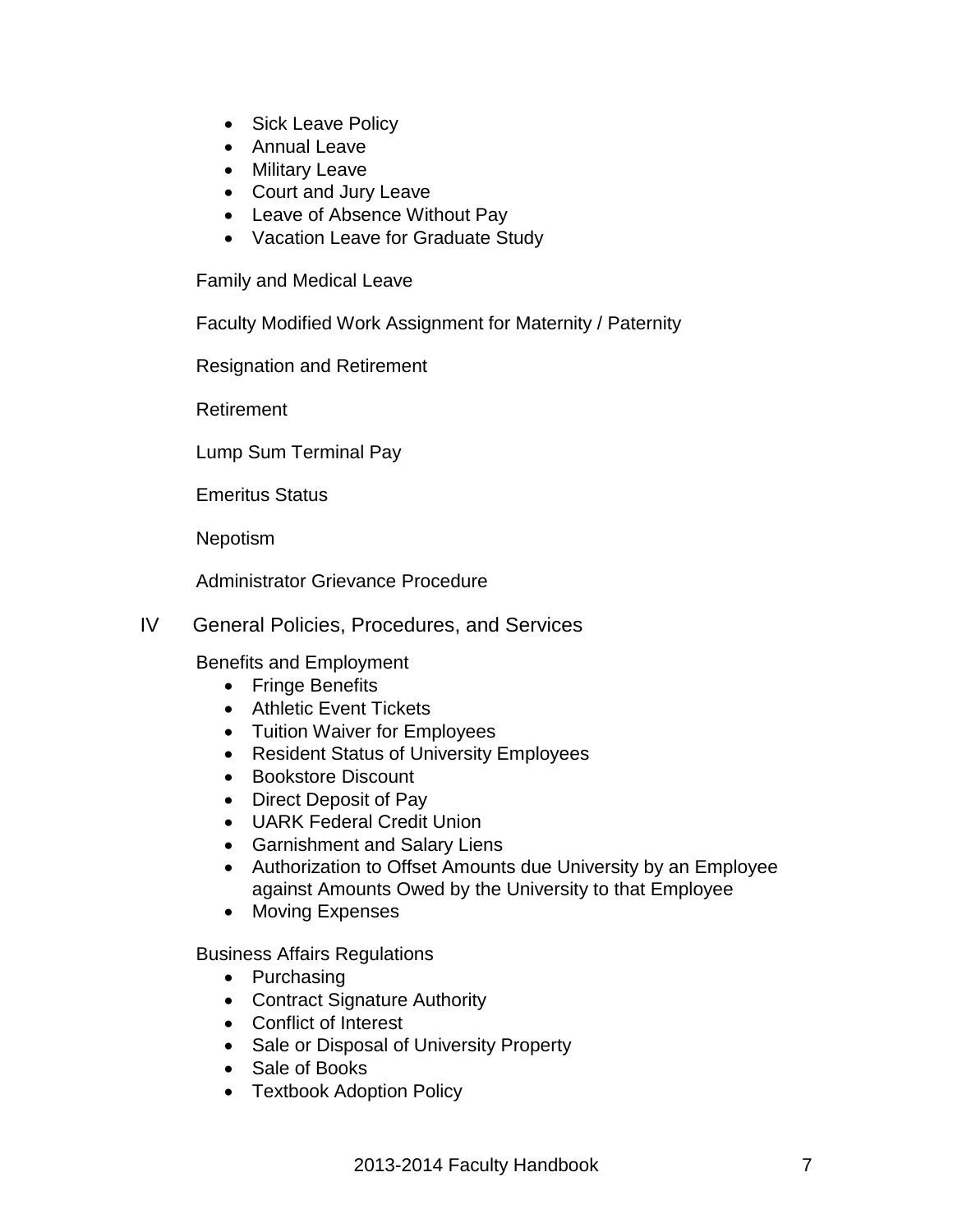- Sick Leave Policy
- Annual Leave
- Military Leave
- Court and Jury Leave
- Leave of Absence Without Pay
- Vacation Leave for Graduate Study

Family and Medical Leave

Faculty Modified Work Assignment for Maternity / Paternity

Resignation and Retirement

Retirement

Lump Sum Terminal Pay

Emeritus Status

Nepotism

Administrator Grievance Procedure

IV General Policies, Procedures, and Services

Benefits and Employment

- Fringe Benefits
- Athletic Event Tickets
- Tuition Waiver for Employees
- Resident Status of University Employees
- Bookstore Discount
- Direct Deposit of Pay
- UARK Federal Credit Union
- Garnishment and Salary Liens
- Authorization to Offset Amounts due University by an Employee against Amounts Owed by the University to that Employee
- Moving Expenses

Business Affairs Regulations

- Purchasing
- Contract Signature Authority
- Conflict of Interest
- Sale or Disposal of University Property
- Sale of Books
- Textbook Adoption Policy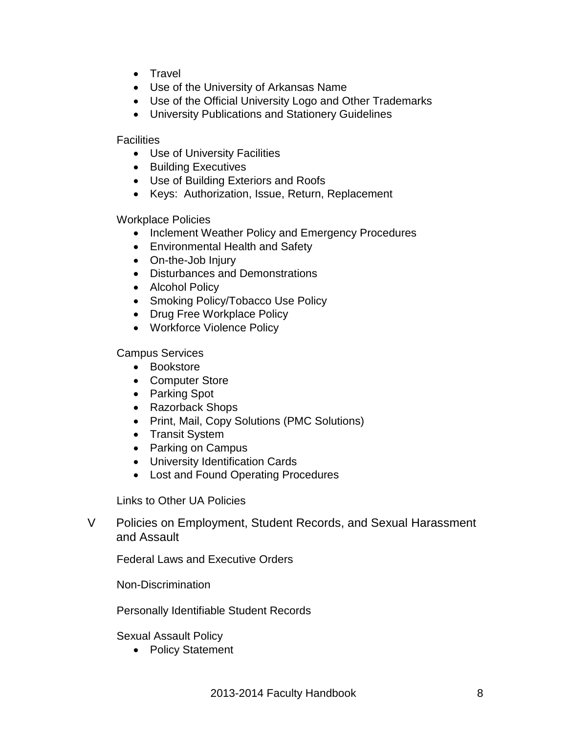- Travel
- Use of the University of Arkansas Name
- Use of the Official University Logo and Other Trademarks
- University Publications and Stationery Guidelines

Facilities

- Use of University Facilities
- Building Executives
- Use of Building Exteriors and Roofs
- Keys: Authorization, Issue, Return, Replacement

Workplace Policies

- Inclement Weather Policy and Emergency Procedures
- Environmental Health and Safety
- On-the-Job Injury
- Disturbances and Demonstrations
- Alcohol Policy
- Smoking Policy/Tobacco Use Policy
- Drug Free Workplace Policy
- Workforce Violence Policy

Campus Services

- Bookstore
- Computer Store
- Parking Spot
- Razorback Shops
- Print, Mail, Copy Solutions (PMC Solutions)
- Transit System
- Parking on Campus
- University Identification Cards
- Lost and Found Operating Procedures

Links to Other UA Policies

V Policies on Employment, Student Records, and Sexual Harassment and Assault

Federal Laws and Executive Orders

Non-Discrimination

Personally Identifiable Student Records

Sexual Assault Policy

- Policy Statement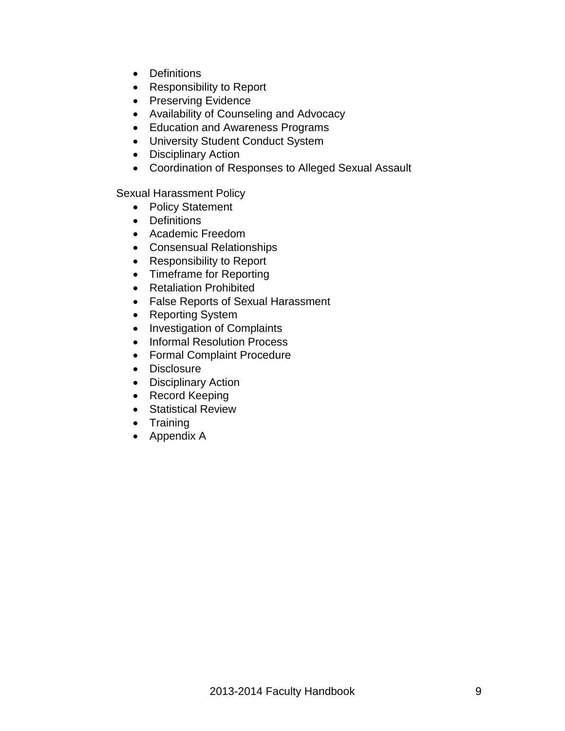- Definitions
- Responsibility to Report
- Preserving Evidence
- Availability of Counseling and Advocacy
- Education and Awareness Programs
- University Student Conduct System
- Disciplinary Action
- Coordination of Responses to Alleged Sexual Assault

Sexual Harassment Policy

- Policy Statement
- Definitions
- Academic Freedom
- Consensual Relationships
- Responsibility to Report
- Timeframe for Reporting
- Retaliation Prohibited
- False Reports of Sexual Harassment
- Reporting System
- Investigation of Complaints
- Informal Resolution Process
- Formal Complaint Procedure
- Disclosure
- Disciplinary Action
- Record Keeping
- Statistical Review
- Training
- Appendix A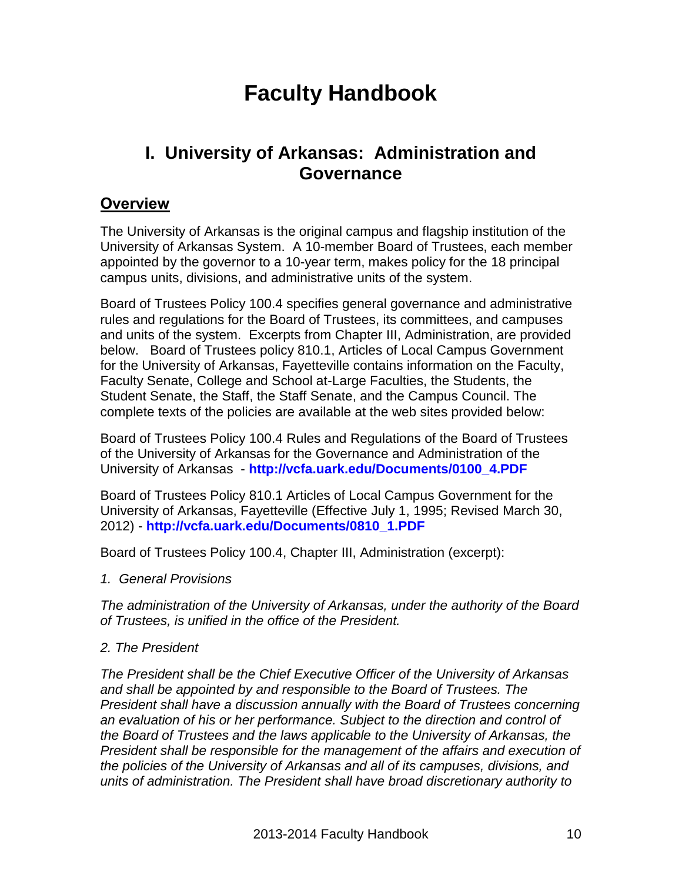# Faculty Handbook

## I. University of Arkansas: Administration and Governance

### Overview

The University of Arkansas is the original campus and flagship institution of the University of Arkansas System. A 10-member Board of Trustees, each member appointed by the governor to a 10-year term, makes policy for the 18 principal campus units, divisions, and administrative units of the system.

Board of Trustees Policy 100.4 specifies general governance and administrative rules and regulations for the Board of Trustees, its committees, and campuses and units of the system. Excerpts from Chapter III, Administration, are provided below. Board of Trustees policy 810.1, Articles of Local Campus Government for the University of Arkansas, Fayetteville contains information on the Faculty, Faculty Senate, College and School at-Large Faculties, the Students, the Student Senate, the Staff, the Staff Senate, and the Campus Council. The complete texts of the policies are available at the web sites provided below:

Board of Trustees Policy 100.4 Rules and Regulations of the Board of Trustees of the University of Arkansas for the Governance and Administration of the University of Arkansas - **http://vcfa.uark.edu/Documents/0100_4.PDF**

Board of Trustees Policy 810.1 Articles of Local Campus Government for the University of Arkansas, Fayetteville (Effective July 1, 1995; Revised March 30, 2012) - **http://vcfa.uark.edu/Documents/0810_1.PDF**

Board of Trustees Policy 100.4, Chapter III, Administration (excerpt):

*1. General Provisions*

*The administration of the University of Arkansas, under the authority of the Board of Trustees, is unified in the office of the President.*

*2. The President*

*The President shall be the Chief Executive Officer of the University of Arkansas and shall be appointed by and responsible to the Board of Trustees. The President shall have a discussion annually with the Board of Trustees concerning an evaluation of his or her performance. Subject to the direction and control of the Board of Trustees and the laws applicable to the University of Arkansas, the President shall be responsible for the management of the affairs and execution of the policies of the University of Arkansas and all of its campuses, divisions, and units of administration. The President shall have broad discretionary authority to*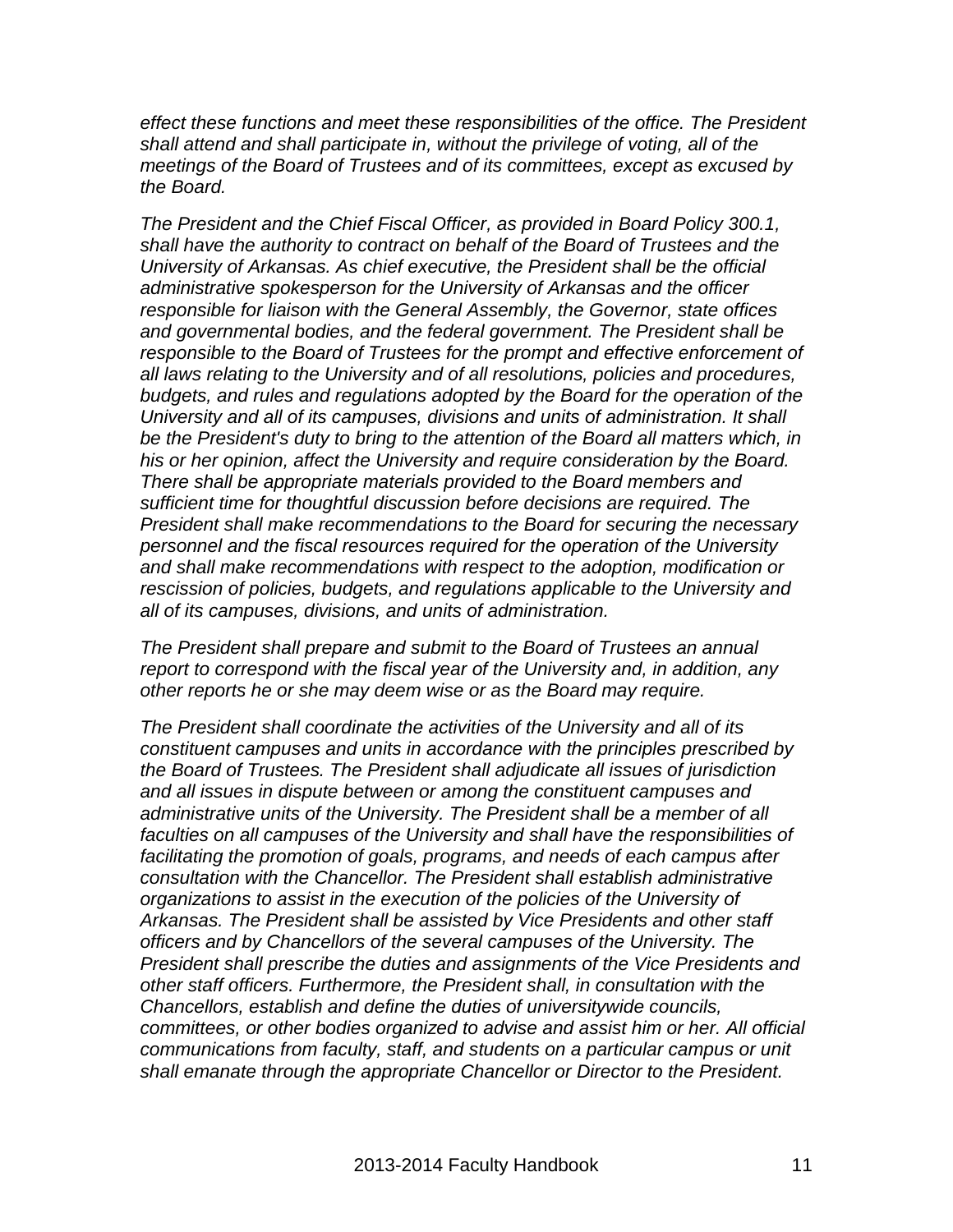*effect these functions and meet these responsibilities of the office. The President shall attend and shall participate in, without the privilege of voting, all of the meetings of the Board of Trustees and of its committees, except as excused by the Board.*

*The President and the Chief Fiscal Officer, as provided in Board Policy 300.1, shall have the authority to contract on behalf of the Board of Trustees and the University of Arkansas. As chief executive, the President shall be the official administrative spokesperson for the University of Arkansas and the officer responsible for liaison with the General Assembly, the Governor, state offices and governmental bodies, and the federal government. The President shall be responsible to the Board of Trustees for the prompt and effective enforcement of all laws relating to the University and of all resolutions, policies and procedures, budgets, and rules and regulations adopted by the Board for the operation of the University and all of its campuses, divisions and units of administration. It shall be the President's duty to bring to the attention of the Board all matters which, in his or her opinion, affect the University and require consideration by the Board. There shall be appropriate materials provided to the Board members and sufficient time for thoughtful discussion before decisions are required. The President shall make recommendations to the Board for securing the necessary personnel and the fiscal resources required for the operation of the University and shall make recommendations with respect to the adoption, modification or rescission of policies, budgets, and regulations applicable to the University and all of its campuses, divisions, and units of administration.*

*The President shall prepare and submit to the Board of Trustees an annual report to correspond with the fiscal year of the University and, in addition, any other reports he or she may deem wise or as the Board may require.*

*The President shall coordinate the activities of the University and all of its constituent campuses and units in accordance with the principles prescribed by the Board of Trustees. The President shall adjudicate all issues of jurisdiction and all issues in dispute between or among the constituent campuses and administrative units of the University. The President shall be a member of all faculties on all campuses of the University and shall have the responsibilities of facilitating the promotion of goals, programs, and needs of each campus after consultation with the Chancellor. The President shall establish administrative organizations to assist in the execution of the policies of the University of Arkansas. The President shall be assisted by Vice Presidents and other staff officers and by Chancellors of the several campuses of the University. The President shall prescribe the duties and assignments of the Vice Presidents and other staff officers. Furthermore, the President shall, in consultation with the Chancellors, establish and define the duties of universitywide councils, committees, or other bodies organized to advise and assist him or her. All official communications from faculty, staff, and students on a particular campus or unit shall emanate through the appropriate Chancellor or Director to the President.*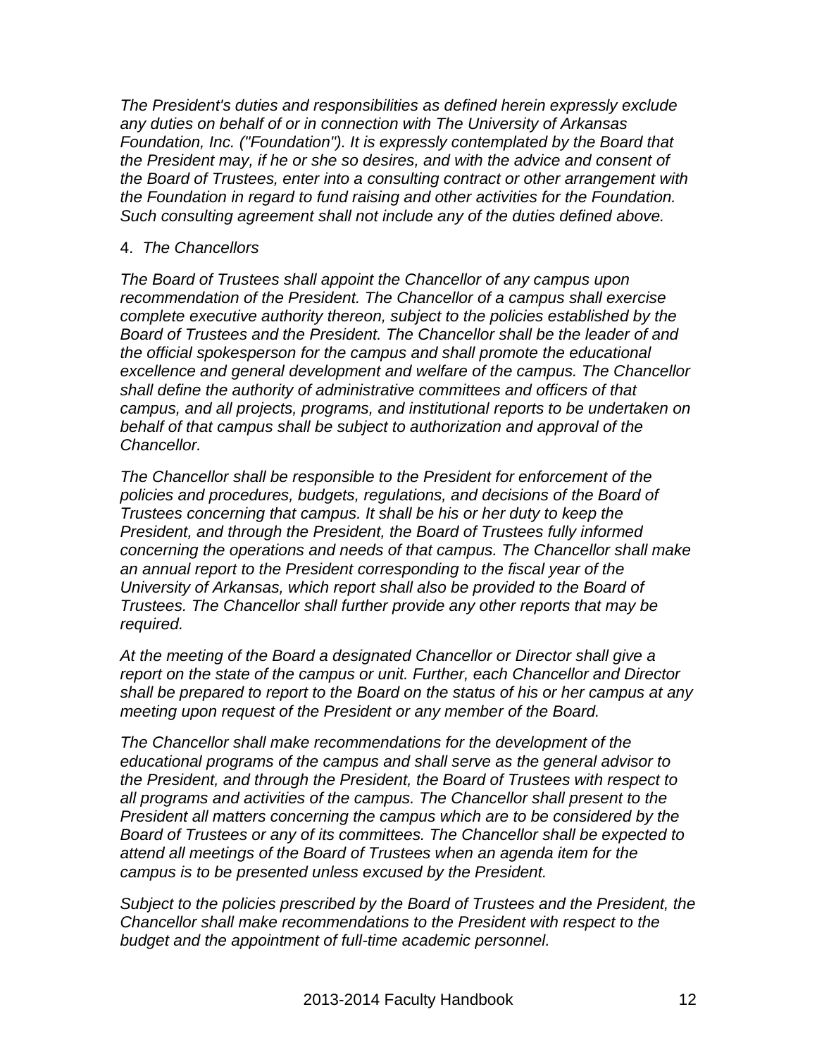*The President's duties and responsibilities as defined herein expressly exclude any duties on behalf of or in connection with The University of Arkansas Foundation, Inc. ("Foundation"). It is expressly contemplated by the Board that the President may, if he or she so desires, and with the advice and consent of the Board of Trustees, enter into a consulting contract or other arrangement with the Foundation in regard to fund raising and other activities for the Foundation. Such consulting agreement shall not include any of the duties defined above.*

4. *The Chancellors*

*The Board of Trustees shall appoint the Chancellor of any campus upon recommendation of the President. The Chancellor of a campus shall exercise complete executive authority thereon, subject to the policies established by the Board of Trustees and the President. The Chancellor shall be the leader of and the official spokesperson for the campus and shall promote the educational excellence and general development and welfare of the campus. The Chancellor shall define the authority of administrative committees and officers of that campus, and all projects, programs, and institutional reports to be undertaken on behalf of that campus shall be subject to authorization and approval of the Chancellor.*

*The Chancellor shall be responsible to the President for enforcement of the policies and procedures, budgets, regulations, and decisions of the Board of Trustees concerning that campus. It shall be his or her duty to keep the President, and through the President, the Board of Trustees fully informed concerning the operations and needs of that campus. The Chancellor shall make an annual report to the President corresponding to the fiscal year of the University of Arkansas, which report shall also be provided to the Board of Trustees. The Chancellor shall further provide any other reports that may be required.*

*At the meeting of the Board a designated Chancellor or Director shall give a report on the state of the campus or unit. Further, each Chancellor and Director shall be prepared to report to the Board on the status of his or her campus at any meeting upon request of the President or any member of the Board.*

*The Chancellor shall make recommendations for the development of the educational programs of the campus and shall serve as the general advisor to the President, and through the President, the Board of Trustees with respect to all programs and activities of the campus. The Chancellor shall present to the President all matters concerning the campus which are to be considered by the Board of Trustees or any of its committees. The Chancellor shall be expected to attend all meetings of the Board of Trustees when an agenda item for the campus is to be presented unless excused by the President.*

*Subject to the policies prescribed by the Board of Trustees and the President, the Chancellor shall make recommendations to the President with respect to the budget and the appointment of full-time academic personnel.*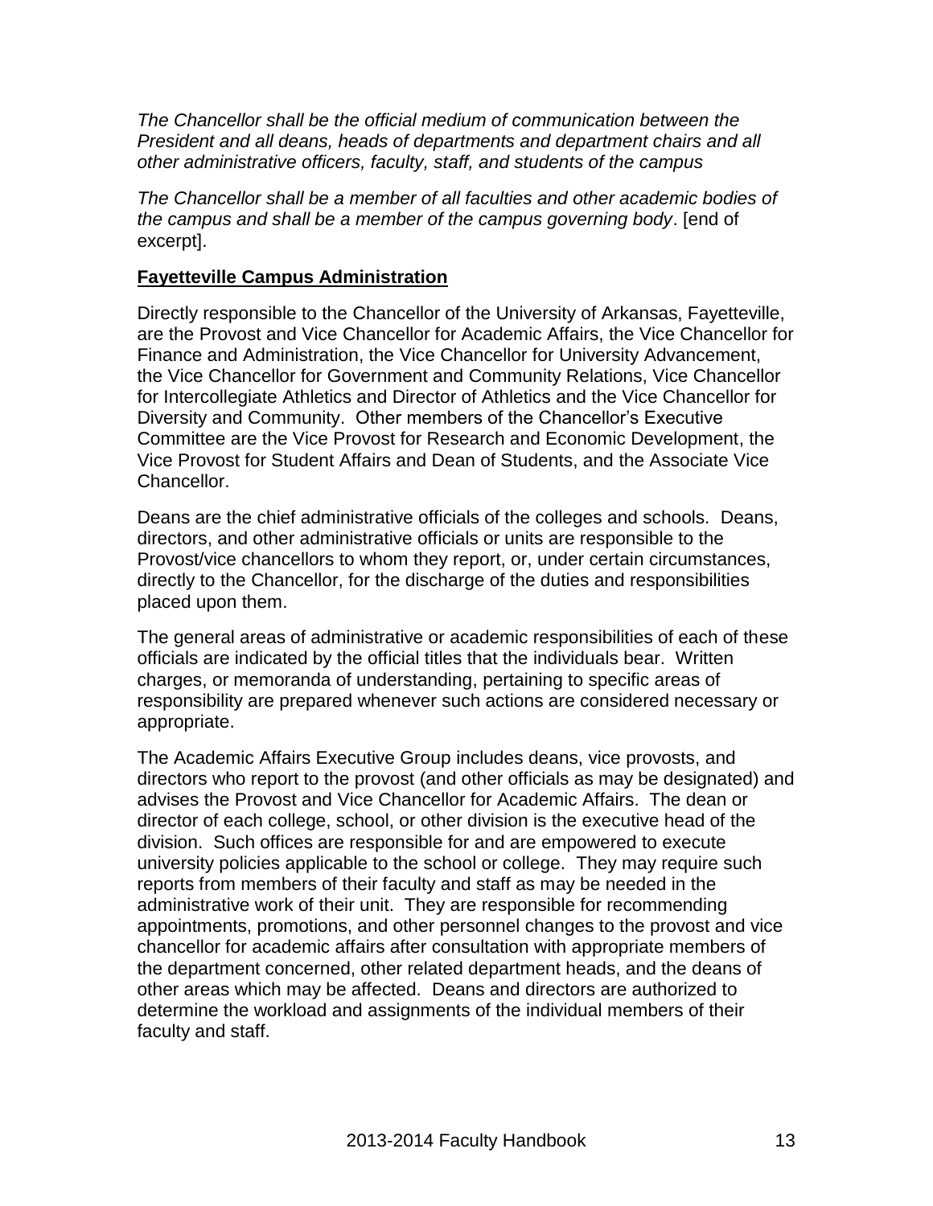*The Chancellor shall be the official medium of communication between the President and all deans, heads of departments and department chairs and all other administrative officers, faculty, staff, and students of the campus*

*The Chancellor shall be a member of all faculties and other academic bodies of the campus and shall be a member of the campus governing body*. [end of excerpt].

## **Fayetteville Campus Administration**

Directly responsible to the Chancellor of the University of Arkansas, Fayetteville, are the Provost and Vice Chancellor for Academic Affairs, the Vice Chancellor for Finance and Administration, the Vice Chancellor for University Advancement, the Vice Chancellor for Government and Community Relations, Vice Chancellor for Intercollegiate Athletics and Director of Athletics and the Vice Chancellor for Diversity and Community. Other members of the Chancellor's Executive Committee are the Vice Provost for Research and Economic Development, the Vice Provost for Student Affairs and Dean of Students, and the Associate Vice Chancellor.

Deans are the chief administrative officials of the colleges and schools. Deans, directors, and other administrative officials or units are responsible to the Provost/vice chancellors to whom they report, or, under certain circumstances, directly to the Chancellor, for the discharge of the duties and responsibilities placed upon them.

The general areas of administrative or academic responsibilities of each of these officials are indicated by the official titles that the individuals bear. Written charges, or memoranda of understanding, pertaining to specific areas of responsibility are prepared whenever such actions are considered necessary or appropriate.

The Academic Affairs Executive Group includes deans, vice provosts, and directors who report to the provost (and other officials as may be designated) and advises the Provost and Vice Chancellor for Academic Affairs. The dean or director of each college, school, or other division is the executive head of the division. Such offices are responsible for and are empowered to execute university policies applicable to the school or college. They may require such reports from members of their faculty and staff as may be needed in the administrative work of their unit. They are responsible for recommending appointments, promotions, and other personnel changes to the provost and vice chancellor for academic affairs after consultation with appropriate members of the department concerned, other related department heads, and the deans of other areas which may be affected. Deans and directors are authorized to determine the workload and assignments of the individual members of their faculty and staff.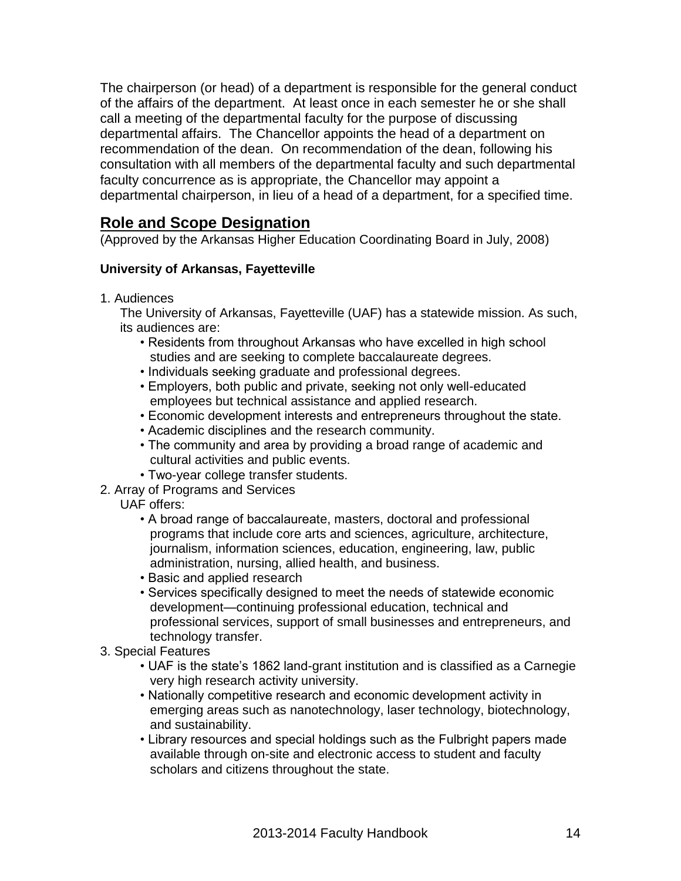The chairperson (or head) of a department is responsible for the general conduct of the affairs of the department. At least once in each semester he or she shall call a meeting of the departmental faculty for the purpose of discussing departmental affairs. The Chancellor appoints the head of a department on recommendation of the dean. On recommendation of the dean, following his consultation with all members of the departmental faculty and such departmental faculty concurrence as is appropriate, the Chancellor may appoint a departmental chairperson, in lieu of a head of a department, for a specified time.

## Role and Scope Designation

(Approved by the Arkansas Higher Education Coordinating Board in July, 2008)

**University of Arkansas, Fayetteville**

1. Audiences
   The University of Arkansas, Fayetteville (UAF) has a statewide mission. As such, its audiences are:
   - Residents from throughout Arkansas who have excelled in high school studies and are seeking to complete baccalaureate degrees.
   - Individuals seeking graduate and professional degrees.
   - Employers, both public and private, seeking not only well-educated employees but technical assistance and applied research.
   - Economic development interests and entrepreneurs throughout the state.
   - Academic disciplines and the research community.
   - The community and area by providing a broad range of academic and cultural activities and public events.
   - Two-year college transfer students.
2. Array of Programs and Services
   UAF offers:
   - A broad range of baccalaureate, masters, doctoral and professional programs that include core arts and sciences, agriculture, architecture, journalism, information sciences, education, engineering, law, public administration, nursing, allied health, and business.
   - Basic and applied research
   - Services specifically designed to meet the needs of statewide economic development—continuing professional education, technical and professional services, support of small businesses and entrepreneurs, and technology transfer.
3. Special Features
   - UAF is the state's 1862 land-grant institution and is classified as a Carnegie very high research activity university.
   - Nationally competitive research and economic development activity in emerging areas such as nanotechnology, laser technology, biotechnology, and sustainability.
   - Library resources and special holdings such as the Fulbright papers made available through on-site and electronic access to student and faculty scholars and citizens throughout the state.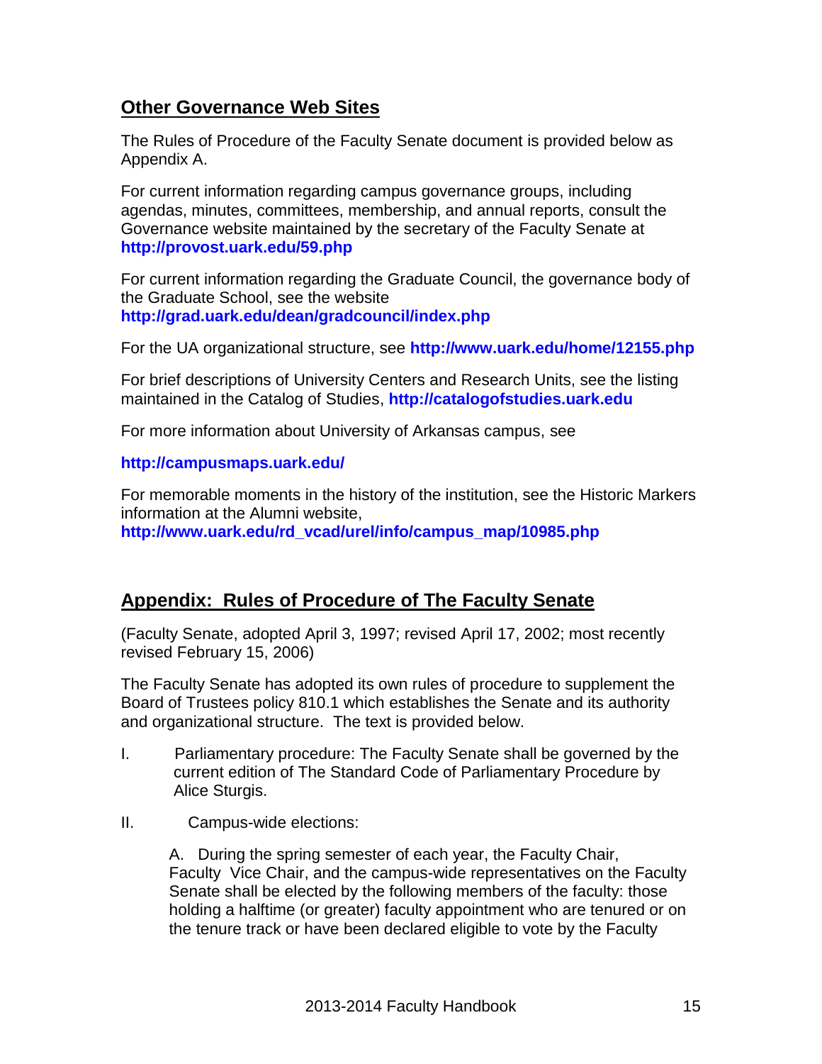## Other Governance Web Sites

The Rules of Procedure of the Faculty Senate document is provided below as Appendix A.

For current information regarding campus governance groups, including agendas, minutes, committees, membership, and annual reports, consult the Governance website maintained by the secretary of the Faculty Senate at **http://provost.uark.edu/59.php**

For current information regarding the Graduate Council, the governance body of the Graduate School, see the website **http://grad.uark.edu/dean/gradcouncil/index.php**

For the UA organizational structure, see **http://www.uark.edu/home/12155.php**

For brief descriptions of University Centers and Research Units, see the listing maintained in the Catalog of Studies, **http://catalogofstudies.uark.edu**

For more information about University of Arkansas campus, see

**http://campusmaps.uark.edu/**

For memorable moments in the history of the institution, see the Historic Markers information at the Alumni website, **http://www.uark.edu/rd_vcad/urel/info/campus_map/10985.php**

## Appendix: Rules of Procedure of The Faculty Senate

(Faculty Senate, adopted April 3, 1997; revised April 17, 2002; most recently revised February 15, 2006)

The Faculty Senate has adopted its own rules of procedure to supplement the Board of Trustees policy 810.1 which establishes the Senate and its authority and organizational structure. The text is provided below.

I. Parliamentary procedure: The Faculty Senate shall be governed by the current edition of The Standard Code of Parliamentary Procedure by Alice Sturgis.

II. Campus-wide elections:

A. During the spring semester of each year, the Faculty Chair, Faculty Vice Chair, and the campus-wide representatives on the Faculty Senate shall be elected by the following members of the faculty: those holding a halftime (or greater) faculty appointment who are tenured or on the tenure track or have been declared eligible to vote by the Faculty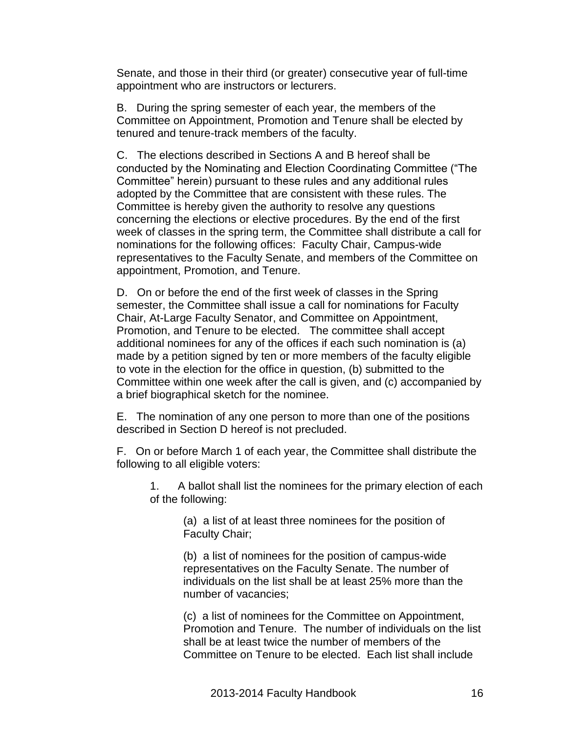Senate, and those in their third (or greater) consecutive year of full-time appointment who are instructors or lecturers.

B. During the spring semester of each year, the members of the Committee on Appointment, Promotion and Tenure shall be elected by tenured and tenure-track members of the faculty.

C. The elections described in Sections A and B hereof shall be conducted by the Nominating and Election Coordinating Committee ("The Committee" herein) pursuant to these rules and any additional rules adopted by the Committee that are consistent with these rules. The Committee is hereby given the authority to resolve any questions concerning the elections or elective procedures. By the end of the first week of classes in the spring term, the Committee shall distribute a call for nominations for the following offices: Faculty Chair, Campus-wide representatives to the Faculty Senate, and members of the Committee on appointment, Promotion, and Tenure.

D. On or before the end of the first week of classes in the Spring semester, the Committee shall issue a call for nominations for Faculty Chair, At-Large Faculty Senator, and Committee on Appointment, Promotion, and Tenure to be elected. The committee shall accept additional nominees for any of the offices if each such nomination is (a) made by a petition signed by ten or more members of the faculty eligible to vote in the election for the office in question, (b) submitted to the Committee within one week after the call is given, and (c) accompanied by a brief biographical sketch for the nominee.

E. The nomination of any one person to more than one of the positions described in Section D hereof is not precluded.

F. On or before March 1 of each year, the Committee shall distribute the following to all eligible voters:

1. A ballot shall list the nominees for the primary election of each of the following:

   (a) a list of at least three nominees for the position of Faculty Chair;

   (b) a list of nominees for the position of campus-wide representatives on the Faculty Senate. The number of individuals on the list shall be at least 25% more than the number of vacancies;

   (c) a list of nominees for the Committee on Appointment, Promotion and Tenure. The number of individuals on the list shall be at least twice the number of members of the Committee on Tenure to be elected. Each list shall include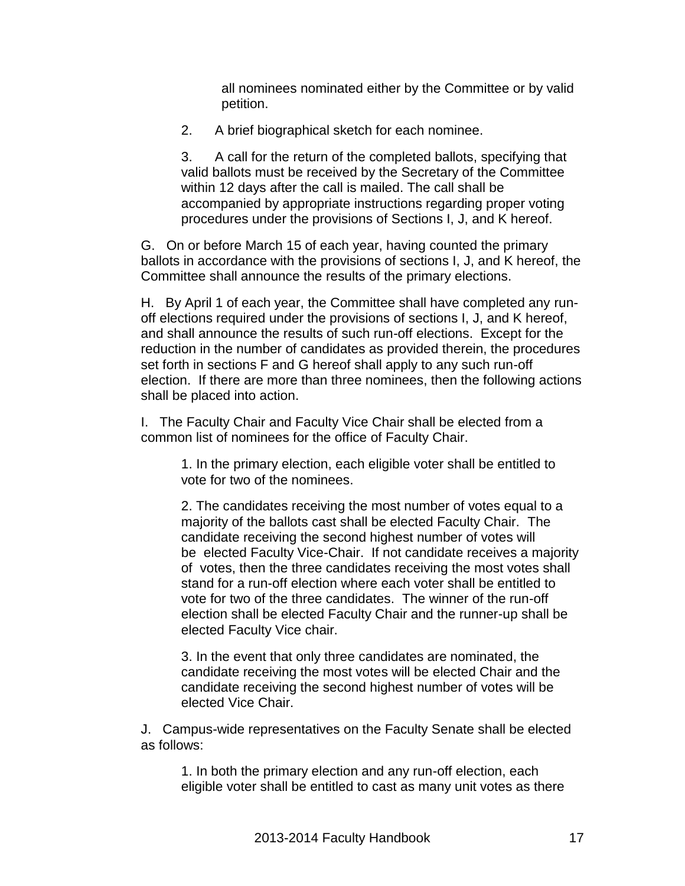all nominees nominated either by the Committee or by valid petition.

2. A brief biographical sketch for each nominee.

3. A call for the return of the completed ballots, specifying that valid ballots must be received by the Secretary of the Committee within 12 days after the call is mailed. The call shall be accompanied by appropriate instructions regarding proper voting procedures under the provisions of Sections I, J, and K hereof.

G. On or before March 15 of each year, having counted the primary ballots in accordance with the provisions of sections I, J, and K hereof, the Committee shall announce the results of the primary elections.

H. By April 1 of each year, the Committee shall have completed any run-off elections required under the provisions of sections I, J, and K hereof, and shall announce the results of such run-off elections. Except for the reduction in the number of candidates as provided therein, the procedures set forth in sections F and G hereof shall apply to any such run-off election. If there are more than three nominees, then the following actions shall be placed into action.

I. The Faculty Chair and Faculty Vice Chair shall be elected from a common list of nominees for the office of Faculty Chair.

1. In the primary election, each eligible voter shall be entitled to vote for two of the nominees.

2. The candidates receiving the most number of votes equal to a majority of the ballots cast shall be elected Faculty Chair. The candidate receiving the second highest number of votes will be elected Faculty Vice-Chair. If not candidate receives a majority of votes, then the three candidates receiving the most votes shall stand for a run-off election where each voter shall be entitled to vote for two of the three candidates. The winner of the run-off election shall be elected Faculty Chair and the runner-up shall be elected Faculty Vice chair.

3. In the event that only three candidates are nominated, the candidate receiving the most votes will be elected Chair and the candidate receiving the second highest number of votes will be elected Vice Chair.

J. Campus-wide representatives on the Faculty Senate shall be elected as follows:

1. In both the primary election and any run-off election, each eligible voter shall be entitled to cast as many unit votes as there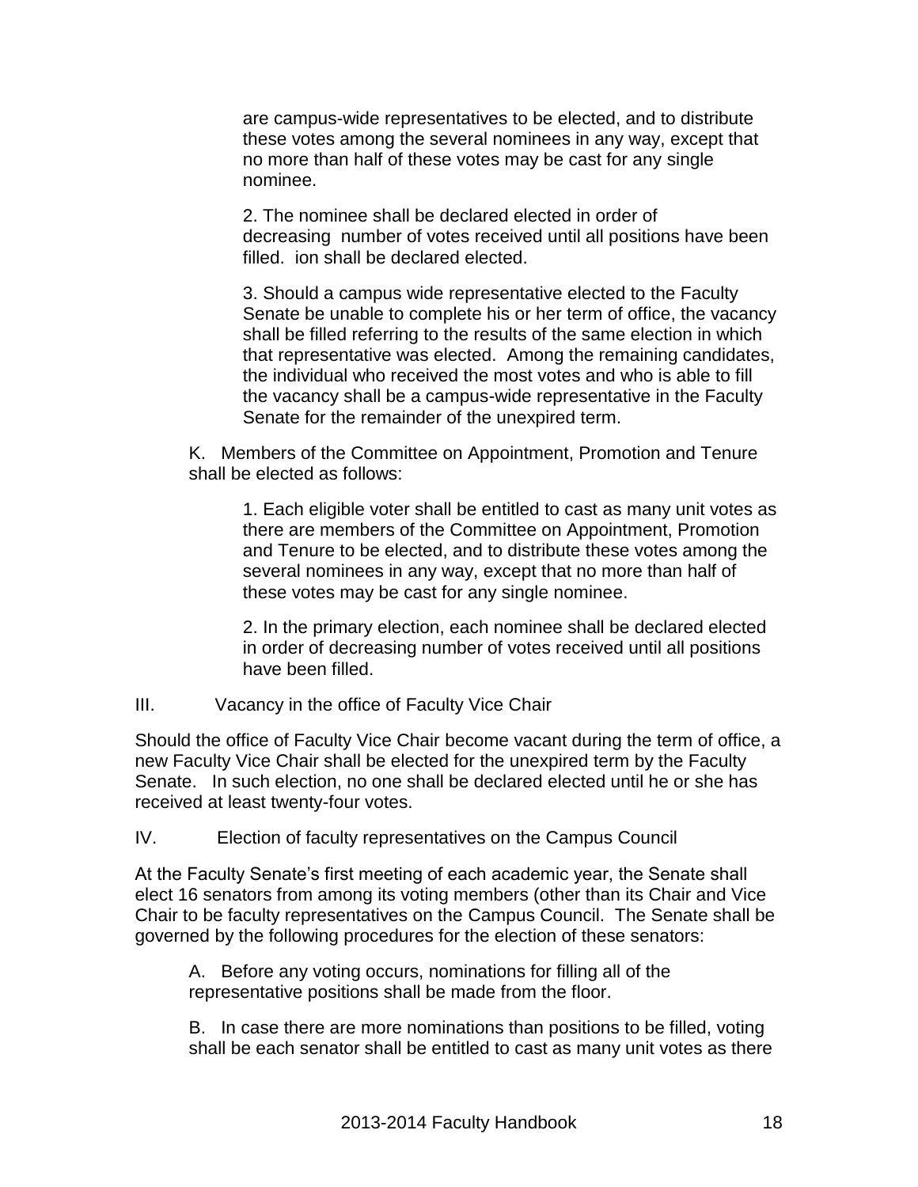are campus-wide representatives to be elected, and to distribute these votes among the several nominees in any way, except that no more than half of these votes may be cast for any single nominee.

2. The nominee shall be declared elected in order of decreasing number of votes received until all positions have been filled. ion shall be declared elected.

3. Should a campus wide representative elected to the Faculty Senate be unable to complete his or her term of office, the vacancy shall be filled referring to the results of the same election in which that representative was elected. Among the remaining candidates, the individual who received the most votes and who is able to fill the vacancy shall be a campus-wide representative in the Faculty Senate for the remainder of the unexpired term.

K. Members of the Committee on Appointment, Promotion and Tenure shall be elected as follows:

1. Each eligible voter shall be entitled to cast as many unit votes as there are members of the Committee on Appointment, Promotion and Tenure to be elected, and to distribute these votes among the several nominees in any way, except that no more than half of these votes may be cast for any single nominee.

2. In the primary election, each nominee shall be declared elected in order of decreasing number of votes received until all positions have been filled.

III. Vacancy in the office of Faculty Vice Chair

Should the office of Faculty Vice Chair become vacant during the term of office, a new Faculty Vice Chair shall be elected for the unexpired term by the Faculty Senate. In such election, no one shall be declared elected until he or she has received at least twenty-four votes.

IV. Election of faculty representatives on the Campus Council

At the Faculty Senate's first meeting of each academic year, the Senate shall elect 16 senators from among its voting members (other than its Chair and Vice Chair to be faculty representatives on the Campus Council. The Senate shall be governed by the following procedures for the election of these senators:

A. Before any voting occurs, nominations for filling all of the representative positions shall be made from the floor.

B. In case there are more nominations than positions to be filled, voting shall be each senator shall be entitled to cast as many unit votes as there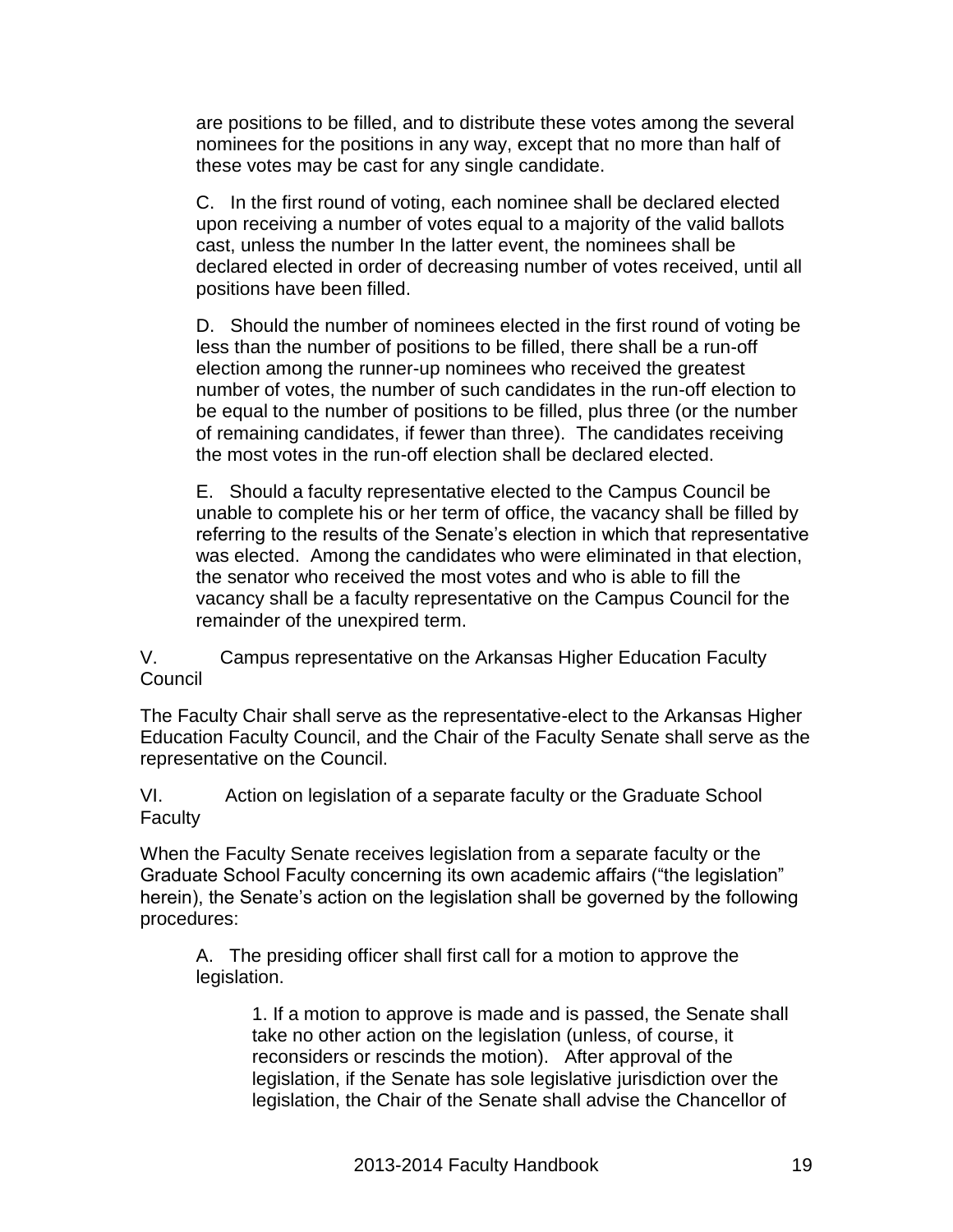are positions to be filled, and to distribute these votes among the several nominees for the positions in any way, except that no more than half of these votes may be cast for any single candidate.

C. In the first round of voting, each nominee shall be declared elected upon receiving a number of votes equal to a majority of the valid ballots cast, unless the number In the latter event, the nominees shall be declared elected in order of decreasing number of votes received, until all positions have been filled.

D. Should the number of nominees elected in the first round of voting be less than the number of positions to be filled, there shall be a run-off election among the runner-up nominees who received the greatest number of votes, the number of such candidates in the run-off election to be equal to the number of positions to be filled, plus three (or the number of remaining candidates, if fewer than three). The candidates receiving the most votes in the run-off election shall be declared elected.

E. Should a faculty representative elected to the Campus Council be unable to complete his or her term of office, the vacancy shall be filled by referring to the results of the Senate's election in which that representative was elected. Among the candidates who were eliminated in that election, the senator who received the most votes and who is able to fill the vacancy shall be a faculty representative on the Campus Council for the remainder of the unexpired term.

V. Campus representative on the Arkansas Higher Education Faculty Council

The Faculty Chair shall serve as the representative-elect to the Arkansas Higher Education Faculty Council, and the Chair of the Faculty Senate shall serve as the representative on the Council.

VI. Action on legislation of a separate faculty or the Graduate School Faculty

When the Faculty Senate receives legislation from a separate faculty or the Graduate School Faculty concerning its own academic affairs ("the legislation" herein), the Senate's action on the legislation shall be governed by the following procedures:

A. The presiding officer shall first call for a motion to approve the legislation.

1. If a motion to approve is made and is passed, the Senate shall take no other action on the legislation (unless, of course, it reconsiders or rescinds the motion). After approval of the legislation, if the Senate has sole legislative jurisdiction over the legislation, the Chair of the Senate shall advise the Chancellor of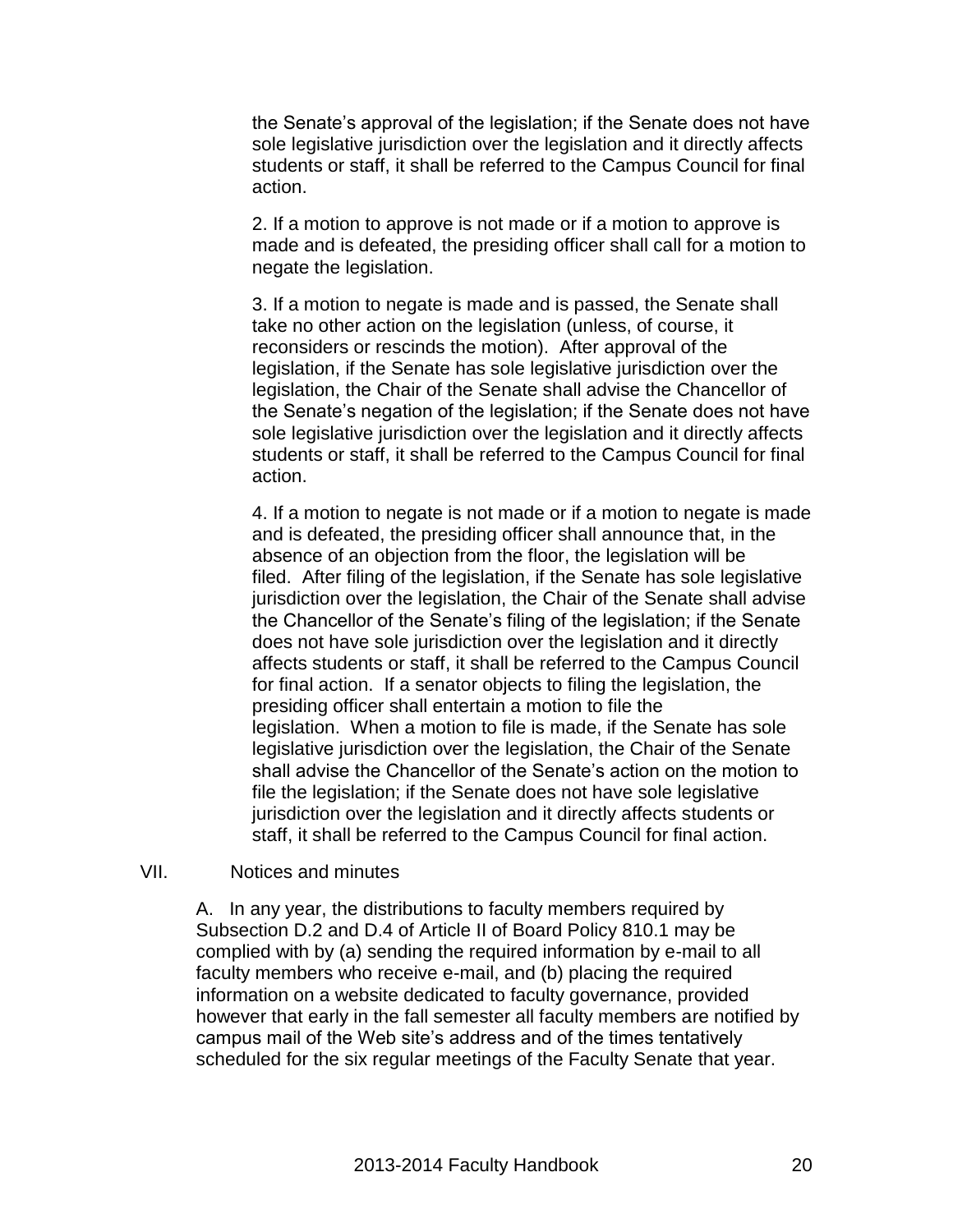the Senate's approval of the legislation; if the Senate does not have sole legislative jurisdiction over the legislation and it directly affects students or staff, it shall be referred to the Campus Council for final action.

2. If a motion to approve is not made or if a motion to approve is made and is defeated, the presiding officer shall call for a motion to negate the legislation.

3. If a motion to negate is made and is passed, the Senate shall take no other action on the legislation (unless, of course, it reconsiders or rescinds the motion). After approval of the legislation, if the Senate has sole legislative jurisdiction over the legislation, the Chair of the Senate shall advise the Chancellor of the Senate's negation of the legislation; if the Senate does not have sole legislative jurisdiction over the legislation and it directly affects students or staff, it shall be referred to the Campus Council for final action.

4. If a motion to negate is not made or if a motion to negate is made and is defeated, the presiding officer shall announce that, in the absence of an objection from the floor, the legislation will be filed. After filing of the legislation, if the Senate has sole legislative jurisdiction over the legislation, the Chair of the Senate shall advise the Chancellor of the Senate's filing of the legislation; if the Senate does not have sole jurisdiction over the legislation and it directly affects students or staff, it shall be referred to the Campus Council for final action. If a senator objects to filing the legislation, the presiding officer shall entertain a motion to file the legislation. When a motion to file is made, if the Senate has sole legislative jurisdiction over the legislation, the Chair of the Senate shall advise the Chancellor of the Senate's action on the motion to file the legislation; if the Senate does not have sole legislative jurisdiction over the legislation and it directly affects students or staff, it shall be referred to the Campus Council for final action.

## VII. Notices and minutes

A. In any year, the distributions to faculty members required by Subsection D.2 and D.4 of Article II of Board Policy 810.1 may be complied with by (a) sending the required information by e-mail to all faculty members who receive e-mail, and (b) placing the required information on a website dedicated to faculty governance, provided however that early in the fall semester all faculty members are notified by campus mail of the Web site's address and of the times tentatively scheduled for the six regular meetings of the Faculty Senate that year.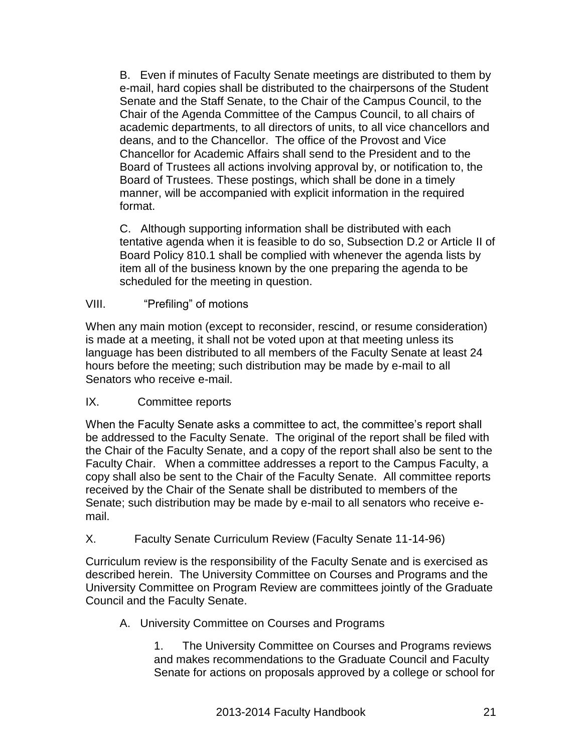B. Even if minutes of Faculty Senate meetings are distributed to them by e-mail, hard copies shall be distributed to the chairpersons of the Student Senate and the Staff Senate, to the Chair of the Campus Council, to the Chair of the Agenda Committee of the Campus Council, to all chairs of academic departments, to all directors of units, to all vice chancellors and deans, and to the Chancellor. The office of the Provost and Vice Chancellor for Academic Affairs shall send to the President and to the Board of Trustees all actions involving approval by, or notification to, the Board of Trustees. These postings, which shall be done in a timely manner, will be accompanied with explicit information in the required format.

C. Although supporting information shall be distributed with each tentative agenda when it is feasible to do so, Subsection D.2 or Article II of Board Policy 810.1 shall be complied with whenever the agenda lists by item all of the business known by the one preparing the agenda to be scheduled for the meeting in question.

## VIII. "Prefiling" of motions

When any main motion (except to reconsider, rescind, or resume consideration) is made at a meeting, it shall not be voted upon at that meeting unless its language has been distributed to all members of the Faculty Senate at least 24 hours before the meeting; such distribution may be made by e-mail to all Senators who receive e-mail.

## IX. Committee reports

When the Faculty Senate asks a committee to act, the committee's report shall be addressed to the Faculty Senate. The original of the report shall be filed with the Chair of the Faculty Senate, and a copy of the report shall also be sent to the Faculty Chair. When a committee addresses a report to the Campus Faculty, a copy shall also be sent to the Chair of the Faculty Senate. All committee reports received by the Chair of the Senate shall be distributed to members of the Senate; such distribution may be made by e-mail to all senators who receive e-mail.

## X. Faculty Senate Curriculum Review (Faculty Senate 11-14-96)

Curriculum review is the responsibility of the Faculty Senate and is exercised as described herein. The University Committee on Courses and Programs and the University Committee on Program Review are committees jointly of the Graduate Council and the Faculty Senate.

A. University Committee on Courses and Programs

1. The University Committee on Courses and Programs reviews and makes recommendations to the Graduate Council and Faculty Senate for actions on proposals approved by a college or school for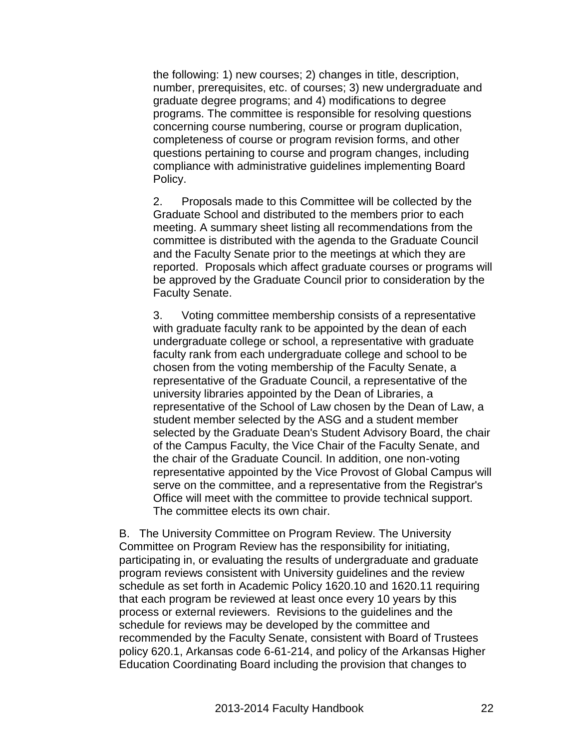the following: 1) new courses; 2) changes in title, description, number, prerequisites, etc. of courses; 3) new undergraduate and graduate degree programs; and 4) modifications to degree programs. The committee is responsible for resolving questions concerning course numbering, course or program duplication, completeness of course or program revision forms, and other questions pertaining to course and program changes, including compliance with administrative guidelines implementing Board Policy.

2. Proposals made to this Committee will be collected by the Graduate School and distributed to the members prior to each meeting. A summary sheet listing all recommendations from the committee is distributed with the agenda to the Graduate Council and the Faculty Senate prior to the meetings at which they are reported. Proposals which affect graduate courses or programs will be approved by the Graduate Council prior to consideration by the Faculty Senate.

3. Voting committee membership consists of a representative with graduate faculty rank to be appointed by the dean of each undergraduate college or school, a representative with graduate faculty rank from each undergraduate college and school to be chosen from the voting membership of the Faculty Senate, a representative of the Graduate Council, a representative of the university libraries appointed by the Dean of Libraries, a representative of the School of Law chosen by the Dean of Law, a student member selected by the ASG and a student member selected by the Graduate Dean's Student Advisory Board, the chair of the Campus Faculty, the Vice Chair of the Faculty Senate, and the chair of the Graduate Council. In addition, one non-voting representative appointed by the Vice Provost of Global Campus will serve on the committee, and a representative from the Registrar's Office will meet with the committee to provide technical support. The committee elects its own chair.

B. The University Committee on Program Review. The University Committee on Program Review has the responsibility for initiating, participating in, or evaluating the results of undergraduate and graduate program reviews consistent with University guidelines and the review schedule as set forth in Academic Policy 1620.10 and 1620.11 requiring that each program be reviewed at least once every 10 years by this process or external reviewers. Revisions to the guidelines and the schedule for reviews may be developed by the committee and recommended by the Faculty Senate, consistent with Board of Trustees policy 620.1, Arkansas code 6-61-214, and policy of the Arkansas Higher Education Coordinating Board including the provision that changes to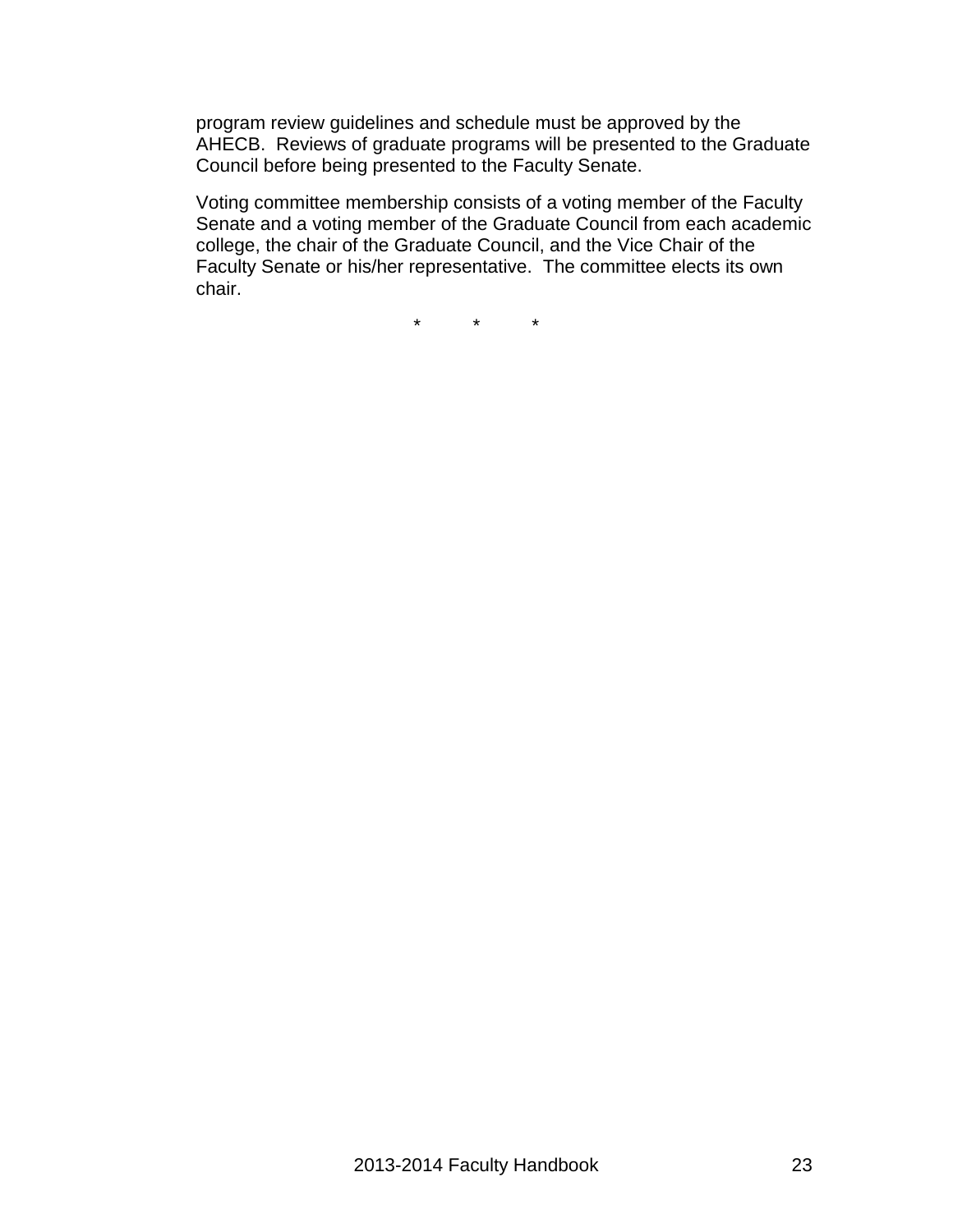program review guidelines and schedule must be approved by the AHECB. Reviews of graduate programs will be presented to the Graduate Council before being presented to the Faculty Senate.

Voting committee membership consists of a voting member of the Faculty Senate and a voting member of the Graduate Council from each academic college, the chair of the Graduate Council, and the Vice Chair of the Faculty Senate or his/her representative. The committee elects its own chair.

\* \* \*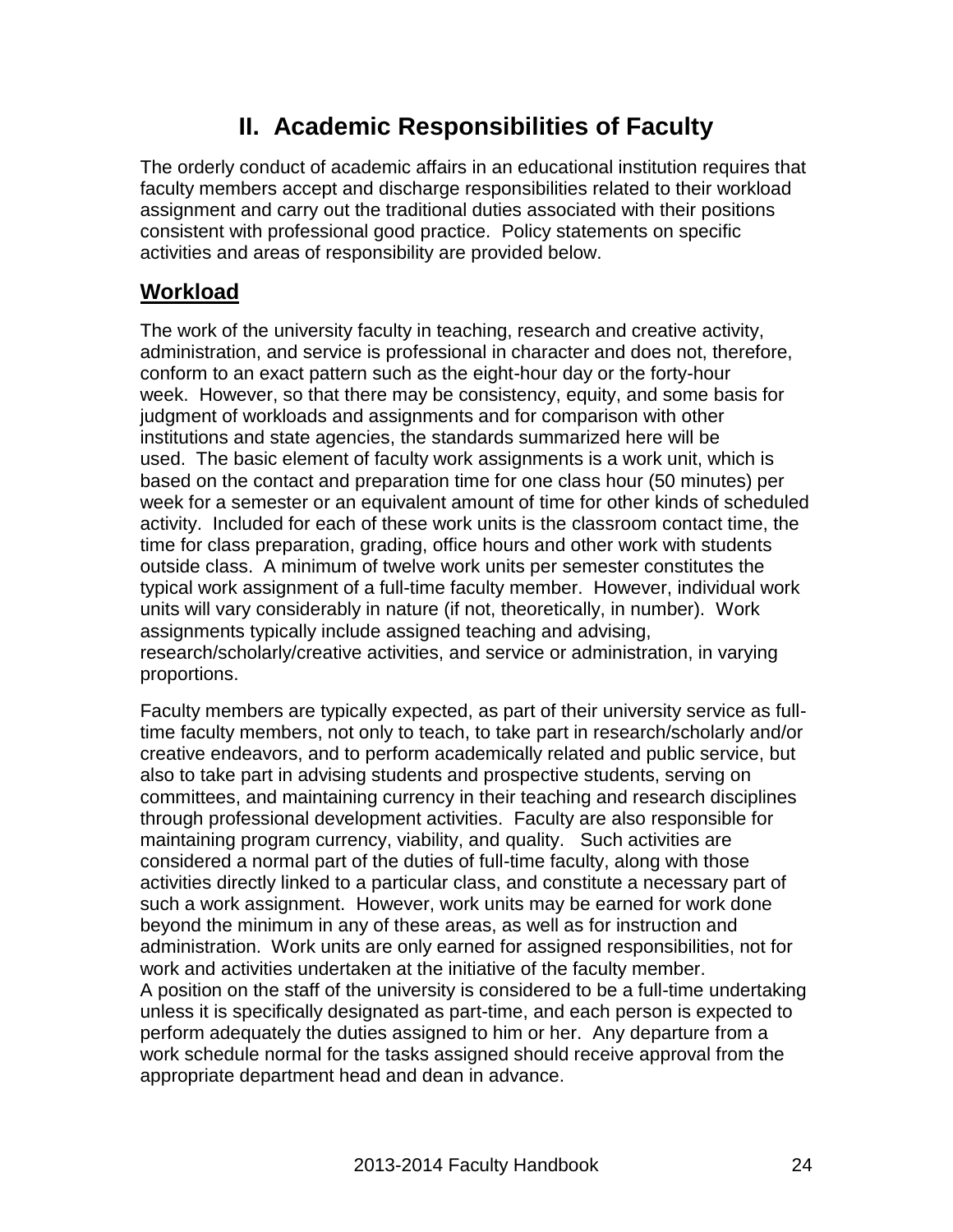# II. Academic Responsibilities of Faculty

The orderly conduct of academic affairs in an educational institution requires that faculty members accept and discharge responsibilities related to their workload assignment and carry out the traditional duties associated with their positions consistent with professional good practice. Policy statements on specific activities and areas of responsibility are provided below.

## Workload

The work of the university faculty in teaching, research and creative activity, administration, and service is professional in character and does not, therefore, conform to an exact pattern such as the eight-hour day or the forty-hour week. However, so that there may be consistency, equity, and some basis for judgment of workloads and assignments and for comparison with other institutions and state agencies, the standards summarized here will be used. The basic element of faculty work assignments is a work unit, which is based on the contact and preparation time for one class hour (50 minutes) per week for a semester or an equivalent amount of time for other kinds of scheduled activity. Included for each of these work units is the classroom contact time, the time for class preparation, grading, office hours and other work with students outside class. A minimum of twelve work units per semester constitutes the typical work assignment of a full-time faculty member. However, individual work units will vary considerably in nature (if not, theoretically, in number). Work assignments typically include assigned teaching and advising, research/scholarly/creative activities, and service or administration, in varying proportions.

Faculty members are typically expected, as part of their university service as full-time faculty members, not only to teach, to take part in research/scholarly and/or creative endeavors, and to perform academically related and public service, but also to take part in advising students and prospective students, serving on committees, and maintaining currency in their teaching and research disciplines through professional development activities. Faculty are also responsible for maintaining program currency, viability, and quality. Such activities are considered a normal part of the duties of full-time faculty, along with those activities directly linked to a particular class, and constitute a necessary part of such a work assignment. However, work units may be earned for work done beyond the minimum in any of these areas, as well as for instruction and administration. Work units are only earned for assigned responsibilities, not for work and activities undertaken at the initiative of the faculty member.
A position on the staff of the university is considered to be a full-time undertaking unless it is specifically designated as part-time, and each person is expected to perform adequately the duties assigned to him or her. Any departure from a work schedule normal for the tasks assigned should receive approval from the appropriate department head and dean in advance.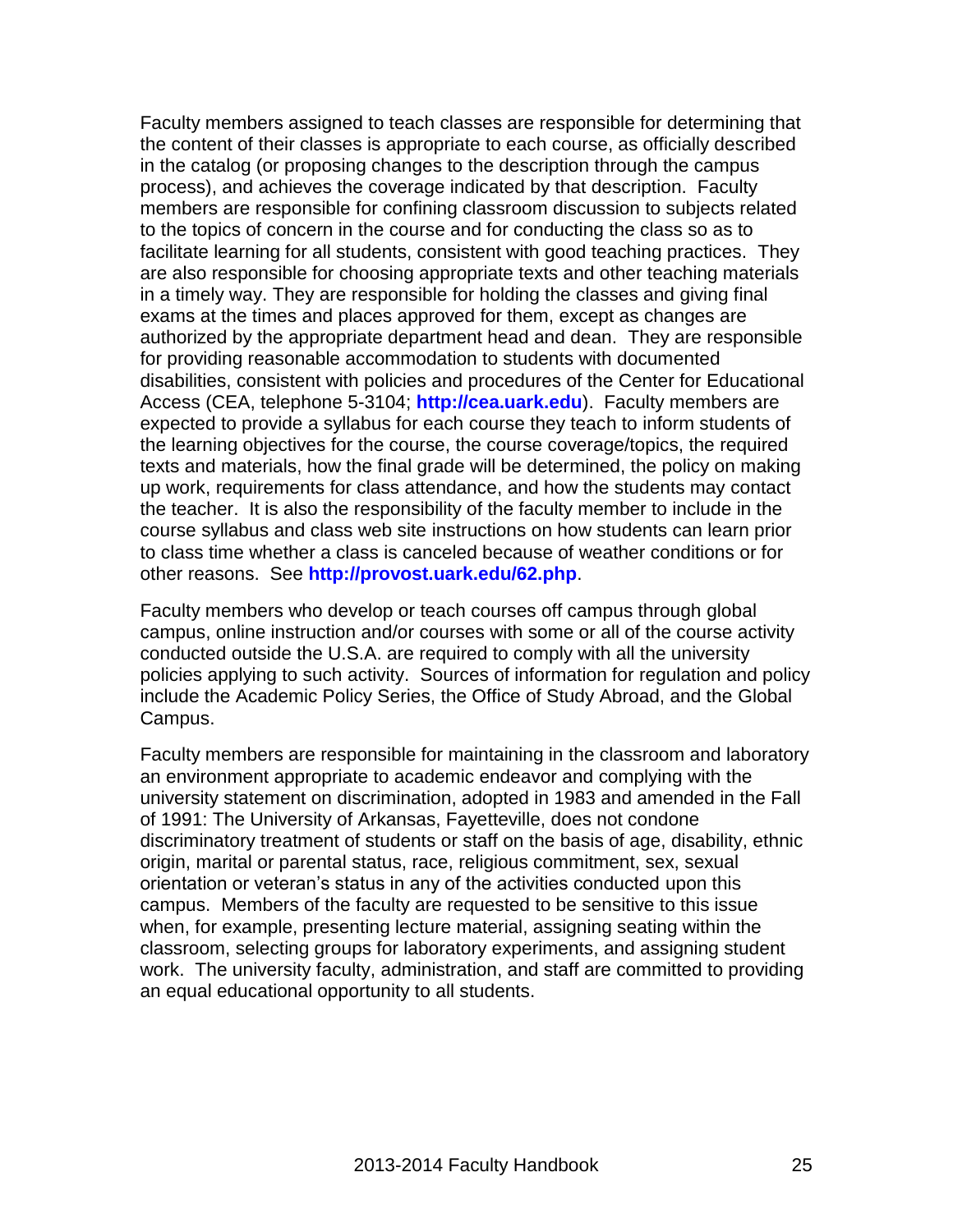Faculty members assigned to teach classes are responsible for determining that the content of their classes is appropriate to each course, as officially described in the catalog (or proposing changes to the description through the campus process), and achieves the coverage indicated by that description. Faculty members are responsible for confining classroom discussion to subjects related to the topics of concern in the course and for conducting the class so as to facilitate learning for all students, consistent with good teaching practices. They are also responsible for choosing appropriate texts and other teaching materials in a timely way. They are responsible for holding the classes and giving final exams at the times and places approved for them, except as changes are authorized by the appropriate department head and dean. They are responsible for providing reasonable accommodation to students with documented disabilities, consistent with policies and procedures of the Center for Educational Access (CEA, telephone 5-3104; **http://cea.uark.edu**). Faculty members are expected to provide a syllabus for each course they teach to inform students of the learning objectives for the course, the course coverage/topics, the required texts and materials, how the final grade will be determined, the policy on making up work, requirements for class attendance, and how the students may contact the teacher. It is also the responsibility of the faculty member to include in the course syllabus and class web site instructions on how students can learn prior to class time whether a class is canceled because of weather conditions or for other reasons. See **http://provost.uark.edu/62.php**.

Faculty members who develop or teach courses off campus through global campus, online instruction and/or courses with some or all of the course activity conducted outside the U.S.A. are required to comply with all the university policies applying to such activity. Sources of information for regulation and policy include the Academic Policy Series, the Office of Study Abroad, and the Global Campus.

Faculty members are responsible for maintaining in the classroom and laboratory an environment appropriate to academic endeavor and complying with the university statement on discrimination, adopted in 1983 and amended in the Fall of 1991: The University of Arkansas, Fayetteville, does not condone discriminatory treatment of students or staff on the basis of age, disability, ethnic origin, marital or parental status, race, religious commitment, sex, sexual orientation or veteran's status in any of the activities conducted upon this campus. Members of the faculty are requested to be sensitive to this issue when, for example, presenting lecture material, assigning seating within the classroom, selecting groups for laboratory experiments, and assigning student work. The university faculty, administration, and staff are committed to providing an equal educational opportunity to all students.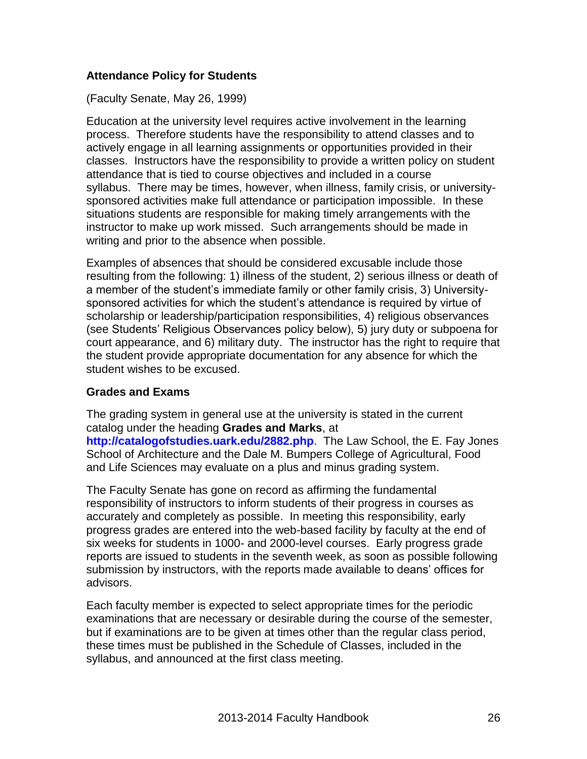### Attendance Policy for Students

(Faculty Senate, May 26, 1999)

Education at the university level requires active involvement in the learning process. Therefore students have the responsibility to attend classes and to actively engage in all learning assignments or opportunities provided in their classes. Instructors have the responsibility to provide a written policy on student attendance that is tied to course objectives and included in a course syllabus. There may be times, however, when illness, family crisis, or university-sponsored activities make full attendance or participation impossible. In these situations students are responsible for making timely arrangements with the instructor to make up work missed. Such arrangements should be made in writing and prior to the absence when possible.

Examples of absences that should be considered excusable include those resulting from the following: 1) illness of the student, 2) serious illness or death of a member of the student's immediate family or other family crisis, 3) University-sponsored activities for which the student's attendance is required by virtue of scholarship or leadership/participation responsibilities, 4) religious observances (see Students' Religious Observances policy below), 5) jury duty or subpoena for court appearance, and 6) military duty. The instructor has the right to require that the student provide appropriate documentation for any absence for which the student wishes to be excused.

### Grades and Exams

The grading system in general use at the university is stated in the current catalog under the heading **Grades and Marks**, at **http://catalogofstudies.uark.edu/2882.php**. The Law School, the E. Fay Jones School of Architecture and the Dale M. Bumpers College of Agricultural, Food and Life Sciences may evaluate on a plus and minus grading system.

The Faculty Senate has gone on record as affirming the fundamental responsibility of instructors to inform students of their progress in courses as accurately and completely as possible. In meeting this responsibility, early progress grades are entered into the web-based facility by faculty at the end of six weeks for students in 1000- and 2000-level courses. Early progress grade reports are issued to students in the seventh week, as soon as possible following submission by instructors, with the reports made available to deans' offices for advisors.

Each faculty member is expected to select appropriate times for the periodic examinations that are necessary or desirable during the course of the semester, but if examinations are to be given at times other than the regular class period, these times must be published in the Schedule of Classes, included in the syllabus, and announced at the first class meeting.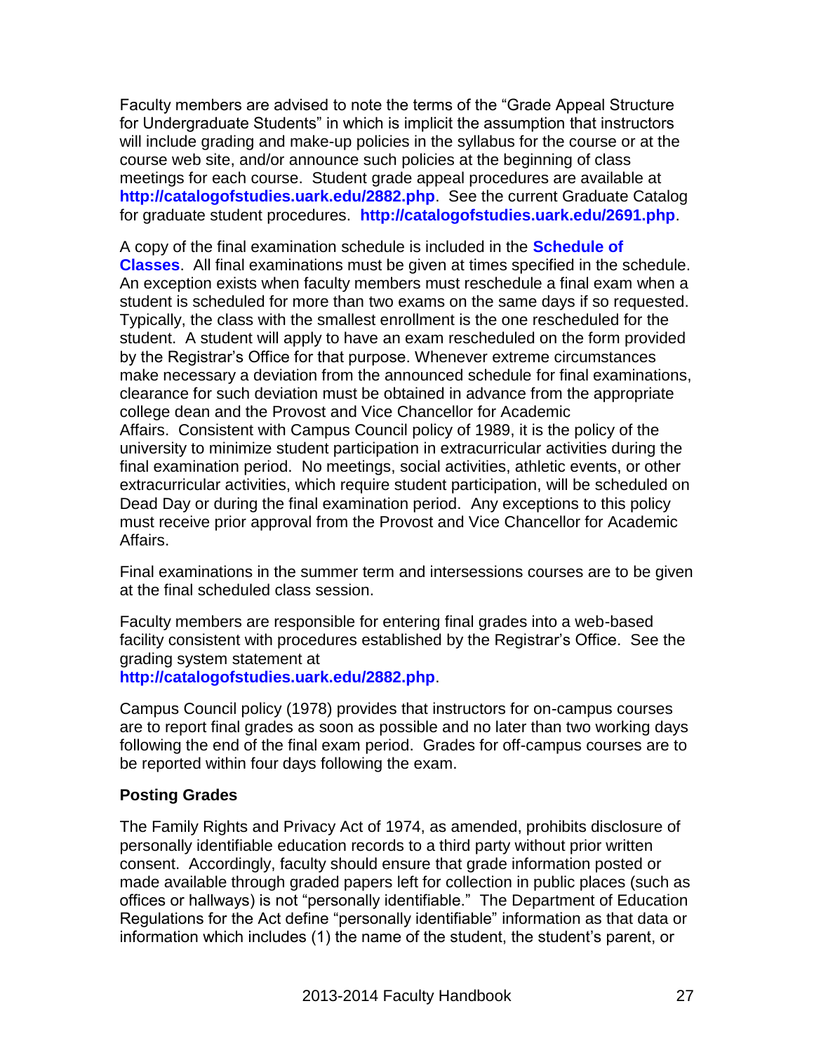Faculty members are advised to note the terms of the "Grade Appeal Structure for Undergraduate Students" in which is implicit the assumption that instructors will include grading and make-up policies in the syllabus for the course or at the course web site, and/or announce such policies at the beginning of class meetings for each course. Student grade appeal procedures are available at **http://catalogofstudies.uark.edu/2882.php**. See the current Graduate Catalog for graduate student procedures. **http://catalogofstudies.uark.edu/2691.php**.

A copy of the final examination schedule is included in the **Schedule of Classes**. All final examinations must be given at times specified in the schedule. An exception exists when faculty members must reschedule a final exam when a student is scheduled for more than two exams on the same days if so requested. Typically, the class with the smallest enrollment is the one rescheduled for the student. A student will apply to have an exam rescheduled on the form provided by the Registrar's Office for that purpose. Whenever extreme circumstances make necessary a deviation from the announced schedule for final examinations, clearance for such deviation must be obtained in advance from the appropriate college dean and the Provost and Vice Chancellor for Academic Affairs. Consistent with Campus Council policy of 1989, it is the policy of the university to minimize student participation in extracurricular activities during the final examination period. No meetings, social activities, athletic events, or other extracurricular activities, which require student participation, will be scheduled on Dead Day or during the final examination period. Any exceptions to this policy must receive prior approval from the Provost and Vice Chancellor for Academic Affairs.

Final examinations in the summer term and intersessions courses are to be given at the final scheduled class session.

Faculty members are responsible for entering final grades into a web-based facility consistent with procedures established by the Registrar's Office. See the grading system statement at **http://catalogofstudies.uark.edu/2882.php**.

Campus Council policy (1978) provides that instructors for on-campus courses are to report final grades as soon as possible and no later than two working days following the end of the final exam period. Grades for off-campus courses are to be reported within four days following the exam.

### Posting Grades

The Family Rights and Privacy Act of 1974, as amended, prohibits disclosure of personally identifiable education records to a third party without prior written consent. Accordingly, faculty should ensure that grade information posted or made available through graded papers left for collection in public places (such as offices or hallways) is not "personally identifiable." The Department of Education Regulations for the Act define "personally identifiable" information as that data or information which includes (1) the name of the student, the student's parent, or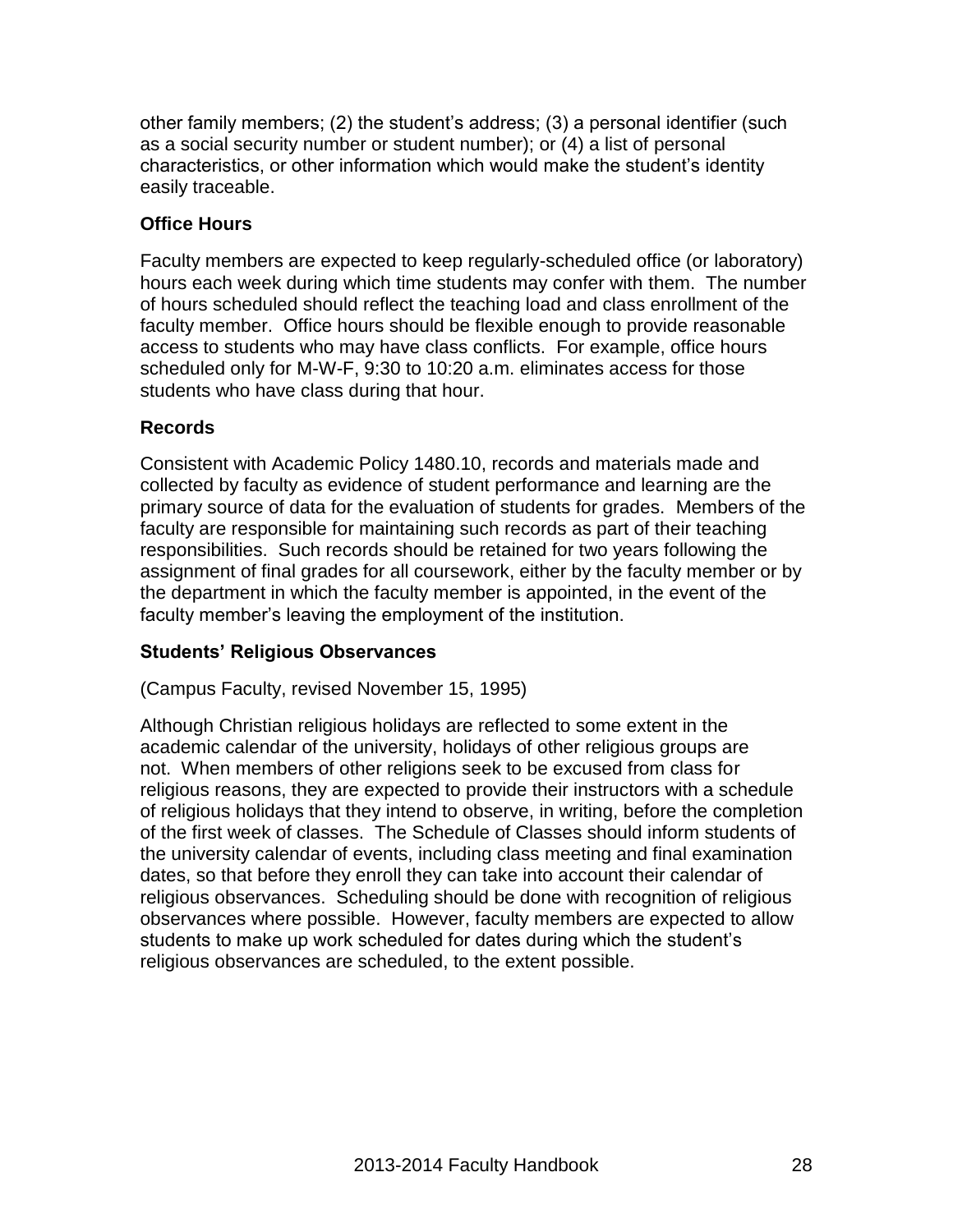other family members; (2) the student's address; (3) a personal identifier (such as a social security number or student number); or (4) a list of personal characteristics, or other information which would make the student's identity easily traceable.

### Office Hours

Faculty members are expected to keep regularly-scheduled office (or laboratory) hours each week during which time students may confer with them. The number of hours scheduled should reflect the teaching load and class enrollment of the faculty member. Office hours should be flexible enough to provide reasonable access to students who may have class conflicts. For example, office hours scheduled only for M-W-F, 9:30 to 10:20 a.m. eliminates access for those students who have class during that hour.

### Records

Consistent with Academic Policy 1480.10, records and materials made and collected by faculty as evidence of student performance and learning are the primary source of data for the evaluation of students for grades. Members of the faculty are responsible for maintaining such records as part of their teaching responsibilities. Such records should be retained for two years following the assignment of final grades for all coursework, either by the faculty member or by the department in which the faculty member is appointed, in the event of the faculty member's leaving the employment of the institution.

### Students' Religious Observances

(Campus Faculty, revised November 15, 1995)

Although Christian religious holidays are reflected to some extent in the academic calendar of the university, holidays of other religious groups are not. When members of other religions seek to be excused from class for religious reasons, they are expected to provide their instructors with a schedule of religious holidays that they intend to observe, in writing, before the completion of the first week of classes. The Schedule of Classes should inform students of the university calendar of events, including class meeting and final examination dates, so that before they enroll they can take into account their calendar of religious observances. Scheduling should be done with recognition of religious observances where possible. However, faculty members are expected to allow students to make up work scheduled for dates during which the student's religious observances are scheduled, to the extent possible.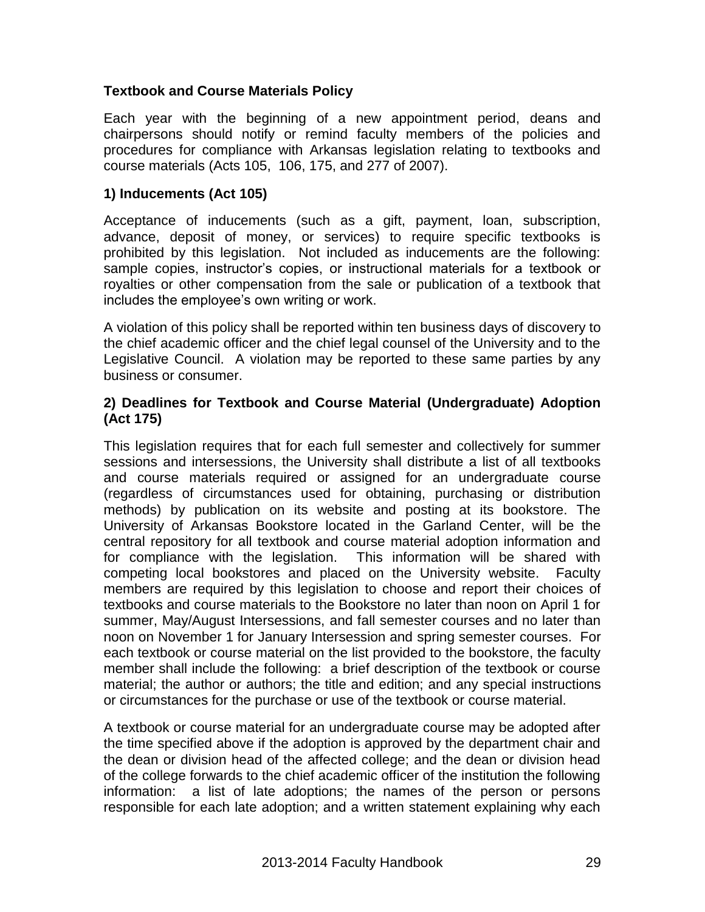**Textbook and Course Materials Policy**

Each year with the beginning of a new appointment period, deans and chairpersons should notify or remind faculty members of the policies and procedures for compliance with Arkansas legislation relating to textbooks and course materials (Acts 105, 106, 175, and 277 of 2007).

**1) Inducements (Act 105)**

Acceptance of inducements (such as a gift, payment, loan, subscription, advance, deposit of money, or services) to require specific textbooks is prohibited by this legislation. Not included as inducements are the following: sample copies, instructor's copies, or instructional materials for a textbook or royalties or other compensation from the sale or publication of a textbook that includes the employee's own writing or work.

A violation of this policy shall be reported within ten business days of discovery to the chief academic officer and the chief legal counsel of the University and to the Legislative Council. A violation may be reported to these same parties by any business or consumer.

**2) Deadlines for Textbook and Course Material (Undergraduate) Adoption (Act 175)**

This legislation requires that for each full semester and collectively for summer sessions and intersessions, the University shall distribute a list of all textbooks and course materials required or assigned for an undergraduate course (regardless of circumstances used for obtaining, purchasing or distribution methods) by publication on its website and posting at its bookstore. The University of Arkansas Bookstore located in the Garland Center, will be the central repository for all textbook and course material adoption information and for compliance with the legislation. This information will be shared with competing local bookstores and placed on the University website. Faculty members are required by this legislation to choose and report their choices of textbooks and course materials to the Bookstore no later than noon on April 1 for summer, May/August Intersessions, and fall semester courses and no later than noon on November 1 for January Intersession and spring semester courses. For each textbook or course material on the list provided to the bookstore, the faculty member shall include the following: a brief description of the textbook or course material; the author or authors; the title and edition; and any special instructions or circumstances for the purchase or use of the textbook or course material.

A textbook or course material for an undergraduate course may be adopted after the time specified above if the adoption is approved by the department chair and the dean or division head of the affected college; and the dean or division head of the college forwards to the chief academic officer of the institution the following information: a list of late adoptions; the names of the person or persons responsible for each late adoption; and a written statement explaining why each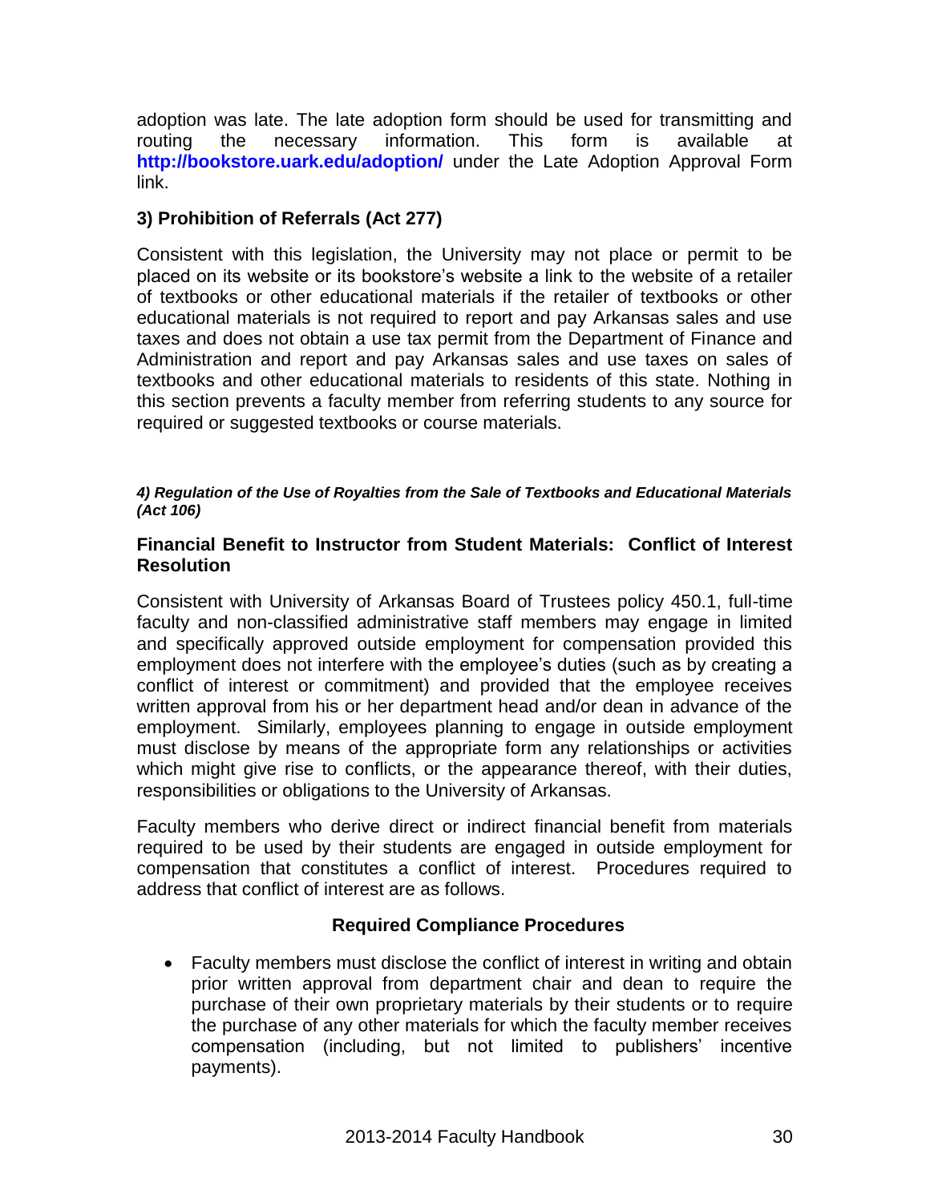adoption was late. The late adoption form should be used for transmitting and routing the necessary information. This form is available at **http://bookstore.uark.edu/adoption/** under the Late Adoption Approval Form link.

### 3) Prohibition of Referrals (Act 277)

Consistent with this legislation, the University may not place or permit to be placed on its website or its bookstore's website a link to the website of a retailer of textbooks or other educational materials if the retailer of textbooks or other educational materials is not required to report and pay Arkansas sales and use taxes and does not obtain a use tax permit from the Department of Finance and Administration and report and pay Arkansas sales and use taxes on sales of textbooks and other educational materials to residents of this state. Nothing in this section prevents a faculty member from referring students to any source for required or suggested textbooks or course materials.

#### *4) Regulation of the Use of Royalties from the Sale of Textbooks and Educational Materials (Act 106)*

### Financial Benefit to Instructor from Student Materials: Conflict of Interest Resolution

Consistent with University of Arkansas Board of Trustees policy 450.1, full-time faculty and non-classified administrative staff members may engage in limited and specifically approved outside employment for compensation provided this employment does not interfere with the employee's duties (such as by creating a conflict of interest or commitment) and provided that the employee receives written approval from his or her department head and/or dean in advance of the employment. Similarly, employees planning to engage in outside employment must disclose by means of the appropriate form any relationships or activities which might give rise to conflicts, or the appearance thereof, with their duties, responsibilities or obligations to the University of Arkansas.

Faculty members who derive direct or indirect financial benefit from materials required to be used by their students are engaged in outside employment for compensation that constitutes a conflict of interest. Procedures required to address that conflict of interest are as follows.

**Required Compliance Procedures**

- Faculty members must disclose the conflict of interest in writing and obtain prior written approval from department chair and dean to require the purchase of their own proprietary materials by their students or to require the purchase of any other materials for which the faculty member receives compensation (including, but not limited to publishers' incentive payments).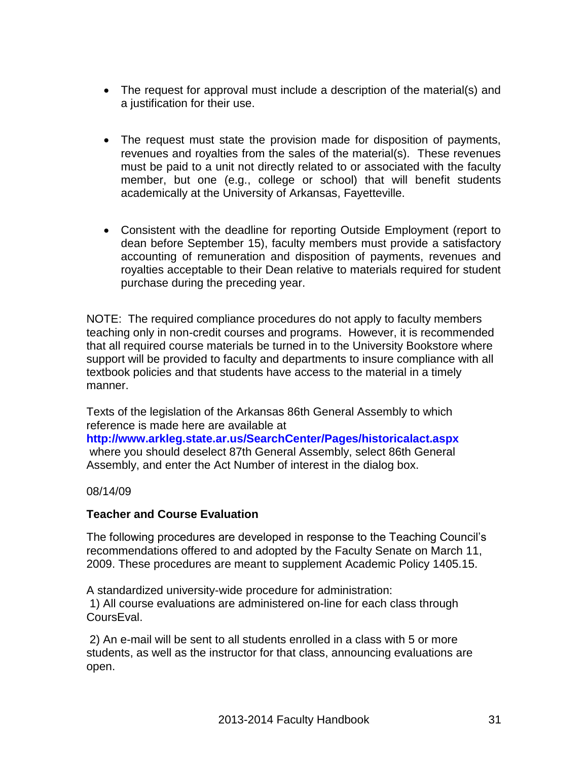- The request for approval must include a description of the material(s) and a justification for their use.

- The request must state the provision made for disposition of payments, revenues and royalties from the sales of the material(s). These revenues must be paid to a unit not directly related to or associated with the faculty member, but one (e.g., college or school) that will benefit students academically at the University of Arkansas, Fayetteville.

- Consistent with the deadline for reporting Outside Employment (report to dean before September 15), faculty members must provide a satisfactory accounting of remuneration and disposition of payments, revenues and royalties acceptable to their Dean relative to materials required for student purchase during the preceding year.

NOTE: The required compliance procedures do not apply to faculty members teaching only in non-credit courses and programs. However, it is recommended that all required course materials be turned in to the University Bookstore where support will be provided to faculty and departments to insure compliance with all textbook policies and that students have access to the material in a timely manner.

Texts of the legislation of the Arkansas 86th General Assembly to which reference is made here are available at **http://www.arkleg.state.ar.us/SearchCenter/Pages/historicalact.aspx** where you should deselect 87th General Assembly, select 86th General Assembly, and enter the Act Number of interest in the dialog box.

08/14/09

**Teacher and Course Evaluation**

The following procedures are developed in response to the Teaching Council's recommendations offered to and adopted by the Faculty Senate on March 11, 2009. These procedures are meant to supplement Academic Policy 1405.15.

A standardized university-wide procedure for administration:
1) All course evaluations are administered on-line for each class through CoursEval.

2) An e-mail will be sent to all students enrolled in a class with 5 or more students, as well as the instructor for that class, announcing evaluations are open.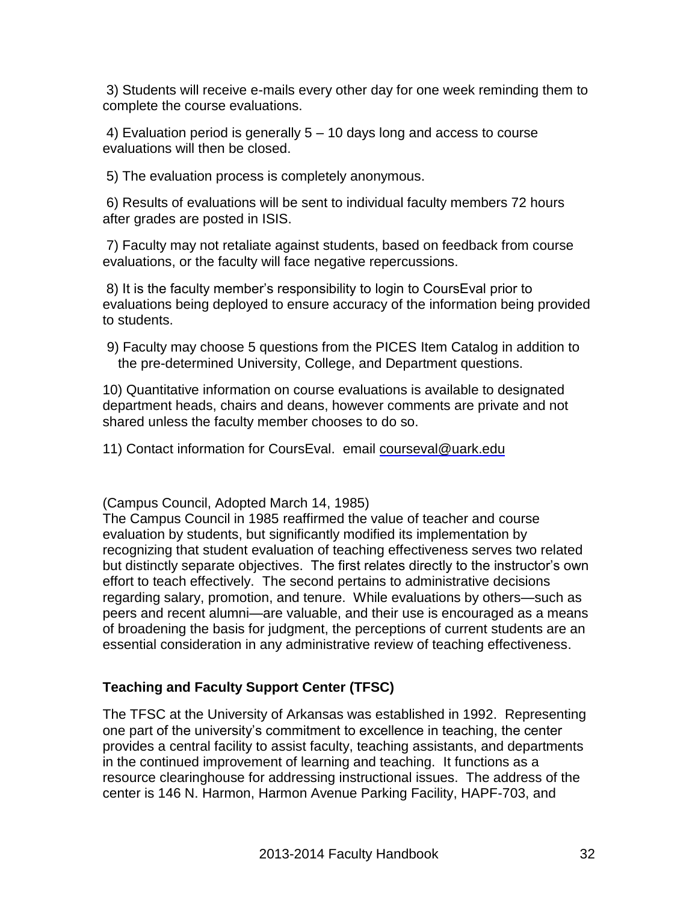3) Students will receive e-mails every other day for one week reminding them to complete the course evaluations.

4) Evaluation period is generally 5 – 10 days long and access to course evaluations will then be closed.

5) The evaluation process is completely anonymous.

6) Results of evaluations will be sent to individual faculty members 72 hours after grades are posted in ISIS.

7) Faculty may not retaliate against students, based on feedback from course evaluations, or the faculty will face negative repercussions.

8) It is the faculty member's responsibility to login to CoursEval prior to evaluations being deployed to ensure accuracy of the information being provided to students.

9) Faculty may choose 5 questions from the PICES Item Catalog in addition to the pre-determined University, College, and Department questions.

10) Quantitative information on course evaluations is available to designated department heads, chairs and deans, however comments are private and not shared unless the faculty member chooses to do so.

11) Contact information for CoursEval. email courseval@uark.edu

(Campus Council, Adopted March 14, 1985)
The Campus Council in 1985 reaffirmed the value of teacher and course evaluation by students, but significantly modified its implementation by recognizing that student evaluation of teaching effectiveness serves two related but distinctly separate objectives. The first relates directly to the instructor's own effort to teach effectively. The second pertains to administrative decisions regarding salary, promotion, and tenure. While evaluations by others—such as peers and recent alumni—are valuable, and their use is encouraged as a means of broadening the basis for judgment, the perceptions of current students are an essential consideration in any administrative review of teaching effectiveness.

**Teaching and Faculty Support Center (TFSC)**

The TFSC at the University of Arkansas was established in 1992. Representing one part of the university's commitment to excellence in teaching, the center provides a central facility to assist faculty, teaching assistants, and departments in the continued improvement of learning and teaching. It functions as a resource clearinghouse for addressing instructional issues. The address of the center is 146 N. Harmon, Harmon Avenue Parking Facility, HAPF-703, and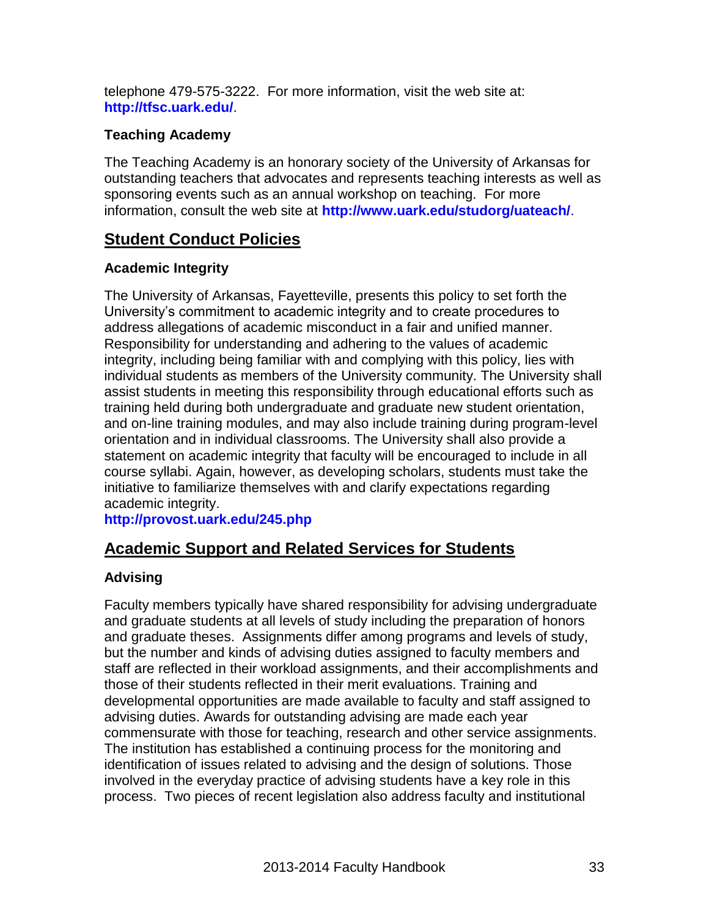telephone 479-575-3222. For more information, visit the web site at: **http://tfsc.uark.edu/**.

### Teaching Academy

The Teaching Academy is an honorary society of the University of Arkansas for outstanding teachers that advocates and represents teaching interests as well as sponsoring events such as an annual workshop on teaching. For more information, consult the web site at **http://www.uark.edu/studorg/uateach/**.

## Student Conduct Policies

### Academic Integrity

The University of Arkansas, Fayetteville, presents this policy to set forth the University's commitment to academic integrity and to create procedures to address allegations of academic misconduct in a fair and unified manner. Responsibility for understanding and adhering to the values of academic integrity, including being familiar with and complying with this policy, lies with individual students as members of the University community. The University shall assist students in meeting this responsibility through educational efforts such as training held during both undergraduate and graduate new student orientation, and on-line training modules, and may also include training during program-level orientation and in individual classrooms. The University shall also provide a statement on academic integrity that faculty will be encouraged to include in all course syllabi. Again, however, as developing scholars, students must take the initiative to familiarize themselves with and clarify expectations regarding academic integrity.
**http://provost.uark.edu/245.php**

## Academic Support and Related Services for Students

### Advising

Faculty members typically have shared responsibility for advising undergraduate and graduate students at all levels of study including the preparation of honors and graduate theses. Assignments differ among programs and levels of study, but the number and kinds of advising duties assigned to faculty members and staff are reflected in their workload assignments, and their accomplishments and those of their students reflected in their merit evaluations. Training and developmental opportunities are made available to faculty and staff assigned to advising duties. Awards for outstanding advising are made each year commensurate with those for teaching, research and other service assignments. The institution has established a continuing process for the monitoring and identification of issues related to advising and the design of solutions. Those involved in the everyday practice of advising students have a key role in this process. Two pieces of recent legislation also address faculty and institutional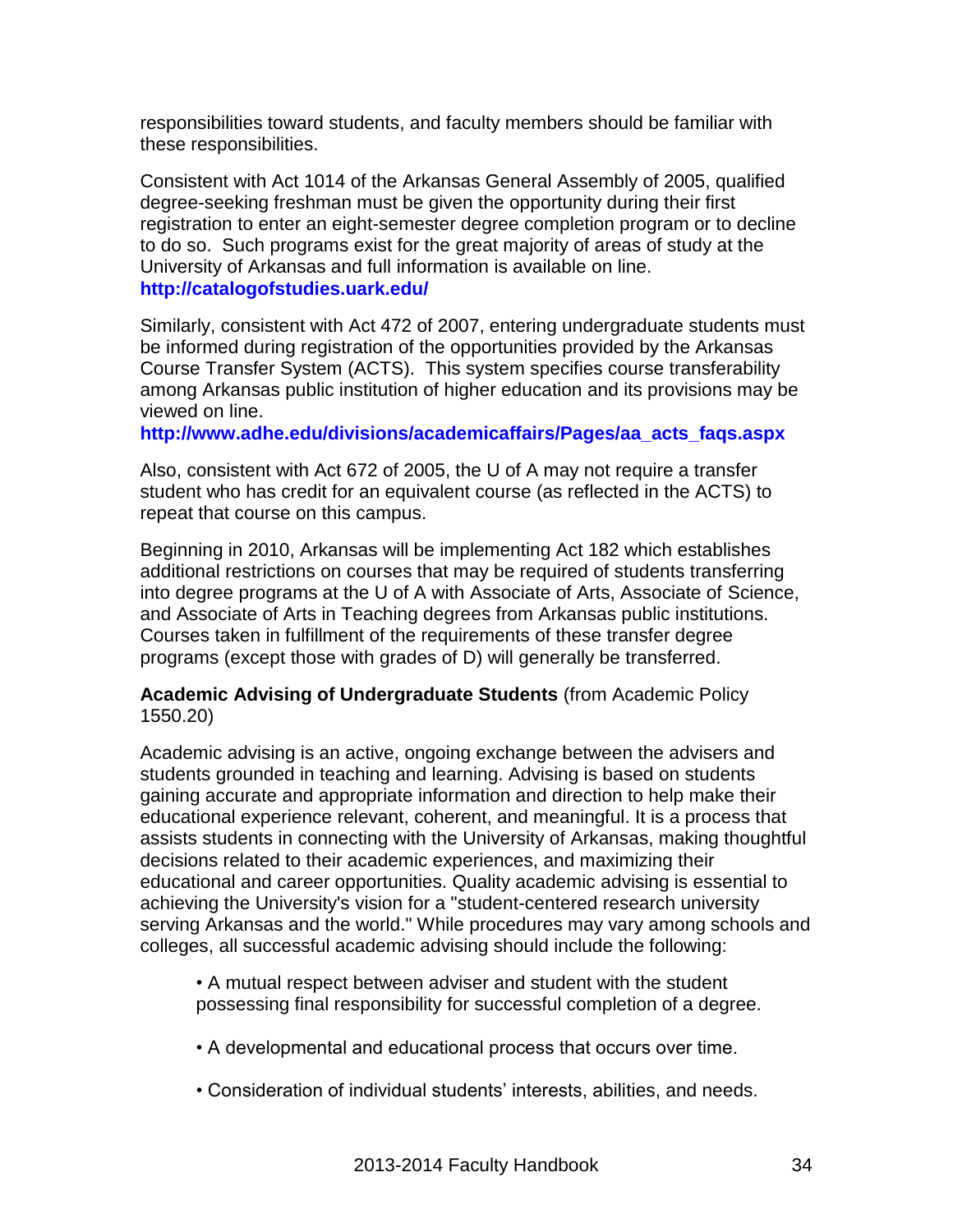responsibilities toward students, and faculty members should be familiar with these responsibilities.

Consistent with Act 1014 of the Arkansas General Assembly of 2005, qualified degree-seeking freshman must be given the opportunity during their first registration to enter an eight-semester degree completion program or to decline to do so. Such programs exist for the great majority of areas of study at the University of Arkansas and full information is available on line. **http://catalogofstudies.uark.edu/**

Similarly, consistent with Act 472 of 2007, entering undergraduate students must be informed during registration of the opportunities provided by the Arkansas Course Transfer System (ACTS). This system specifies course transferability among Arkansas public institution of higher education and its provisions may be viewed on line.
**http://www.adhe.edu/divisions/academicaffairs/Pages/aa_acts_faqs.aspx**

Also, consistent with Act 672 of 2005, the U of A may not require a transfer student who has credit for an equivalent course (as reflected in the ACTS) to repeat that course on this campus.

Beginning in 2010, Arkansas will be implementing Act 182 which establishes additional restrictions on courses that may be required of students transferring into degree programs at the U of A with Associate of Arts, Associate of Science, and Associate of Arts in Teaching degrees from Arkansas public institutions. Courses taken in fulfillment of the requirements of these transfer degree programs (except those with grades of D) will generally be transferred.

**Academic Advising of Undergraduate Students** (from Academic Policy 1550.20)

Academic advising is an active, ongoing exchange between the advisers and students grounded in teaching and learning. Advising is based on students gaining accurate and appropriate information and direction to help make their educational experience relevant, coherent, and meaningful. It is a process that assists students in connecting with the University of Arkansas, making thoughtful decisions related to their academic experiences, and maximizing their educational and career opportunities. Quality academic advising is essential to achieving the University's vision for a "student-centered research university serving Arkansas and the world." While procedures may vary among schools and colleges, all successful academic advising should include the following:

- A mutual respect between adviser and student with the student possessing final responsibility for successful completion of a degree.
- A developmental and educational process that occurs over time.
- Consideration of individual students' interests, abilities, and needs.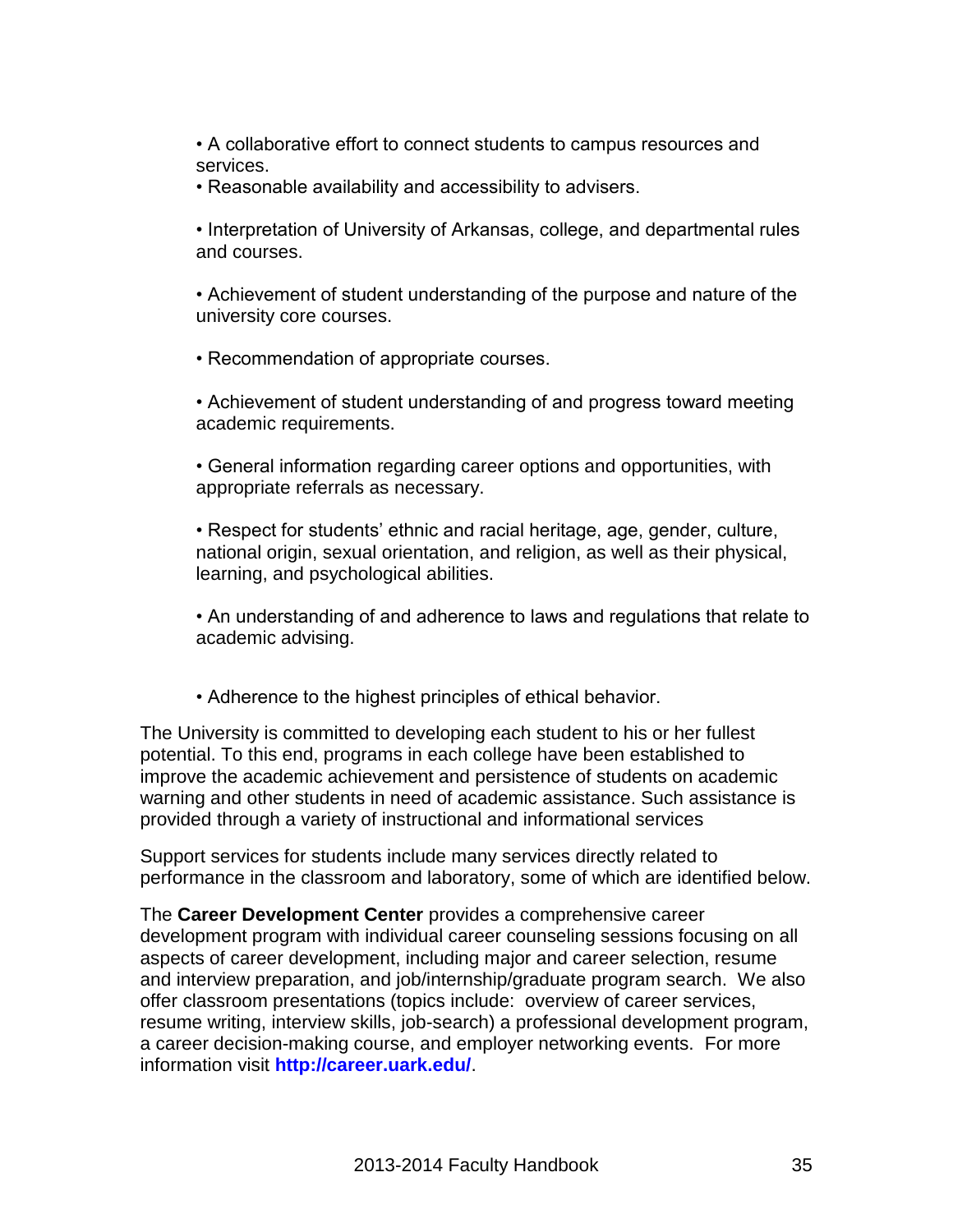- A collaborative effort to connect students to campus resources and services.
- Reasonable availability and accessibility to advisers.
- Interpretation of University of Arkansas, college, and departmental rules and courses.
- Achievement of student understanding of the purpose and nature of the university core courses.
- Recommendation of appropriate courses.
- Achievement of student understanding of and progress toward meeting academic requirements.
- General information regarding career options and opportunities, with appropriate referrals as necessary.
- Respect for students' ethnic and racial heritage, age, gender, culture, national origin, sexual orientation, and religion, as well as their physical, learning, and psychological abilities.
- An understanding of and adherence to laws and regulations that relate to academic advising.
- Adherence to the highest principles of ethical behavior.

The University is committed to developing each student to his or her fullest potential. To this end, programs in each college have been established to improve the academic achievement and persistence of students on academic warning and other students in need of academic assistance. Such assistance is provided through a variety of instructional and informational services

Support services for students include many services directly related to performance in the classroom and laboratory, some of which are identified below.

The **Career Development Center** provides a comprehensive career development program with individual career counseling sessions focusing on all aspects of career development, including major and career selection, resume and interview preparation, and job/internship/graduate program search. We also offer classroom presentations (topics include: overview of career services, resume writing, interview skills, job-search) a professional development program, a career decision-making course, and employer networking events. For more information visit **http://career.uark.edu/**.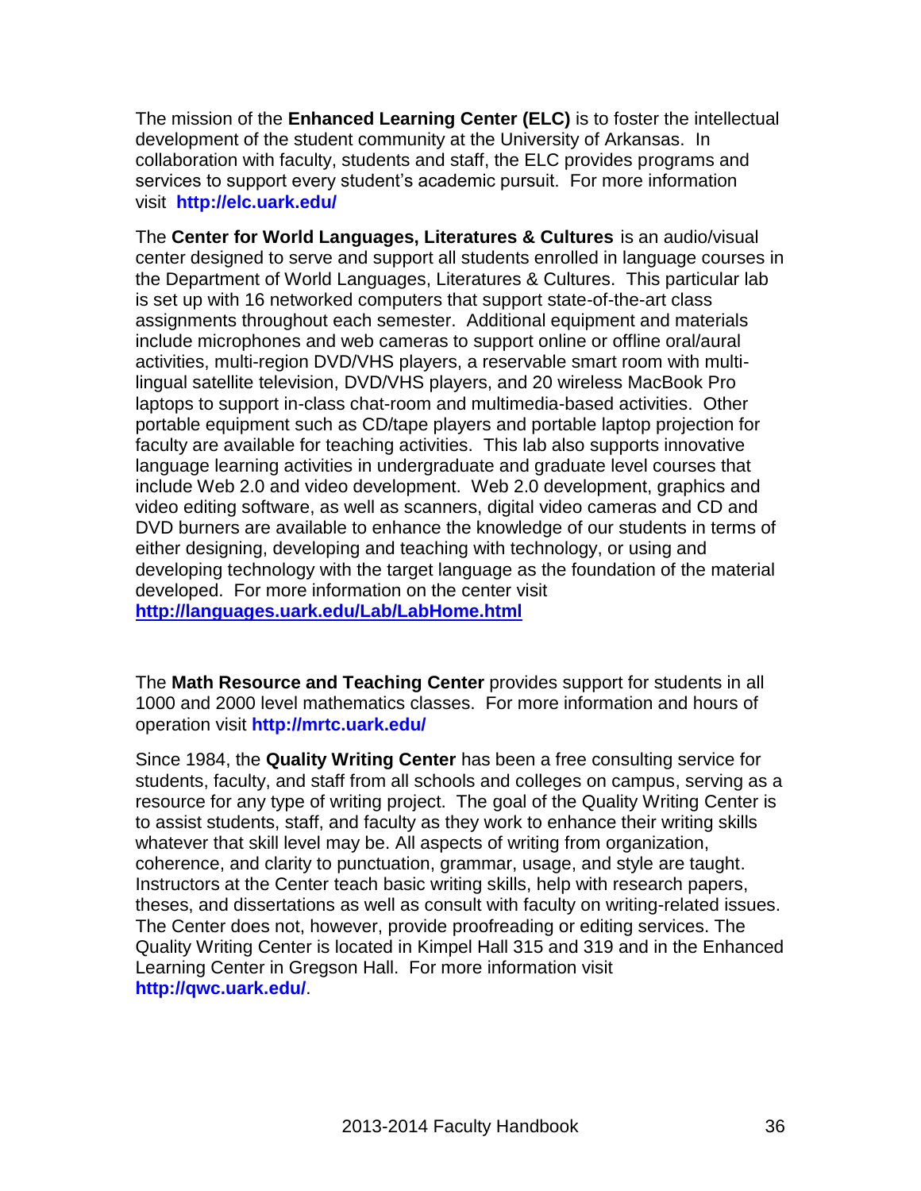The mission of the **Enhanced Learning Center (ELC)** is to foster the intellectual development of the student community at the University of Arkansas. In collaboration with faculty, students and staff, the ELC provides programs and services to support every student's academic pursuit. For more information visit **http://elc.uark.edu/**

The **Center for World Languages, Literatures & Cultures** is an audio/visual center designed to serve and support all students enrolled in language courses in the Department of World Languages, Literatures & Cultures. This particular lab is set up with 16 networked computers that support state-of-the-art class assignments throughout each semester. Additional equipment and materials include microphones and web cameras to support online or offline oral/aural activities, multi-region DVD/VHS players, a reservable smart room with multi-lingual satellite television, DVD/VHS players, and 20 wireless MacBook Pro laptops to support in-class chat-room and multimedia-based activities. Other portable equipment such as CD/tape players and portable laptop projection for faculty are available for teaching activities. This lab also supports innovative language learning activities in undergraduate and graduate level courses that include Web 2.0 and video development. Web 2.0 development, graphics and video editing software, as well as scanners, digital video cameras and CD and DVD burners are available to enhance the knowledge of our students in terms of either designing, developing and teaching with technology, or using and developing technology with the target language as the foundation of the material developed. For more information on the center visit **http://languages.uark.edu/Lab/LabHome.html**

The **Math Resource and Teaching Center** provides support for students in all 1000 and 2000 level mathematics classes. For more information and hours of operation visit **http://mrtc.uark.edu/**

Since 1984, the **Quality Writing Center** has been a free consulting service for students, faculty, and staff from all schools and colleges on campus, serving as a resource for any type of writing project. The goal of the Quality Writing Center is to assist students, staff, and faculty as they work to enhance their writing skills whatever that skill level may be. All aspects of writing from organization, coherence, and clarity to punctuation, grammar, usage, and style are taught. Instructors at the Center teach basic writing skills, help with research papers, theses, and dissertations as well as consult with faculty on writing-related issues. The Center does not, however, provide proofreading or editing services. The Quality Writing Center is located in Kimpel Hall 315 and 319 and in the Enhanced Learning Center in Gregson Hall. For more information visit **http://qwc.uark.edu/**.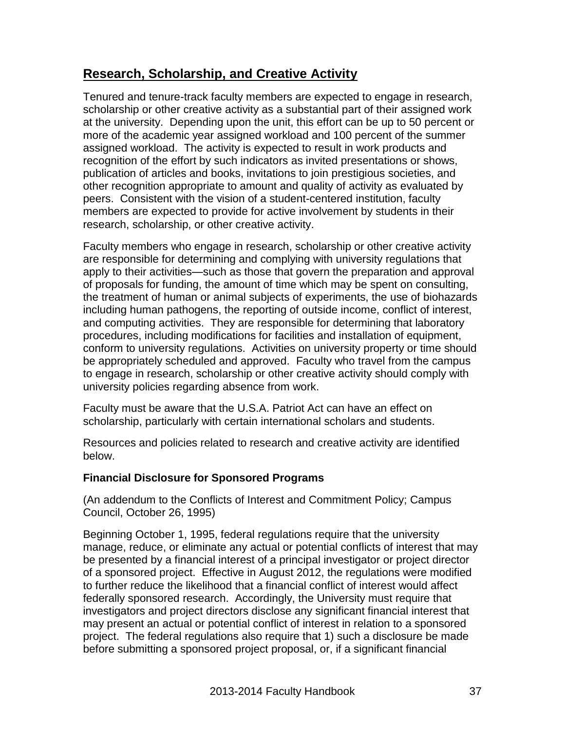## Research, Scholarship, and Creative Activity

Tenured and tenure-track faculty members are expected to engage in research, scholarship or other creative activity as a substantial part of their assigned work at the university. Depending upon the unit, this effort can be up to 50 percent or more of the academic year assigned workload and 100 percent of the summer assigned workload. The activity is expected to result in work products and recognition of the effort by such indicators as invited presentations or shows, publication of articles and books, invitations to join prestigious societies, and other recognition appropriate to amount and quality of activity as evaluated by peers. Consistent with the vision of a student-centered institution, faculty members are expected to provide for active involvement by students in their research, scholarship, or other creative activity.

Faculty members who engage in research, scholarship or other creative activity are responsible for determining and complying with university regulations that apply to their activities—such as those that govern the preparation and approval of proposals for funding, the amount of time which may be spent on consulting, the treatment of human or animal subjects of experiments, the use of biohazards including human pathogens, the reporting of outside income, conflict of interest, and computing activities. They are responsible for determining that laboratory procedures, including modifications for facilities and installation of equipment, conform to university regulations. Activities on university property or time should be appropriately scheduled and approved. Faculty who travel from the campus to engage in research, scholarship or other creative activity should comply with university policies regarding absence from work.

Faculty must be aware that the U.S.A. Patriot Act can have an effect on scholarship, particularly with certain international scholars and students.

Resources and policies related to research and creative activity are identified below.

### Financial Disclosure for Sponsored Programs

(An addendum to the Conflicts of Interest and Commitment Policy; Campus Council, October 26, 1995)

Beginning October 1, 1995, federal regulations require that the university manage, reduce, or eliminate any actual or potential conflicts of interest that may be presented by a financial interest of a principal investigator or project director of a sponsored project. Effective in August 2012, the regulations were modified to further reduce the likelihood that a financial conflict of interest would affect federally sponsored research. Accordingly, the University must require that investigators and project directors disclose any significant financial interest that may present an actual or potential conflict of interest in relation to a sponsored project. The federal regulations also require that 1) such a disclosure be made before submitting a sponsored project proposal, or, if a significant financial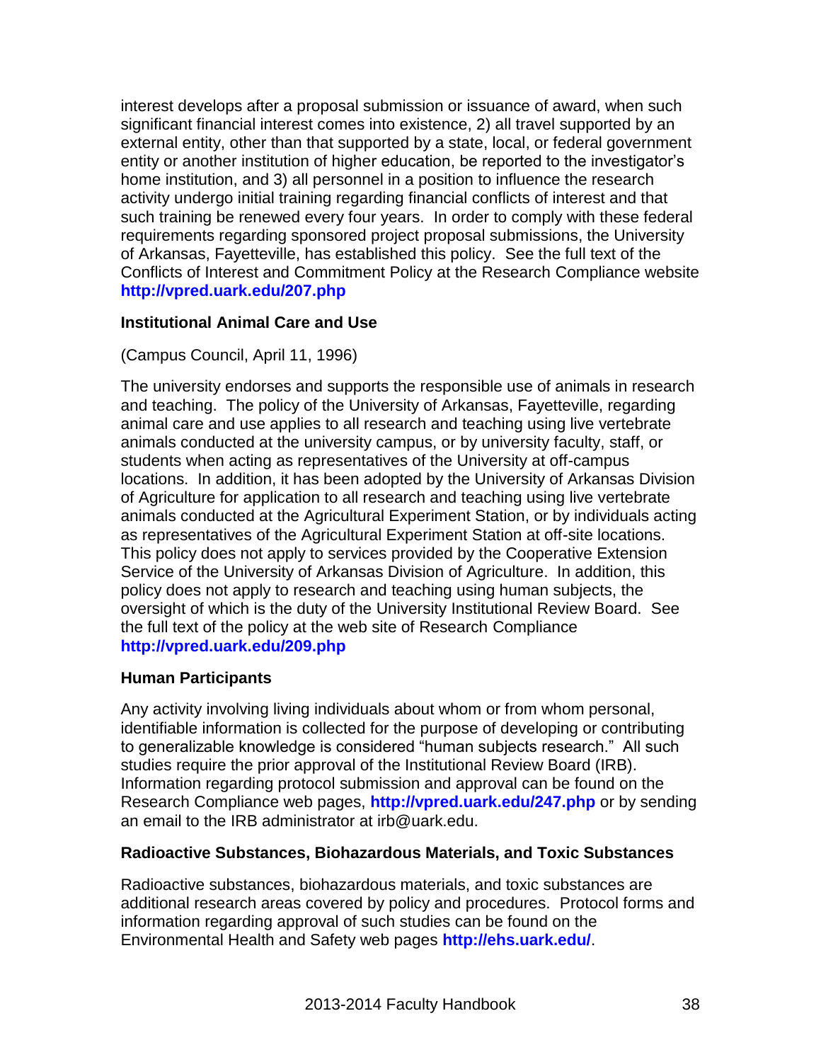interest develops after a proposal submission or issuance of award, when such significant financial interest comes into existence, 2) all travel supported by an external entity, other than that supported by a state, local, or federal government entity or another institution of higher education, be reported to the investigator's home institution, and 3) all personnel in a position to influence the research activity undergo initial training regarding financial conflicts of interest and that such training be renewed every four years. In order to comply with these federal requirements regarding sponsored project proposal submissions, the University of Arkansas, Fayetteville, has established this policy. See the full text of the Conflicts of Interest and Commitment Policy at the Research Compliance website **http://vpred.uark.edu/207.php**

### Institutional Animal Care and Use

(Campus Council, April 11, 1996)

The university endorses and supports the responsible use of animals in research and teaching. The policy of the University of Arkansas, Fayetteville, regarding animal care and use applies to all research and teaching using live vertebrate animals conducted at the university campus, or by university faculty, staff, or students when acting as representatives of the University at off-campus locations. In addition, it has been adopted by the University of Arkansas Division of Agriculture for application to all research and teaching using live vertebrate animals conducted at the Agricultural Experiment Station, or by individuals acting as representatives of the Agricultural Experiment Station at off-site locations. This policy does not apply to services provided by the Cooperative Extension Service of the University of Arkansas Division of Agriculture. In addition, this policy does not apply to research and teaching using human subjects, the oversight of which is the duty of the University Institutional Review Board. See the full text of the policy at the web site of Research Compliance **http://vpred.uark.edu/209.php**

### Human Participants

Any activity involving living individuals about whom or from whom personal, identifiable information is collected for the purpose of developing or contributing to generalizable knowledge is considered "human subjects research." All such studies require the prior approval of the Institutional Review Board (IRB). Information regarding protocol submission and approval can be found on the Research Compliance web pages, **http://vpred.uark.edu/247.php** or by sending an email to the IRB administrator at irb@uark.edu.

### Radioactive Substances, Biohazardous Materials, and Toxic Substances

Radioactive substances, biohazardous materials, and toxic substances are additional research areas covered by policy and procedures. Protocol forms and information regarding approval of such studies can be found on the Environmental Health and Safety web pages **http://ehs.uark.edu/**.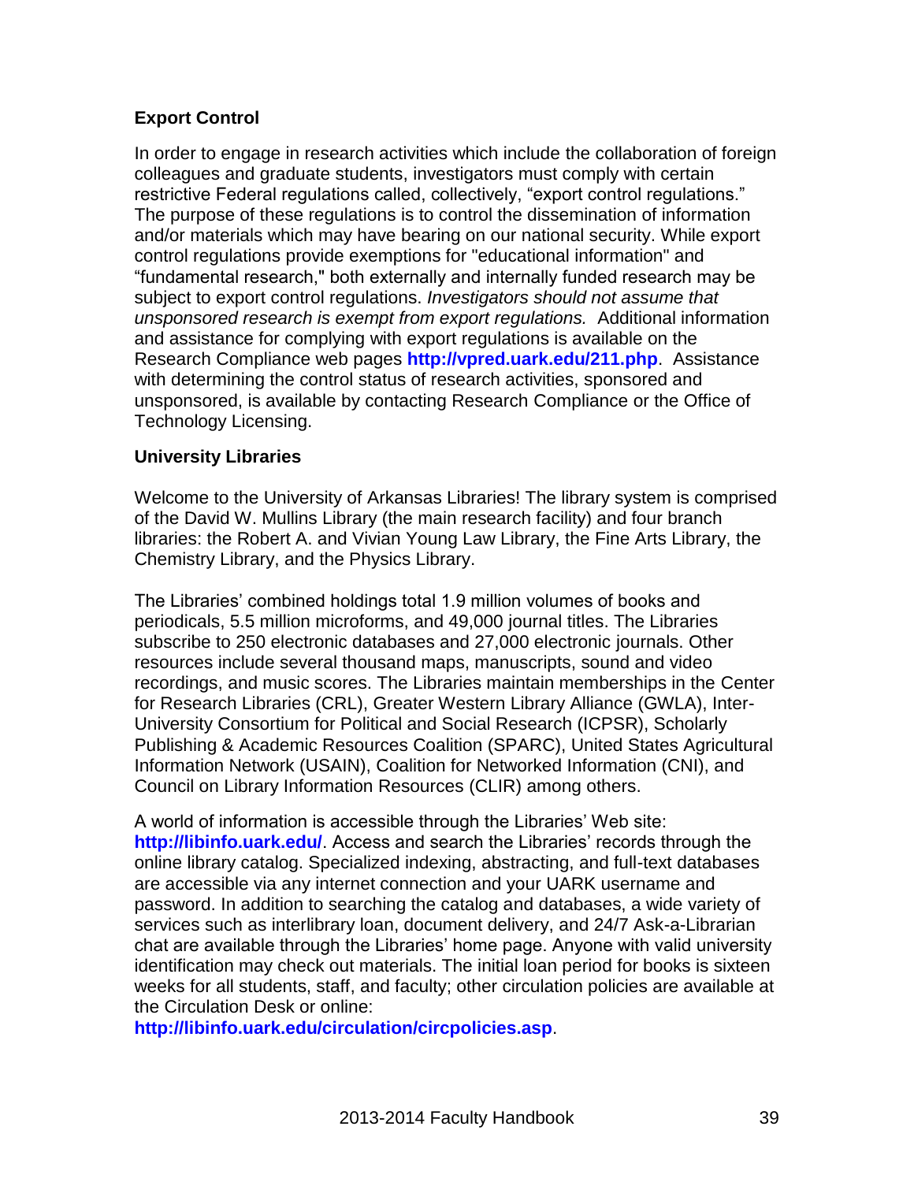### Export Control

In order to engage in research activities which include the collaboration of foreign colleagues and graduate students, investigators must comply with certain restrictive Federal regulations called, collectively, "export control regulations." The purpose of these regulations is to control the dissemination of information and/or materials which may have bearing on our national security. While export control regulations provide exemptions for "educational information" and "fundamental research," both externally and internally funded research may be subject to export control regulations. *Investigators should not assume that unsponsored research is exempt from export regulations.* Additional information and assistance for complying with export regulations is available on the Research Compliance web pages **http://vpred.uark.edu/211.php**. Assistance with determining the control status of research activities, sponsored and unsponsored, is available by contacting Research Compliance or the Office of Technology Licensing.

### University Libraries

Welcome to the University of Arkansas Libraries! The library system is comprised of the David W. Mullins Library (the main research facility) and four branch libraries: the Robert A. and Vivian Young Law Library, the Fine Arts Library, the Chemistry Library, and the Physics Library.

The Libraries' combined holdings total 1.9 million volumes of books and periodicals, 5.5 million microforms, and 49,000 journal titles. The Libraries subscribe to 250 electronic databases and 27,000 electronic journals. Other resources include several thousand maps, manuscripts, sound and video recordings, and music scores. The Libraries maintain memberships in the Center for Research Libraries (CRL), Greater Western Library Alliance (GWLA), Inter-University Consortium for Political and Social Research (ICPSR), Scholarly Publishing & Academic Resources Coalition (SPARC), United States Agricultural Information Network (USAIN), Coalition for Networked Information (CNI), and Council on Library Information Resources (CLIR) among others.

A world of information is accessible through the Libraries' Web site: **http://libinfo.uark.edu/**. Access and search the Libraries' records through the online library catalog. Specialized indexing, abstracting, and full-text databases are accessible via any internet connection and your UARK username and password. In addition to searching the catalog and databases, a wide variety of services such as interlibrary loan, document delivery, and 24/7 Ask-a-Librarian chat are available through the Libraries' home page. Anyone with valid university identification may check out materials. The initial loan period for books is sixteen weeks for all students, staff, and faculty; other circulation policies are available at the Circulation Desk or online: **http://libinfo.uark.edu/circulation/circpolicies.asp**.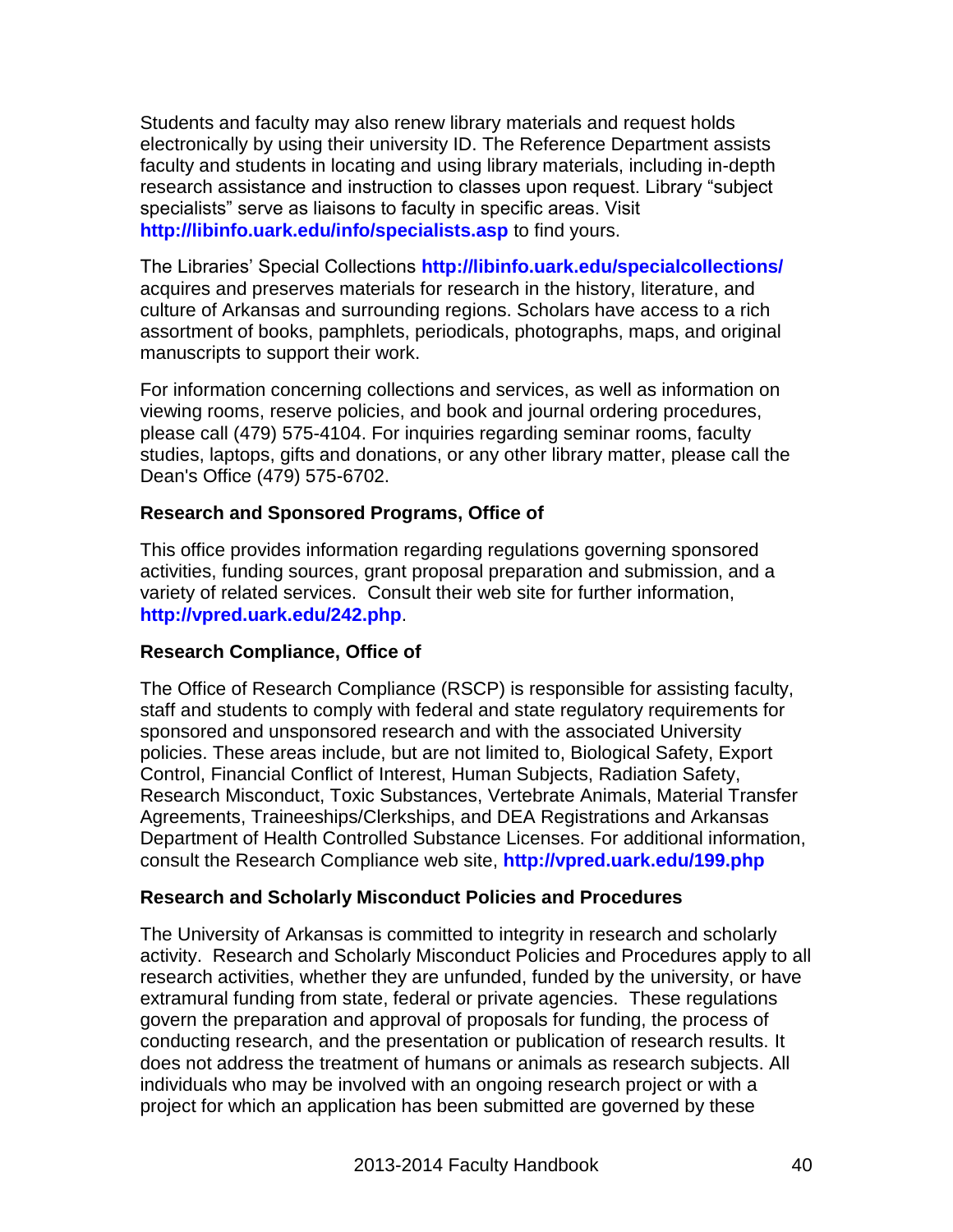Students and faculty may also renew library materials and request holds electronically by using their university ID. The Reference Department assists faculty and students in locating and using library materials, including in-depth research assistance and instruction to classes upon request. Library "subject specialists" serve as liaisons to faculty in specific areas. Visit **http://libinfo.uark.edu/info/specialists.asp** to find yours.

The Libraries' Special Collections **http://libinfo.uark.edu/specialcollections/** acquires and preserves materials for research in the history, literature, and culture of Arkansas and surrounding regions. Scholars have access to a rich assortment of books, pamphlets, periodicals, photographs, maps, and original manuscripts to support their work.

For information concerning collections and services, as well as information on viewing rooms, reserve policies, and book and journal ordering procedures, please call (479) 575-4104. For inquiries regarding seminar rooms, faculty studies, laptops, gifts and donations, or any other library matter, please call the Dean's Office (479) 575-6702.

### Research and Sponsored Programs, Office of

This office provides information regarding regulations governing sponsored activities, funding sources, grant proposal preparation and submission, and a variety of related services. Consult their web site for further information, **http://vpred.uark.edu/242.php**.

### Research Compliance, Office of

The Office of Research Compliance (RSCP) is responsible for assisting faculty, staff and students to comply with federal and state regulatory requirements for sponsored and unsponsored research and with the associated University policies. These areas include, but are not limited to, Biological Safety, Export Control, Financial Conflict of Interest, Human Subjects, Radiation Safety, Research Misconduct, Toxic Substances, Vertebrate Animals, Material Transfer Agreements, Traineeships/Clerkships, and DEA Registrations and Arkansas Department of Health Controlled Substance Licenses. For additional information, consult the Research Compliance web site, **http://vpred.uark.edu/199.php**

### Research and Scholarly Misconduct Policies and Procedures

The University of Arkansas is committed to integrity in research and scholarly activity. Research and Scholarly Misconduct Policies and Procedures apply to all research activities, whether they are unfunded, funded by the university, or have extramural funding from state, federal or private agencies. These regulations govern the preparation and approval of proposals for funding, the process of conducting research, and the presentation or publication of research results. It does not address the treatment of humans or animals as research subjects. All individuals who may be involved with an ongoing research project or with a project for which an application has been submitted are governed by these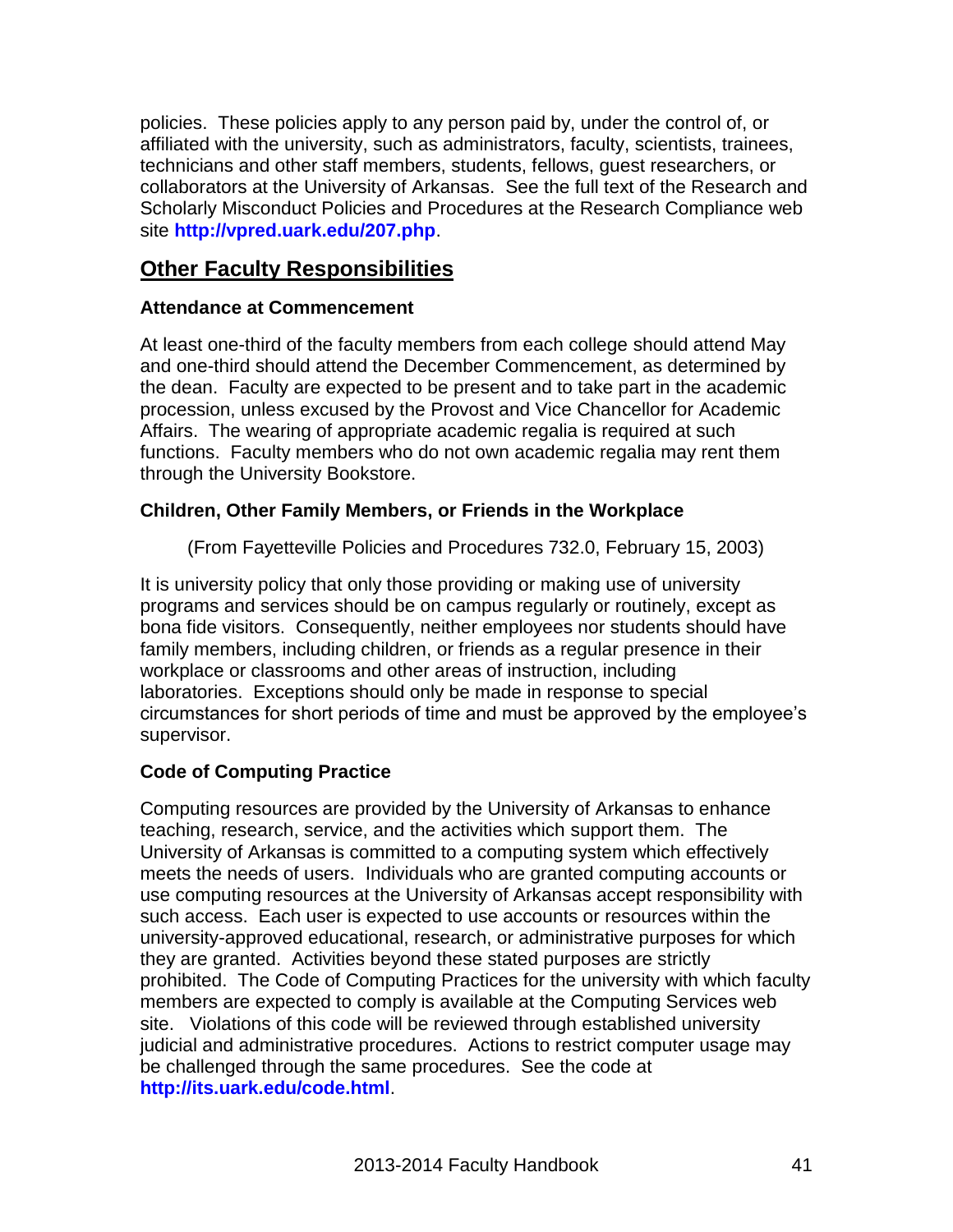policies. These policies apply to any person paid by, under the control of, or affiliated with the university, such as administrators, faculty, scientists, trainees, technicians and other staff members, students, fellows, guest researchers, or collaborators at the University of Arkansas. See the full text of the Research and Scholarly Misconduct Policies and Procedures at the Research Compliance web site **http://vpred.uark.edu/207.php**.

## Other Faculty Responsibilities

### Attendance at Commencement

At least one-third of the faculty members from each college should attend May and one-third should attend the December Commencement, as determined by the dean. Faculty are expected to be present and to take part in the academic procession, unless excused by the Provost and Vice Chancellor for Academic Affairs. The wearing of appropriate academic regalia is required at such functions. Faculty members who do not own academic regalia may rent them through the University Bookstore.

### Children, Other Family Members, or Friends in the Workplace

(From Fayetteville Policies and Procedures 732.0, February 15, 2003)

It is university policy that only those providing or making use of university programs and services should be on campus regularly or routinely, except as bona fide visitors. Consequently, neither employees nor students should have family members, including children, or friends as a regular presence in their workplace or classrooms and other areas of instruction, including laboratories. Exceptions should only be made in response to special circumstances for short periods of time and must be approved by the employee's supervisor.

### Code of Computing Practice

Computing resources are provided by the University of Arkansas to enhance teaching, research, service, and the activities which support them. The University of Arkansas is committed to a computing system which effectively meets the needs of users. Individuals who are granted computing accounts or use computing resources at the University of Arkansas accept responsibility with such access. Each user is expected to use accounts or resources within the university-approved educational, research, or administrative purposes for which they are granted. Activities beyond these stated purposes are strictly prohibited. The Code of Computing Practices for the university with which faculty members are expected to comply is available at the Computing Services web site. Violations of this code will be reviewed through established university judicial and administrative procedures. Actions to restrict computer usage may be challenged through the same procedures. See the code at **http://its.uark.edu/code.html**.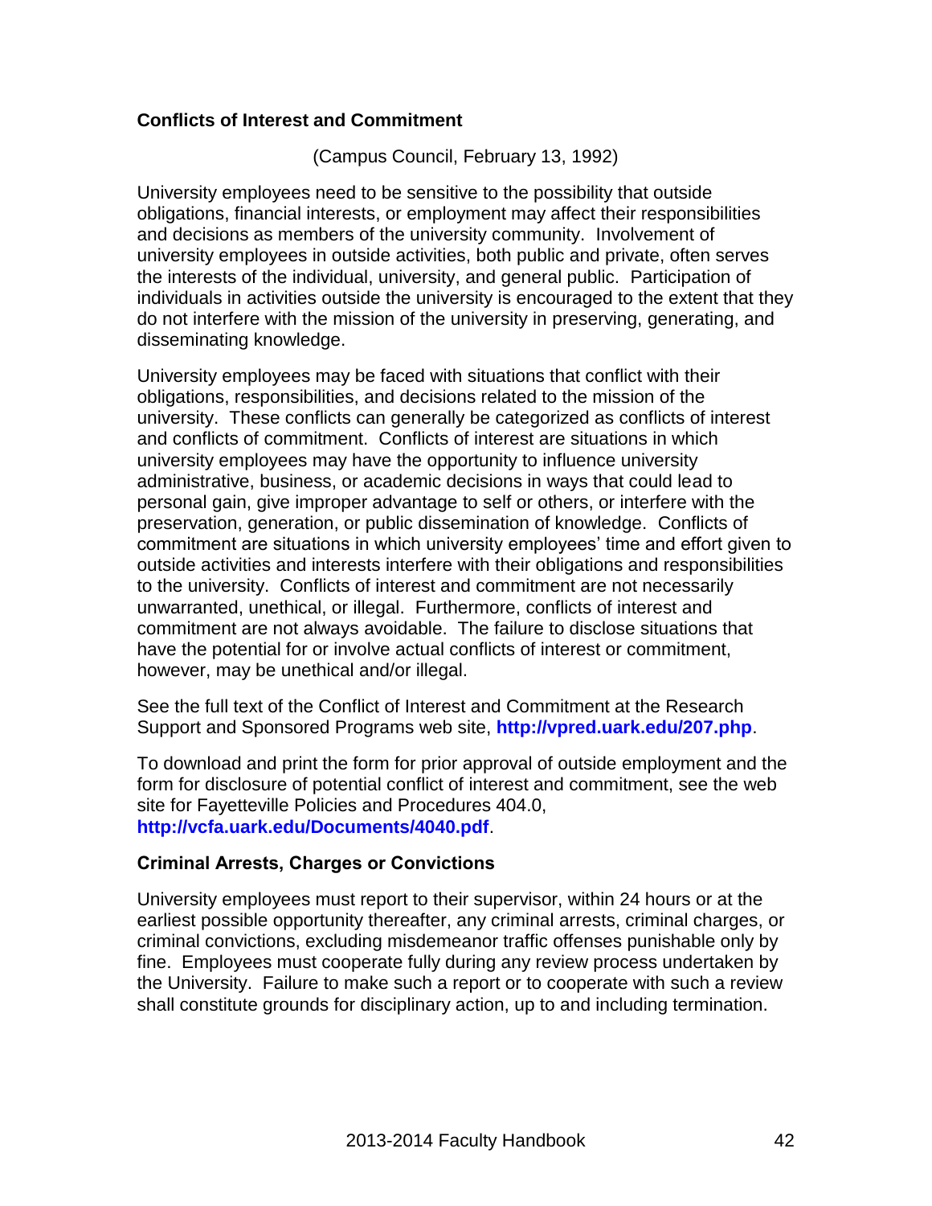## Conflicts of Interest and Commitment

(Campus Council, February 13, 1992)

University employees need to be sensitive to the possibility that outside obligations, financial interests, or employment may affect their responsibilities and decisions as members of the university community. Involvement of university employees in outside activities, both public and private, often serves the interests of the individual, university, and general public. Participation of individuals in activities outside the university is encouraged to the extent that they do not interfere with the mission of the university in preserving, generating, and disseminating knowledge.

University employees may be faced with situations that conflict with their obligations, responsibilities, and decisions related to the mission of the university. These conflicts can generally be categorized as conflicts of interest and conflicts of commitment. Conflicts of interest are situations in which university employees may have the opportunity to influence university administrative, business, or academic decisions in ways that could lead to personal gain, give improper advantage to self or others, or interfere with the preservation, generation, or public dissemination of knowledge. Conflicts of commitment are situations in which university employees' time and effort given to outside activities and interests interfere with their obligations and responsibilities to the university. Conflicts of interest and commitment are not necessarily unwarranted, unethical, or illegal. Furthermore, conflicts of interest and commitment are not always avoidable. The failure to disclose situations that have the potential for or involve actual conflicts of interest or commitment, however, may be unethical and/or illegal.

See the full text of the Conflict of Interest and Commitment at the Research Support and Sponsored Programs web site, **http://vpred.uark.edu/207.php**.

To download and print the form for prior approval of outside employment and the form for disclosure of potential conflict of interest and commitment, see the web site for Fayetteville Policies and Procedures 404.0, **http://vcfa.uark.edu/Documents/4040.pdf**.

## Criminal Arrests, Charges or Convictions

University employees must report to their supervisor, within 24 hours or at the earliest possible opportunity thereafter, any criminal arrests, criminal charges, or criminal convictions, excluding misdemeanor traffic offenses punishable only by fine. Employees must cooperate fully during any review process undertaken by the University. Failure to make such a report or to cooperate with such a review shall constitute grounds for disciplinary action, up to and including termination.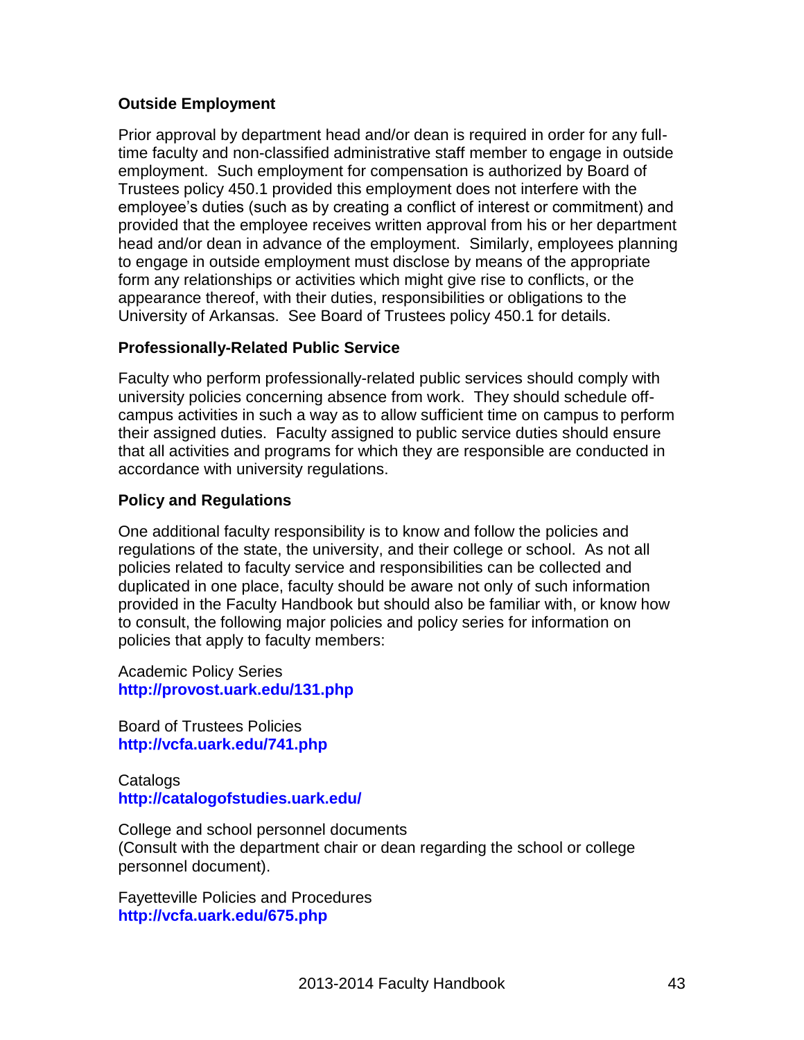### Outside Employment

Prior approval by department head and/or dean is required in order for any full-time faculty and non-classified administrative staff member to engage in outside employment. Such employment for compensation is authorized by Board of Trustees policy 450.1 provided this employment does not interfere with the employee's duties (such as by creating a conflict of interest or commitment) and provided that the employee receives written approval from his or her department head and/or dean in advance of the employment. Similarly, employees planning to engage in outside employment must disclose by means of the appropriate form any relationships or activities which might give rise to conflicts, or the appearance thereof, with their duties, responsibilities or obligations to the University of Arkansas. See Board of Trustees policy 450.1 for details.

### Professionally-Related Public Service

Faculty who perform professionally-related public services should comply with university policies concerning absence from work. They should schedule off-campus activities in such a way as to allow sufficient time on campus to perform their assigned duties. Faculty assigned to public service duties should ensure that all activities and programs for which they are responsible are conducted in accordance with university regulations.

### Policy and Regulations

One additional faculty responsibility is to know and follow the policies and regulations of the state, the university, and their college or school. As not all policies related to faculty service and responsibilities can be collected and duplicated in one place, faculty should be aware not only of such information provided in the Faculty Handbook but should also be familiar with, or know how to consult, the following major policies and policy series for information on policies that apply to faculty members:

Academic Policy Series
**http://provost.uark.edu/131.php**

Board of Trustees Policies
**http://vcfa.uark.edu/741.php**

Catalogs
**http://catalogofstudies.uark.edu/**

College and school personnel documents
(Consult with the department chair or dean regarding the school or college personnel document).

Fayetteville Policies and Procedures
**http://vcfa.uark.edu/675.php**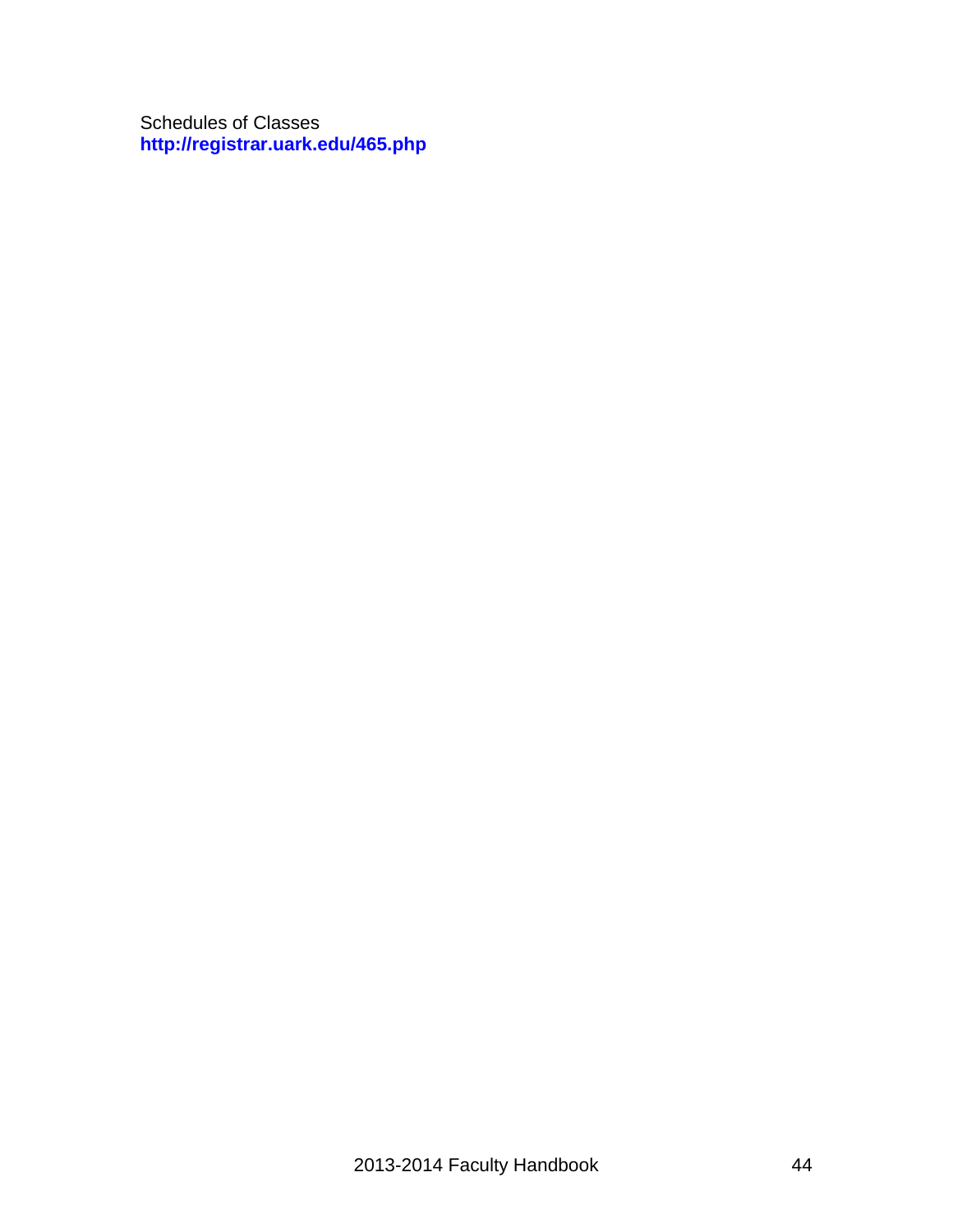Schedules of Classes
**http://registrar.uark.edu/465.php**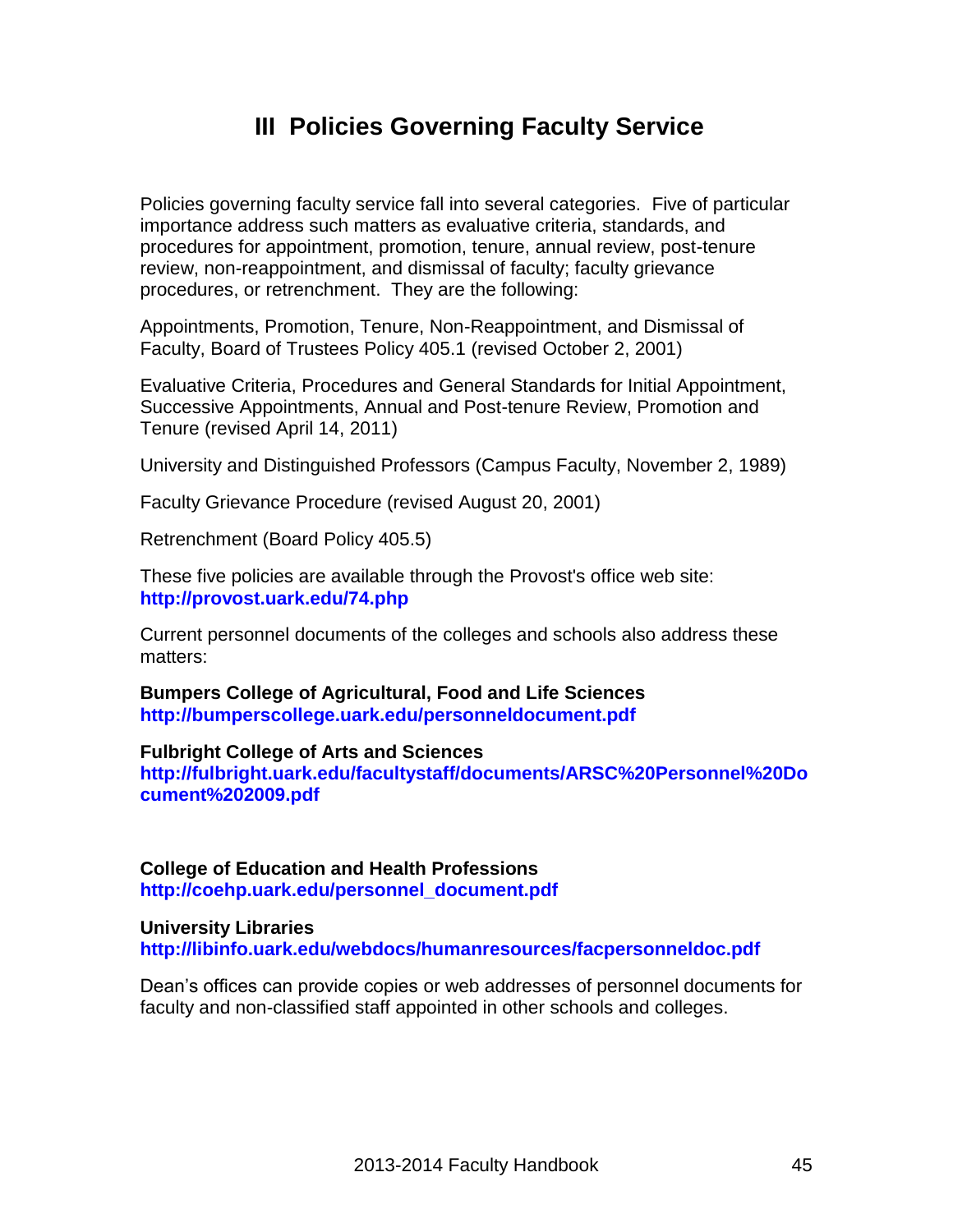# III Policies Governing Faculty Service

Policies governing faculty service fall into several categories. Five of particular importance address such matters as evaluative criteria, standards, and procedures for appointment, promotion, tenure, annual review, post-tenure review, non-reappointment, and dismissal of faculty; faculty grievance procedures, or retrenchment. They are the following:

Appointments, Promotion, Tenure, Non-Reappointment, and Dismissal of Faculty, Board of Trustees Policy 405.1 (revised October 2, 2001)

Evaluative Criteria, Procedures and General Standards for Initial Appointment, Successive Appointments, Annual and Post-tenure Review, Promotion and Tenure (revised April 14, 2011)

University and Distinguished Professors (Campus Faculty, November 2, 1989)

Faculty Grievance Procedure (revised August 20, 2001)

Retrenchment (Board Policy 405.5)

These five policies are available through the Provost's office web site: **http://provost.uark.edu/74.php**

Current personnel documents of the colleges and schools also address these matters:

**Bumpers College of Agricultural, Food and Life Sciences**
**http://bumperscollege.uark.edu/personneldocument.pdf**

**Fulbright College of Arts and Sciences**
**http://fulbright.uark.edu/facultystaff/documents/ARSC%20Personnel%20Document%202009.pdf**

**College of Education and Health Professions**
**http://coehp.uark.edu/personnel_document.pdf**

**University Libraries**
**http://libinfo.uark.edu/webdocs/humanresources/facpersonneldoc.pdf**

Dean's offices can provide copies or web addresses of personnel documents for faculty and non-classified staff appointed in other schools and colleges.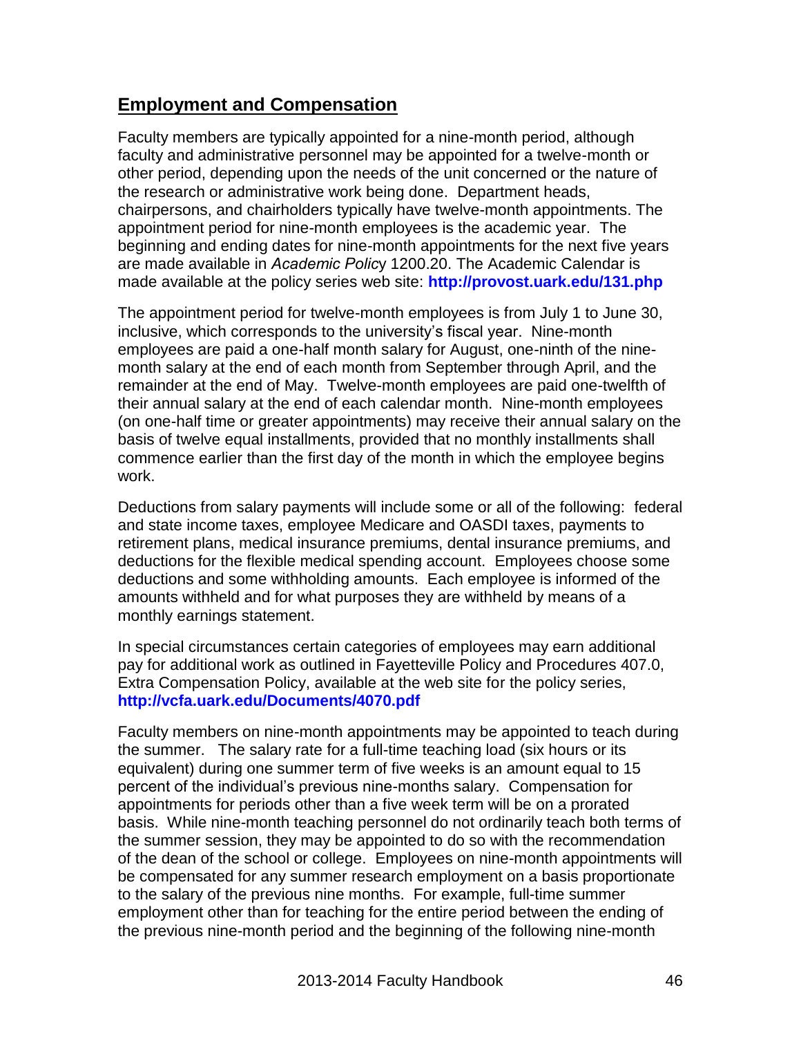## Employment and Compensation

Faculty members are typically appointed for a nine-month period, although faculty and administrative personnel may be appointed for a twelve-month or other period, depending upon the needs of the unit concerned or the nature of the research or administrative work being done. Department heads, chairpersons, and chairholders typically have twelve-month appointments. The appointment period for nine-month employees is the academic year. The beginning and ending dates for nine-month appointments for the next five years are made available in *Academic Policy* 1200.20. The Academic Calendar is made available at the policy series web site: **http://provost.uark.edu/131.php**

The appointment period for twelve-month employees is from July 1 to June 30, inclusive, which corresponds to the university's fiscal year. Nine-month employees are paid a one-half month salary for August, one-ninth of the nine-month salary at the end of each month from September through April, and the remainder at the end of May. Twelve-month employees are paid one-twelfth of their annual salary at the end of each calendar month. Nine-month employees (on one-half time or greater appointments) may receive their annual salary on the basis of twelve equal installments, provided that no monthly installments shall commence earlier than the first day of the month in which the employee begins work.

Deductions from salary payments will include some or all of the following: federal and state income taxes, employee Medicare and OASDI taxes, payments to retirement plans, medical insurance premiums, dental insurance premiums, and deductions for the flexible medical spending account. Employees choose some deductions and some withholding amounts. Each employee is informed of the amounts withheld and for what purposes they are withheld by means of a monthly earnings statement.

In special circumstances certain categories of employees may earn additional pay for additional work as outlined in Fayetteville Policy and Procedures 407.0, Extra Compensation Policy, available at the web site for the policy series, **http://vcfa.uark.edu/Documents/4070.pdf**

Faculty members on nine-month appointments may be appointed to teach during the summer. The salary rate for a full-time teaching load (six hours or its equivalent) during one summer term of five weeks is an amount equal to 15 percent of the individual's previous nine-months salary. Compensation for appointments for periods other than a five week term will be on a prorated basis. While nine-month teaching personnel do not ordinarily teach both terms of the summer session, they may be appointed to do so with the recommendation of the dean of the school or college. Employees on nine-month appointments will be compensated for any summer research employment on a basis proportionate to the salary of the previous nine months. For example, full-time summer employment other than for teaching for the entire period between the ending of the previous nine-month period and the beginning of the following nine-month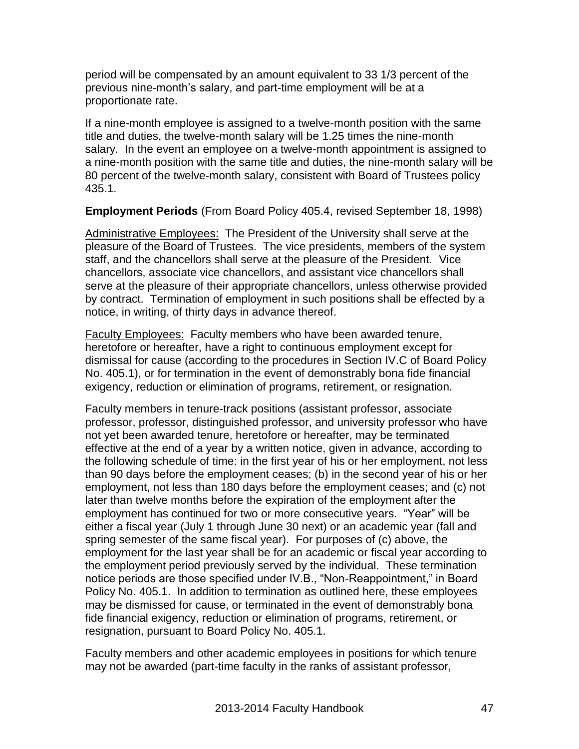period will be compensated by an amount equivalent to 33 1/3 percent of the previous nine-month's salary, and part-time employment will be at a proportionate rate.

If a nine-month employee is assigned to a twelve-month position with the same title and duties, the twelve-month salary will be 1.25 times the nine-month salary. In the event an employee on a twelve-month appointment is assigned to a nine-month position with the same title and duties, the nine-month salary will be 80 percent of the twelve-month salary, consistent with Board of Trustees policy 435.1.

**Employment Periods** (From Board Policy 405.4, revised September 18, 1998)

Administrative Employees: The President of the University shall serve at the pleasure of the Board of Trustees. The vice presidents, members of the system staff, and the chancellors shall serve at the pleasure of the President. Vice chancellors, associate vice chancellors, and assistant vice chancellors shall serve at the pleasure of their appropriate chancellors, unless otherwise provided by contract. Termination of employment in such positions shall be effected by a notice, in writing, of thirty days in advance thereof.

Faculty Employees: Faculty members who have been awarded tenure, heretofore or hereafter, have a right to continuous employment except for dismissal for cause (according to the procedures in Section IV.C of Board Policy No. 405.1), or for termination in the event of demonstrably bona fide financial exigency, reduction or elimination of programs, retirement, or resignation.

Faculty members in tenure-track positions (assistant professor, associate professor, professor, distinguished professor, and university professor who have not yet been awarded tenure, heretofore or hereafter, may be terminated effective at the end of a year by a written notice, given in advance, according to the following schedule of time: in the first year of his or her employment, not less than 90 days before the employment ceases; (b) in the second year of his or her employment, not less than 180 days before the employment ceases; and (c) not later than twelve months before the expiration of the employment after the employment has continued for two or more consecutive years. "Year" will be either a fiscal year (July 1 through June 30 next) or an academic year (fall and spring semester of the same fiscal year). For purposes of (c) above, the employment for the last year shall be for an academic or fiscal year according to the employment period previously served by the individual. These termination notice periods are those specified under IV.B., "Non-Reappointment," in Board Policy No. 405.1. In addition to termination as outlined here, these employees may be dismissed for cause, or terminated in the event of demonstrably bona fide financial exigency, reduction or elimination of programs, retirement, or resignation, pursuant to Board Policy No. 405.1.

Faculty members and other academic employees in positions for which tenure may not be awarded (part-time faculty in the ranks of assistant professor,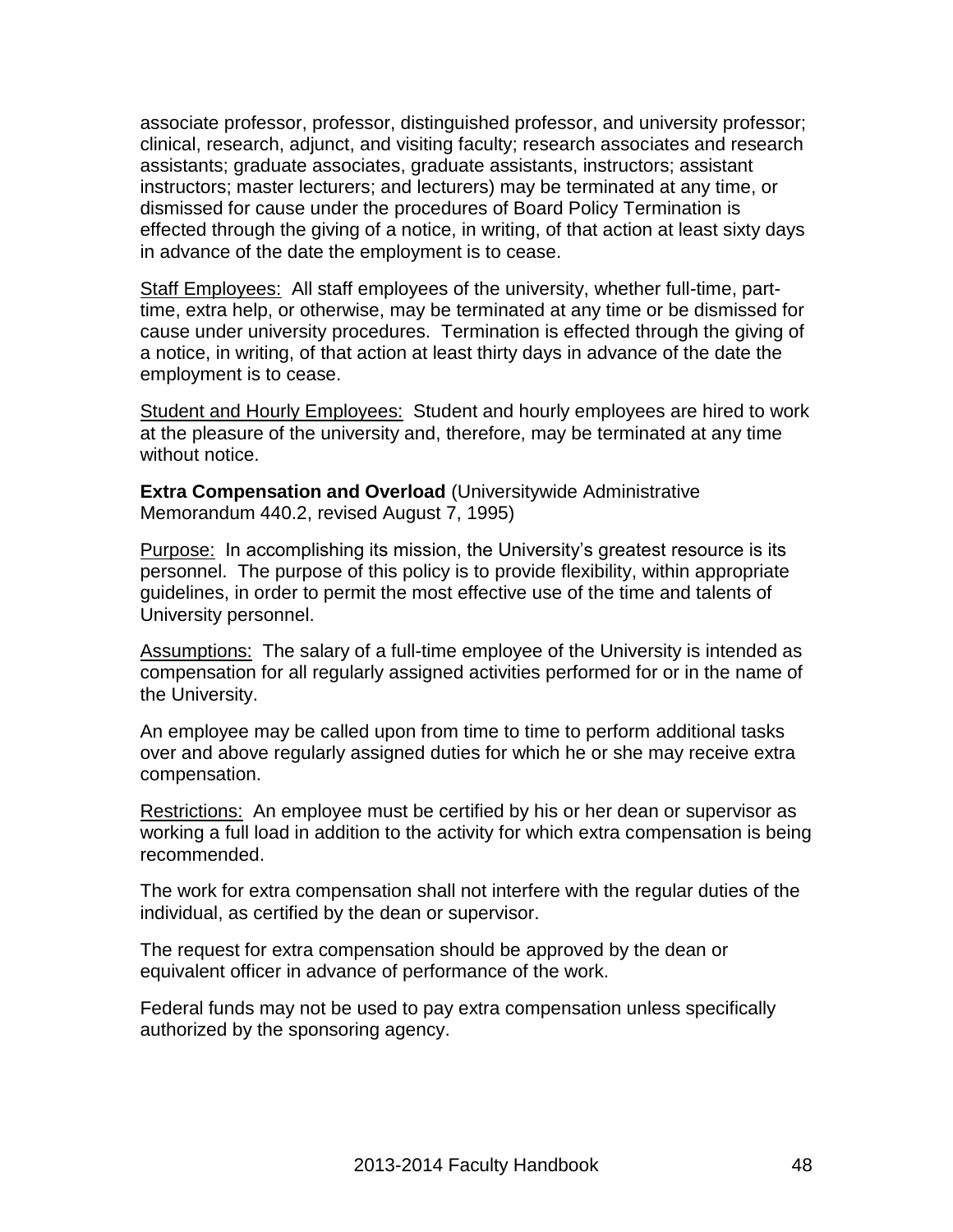associate professor, professor, distinguished professor, and university professor; clinical, research, adjunct, and visiting faculty; research associates and research assistants; graduate associates, graduate assistants, instructors; assistant instructors; master lecturers; and lecturers) may be terminated at any time, or dismissed for cause under the procedures of Board Policy Termination is effected through the giving of a notice, in writing, of that action at least sixty days in advance of the date the employment is to cease.

Staff Employees: All staff employees of the university, whether full-time, part-time, extra help, or otherwise, may be terminated at any time or be dismissed for cause under university procedures. Termination is effected through the giving of a notice, in writing, of that action at least thirty days in advance of the date the employment is to cease.

Student and Hourly Employees: Student and hourly employees are hired to work at the pleasure of the university and, therefore, may be terminated at any time without notice.

**Extra Compensation and Overload** (Universitywide Administrative Memorandum 440.2, revised August 7, 1995)

Purpose: In accomplishing its mission, the University's greatest resource is its personnel. The purpose of this policy is to provide flexibility, within appropriate guidelines, in order to permit the most effective use of the time and talents of University personnel.

Assumptions: The salary of a full-time employee of the University is intended as compensation for all regularly assigned activities performed for or in the name of the University.

An employee may be called upon from time to time to perform additional tasks over and above regularly assigned duties for which he or she may receive extra compensation.

Restrictions: An employee must be certified by his or her dean or supervisor as working a full load in addition to the activity for which extra compensation is being recommended.

The work for extra compensation shall not interfere with the regular duties of the individual, as certified by the dean or supervisor.

The request for extra compensation should be approved by the dean or equivalent officer in advance of performance of the work.

Federal funds may not be used to pay extra compensation unless specifically authorized by the sponsoring agency.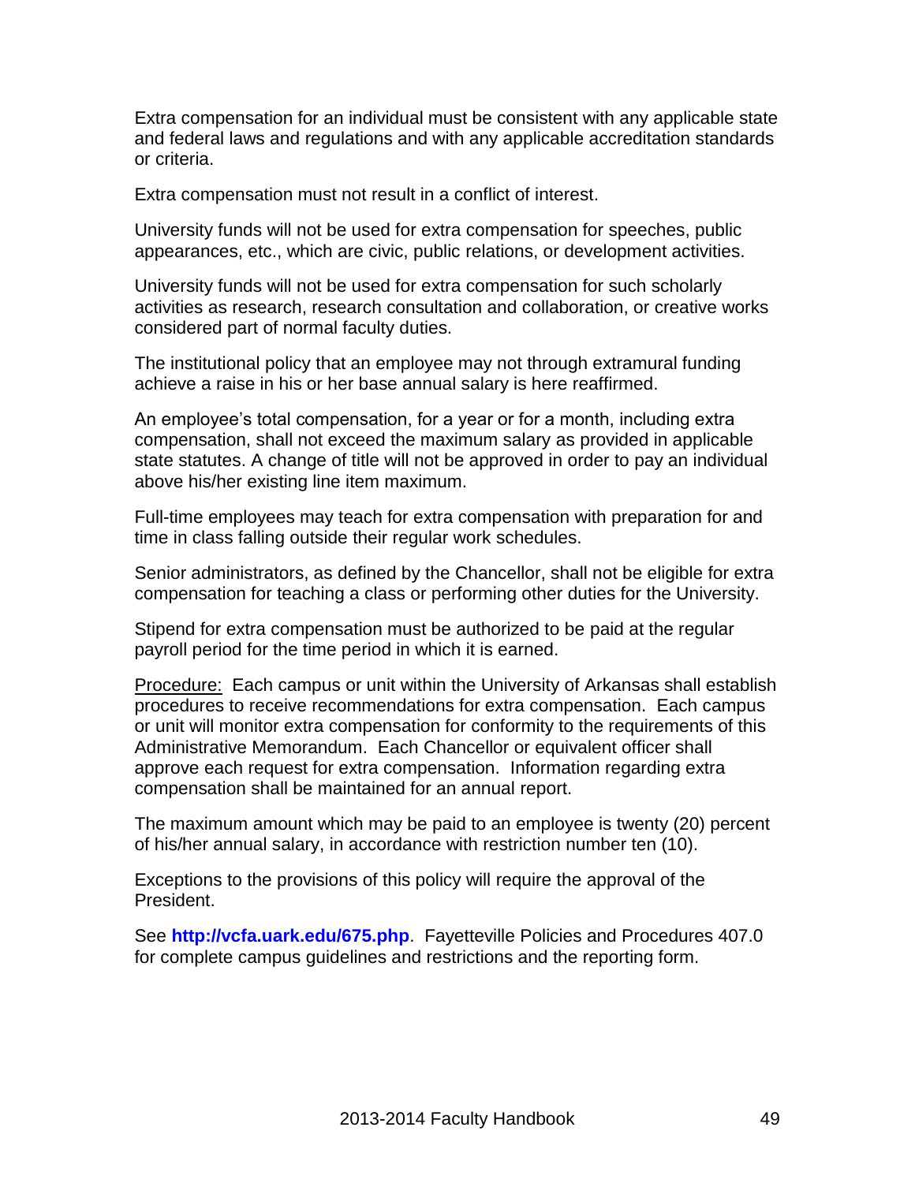Extra compensation for an individual must be consistent with any applicable state and federal laws and regulations and with any applicable accreditation standards or criteria.

Extra compensation must not result in a conflict of interest.

University funds will not be used for extra compensation for speeches, public appearances, etc., which are civic, public relations, or development activities.

University funds will not be used for extra compensation for such scholarly activities as research, research consultation and collaboration, or creative works considered part of normal faculty duties.

The institutional policy that an employee may not through extramural funding achieve a raise in his or her base annual salary is here reaffirmed.

An employee's total compensation, for a year or for a month, including extra compensation, shall not exceed the maximum salary as provided in applicable state statutes. A change of title will not be approved in order to pay an individual above his/her existing line item maximum.

Full-time employees may teach for extra compensation with preparation for and time in class falling outside their regular work schedules.

Senior administrators, as defined by the Chancellor, shall not be eligible for extra compensation for teaching a class or performing other duties for the University.

Stipend for extra compensation must be authorized to be paid at the regular payroll period for the time period in which it is earned.

Procedure: Each campus or unit within the University of Arkansas shall establish procedures to receive recommendations for extra compensation. Each campus or unit will monitor extra compensation for conformity to the requirements of this Administrative Memorandum. Each Chancellor or equivalent officer shall approve each request for extra compensation. Information regarding extra compensation shall be maintained for an annual report.

The maximum amount which may be paid to an employee is twenty (20) percent of his/her annual salary, in accordance with restriction number ten (10).

Exceptions to the provisions of this policy will require the approval of the President.

See **http://vcfa.uark.edu/675.php**. Fayetteville Policies and Procedures 407.0 for complete campus guidelines and restrictions and the reporting form.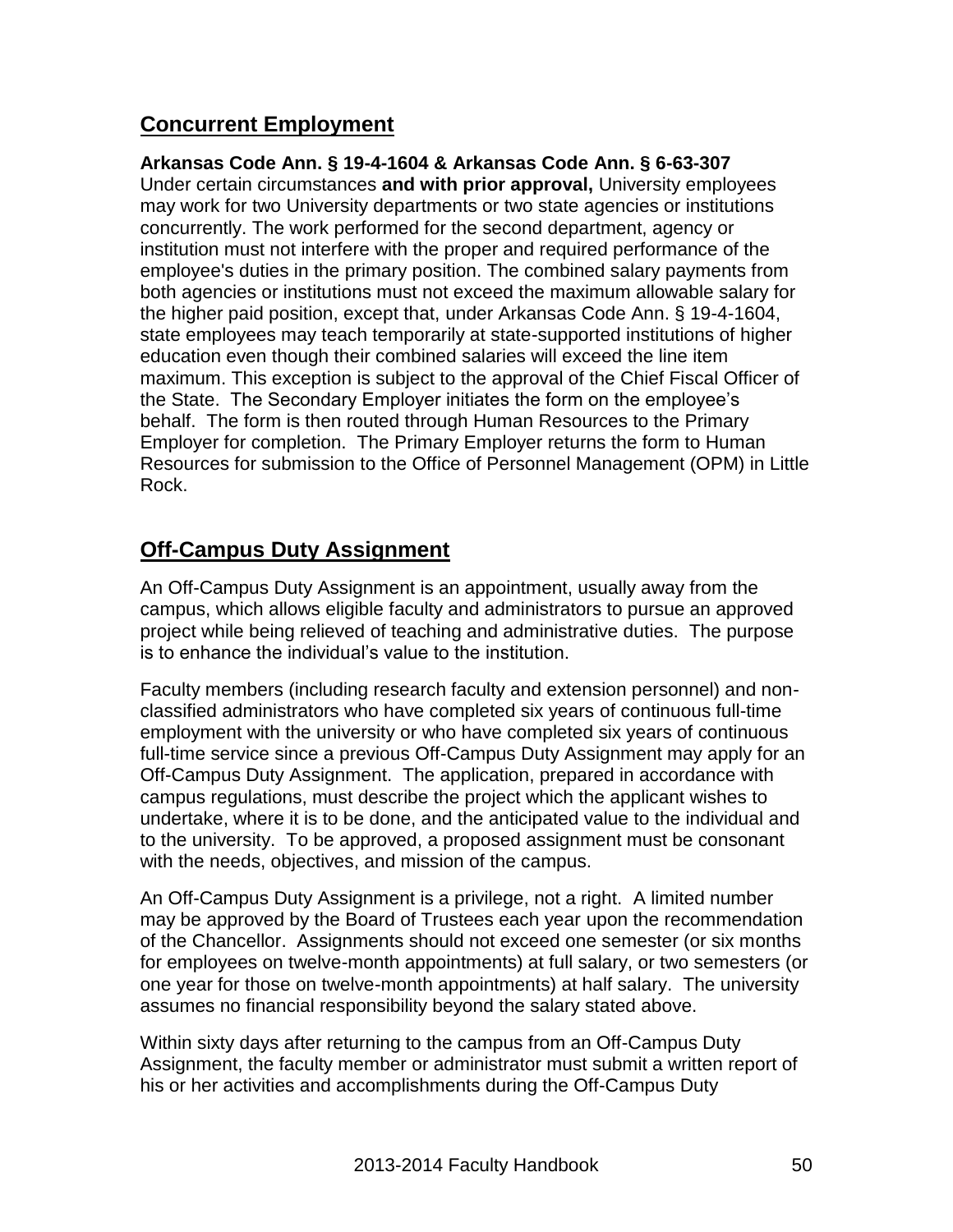## Concurrent Employment

**Arkansas Code Ann. § 19-4-1604 & Arkansas Code Ann. § 6-63-307**
Under certain circumstances **and with prior approval,** University employees may work for two University departments or two state agencies or institutions concurrently. The work performed for the second department, agency or institution must not interfere with the proper and required performance of the employee's duties in the primary position. The combined salary payments from both agencies or institutions must not exceed the maximum allowable salary for the higher paid position, except that, under Arkansas Code Ann. § 19-4-1604, state employees may teach temporarily at state-supported institutions of higher education even though their combined salaries will exceed the line item maximum. This exception is subject to the approval of the Chief Fiscal Officer of the State. The Secondary Employer initiates the form on the employee's behalf. The form is then routed through Human Resources to the Primary Employer for completion. The Primary Employer returns the form to Human Resources for submission to the Office of Personnel Management (OPM) in Little Rock.

## Off-Campus Duty Assignment

An Off-Campus Duty Assignment is an appointment, usually away from the campus, which allows eligible faculty and administrators to pursue an approved project while being relieved of teaching and administrative duties. The purpose is to enhance the individual's value to the institution.

Faculty members (including research faculty and extension personnel) and non-classified administrators who have completed six years of continuous full-time employment with the university or who have completed six years of continuous full-time service since a previous Off-Campus Duty Assignment may apply for an Off-Campus Duty Assignment. The application, prepared in accordance with campus regulations, must describe the project which the applicant wishes to undertake, where it is to be done, and the anticipated value to the individual and to the university. To be approved, a proposed assignment must be consonant with the needs, objectives, and mission of the campus.

An Off-Campus Duty Assignment is a privilege, not a right. A limited number may be approved by the Board of Trustees each year upon the recommendation of the Chancellor. Assignments should not exceed one semester (or six months for employees on twelve-month appointments) at full salary, or two semesters (or one year for those on twelve-month appointments) at half salary. The university assumes no financial responsibility beyond the salary stated above.

Within sixty days after returning to the campus from an Off-Campus Duty Assignment, the faculty member or administrator must submit a written report of his or her activities and accomplishments during the Off-Campus Duty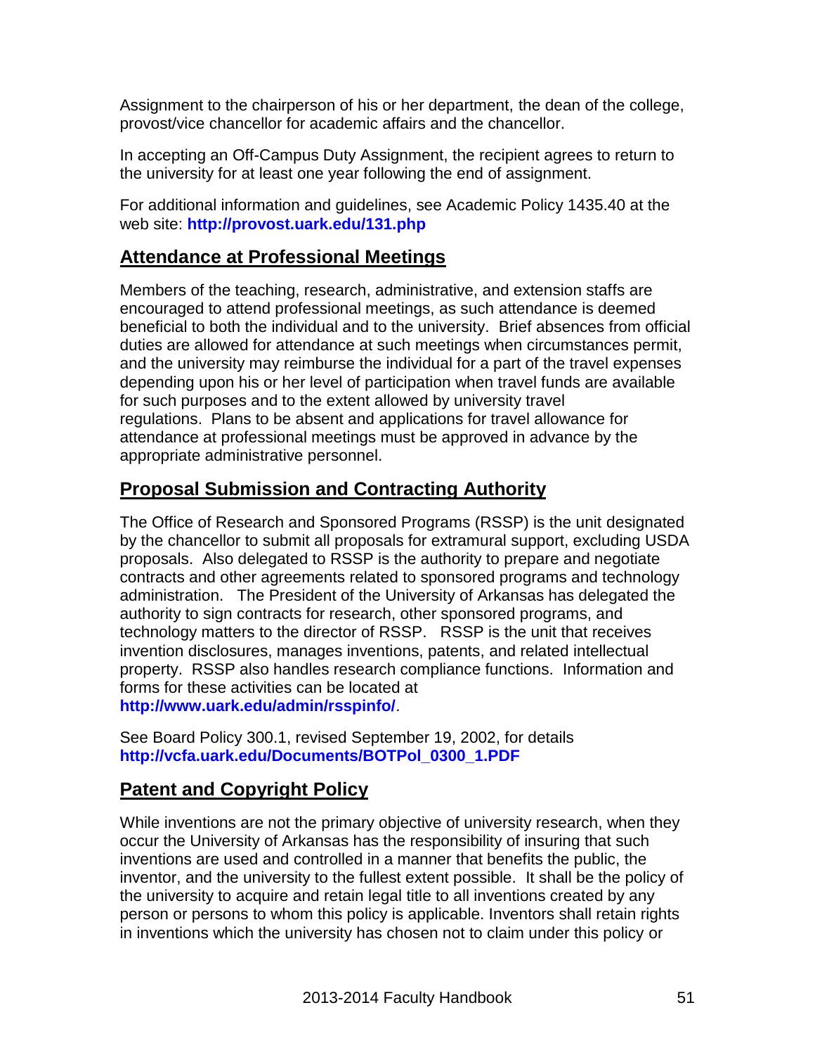Assignment to the chairperson of his or her department, the dean of the college, provost/vice chancellor for academic affairs and the chancellor.

In accepting an Off-Campus Duty Assignment, the recipient agrees to return to the university for at least one year following the end of assignment.

For additional information and guidelines, see Academic Policy 1435.40 at the web site: **http://provost.uark.edu/131.php**

## Attendance at Professional Meetings

Members of the teaching, research, administrative, and extension staffs are encouraged to attend professional meetings, as such attendance is deemed beneficial to both the individual and to the university. Brief absences from official duties are allowed for attendance at such meetings when circumstances permit, and the university may reimburse the individual for a part of the travel expenses depending upon his or her level of participation when travel funds are available for such purposes and to the extent allowed by university travel regulations. Plans to be absent and applications for travel allowance for attendance at professional meetings must be approved in advance by the appropriate administrative personnel.

## Proposal Submission and Contracting Authority

The Office of Research and Sponsored Programs (RSSP) is the unit designated by the chancellor to submit all proposals for extramural support, excluding USDA proposals. Also delegated to RSSP is the authority to prepare and negotiate contracts and other agreements related to sponsored programs and technology administration. The President of the University of Arkansas has delegated the authority to sign contracts for research, other sponsored programs, and technology matters to the director of RSSP. RSSP is the unit that receives invention disclosures, manages inventions, patents, and related intellectual property. RSSP also handles research compliance functions. Information and forms for these activities can be located at **http://www.uark.edu/admin/rsspinfo/**.

See Board Policy 300.1, revised September 19, 2002, for details **http://vcfa.uark.edu/Documents/BOTPol_0300_1.PDF**

## Patent and Copyright Policy

While inventions are not the primary objective of university research, when they occur the University of Arkansas has the responsibility of insuring that such inventions are used and controlled in a manner that benefits the public, the inventor, and the university to the fullest extent possible. It shall be the policy of the university to acquire and retain legal title to all inventions created by any person or persons to whom this policy is applicable. Inventors shall retain rights in inventions which the university has chosen not to claim under this policy or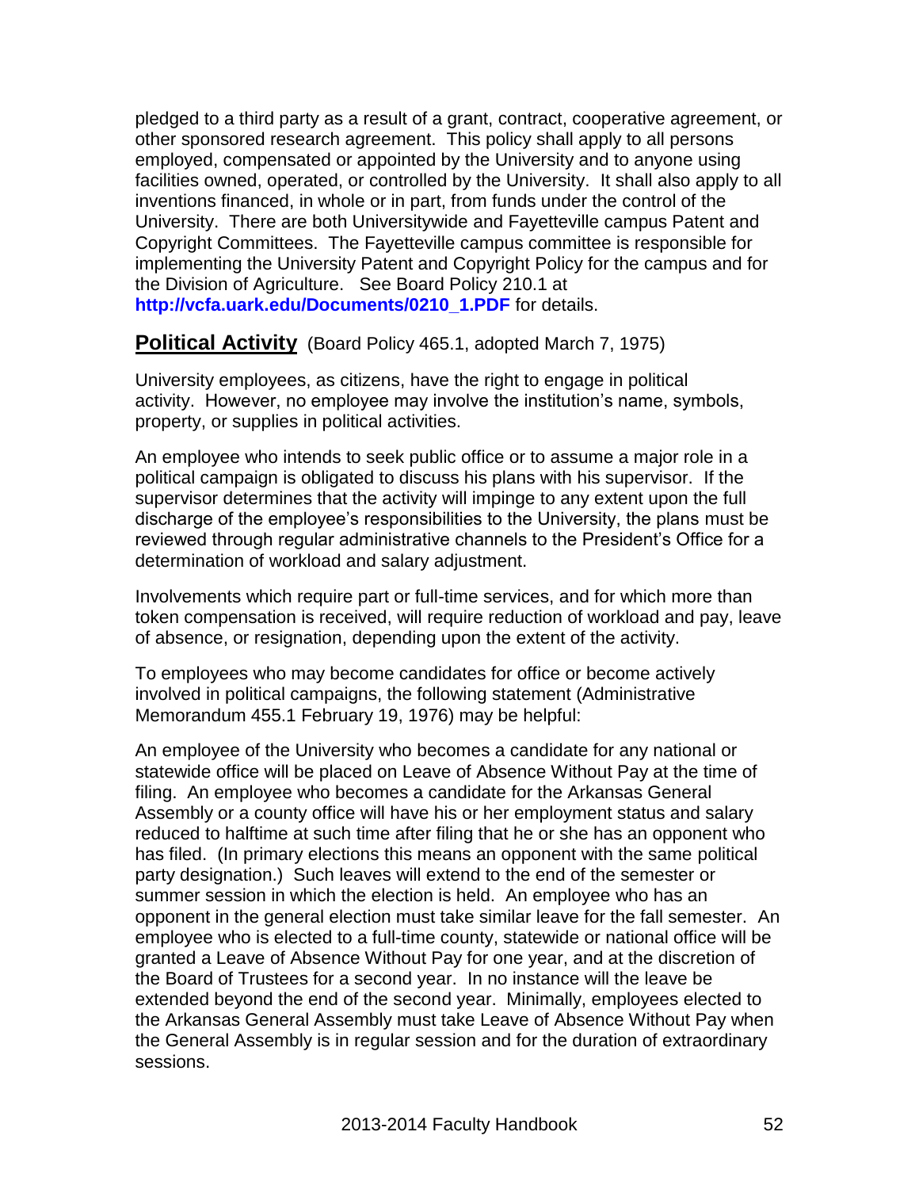pledged to a third party as a result of a grant, contract, cooperative agreement, or other sponsored research agreement. This policy shall apply to all persons employed, compensated or appointed by the University and to anyone using facilities owned, operated, or controlled by the University. It shall also apply to all inventions financed, in whole or in part, from funds under the control of the University. There are both Universitywide and Fayetteville campus Patent and Copyright Committees. The Fayetteville campus committee is responsible for implementing the University Patent and Copyright Policy for the campus and for the Division of Agriculture. See Board Policy 210.1 at **http://vcfa.uark.edu/Documents/0210_1.PDF** for details.

## Political Activity (Board Policy 465.1, adopted March 7, 1975)

University employees, as citizens, have the right to engage in political activity. However, no employee may involve the institution's name, symbols, property, or supplies in political activities.

An employee who intends to seek public office or to assume a major role in a political campaign is obligated to discuss his plans with his supervisor. If the supervisor determines that the activity will impinge to any extent upon the full discharge of the employee's responsibilities to the University, the plans must be reviewed through regular administrative channels to the President's Office for a determination of workload and salary adjustment.

Involvements which require part or full-time services, and for which more than token compensation is received, will require reduction of workload and pay, leave of absence, or resignation, depending upon the extent of the activity.

To employees who may become candidates for office or become actively involved in political campaigns, the following statement (Administrative Memorandum 455.1 February 19, 1976) may be helpful:

An employee of the University who becomes a candidate for any national or statewide office will be placed on Leave of Absence Without Pay at the time of filing. An employee who becomes a candidate for the Arkansas General Assembly or a county office will have his or her employment status and salary reduced to halftime at such time after filing that he or she has an opponent who has filed. (In primary elections this means an opponent with the same political party designation.) Such leaves will extend to the end of the semester or summer session in which the election is held. An employee who has an opponent in the general election must take similar leave for the fall semester. An employee who is elected to a full-time county, statewide or national office will be granted a Leave of Absence Without Pay for one year, and at the discretion of the Board of Trustees for a second year. In no instance will the leave be extended beyond the end of the second year. Minimally, employees elected to the Arkansas General Assembly must take Leave of Absence Without Pay when the General Assembly is in regular session and for the duration of extraordinary sessions.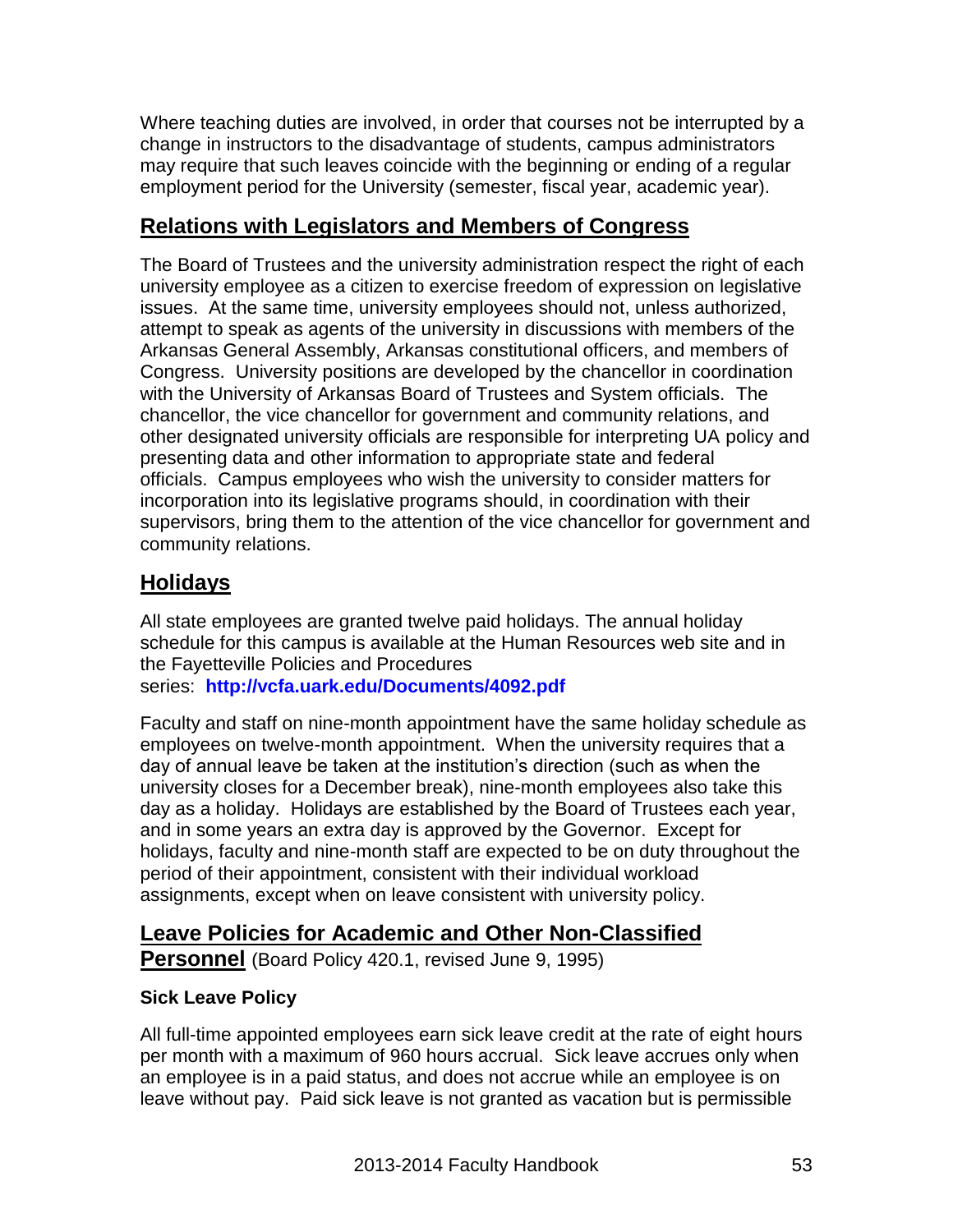Where teaching duties are involved, in order that courses not be interrupted by a change in instructors to the disadvantage of students, campus administrators may require that such leaves coincide with the beginning or ending of a regular employment period for the University (semester, fiscal year, academic year).

## Relations with Legislators and Members of Congress

The Board of Trustees and the university administration respect the right of each university employee as a citizen to exercise freedom of expression on legislative issues. At the same time, university employees should not, unless authorized, attempt to speak as agents of the university in discussions with members of the Arkansas General Assembly, Arkansas constitutional officers, and members of Congress. University positions are developed by the chancellor in coordination with the University of Arkansas Board of Trustees and System officials. The chancellor, the vice chancellor for government and community relations, and other designated university officials are responsible for interpreting UA policy and presenting data and other information to appropriate state and federal officials. Campus employees who wish the university to consider matters for incorporation into its legislative programs should, in coordination with their supervisors, bring them to the attention of the vice chancellor for government and community relations.

## Holidays

All state employees are granted twelve paid holidays. The annual holiday schedule for this campus is available at the Human Resources web site and in the Fayetteville Policies and Procedures series: **http://vcfa.uark.edu/Documents/4092.pdf**

Faculty and staff on nine-month appointment have the same holiday schedule as employees on twelve-month appointment. When the university requires that a day of annual leave be taken at the institution's direction (such as when the university closes for a December break), nine-month employees also take this day as a holiday. Holidays are established by the Board of Trustees each year, and in some years an extra day is approved by the Governor. Except for holidays, faculty and nine-month staff are expected to be on duty throughout the period of their appointment, consistent with their individual workload assignments, except when on leave consistent with university policy.

## Leave Policies for Academic and Other Non-Classified Personnel (Board Policy 420.1, revised June 9, 1995)

### Sick Leave Policy

All full-time appointed employees earn sick leave credit at the rate of eight hours per month with a maximum of 960 hours accrual. Sick leave accrues only when an employee is in a paid status, and does not accrue while an employee is on leave without pay. Paid sick leave is not granted as vacation but is permissible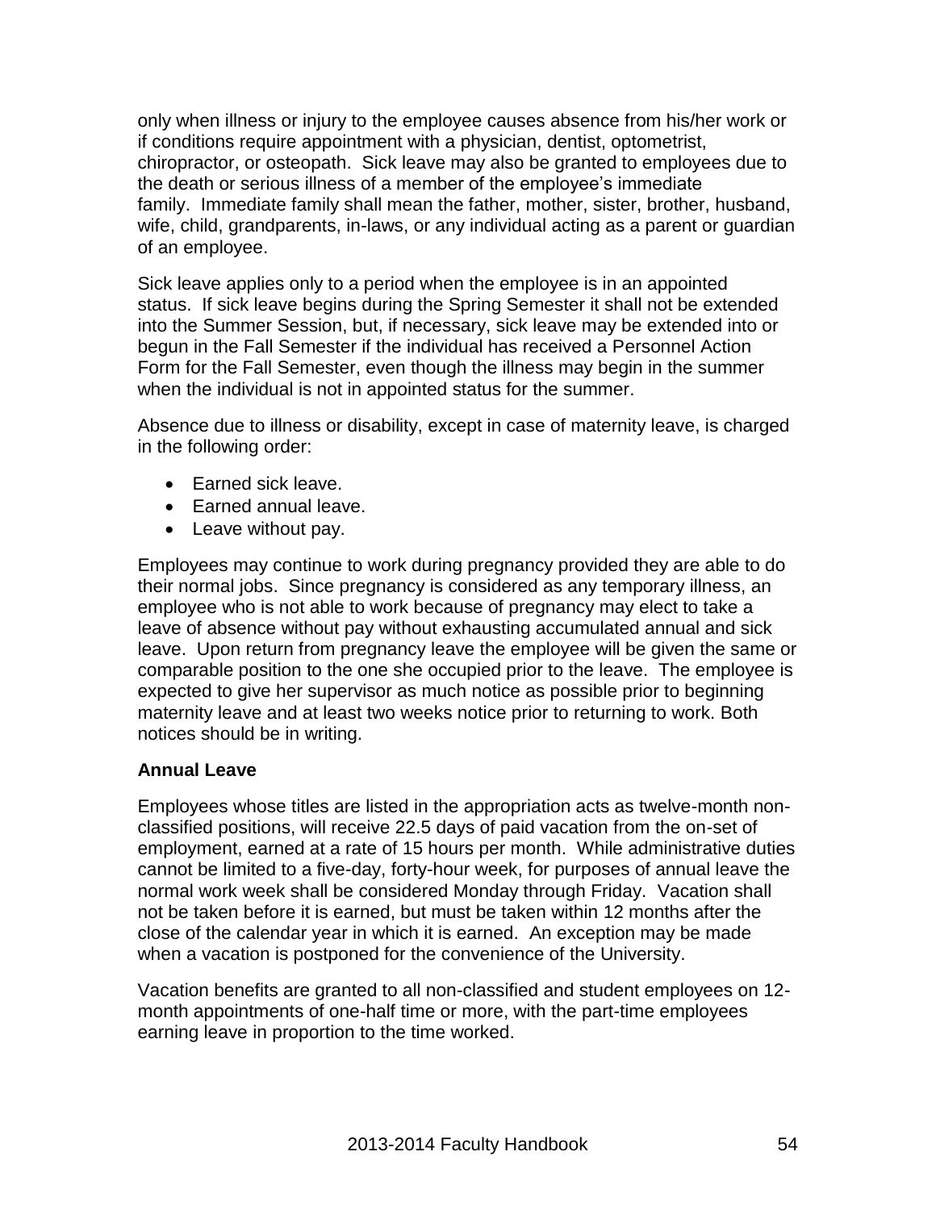only when illness or injury to the employee causes absence from his/her work or if conditions require appointment with a physician, dentist, optometrist, chiropractor, or osteopath. Sick leave may also be granted to employees due to the death or serious illness of a member of the employee's immediate family. Immediate family shall mean the father, mother, sister, brother, husband, wife, child, grandparents, in-laws, or any individual acting as a parent or guardian of an employee.

Sick leave applies only to a period when the employee is in an appointed status. If sick leave begins during the Spring Semester it shall not be extended into the Summer Session, but, if necessary, sick leave may be extended into or begun in the Fall Semester if the individual has received a Personnel Action Form for the Fall Semester, even though the illness may begin in the summer when the individual is not in appointed status for the summer.

Absence due to illness or disability, except in case of maternity leave, is charged in the following order:

- Earned sick leave.
- Earned annual leave.
- Leave without pay.

Employees may continue to work during pregnancy provided they are able to do their normal jobs. Since pregnancy is considered as any temporary illness, an employee who is not able to work because of pregnancy may elect to take a leave of absence without pay without exhausting accumulated annual and sick leave. Upon return from pregnancy leave the employee will be given the same or comparable position to the one she occupied prior to the leave. The employee is expected to give her supervisor as much notice as possible prior to beginning maternity leave and at least two weeks notice prior to returning to work. Both notices should be in writing.

**Annual Leave**

Employees whose titles are listed in the appropriation acts as twelve-month non-classified positions, will receive 22.5 days of paid vacation from the on-set of employment, earned at a rate of 15 hours per month. While administrative duties cannot be limited to a five-day, forty-hour week, for purposes of annual leave the normal work week shall be considered Monday through Friday. Vacation shall not be taken before it is earned, but must be taken within 12 months after the close of the calendar year in which it is earned. An exception may be made when a vacation is postponed for the convenience of the University.

Vacation benefits are granted to all non-classified and student employees on 12-month appointments of one-half time or more, with the part-time employees earning leave in proportion to the time worked.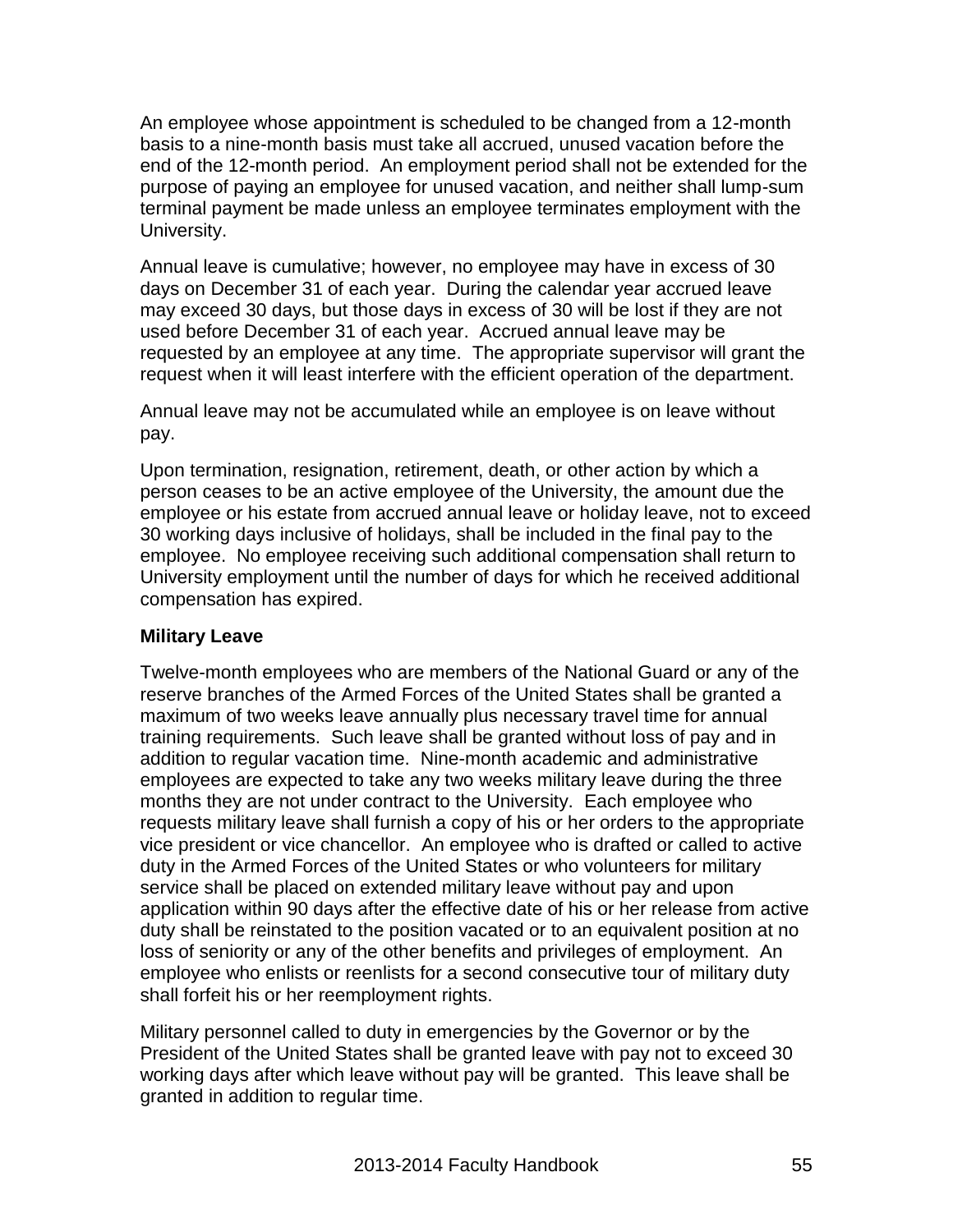An employee whose appointment is scheduled to be changed from a 12-month basis to a nine-month basis must take all accrued, unused vacation before the end of the 12-month period. An employment period shall not be extended for the purpose of paying an employee for unused vacation, and neither shall lump-sum terminal payment be made unless an employee terminates employment with the University.

Annual leave is cumulative; however, no employee may have in excess of 30 days on December 31 of each year. During the calendar year accrued leave may exceed 30 days, but those days in excess of 30 will be lost if they are not used before December 31 of each year. Accrued annual leave may be requested by an employee at any time. The appropriate supervisor will grant the request when it will least interfere with the efficient operation of the department.

Annual leave may not be accumulated while an employee is on leave without pay.

Upon termination, resignation, retirement, death, or other action by which a person ceases to be an active employee of the University, the amount due the employee or his estate from accrued annual leave or holiday leave, not to exceed 30 working days inclusive of holidays, shall be included in the final pay to the employee. No employee receiving such additional compensation shall return to University employment until the number of days for which he received additional compensation has expired.

**Military Leave**

Twelve-month employees who are members of the National Guard or any of the reserve branches of the Armed Forces of the United States shall be granted a maximum of two weeks leave annually plus necessary travel time for annual training requirements. Such leave shall be granted without loss of pay and in addition to regular vacation time. Nine-month academic and administrative employees are expected to take any two weeks military leave during the three months they are not under contract to the University. Each employee who requests military leave shall furnish a copy of his or her orders to the appropriate vice president or vice chancellor. An employee who is drafted or called to active duty in the Armed Forces of the United States or who volunteers for military service shall be placed on extended military leave without pay and upon application within 90 days after the effective date of his or her release from active duty shall be reinstated to the position vacated or to an equivalent position at no loss of seniority or any of the other benefits and privileges of employment. An employee who enlists or reenlists for a second consecutive tour of military duty shall forfeit his or her reemployment rights.

Military personnel called to duty in emergencies by the Governor or by the President of the United States shall be granted leave with pay not to exceed 30 working days after which leave without pay will be granted. This leave shall be granted in addition to regular time.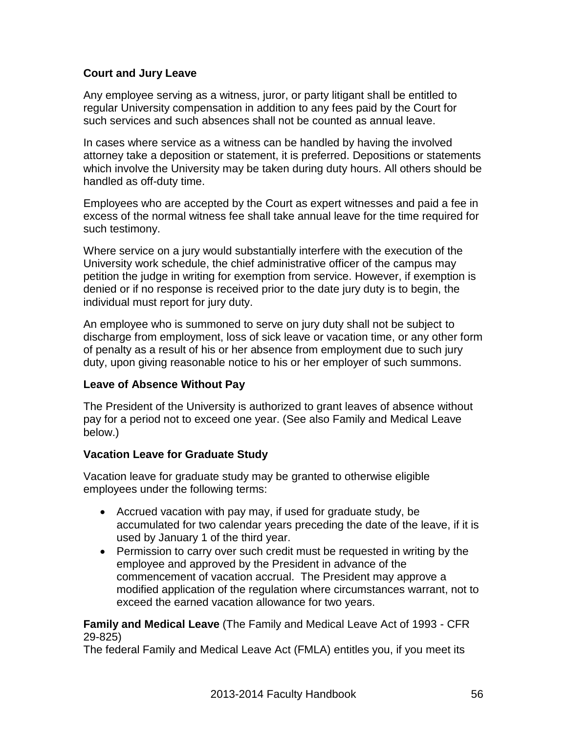**Court and Jury Leave**

Any employee serving as a witness, juror, or party litigant shall be entitled to regular University compensation in addition to any fees paid by the Court for such services and such absences shall not be counted as annual leave.

In cases where service as a witness can be handled by having the involved attorney take a deposition or statement, it is preferred. Depositions or statements which involve the University may be taken during duty hours. All others should be handled as off-duty time.

Employees who are accepted by the Court as expert witnesses and paid a fee in excess of the normal witness fee shall take annual leave for the time required for such testimony.

Where service on a jury would substantially interfere with the execution of the University work schedule, the chief administrative officer of the campus may petition the judge in writing for exemption from service. However, if exemption is denied or if no response is received prior to the date jury duty is to begin, the individual must report for jury duty.

An employee who is summoned to serve on jury duty shall not be subject to discharge from employment, loss of sick leave or vacation time, or any other form of penalty as a result of his or her absence from employment due to such jury duty, upon giving reasonable notice to his or her employer of such summons.

**Leave of Absence Without Pay**

The President of the University is authorized to grant leaves of absence without pay for a period not to exceed one year. (See also Family and Medical Leave below.)

**Vacation Leave for Graduate Study**

Vacation leave for graduate study may be granted to otherwise eligible employees under the following terms:

- Accrued vacation with pay may, if used for graduate study, be accumulated for two calendar years preceding the date of the leave, if it is used by January 1 of the third year.
- Permission to carry over such credit must be requested in writing by the employee and approved by the President in advance of the commencement of vacation accrual. The President may approve a modified application of the regulation where circumstances warrant, not to exceed the earned vacation allowance for two years.

**Family and Medical Leave** (The Family and Medical Leave Act of 1993 - CFR 29-825)
The federal Family and Medical Leave Act (FMLA) entitles you, if you meet its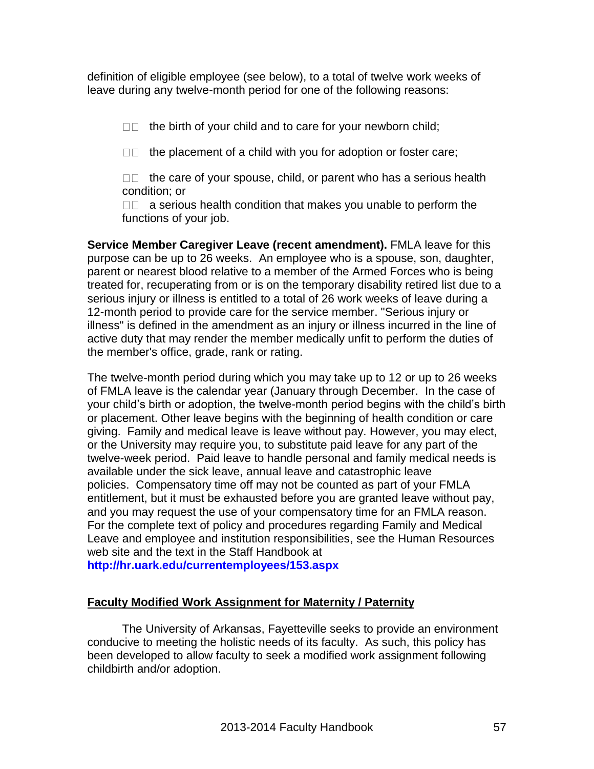definition of eligible employee (see below), to a total of twelve work weeks of leave during any twelve-month period for one of the following reasons:

- the birth of your child and to care for your newborn child;
- the placement of a child with you for adoption or foster care;
- the care of your spouse, child, or parent who has a serious health condition; or
- a serious health condition that makes you unable to perform the functions of your job.

**Service Member Caregiver Leave (recent amendment).** FMLA leave for this purpose can be up to 26 weeks. An employee who is a spouse, son, daughter, parent or nearest blood relative to a member of the Armed Forces who is being treated for, recuperating from or is on the temporary disability retired list due to a serious injury or illness is entitled to a total of 26 work weeks of leave during a 12-month period to provide care for the service member. "Serious injury or illness" is defined in the amendment as an injury or illness incurred in the line of active duty that may render the member medically unfit to perform the duties of the member's office, grade, rank or rating.

The twelve-month period during which you may take up to 12 or up to 26 weeks of FMLA leave is the calendar year (January through December. In the case of your child's birth or adoption, the twelve-month period begins with the child's birth or placement. Other leave begins with the beginning of health condition or care giving. Family and medical leave is leave without pay. However, you may elect, or the University may require you, to substitute paid leave for any part of the twelve-week period. Paid leave to handle personal and family medical needs is available under the sick leave, annual leave and catastrophic leave policies. Compensatory time off may not be counted as part of your FMLA entitlement, but it must be exhausted before you are granted leave without pay, and you may request the use of your compensatory time for an FMLA reason. For the complete text of policy and procedures regarding Family and Medical Leave and employee and institution responsibilities, see the Human Resources web site and the text in the Staff Handbook at **http://hr.uark.edu/currentemployees/153.aspx**

## Faculty Modified Work Assignment for Maternity / Paternity

The University of Arkansas, Fayetteville seeks to provide an environment conducive to meeting the holistic needs of its faculty. As such, this policy has been developed to allow faculty to seek a modified work assignment following childbirth and/or adoption.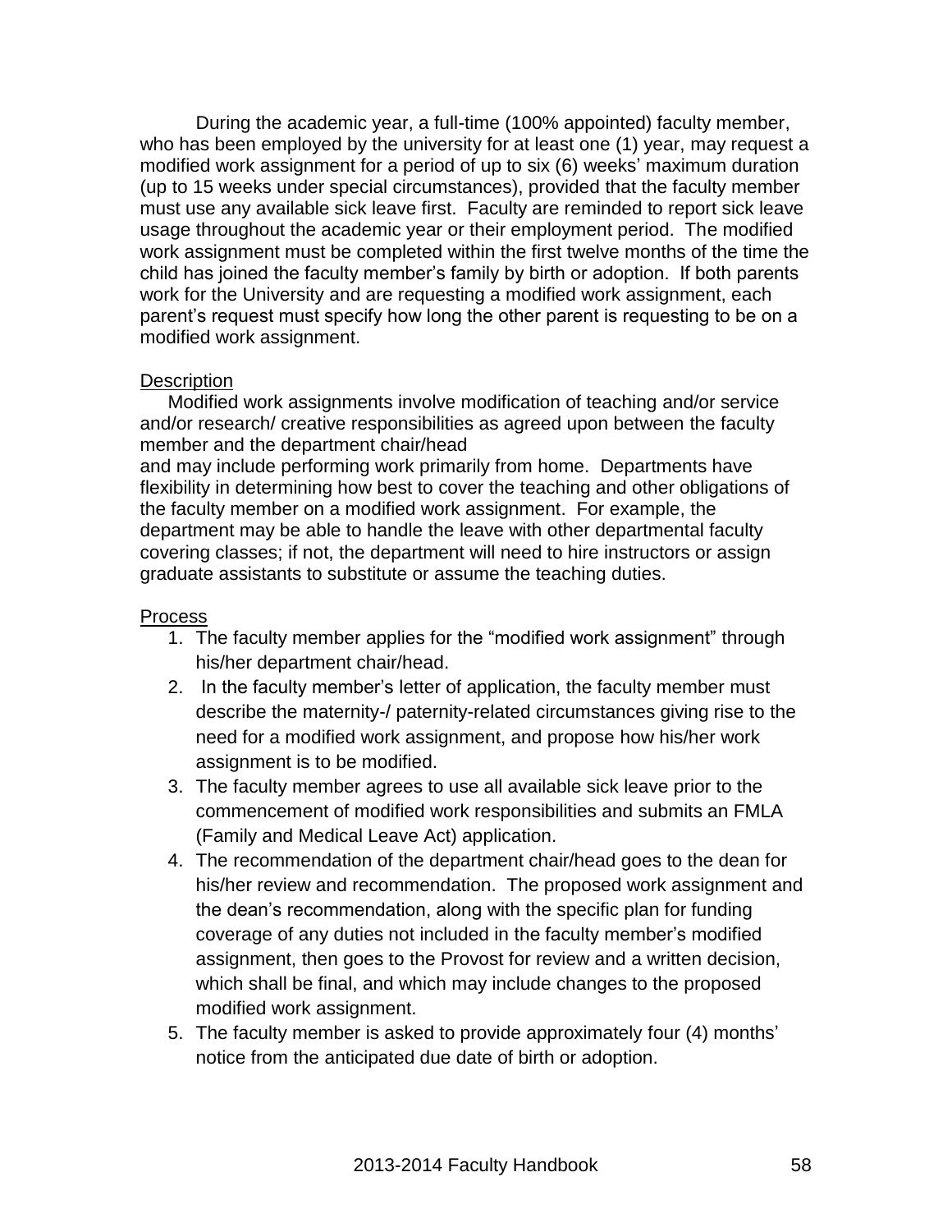During the academic year, a full-time (100% appointed) faculty member, who has been employed by the university for at least one (1) year, may request a modified work assignment for a period of up to six (6) weeks' maximum duration (up to 15 weeks under special circumstances), provided that the faculty member must use any available sick leave first. Faculty are reminded to report sick leave usage throughout the academic year or their employment period. The modified work assignment must be completed within the first twelve months of the time the child has joined the faculty member's family by birth or adoption. If both parents work for the University and are requesting a modified work assignment, each parent's request must specify how long the other parent is requesting to be on a modified work assignment.

Description

Modified work assignments involve modification of teaching and/or service and/or research/ creative responsibilities as agreed upon between the faculty member and the department chair/head
and may include performing work primarily from home. Departments have flexibility in determining how best to cover the teaching and other obligations of the faculty member on a modified work assignment. For example, the department may be able to handle the leave with other departmental faculty covering classes; if not, the department will need to hire instructors or assign graduate assistants to substitute or assume the teaching duties.

Process

1. The faculty member applies for the "modified work assignment" through his/her department chair/head.
2. In the faculty member's letter of application, the faculty member must describe the maternity-/ paternity-related circumstances giving rise to the need for a modified work assignment, and propose how his/her work assignment is to be modified.
3. The faculty member agrees to use all available sick leave prior to the commencement of modified work responsibilities and submits an FMLA (Family and Medical Leave Act) application.
4. The recommendation of the department chair/head goes to the dean for his/her review and recommendation. The proposed work assignment and the dean's recommendation, along with the specific plan for funding coverage of any duties not included in the faculty member's modified assignment, then goes to the Provost for review and a written decision, which shall be final, and which may include changes to the proposed modified work assignment.
5. The faculty member is asked to provide approximately four (4) months' notice from the anticipated due date of birth or adoption.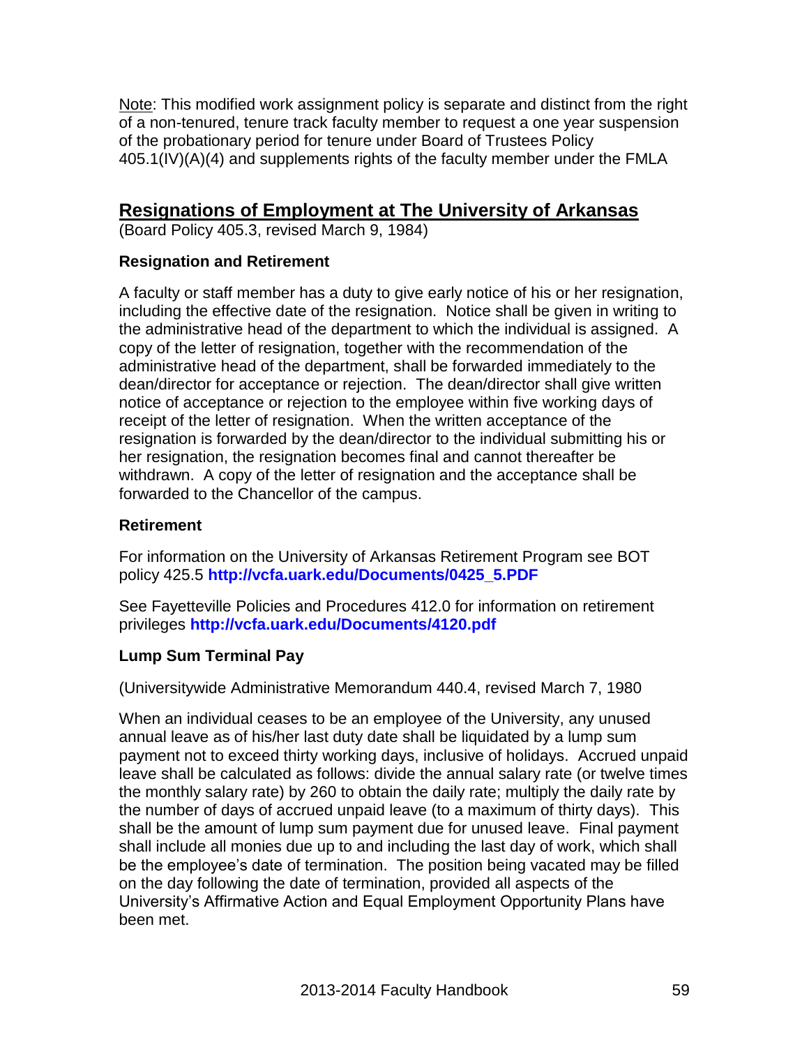Note: This modified work assignment policy is separate and distinct from the right of a non-tenured, tenure track faculty member to request a one year suspension of the probationary period for tenure under Board of Trustees Policy 405.1(IV)(A)(4) and supplements rights of the faculty member under the FMLA

## Resignations of Employment at The University of Arkansas

(Board Policy 405.3, revised March 9, 1984)

### Resignation and Retirement

A faculty or staff member has a duty to give early notice of his or her resignation, including the effective date of the resignation. Notice shall be given in writing to the administrative head of the department to which the individual is assigned. A copy of the letter of resignation, together with the recommendation of the administrative head of the department, shall be forwarded immediately to the dean/director for acceptance or rejection. The dean/director shall give written notice of acceptance or rejection to the employee within five working days of receipt of the letter of resignation. When the written acceptance of the resignation is forwarded by the dean/director to the individual submitting his or her resignation, the resignation becomes final and cannot thereafter be withdrawn. A copy of the letter of resignation and the acceptance shall be forwarded to the Chancellor of the campus.

### Retirement

For information on the University of Arkansas Retirement Program see BOT policy 425.5 **http://vcfa.uark.edu/Documents/0425_5.PDF**

See Fayetteville Policies and Procedures 412.0 for information on retirement privileges **http://vcfa.uark.edu/Documents/4120.pdf**

### Lump Sum Terminal Pay

(Universitywide Administrative Memorandum 440.4, revised March 7, 1980

When an individual ceases to be an employee of the University, any unused annual leave as of his/her last duty date shall be liquidated by a lump sum payment not to exceed thirty working days, inclusive of holidays. Accrued unpaid leave shall be calculated as follows: divide the annual salary rate (or twelve times the monthly salary rate) by 260 to obtain the daily rate; multiply the daily rate by the number of days of accrued unpaid leave (to a maximum of thirty days). This shall be the amount of lump sum payment due for unused leave. Final payment shall include all monies due up to and including the last day of work, which shall be the employee's date of termination. The position being vacated may be filled on the day following the date of termination, provided all aspects of the University's Affirmative Action and Equal Employment Opportunity Plans have been met.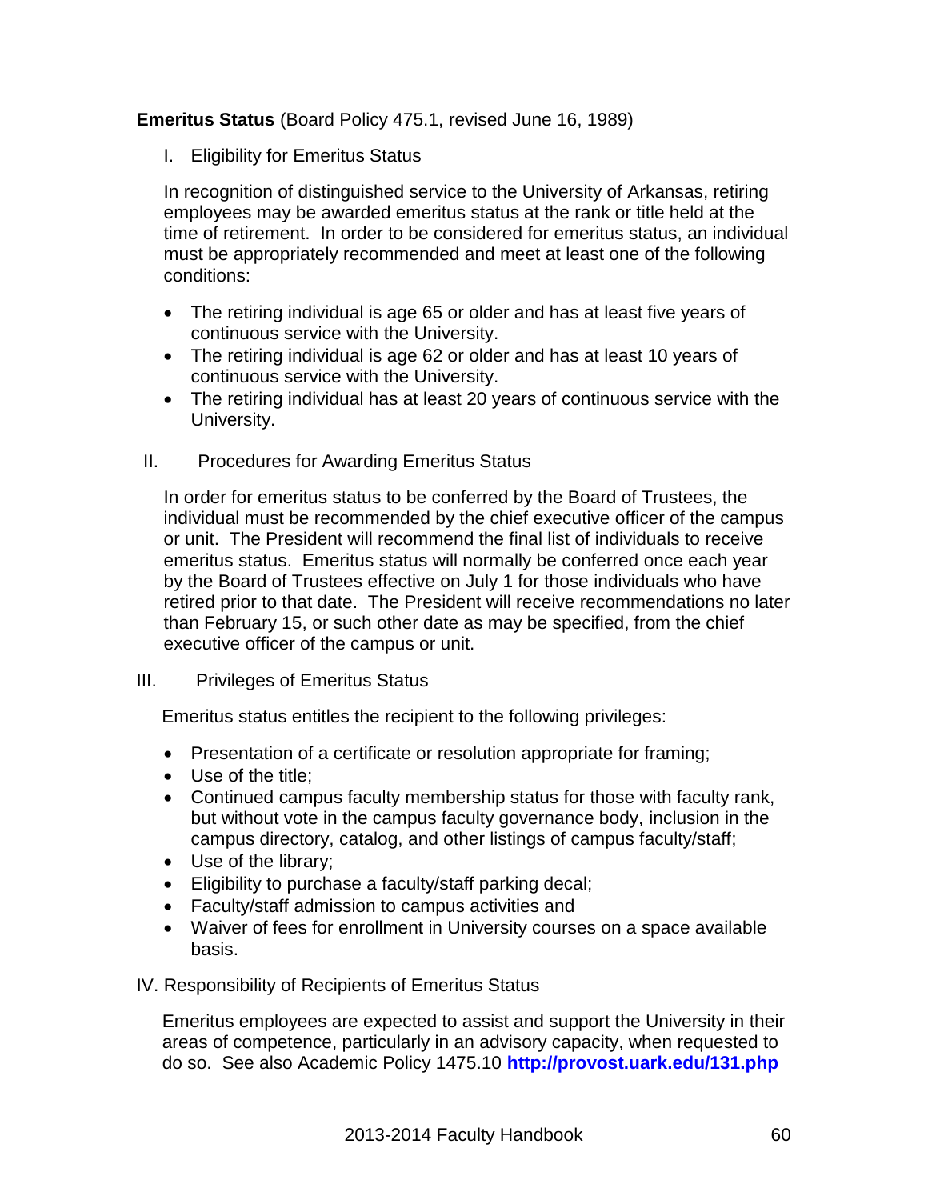**Emeritus Status** (Board Policy 475.1, revised June 16, 1989)

I. Eligibility for Emeritus Status

In recognition of distinguished service to the University of Arkansas, retiring employees may be awarded emeritus status at the rank or title held at the time of retirement. In order to be considered for emeritus status, an individual must be appropriately recommended and meet at least one of the following conditions:

- The retiring individual is age 65 or older and has at least five years of continuous service with the University.
- The retiring individual is age 62 or older and has at least 10 years of continuous service with the University.
- The retiring individual has at least 20 years of continuous service with the University.

II. Procedures for Awarding Emeritus Status

In order for emeritus status to be conferred by the Board of Trustees, the individual must be recommended by the chief executive officer of the campus or unit. The President will recommend the final list of individuals to receive emeritus status. Emeritus status will normally be conferred once each year by the Board of Trustees effective on July 1 for those individuals who have retired prior to that date. The President will receive recommendations no later than February 15, or such other date as may be specified, from the chief executive officer of the campus or unit.

III. Privileges of Emeritus Status

Emeritus status entitles the recipient to the following privileges:

- Presentation of a certificate or resolution appropriate for framing;
- Use of the title;
- Continued campus faculty membership status for those with faculty rank, but without vote in the campus faculty governance body, inclusion in the campus directory, catalog, and other listings of campus faculty/staff;
- Use of the library;
- Eligibility to purchase a faculty/staff parking decal;
- Faculty/staff admission to campus activities and
- Waiver of fees for enrollment in University courses on a space available basis.

IV. Responsibility of Recipients of Emeritus Status

Emeritus employees are expected to assist and support the University in their areas of competence, particularly in an advisory capacity, when requested to do so. See also Academic Policy 1475.10 **http://provost.uark.edu/131.php**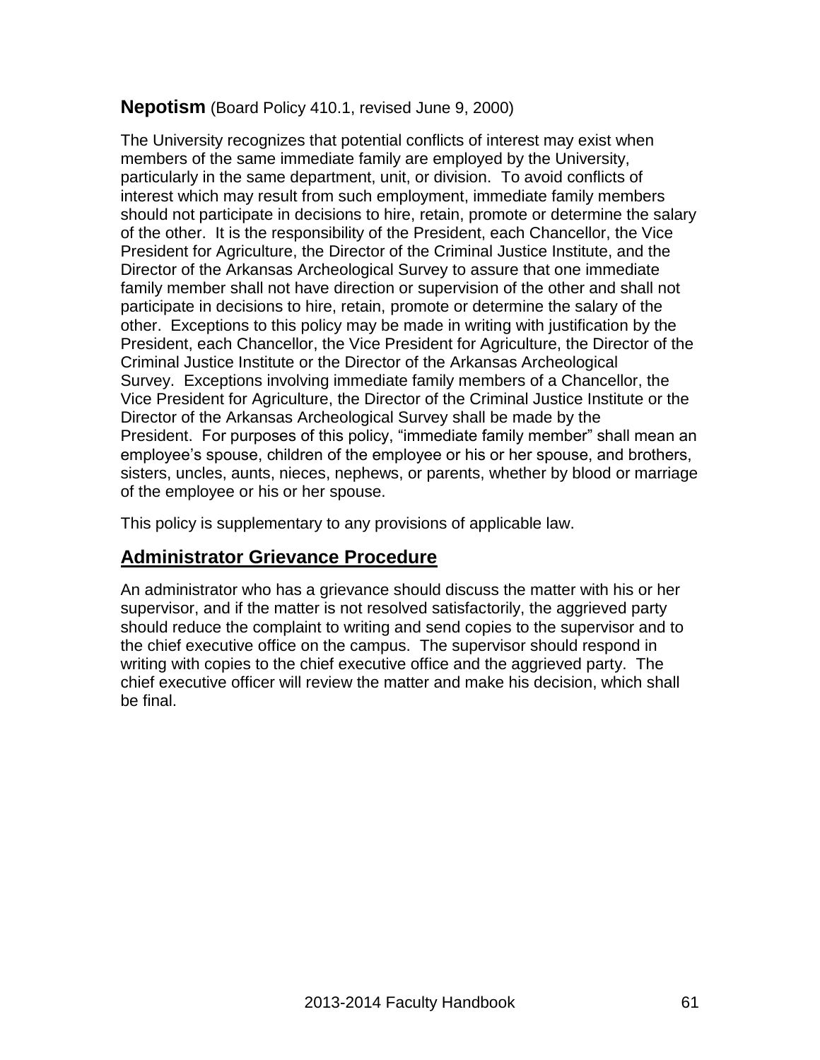## Nepotism (Board Policy 410.1, revised June 9, 2000)

The University recognizes that potential conflicts of interest may exist when members of the same immediate family are employed by the University, particularly in the same department, unit, or division. To avoid conflicts of interest which may result from such employment, immediate family members should not participate in decisions to hire, retain, promote or determine the salary of the other. It is the responsibility of the President, each Chancellor, the Vice President for Agriculture, the Director of the Criminal Justice Institute, and the Director of the Arkansas Archeological Survey to assure that one immediate family member shall not have direction or supervision of the other and shall not participate in decisions to hire, retain, promote or determine the salary of the other. Exceptions to this policy may be made in writing with justification by the President, each Chancellor, the Vice President for Agriculture, the Director of the Criminal Justice Institute or the Director of the Arkansas Archeological Survey. Exceptions involving immediate family members of a Chancellor, the Vice President for Agriculture, the Director of the Criminal Justice Institute or the Director of the Arkansas Archeological Survey shall be made by the President. For purposes of this policy, "immediate family member" shall mean an employee's spouse, children of the employee or his or her spouse, and brothers, sisters, uncles, aunts, nieces, nephews, or parents, whether by blood or marriage of the employee or his or her spouse.

This policy is supplementary to any provisions of applicable law.

## Administrator Grievance Procedure

An administrator who has a grievance should discuss the matter with his or her supervisor, and if the matter is not resolved satisfactorily, the aggrieved party should reduce the complaint to writing and send copies to the supervisor and to the chief executive office on the campus. The supervisor should respond in writing with copies to the chief executive office and the aggrieved party. The chief executive officer will review the matter and make his decision, which shall be final.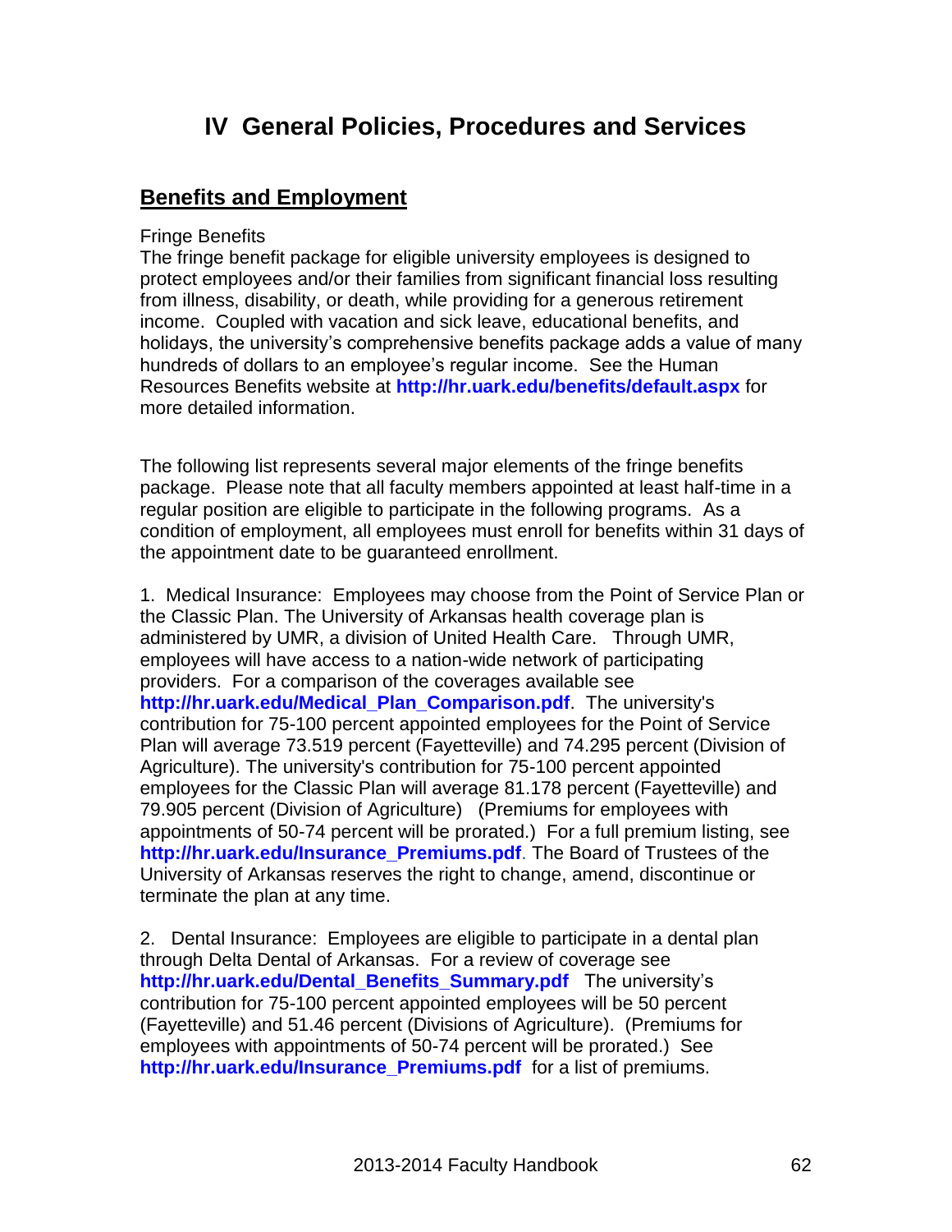# IV General Policies, Procedures and Services

## Benefits and Employment

Fringe Benefits

The fringe benefit package for eligible university employees is designed to protect employees and/or their families from significant financial loss resulting from illness, disability, or death, while providing for a generous retirement income. Coupled with vacation and sick leave, educational benefits, and holidays, the university's comprehensive benefits package adds a value of many hundreds of dollars to an employee's regular income. See the Human Resources Benefits website at **http://hr.uark.edu/benefits/default.aspx** for more detailed information.

The following list represents several major elements of the fringe benefits package. Please note that all faculty members appointed at least half-time in a regular position are eligible to participate in the following programs. As a condition of employment, all employees must enroll for benefits within 31 days of the appointment date to be guaranteed enrollment.

1. Medical Insurance: Employees may choose from the Point of Service Plan or the Classic Plan. The University of Arkansas health coverage plan is administered by UMR, a division of United Health Care. Through UMR, employees will have access to a nation-wide network of participating providers. For a comparison of the coverages available see **http://hr.uark.edu/Medical_Plan_Comparison.pdf**. The university's contribution for 75-100 percent appointed employees for the Point of Service Plan will average 73.519 percent (Fayetteville) and 74.295 percent (Division of Agriculture). The university's contribution for 75-100 percent appointed employees for the Classic Plan will average 81.178 percent (Fayetteville) and 79.905 percent (Division of Agriculture) (Premiums for employees with appointments of 50-74 percent will be prorated.) For a full premium listing, see **http://hr.uark.edu/Insurance_Premiums.pdf**. The Board of Trustees of the University of Arkansas reserves the right to change, amend, discontinue or terminate the plan at any time.

2. Dental Insurance: Employees are eligible to participate in a dental plan through Delta Dental of Arkansas. For a review of coverage see **http://hr.uark.edu/Dental_Benefits_Summary.pdf** The university's contribution for 75-100 percent appointed employees will be 50 percent (Fayetteville) and 51.46 percent (Divisions of Agriculture). (Premiums for employees with appointments of 50-74 percent will be prorated.) See **http://hr.uark.edu/Insurance_Premiums.pdf** for a list of premiums.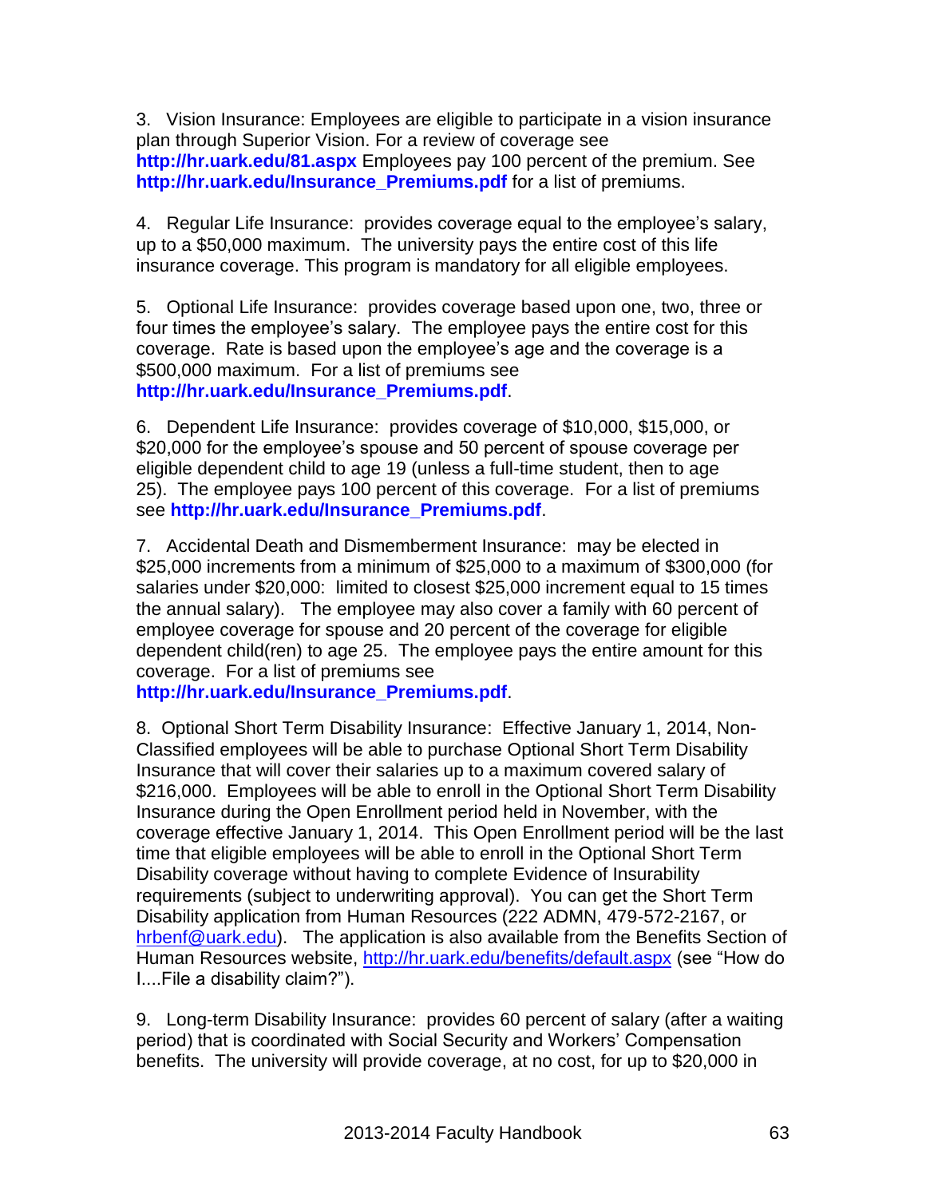3. Vision Insurance: Employees are eligible to participate in a vision insurance plan through Superior Vision. For a review of coverage see **http://hr.uark.edu/81.aspx** Employees pay 100 percent of the premium. See **http://hr.uark.edu/Insurance_Premiums.pdf** for a list of premiums.

4. Regular Life Insurance: provides coverage equal to the employee's salary, up to a $50,000 maximum. The university pays the entire cost of this life insurance coverage. This program is mandatory for all eligible employees.

5. Optional Life Insurance: provides coverage based upon one, two, three or four times the employee's salary. The employee pays the entire cost for this coverage. Rate is based upon the employee's age and the coverage is a $500,000 maximum. For a list of premiums see **http://hr.uark.edu/Insurance_Premiums.pdf**.

6. Dependent Life Insurance: provides coverage of $10,000, $15,000, or $20,000 for the employee's spouse and 50 percent of spouse coverage per eligible dependent child to age 19 (unless a full-time student, then to age 25). The employee pays 100 percent of this coverage. For a list of premiums see **http://hr.uark.edu/Insurance_Premiums.pdf**.

7. Accidental Death and Dismemberment Insurance: may be elected in $25,000 increments from a minimum of $25,000 to a maximum of $300,000 (for salaries under $20,000: limited to closest $25,000 increment equal to 15 times the annual salary). The employee may also cover a family with 60 percent of employee coverage for spouse and 20 percent of the coverage for eligible dependent child(ren) to age 25. The employee pays the entire amount for this coverage. For a list of premiums see **http://hr.uark.edu/Insurance_Premiums.pdf**.

8. Optional Short Term Disability Insurance: Effective January 1, 2014, Non-Classified employees will be able to purchase Optional Short Term Disability Insurance that will cover their salaries up to a maximum covered salary of $216,000. Employees will be able to enroll in the Optional Short Term Disability Insurance during the Open Enrollment period held in November, with the coverage effective January 1, 2014. This Open Enrollment period will be the last time that eligible employees will be able to enroll in the Optional Short Term Disability coverage without having to complete Evidence of Insurability requirements (subject to underwriting approval). You can get the Short Term Disability application from Human Resources (222 ADMN, 479-572-2167, or hrbenf@uark.edu). The application is also available from the Benefits Section of Human Resources website, http://hr.uark.edu/benefits/default.aspx (see "How do I....File a disability claim?").

9. Long-term Disability Insurance: provides 60 percent of salary (after a waiting period) that is coordinated with Social Security and Workers' Compensation benefits. The university will provide coverage, at no cost, for up to $20,000 in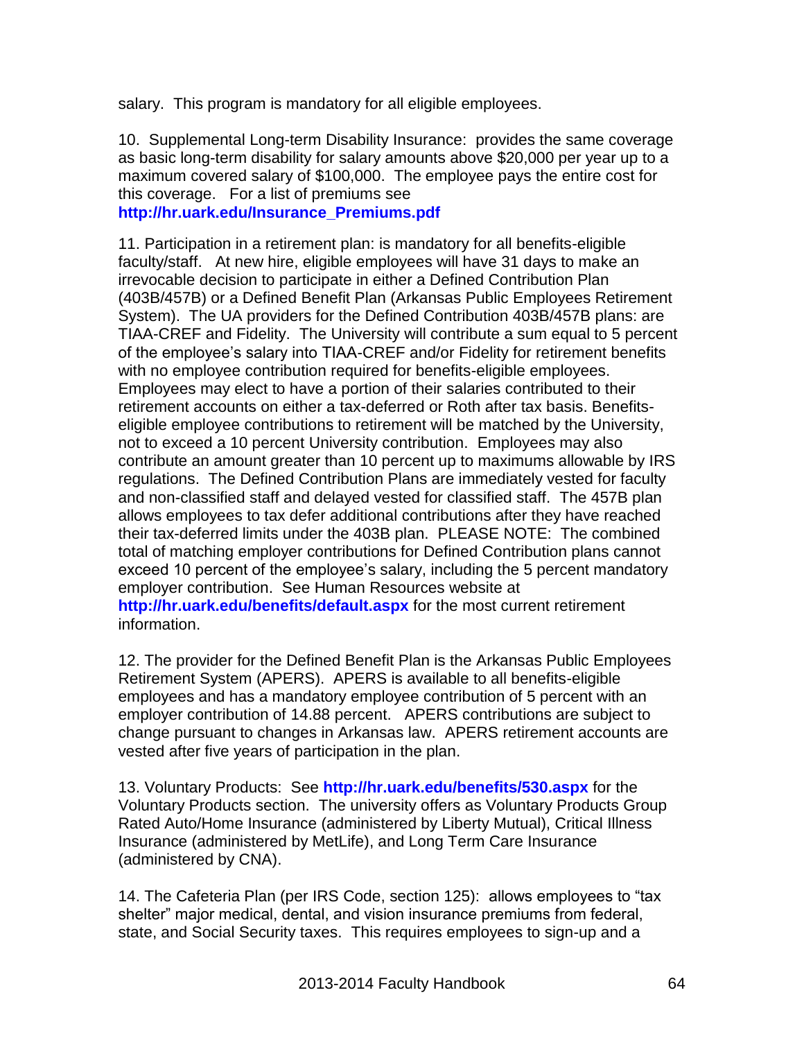salary. This program is mandatory for all eligible employees.

10. Supplemental Long-term Disability Insurance: provides the same coverage as basic long-term disability for salary amounts above $20,000 per year up to a maximum covered salary of $100,000. The employee pays the entire cost for this coverage. For a list of premiums see **http://hr.uark.edu/Insurance_Premiums.pdf**

11. Participation in a retirement plan: is mandatory for all benefits-eligible faculty/staff. At new hire, eligible employees will have 31 days to make an irrevocable decision to participate in either a Defined Contribution Plan (403B/457B) or a Defined Benefit Plan (Arkansas Public Employees Retirement System). The UA providers for the Defined Contribution 403B/457B plans: are TIAA-CREF and Fidelity. The University will contribute a sum equal to 5 percent of the employee's salary into TIAA-CREF and/or Fidelity for retirement benefits with no employee contribution required for benefits-eligible employees. Employees may elect to have a portion of their salaries contributed to their retirement accounts on either a tax-deferred or Roth after tax basis. Benefits-eligible employee contributions to retirement will be matched by the University, not to exceed a 10 percent University contribution. Employees may also contribute an amount greater than 10 percent up to maximums allowable by IRS regulations. The Defined Contribution Plans are immediately vested for faculty and non-classified staff and delayed vested for classified staff. The 457B plan allows employees to tax defer additional contributions after they have reached their tax-deferred limits under the 403B plan. PLEASE NOTE: The combined total of matching employer contributions for Defined Contribution plans cannot exceed 10 percent of the employee's salary, including the 5 percent mandatory employer contribution. See Human Resources website at **http://hr.uark.edu/benefits/default.aspx** for the most current retirement information.

12. The provider for the Defined Benefit Plan is the Arkansas Public Employees Retirement System (APERS). APERS is available to all benefits-eligible employees and has a mandatory employee contribution of 5 percent with an employer contribution of 14.88 percent. APERS contributions are subject to change pursuant to changes in Arkansas law. APERS retirement accounts are vested after five years of participation in the plan.

13. Voluntary Products: See **http://hr.uark.edu/benefits/530.aspx** for the Voluntary Products section. The university offers as Voluntary Products Group Rated Auto/Home Insurance (administered by Liberty Mutual), Critical Illness Insurance (administered by MetLife), and Long Term Care Insurance (administered by CNA).

14. The Cafeteria Plan (per IRS Code, section 125): allows employees to "tax shelter" major medical, dental, and vision insurance premiums from federal, state, and Social Security taxes. This requires employees to sign-up and a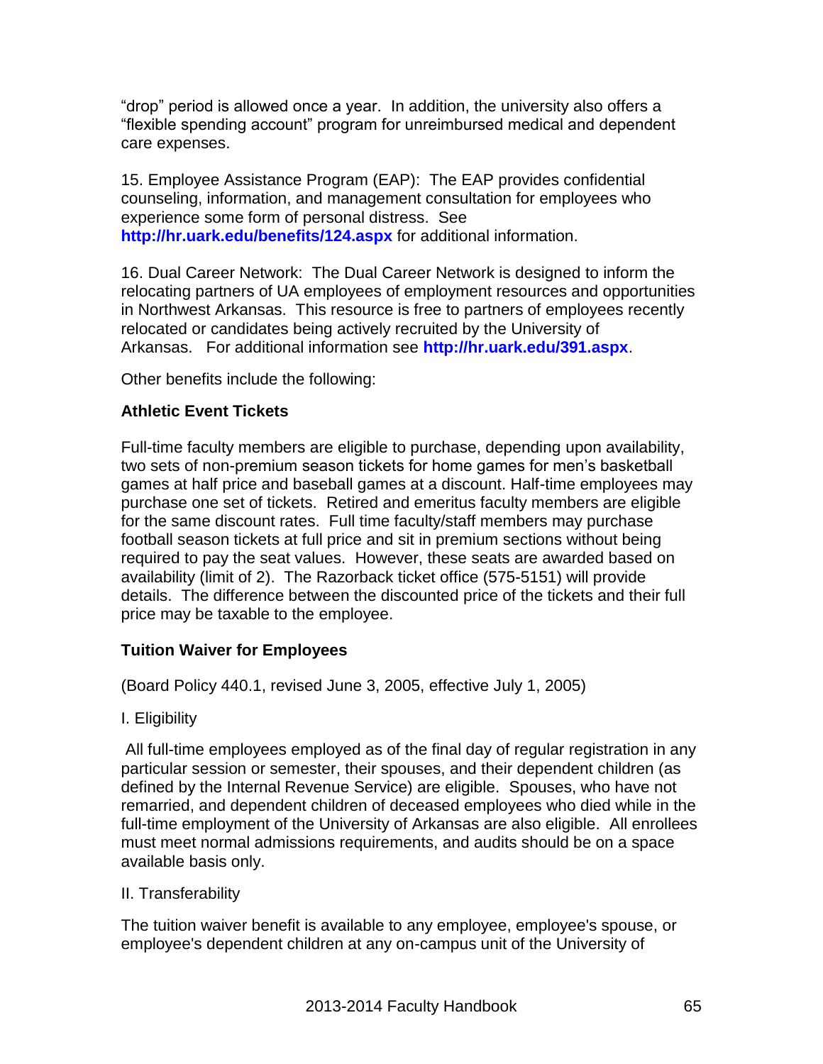"drop" period is allowed once a year. In addition, the university also offers a "flexible spending account" program for unreimbursed medical and dependent care expenses.

15. Employee Assistance Program (EAP): The EAP provides confidential counseling, information, and management consultation for employees who experience some form of personal distress. See **http://hr.uark.edu/benefits/124.aspx** for additional information.

16. Dual Career Network: The Dual Career Network is designed to inform the relocating partners of UA employees of employment resources and opportunities in Northwest Arkansas. This resource is free to partners of employees recently relocated or candidates being actively recruited by the University of Arkansas. For additional information see **http://hr.uark.edu/391.aspx**.

Other benefits include the following:

### Athletic Event Tickets

Full-time faculty members are eligible to purchase, depending upon availability, two sets of non-premium season tickets for home games for men's basketball games at half price and baseball games at a discount. Half-time employees may purchase one set of tickets. Retired and emeritus faculty members are eligible for the same discount rates. Full time faculty/staff members may purchase football season tickets at full price and sit in premium sections without being required to pay the seat values. However, these seats are awarded based on availability (limit of 2). The Razorback ticket office (575-5151) will provide details. The difference between the discounted price of the tickets and their full price may be taxable to the employee.

### Tuition Waiver for Employees

(Board Policy 440.1, revised June 3, 2005, effective July 1, 2005)

I. Eligibility

All full-time employees employed as of the final day of regular registration in any particular session or semester, their spouses, and their dependent children (as defined by the Internal Revenue Service) are eligible. Spouses, who have not remarried, and dependent children of deceased employees who died while in the full-time employment of the University of Arkansas are also eligible. All enrollees must meet normal admissions requirements, and audits should be on a space available basis only.

II. Transferability

The tuition waiver benefit is available to any employee, employee's spouse, or employee's dependent children at any on-campus unit of the University of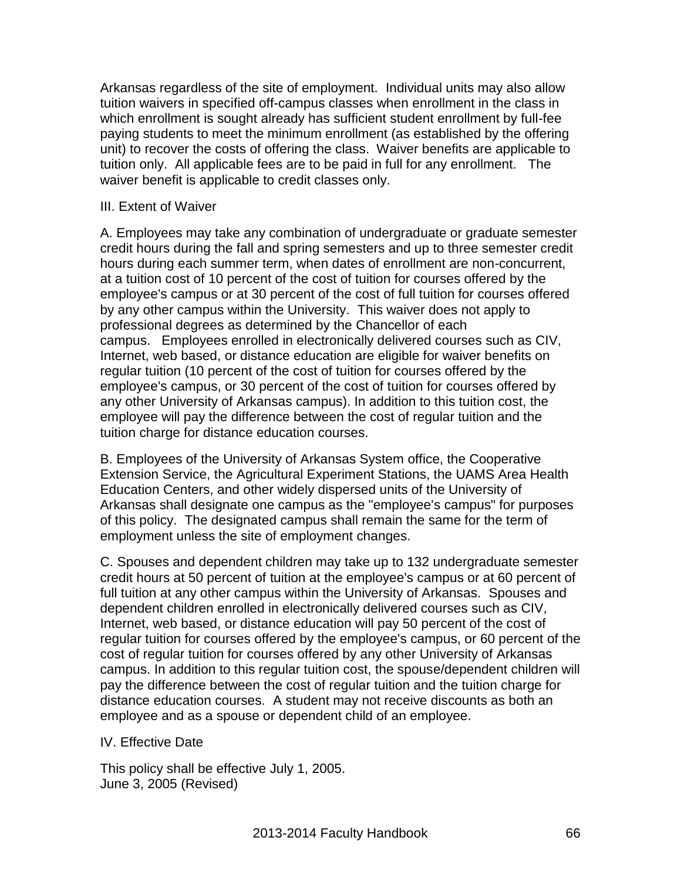Arkansas regardless of the site of employment. Individual units may also allow tuition waivers in specified off-campus classes when enrollment in the class in which enrollment is sought already has sufficient student enrollment by full-fee paying students to meet the minimum enrollment (as established by the offering unit) to recover the costs of offering the class. Waiver benefits are applicable to tuition only. All applicable fees are to be paid in full for any enrollment. The waiver benefit is applicable to credit classes only.

III. Extent of Waiver

A. Employees may take any combination of undergraduate or graduate semester credit hours during the fall and spring semesters and up to three semester credit hours during each summer term, when dates of enrollment are non-concurrent, at a tuition cost of 10 percent of the cost of tuition for courses offered by the employee's campus or at 30 percent of the cost of full tuition for courses offered by any other campus within the University. This waiver does not apply to professional degrees as determined by the Chancellor of each campus. Employees enrolled in electronically delivered courses such as CIV, Internet, web based, or distance education are eligible for waiver benefits on regular tuition (10 percent of the cost of tuition for courses offered by the employee's campus, or 30 percent of the cost of tuition for courses offered by any other University of Arkansas campus). In addition to this tuition cost, the employee will pay the difference between the cost of regular tuition and the tuition charge for distance education courses.

B. Employees of the University of Arkansas System office, the Cooperative Extension Service, the Agricultural Experiment Stations, the UAMS Area Health Education Centers, and other widely dispersed units of the University of Arkansas shall designate one campus as the "employee's campus" for purposes of this policy. The designated campus shall remain the same for the term of employment unless the site of employment changes.

C. Spouses and dependent children may take up to 132 undergraduate semester credit hours at 50 percent of tuition at the employee's campus or at 60 percent of full tuition at any other campus within the University of Arkansas. Spouses and dependent children enrolled in electronically delivered courses such as CIV, Internet, web based, or distance education will pay 50 percent of the cost of regular tuition for courses offered by the employee's campus, or 60 percent of the cost of regular tuition for courses offered by any other University of Arkansas campus. In addition to this regular tuition cost, the spouse/dependent children will pay the difference between the cost of regular tuition and the tuition charge for distance education courses. A student may not receive discounts as both an employee and as a spouse or dependent child of an employee.

IV. Effective Date

This policy shall be effective July 1, 2005.
June 3, 2005 (Revised)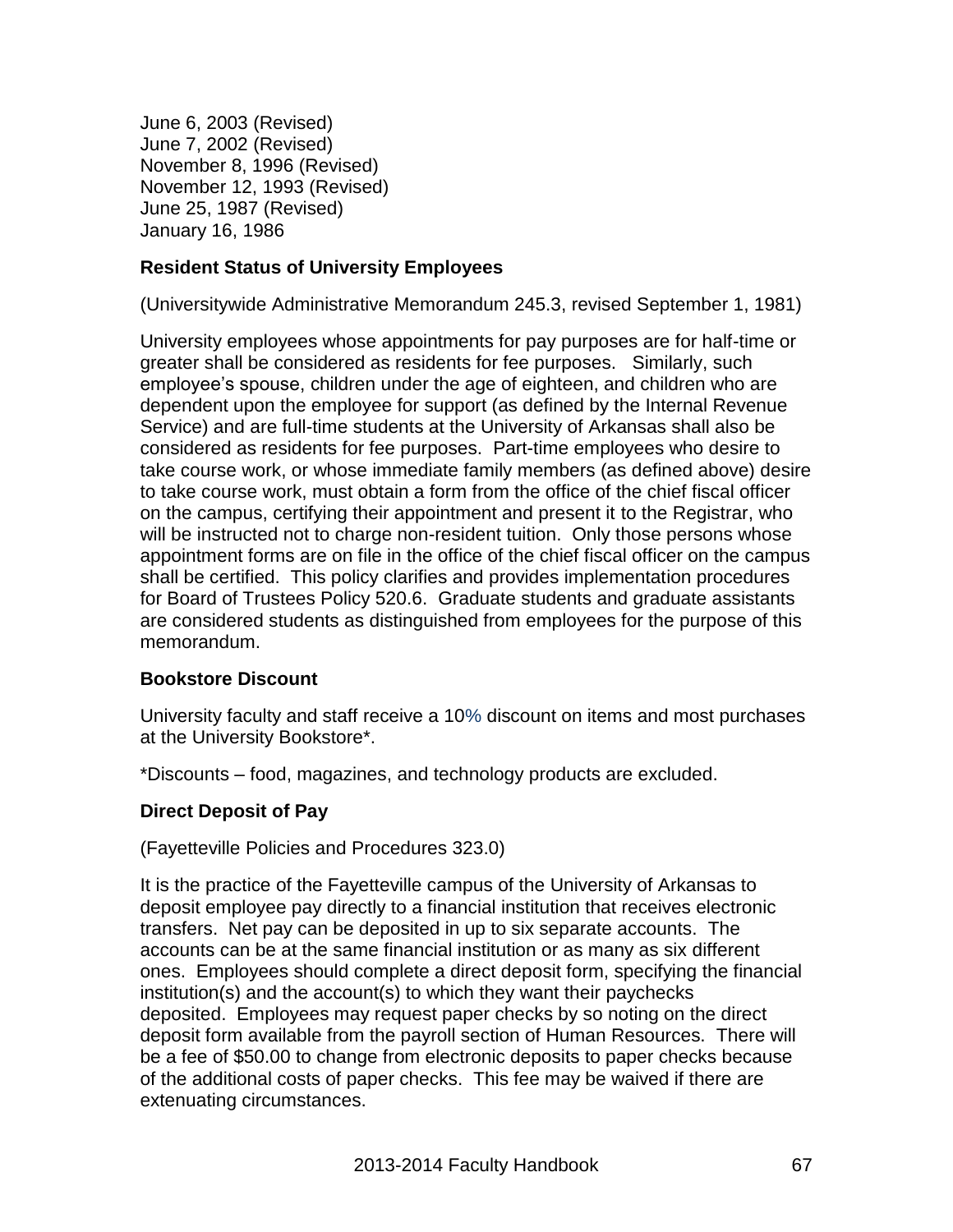June 6, 2003 (Revised)
June 7, 2002 (Revised)
November 8, 1996 (Revised)
November 12, 1993 (Revised)
June 25, 1987 (Revised)
January 16, 1986

**Resident Status of University Employees**

(Universitywide Administrative Memorandum 245.3, revised September 1, 1981)

University employees whose appointments for pay purposes are for half-time or greater shall be considered as residents for fee purposes. Similarly, such employee's spouse, children under the age of eighteen, and children who are dependent upon the employee for support (as defined by the Internal Revenue Service) and are full-time students at the University of Arkansas shall also be considered as residents for fee purposes. Part-time employees who desire to take course work, or whose immediate family members (as defined above) desire to take course work, must obtain a form from the office of the chief fiscal officer on the campus, certifying their appointment and present it to the Registrar, who will be instructed not to charge non-resident tuition. Only those persons whose appointment forms are on file in the office of the chief fiscal officer on the campus shall be certified. This policy clarifies and provides implementation procedures for Board of Trustees Policy 520.6. Graduate students and graduate assistants are considered students as distinguished from employees for the purpose of this memorandum.

**Bookstore Discount**

University faculty and staff receive a 10% discount on items and most purchases at the University Bookstore*.

*Discounts – food, magazines, and technology products are excluded.

**Direct Deposit of Pay**

(Fayetteville Policies and Procedures 323.0)

It is the practice of the Fayetteville campus of the University of Arkansas to deposit employee pay directly to a financial institution that receives electronic transfers. Net pay can be deposited in up to six separate accounts. The accounts can be at the same financial institution or as many as six different ones. Employees should complete a direct deposit form, specifying the financial institution(s) and the account(s) to which they want their paychecks deposited. Employees may request paper checks by so noting on the direct deposit form available from the payroll section of Human Resources. There will be a fee of $50.00 to change from electronic deposits to paper checks because of the additional costs of paper checks. This fee may be waived if there are extenuating circumstances.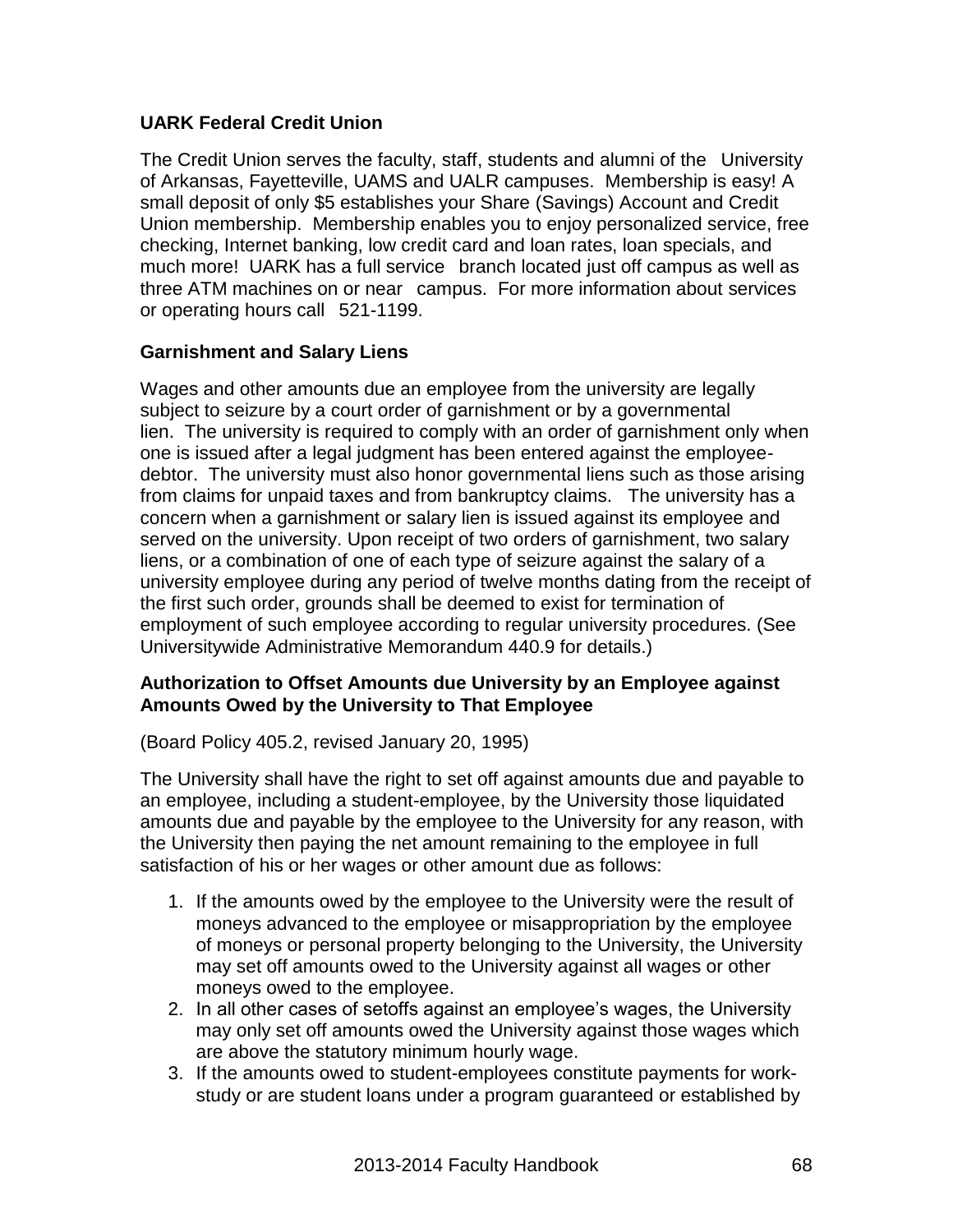### UARK Federal Credit Union

The Credit Union serves the faculty, staff, students and alumni of the University of Arkansas, Fayetteville, UAMS and UALR campuses. Membership is easy! A small deposit of only $5 establishes your Share (Savings) Account and Credit Union membership. Membership enables you to enjoy personalized service, free checking, Internet banking, low credit card and loan rates, loan specials, and much more! UARK has a full service branch located just off campus as well as three ATM machines on or near campus. For more information about services or operating hours call 521-1199.

### Garnishment and Salary Liens

Wages and other amounts due an employee from the university are legally subject to seizure by a court order of garnishment or by a governmental lien. The university is required to comply with an order of garnishment only when one is issued after a legal judgment has been entered against the employee-debtor. The university must also honor governmental liens such as those arising from claims for unpaid taxes and from bankruptcy claims. The university has a concern when a garnishment or salary lien is issued against its employee and served on the university. Upon receipt of two orders of garnishment, two salary liens, or a combination of one of each type of seizure against the salary of a university employee during any period of twelve months dating from the receipt of the first such order, grounds shall be deemed to exist for termination of employment of such employee according to regular university procedures. (See Universitywide Administrative Memorandum 440.9 for details.)

### Authorization to Offset Amounts due University by an Employee against Amounts Owed by the University to That Employee

(Board Policy 405.2, revised January 20, 1995)

The University shall have the right to set off against amounts due and payable to an employee, including a student-employee, by the University those liquidated amounts due and payable by the employee to the University for any reason, with the University then paying the net amount remaining to the employee in full satisfaction of his or her wages or other amount due as follows:

1. If the amounts owed by the employee to the University were the result of moneys advanced to the employee or misappropriation by the employee of moneys or personal property belonging to the University, the University may set off amounts owed to the University against all wages or other moneys owed to the employee.
2. In all other cases of setoffs against an employee's wages, the University may only set off amounts owed the University against those wages which are above the statutory minimum hourly wage.
3. If the amounts owed to student-employees constitute payments for work-study or are student loans under a program guaranteed or established by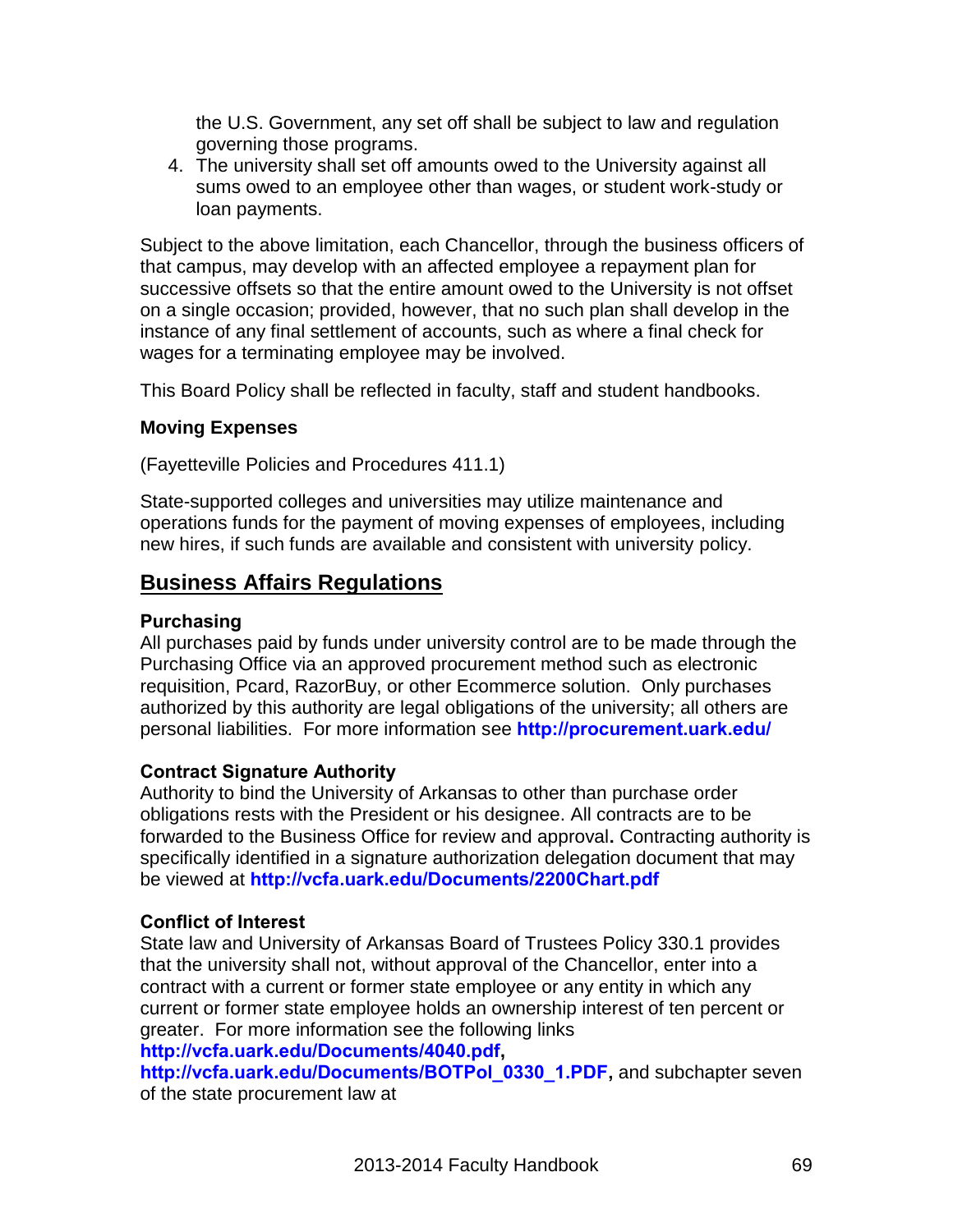the U.S. Government, any set off shall be subject to law and regulation governing those programs.

4. The university shall set off amounts owed to the University against all sums owed to an employee other than wages, or student work-study or loan payments.

Subject to the above limitation, each Chancellor, through the business officers of that campus, may develop with an affected employee a repayment plan for successive offsets so that the entire amount owed to the University is not offset on a single occasion; provided, however, that no such plan shall develop in the instance of any final settlement of accounts, such as where a final check for wages for a terminating employee may be involved.

This Board Policy shall be reflected in faculty, staff and student handbooks.

### Moving Expenses

(Fayetteville Policies and Procedures 411.1)

State-supported colleges and universities may utilize maintenance and operations funds for the payment of moving expenses of employees, including new hires, if such funds are available and consistent with university policy.

## Business Affairs Regulations

### Purchasing

All purchases paid by funds under university control are to be made through the Purchasing Office via an approved procurement method such as electronic requisition, Pcard, RazorBuy, or other Ecommerce solution. Only purchases authorized by this authority are legal obligations of the university; all others are personal liabilities. For more information see **http://procurement.uark.edu/**

### Contract Signature Authority

Authority to bind the University of Arkansas to other than purchase order obligations rests with the President or his designee. All contracts are to be forwarded to the Business Office for review and approval**.** Contracting authority is specifically identified in a signature authorization delegation document that may be viewed at **http://vcfa.uark.edu/Documents/2200Chart.pdf**

### Conflict of Interest

State law and University of Arkansas Board of Trustees Policy 330.1 provides that the university shall not, without approval of the Chancellor, enter into a contract with a current or former state employee or any entity in which any current or former state employee holds an ownership interest of ten percent or greater. For more information see the following links **http://vcfa.uark.edu/Documents/4040.pdf, http://vcfa.uark.edu/Documents/BOTPol_0330_1.PDF,** and subchapter seven of the state procurement law at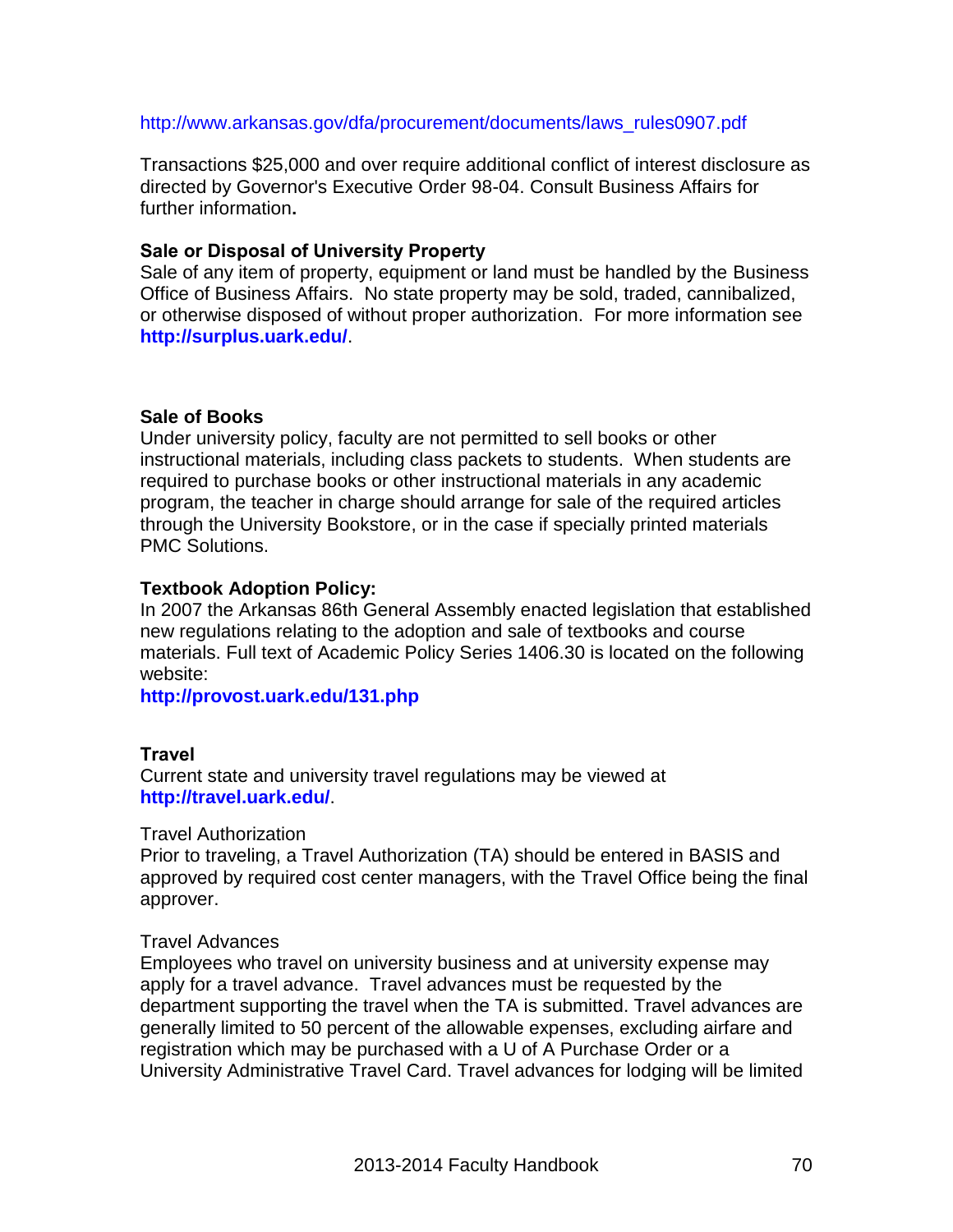http://www.arkansas.gov/dfa/procurement/documents/laws_rules0907.pdf

Transactions $25,000 and over require additional conflict of interest disclosure as directed by Governor's Executive Order 98-04. Consult Business Affairs for further information**.**

### Sale or Disposal of University Property

Sale of any item of property, equipment or land must be handled by the Business Office of Business Affairs. No state property may be sold, traded, cannibalized, or otherwise disposed of without proper authorization. For more information see **http://surplus.uark.edu/**.

### Sale of Books

Under university policy, faculty are not permitted to sell books or other instructional materials, including class packets to students. When students are required to purchase books or other instructional materials in any academic program, the teacher in charge should arrange for sale of the required articles through the University Bookstore, or in the case if specially printed materials PMC Solutions.

### Textbook Adoption Policy:

In 2007 the Arkansas 86th General Assembly enacted legislation that established new regulations relating to the adoption and sale of textbooks and course materials. Full text of Academic Policy Series 1406.30 is located on the following website:

**http://provost.uark.edu/131.php**

### Travel

Current state and university travel regulations may be viewed at **http://travel.uark.edu/**.

Travel Authorization

Prior to traveling, a Travel Authorization (TA) should be entered in BASIS and approved by required cost center managers, with the Travel Office being the final approver.

Travel Advances

Employees who travel on university business and at university expense may apply for a travel advance. Travel advances must be requested by the department supporting the travel when the TA is submitted. Travel advances are generally limited to 50 percent of the allowable expenses, excluding airfare and registration which may be purchased with a U of A Purchase Order or a University Administrative Travel Card. Travel advances for lodging will be limited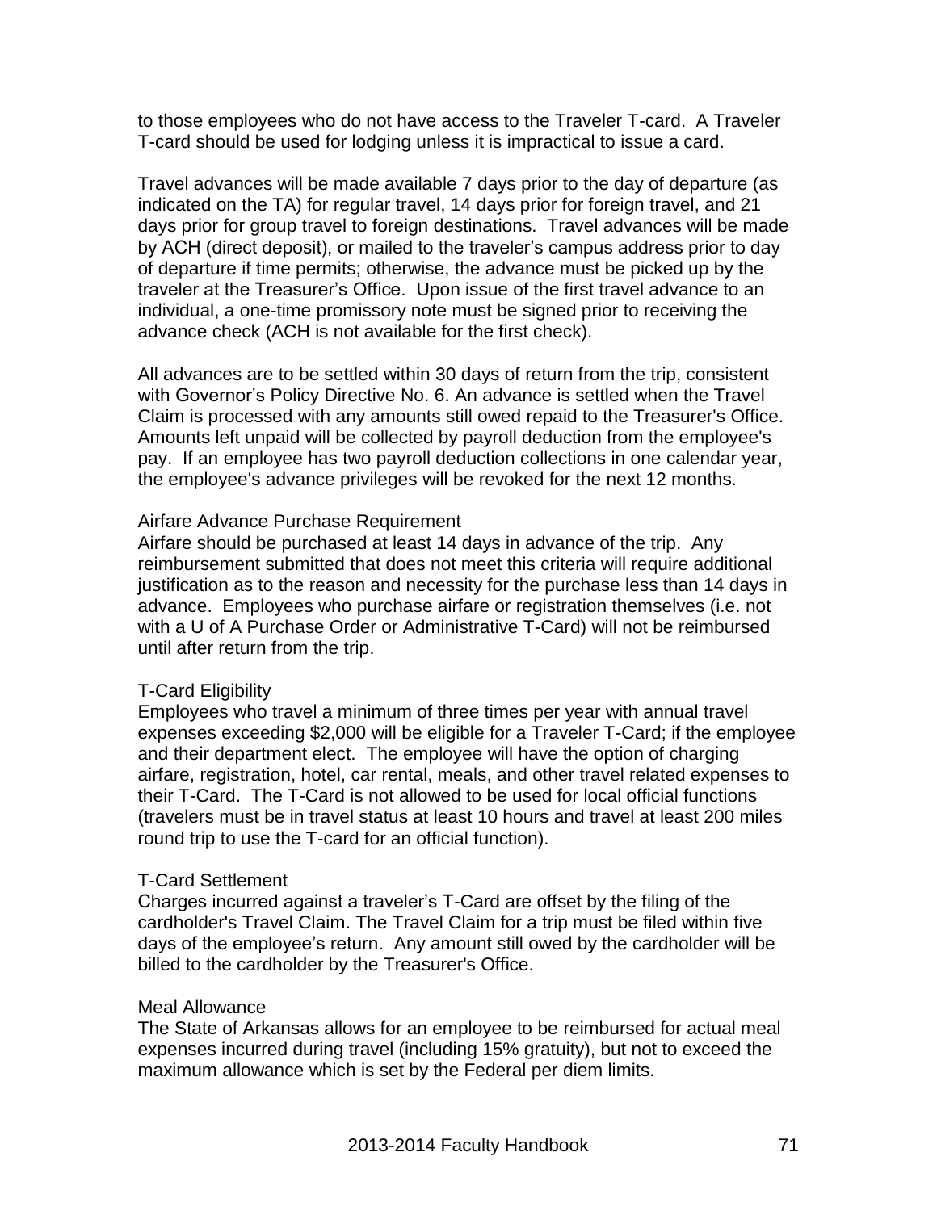to those employees who do not have access to the Traveler T-card. A Traveler T-card should be used for lodging unless it is impractical to issue a card.

Travel advances will be made available 7 days prior to the day of departure (as indicated on the TA) for regular travel, 14 days prior for foreign travel, and 21 days prior for group travel to foreign destinations. Travel advances will be made by ACH (direct deposit), or mailed to the traveler's campus address prior to day of departure if time permits; otherwise, the advance must be picked up by the traveler at the Treasurer's Office. Upon issue of the first travel advance to an individual, a one-time promissory note must be signed prior to receiving the advance check (ACH is not available for the first check).

All advances are to be settled within 30 days of return from the trip, consistent with Governor's Policy Directive No. 6. An advance is settled when the Travel Claim is processed with any amounts still owed repaid to the Treasurer's Office. Amounts left unpaid will be collected by payroll deduction from the employee's pay. If an employee has two payroll deduction collections in one calendar year, the employee's advance privileges will be revoked for the next 12 months.

### Airfare Advance Purchase Requirement

Airfare should be purchased at least 14 days in advance of the trip. Any reimbursement submitted that does not meet this criteria will require additional justification as to the reason and necessity for the purchase less than 14 days in advance. Employees who purchase airfare or registration themselves (i.e. not with a U of A Purchase Order or Administrative T-Card) will not be reimbursed until after return from the trip.

### T-Card Eligibility

Employees who travel a minimum of three times per year with annual travel expenses exceeding $2,000 will be eligible for a Traveler T-Card; if the employee and their department elect. The employee will have the option of charging airfare, registration, hotel, car rental, meals, and other travel related expenses to their T-Card. The T-Card is not allowed to be used for local official functions (travelers must be in travel status at least 10 hours and travel at least 200 miles round trip to use the T-card for an official function).

### T-Card Settlement

Charges incurred against a traveler's T-Card are offset by the filing of the cardholder's Travel Claim. The Travel Claim for a trip must be filed within five days of the employee's return. Any amount still owed by the cardholder will be billed to the cardholder by the Treasurer's Office.

### Meal Allowance

The State of Arkansas allows for an employee to be reimbursed for <u>actual</u> meal expenses incurred during travel (including 15% gratuity), but not to exceed the maximum allowance which is set by the Federal per diem limits.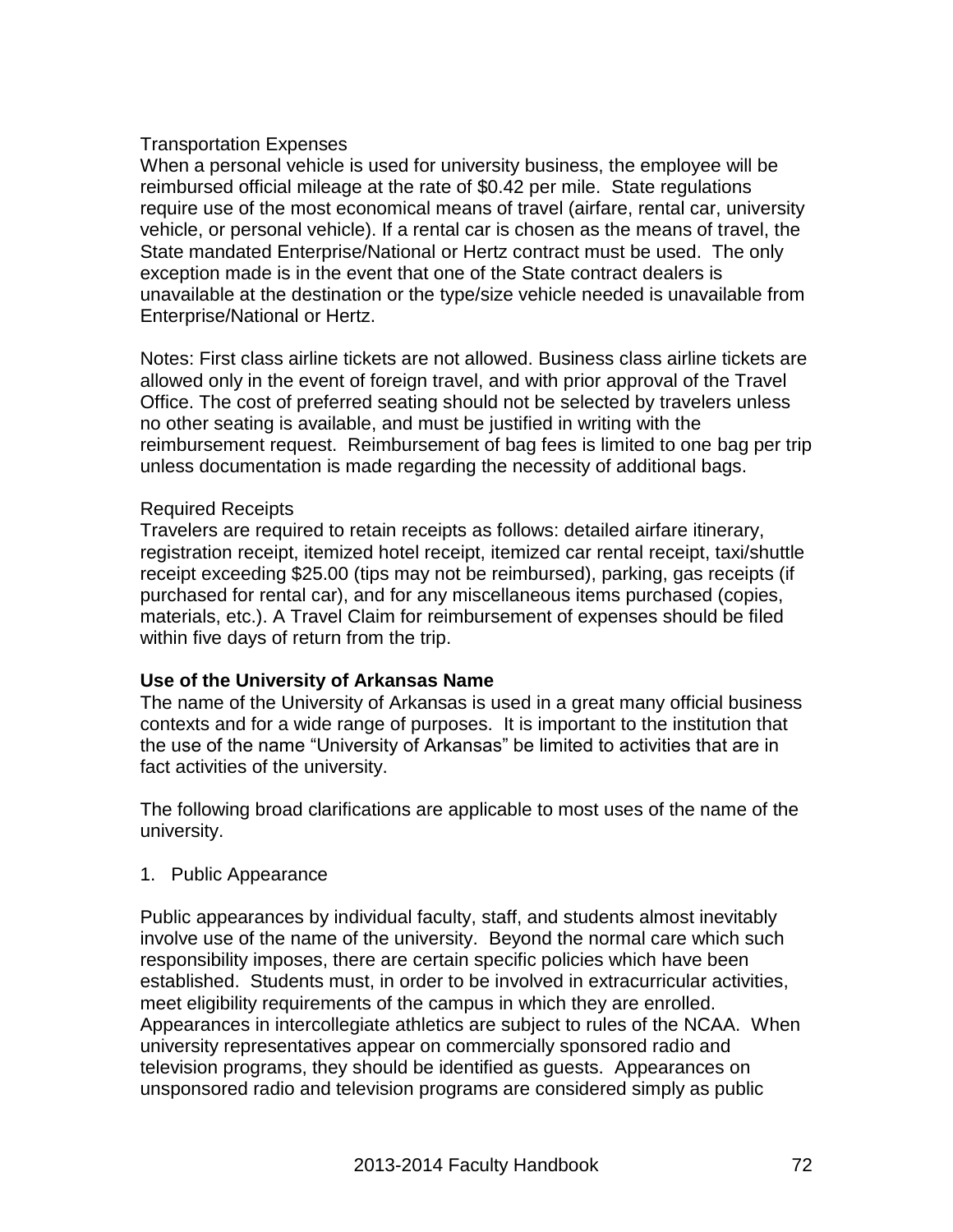Transportation Expenses

When a personal vehicle is used for university business, the employee will be reimbursed official mileage at the rate of $0.42 per mile. State regulations require use of the most economical means of travel (airfare, rental car, university vehicle, or personal vehicle). If a rental car is chosen as the means of travel, the State mandated Enterprise/National or Hertz contract must be used. The only exception made is in the event that one of the State contract dealers is unavailable at the destination or the type/size vehicle needed is unavailable from Enterprise/National or Hertz.

Notes: First class airline tickets are not allowed. Business class airline tickets are allowed only in the event of foreign travel, and with prior approval of the Travel Office. The cost of preferred seating should not be selected by travelers unless no other seating is available, and must be justified in writing with the reimbursement request. Reimbursement of bag fees is limited to one bag per trip unless documentation is made regarding the necessity of additional bags.

Required Receipts

Travelers are required to retain receipts as follows: detailed airfare itinerary, registration receipt, itemized hotel receipt, itemized car rental receipt, taxi/shuttle receipt exceeding $25.00 (tips may not be reimbursed), parking, gas receipts (if purchased for rental car), and for any miscellaneous items purchased (copies, materials, etc.). A Travel Claim for reimbursement of expenses should be filed within five days of return from the trip.

**Use of the University of Arkansas Name**

The name of the University of Arkansas is used in a great many official business contexts and for a wide range of purposes. It is important to the institution that the use of the name "University of Arkansas" be limited to activities that are in fact activities of the university.

The following broad clarifications are applicable to most uses of the name of the university.

1. Public Appearance

Public appearances by individual faculty, staff, and students almost inevitably involve use of the name of the university. Beyond the normal care which such responsibility imposes, there are certain specific policies which have been established. Students must, in order to be involved in extracurricular activities, meet eligibility requirements of the campus in which they are enrolled. Appearances in intercollegiate athletics are subject to rules of the NCAA. When university representatives appear on commercially sponsored radio and television programs, they should be identified as guests. Appearances on unsponsored radio and television programs are considered simply as public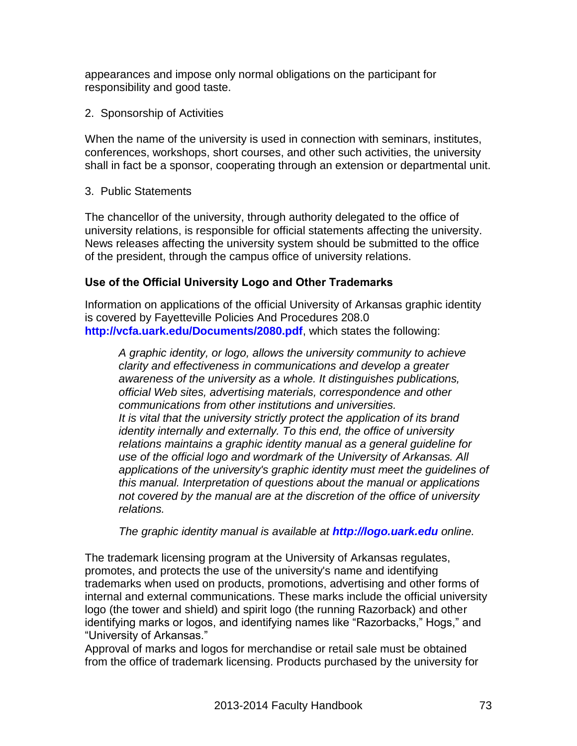appearances and impose only normal obligations on the participant for responsibility and good taste.

2. Sponsorship of Activities

When the name of the university is used in connection with seminars, institutes, conferences, workshops, short courses, and other such activities, the university shall in fact be a sponsor, cooperating through an extension or departmental unit.

3. Public Statements

The chancellor of the university, through authority delegated to the office of university relations, is responsible for official statements affecting the university. News releases affecting the university system should be submitted to the office of the president, through the campus office of university relations.

### Use of the Official University Logo and Other Trademarks

Information on applications of the official University of Arkansas graphic identity is covered by Fayetteville Policies And Procedures 208.0 **http://vcfa.uark.edu/Documents/2080.pdf**, which states the following:

> *A graphic identity, or logo, allows the university community to achieve clarity and effectiveness in communications and develop a greater awareness of the university as a whole. It distinguishes publications, official Web sites, advertising materials, correspondence and other communications from other institutions and universities.*
> *It is vital that the university strictly protect the application of its brand identity internally and externally. To this end, the office of university relations maintains a graphic identity manual as a general guideline for use of the official logo and wordmark of the University of Arkansas. All applications of the university's graphic identity must meet the guidelines of this manual. Interpretation of questions about the manual or applications not covered by the manual are at the discretion of the office of university relations.*
>
> *The graphic identity manual is available at* ***http://logo.uark.edu*** *online.*

The trademark licensing program at the University of Arkansas regulates, promotes, and protects the use of the university's name and identifying trademarks when used on products, promotions, advertising and other forms of internal and external communications. These marks include the official university logo (the tower and shield) and spirit logo (the running Razorback) and other identifying marks or logos, and identifying names like "Razorbacks," Hogs," and "University of Arkansas."

Approval of marks and logos for merchandise or retail sale must be obtained from the office of trademark licensing. Products purchased by the university for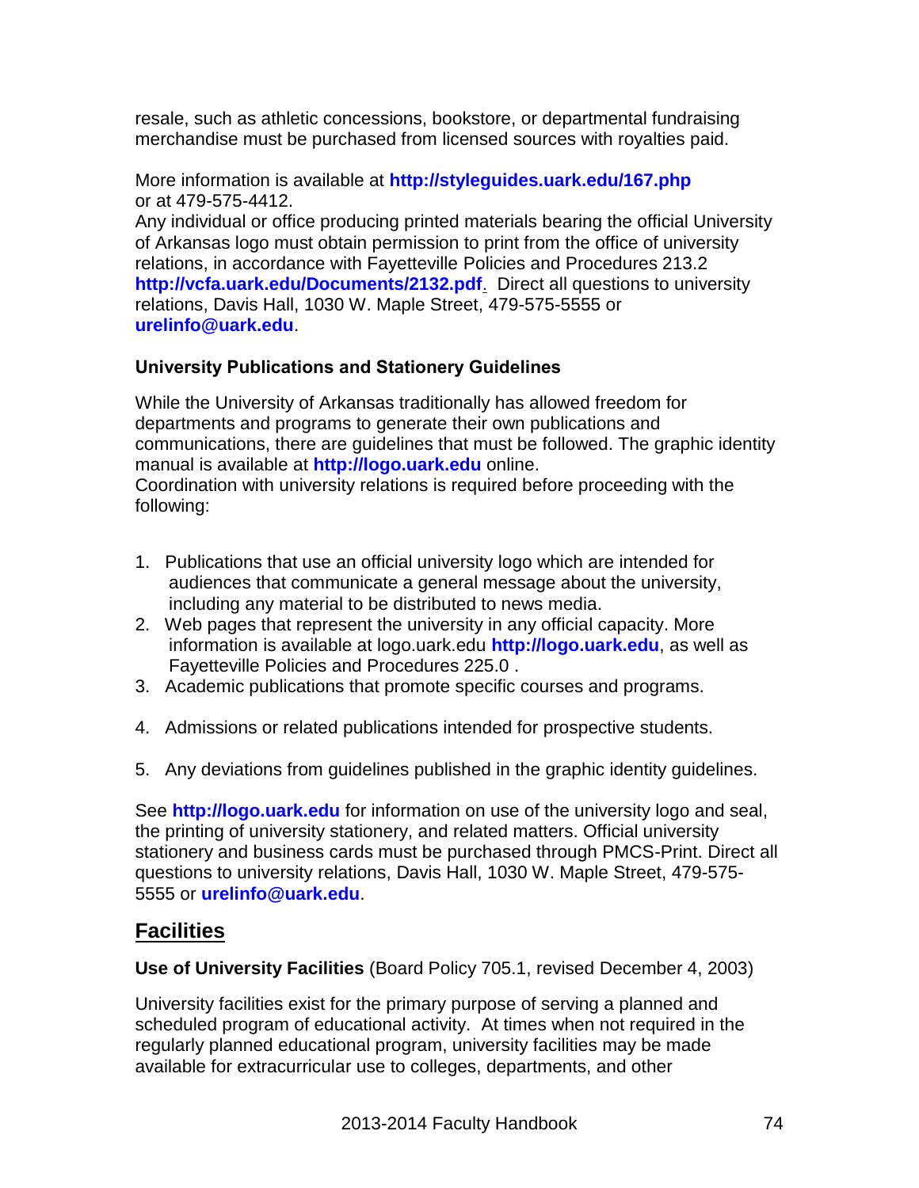resale, such as athletic concessions, bookstore, or departmental fundraising merchandise must be purchased from licensed sources with royalties paid.

More information is available at **http://styleguides.uark.edu/167.php** or at 479-575-4412.
Any individual or office producing printed materials bearing the official University of Arkansas logo must obtain permission to print from the office of university relations, in accordance with Fayetteville Policies and Procedures 213.2 **http://vcfa.uark.edu/Documents/2132.pdf**. Direct all questions to university relations, Davis Hall, 1030 W. Maple Street, 479-575-5555 or **urelinfo@uark.edu**.

**University Publications and Stationery Guidelines**

While the University of Arkansas traditionally has allowed freedom for departments and programs to generate their own publications and communications, there are guidelines that must be followed. The graphic identity manual is available at **http://logo.uark.edu** online.
Coordination with university relations is required before proceeding with the following:

1. Publications that use an official university logo which are intended for audiences that communicate a general message about the university, including any material to be distributed to news media.
2. Web pages that represent the university in any official capacity. More information is available at logo.uark.edu **http://logo.uark.edu**, as well as Fayetteville Policies and Procedures 225.0 .
3. Academic publications that promote specific courses and programs.
4. Admissions or related publications intended for prospective students.
5. Any deviations from guidelines published in the graphic identity guidelines.

See **http://logo.uark.edu** for information on use of the university logo and seal, the printing of university stationery, and related matters. Official university stationery and business cards must be purchased through PMCS-Print. Direct all questions to university relations, Davis Hall, 1030 W. Maple Street, 479-575-5555 or **urelinfo@uark.edu**.

## Facilities

**Use of University Facilities** (Board Policy 705.1, revised December 4, 2003)

University facilities exist for the primary purpose of serving a planned and scheduled program of educational activity. At times when not required in the regularly planned educational program, university facilities may be made available for extracurricular use to colleges, departments, and other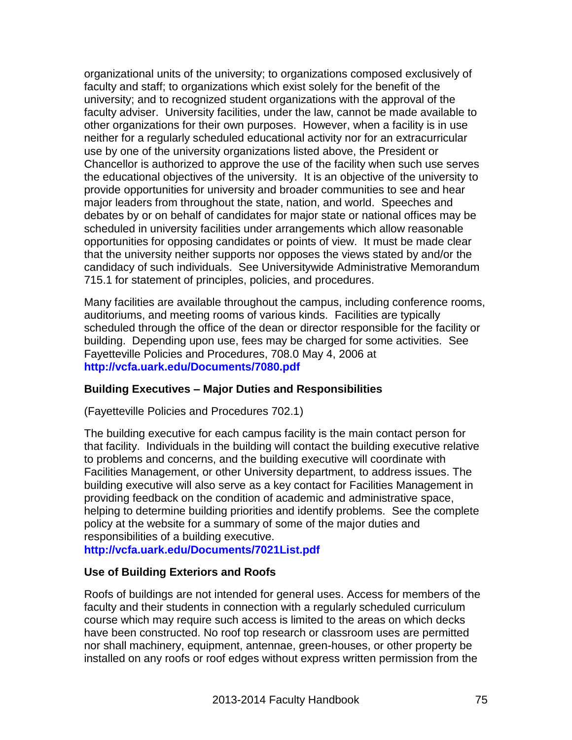organizational units of the university; to organizations composed exclusively of faculty and staff; to organizations which exist solely for the benefit of the university; and to recognized student organizations with the approval of the faculty adviser. University facilities, under the law, cannot be made available to other organizations for their own purposes. However, when a facility is in use neither for a regularly scheduled educational activity nor for an extracurricular use by one of the university organizations listed above, the President or Chancellor is authorized to approve the use of the facility when such use serves the educational objectives of the university. It is an objective of the university to provide opportunities for university and broader communities to see and hear major leaders from throughout the state, nation, and world. Speeches and debates by or on behalf of candidates for major state or national offices may be scheduled in university facilities under arrangements which allow reasonable opportunities for opposing candidates or points of view. It must be made clear that the university neither supports nor opposes the views stated by and/or the candidacy of such individuals. See Universitywide Administrative Memorandum 715.1 for statement of principles, policies, and procedures.

Many facilities are available throughout the campus, including conference rooms, auditoriums, and meeting rooms of various kinds. Facilities are typically scheduled through the office of the dean or director responsible for the facility or building. Depending upon use, fees may be charged for some activities. See Fayetteville Policies and Procedures, 708.0 May 4, 2006 at **http://vcfa.uark.edu/Documents/7080.pdf**

### Building Executives – Major Duties and Responsibilities

(Fayetteville Policies and Procedures 702.1)

The building executive for each campus facility is the main contact person for that facility. Individuals in the building will contact the building executive relative to problems and concerns, and the building executive will coordinate with Facilities Management, or other University department, to address issues. The building executive will also serve as a key contact for Facilities Management in providing feedback on the condition of academic and administrative space, helping to determine building priorities and identify problems. See the complete policy at the website for a summary of some of the major duties and responsibilities of a building executive.
**http://vcfa.uark.edu/Documents/7021List.pdf**

### Use of Building Exteriors and Roofs

Roofs of buildings are not intended for general uses. Access for members of the faculty and their students in connection with a regularly scheduled curriculum course which may require such access is limited to the areas on which decks have been constructed. No roof top research or classroom uses are permitted nor shall machinery, equipment, antennae, green-houses, or other property be installed on any roofs or roof edges without express written permission from the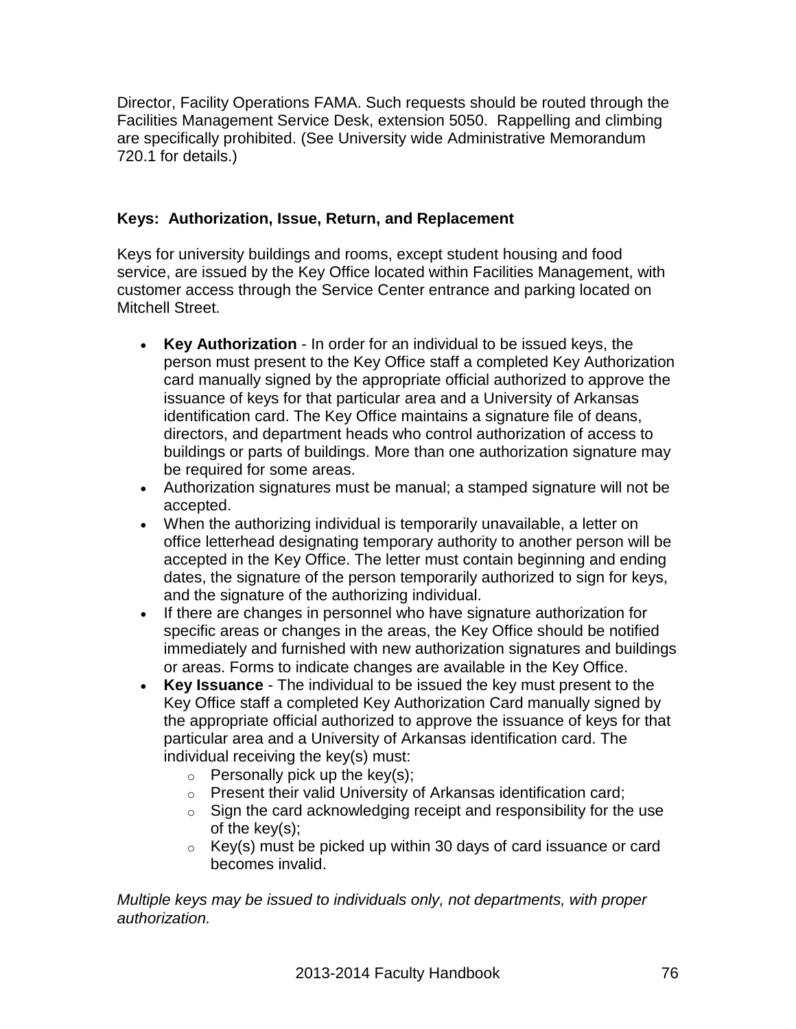Director, Facility Operations FAMA. Such requests should be routed through the Facilities Management Service Desk, extension 5050. Rappelling and climbing are specifically prohibited. (See University wide Administrative Memorandum 720.1 for details.)

**Keys: Authorization, Issue, Return, and Replacement**

Keys for university buildings and rooms, except student housing and food service, are issued by the Key Office located within Facilities Management, with customer access through the Service Center entrance and parking located on Mitchell Street.

- **Key Authorization** - In order for an individual to be issued keys, the person must present to the Key Office staff a completed Key Authorization card manually signed by the appropriate official authorized to approve the issuance of keys for that particular area and a University of Arkansas identification card. The Key Office maintains a signature file of deans, directors, and department heads who control authorization of access to buildings or parts of buildings. More than one authorization signature may be required for some areas.
- Authorization signatures must be manual; a stamped signature will not be accepted.
- When the authorizing individual is temporarily unavailable, a letter on office letterhead designating temporary authority to another person will be accepted in the Key Office. The letter must contain beginning and ending dates, the signature of the person temporarily authorized to sign for keys, and the signature of the authorizing individual.
- If there are changes in personnel who have signature authorization for specific areas or changes in the areas, the Key Office should be notified immediately and furnished with new authorization signatures and buildings or areas. Forms to indicate changes are available in the Key Office.
- **Key Issuance** - The individual to be issued the key must present to the Key Office staff a completed Key Authorization Card manually signed by the appropriate official authorized to approve the issuance of keys for that particular area and a University of Arkansas identification card. The individual receiving the key(s) must:
    - Personally pick up the key(s);
    - Present their valid University of Arkansas identification card;
    - Sign the card acknowledging receipt and responsibility for the use of the key(s);
    - Key(s) must be picked up within 30 days of card issuance or card becomes invalid.

*Multiple keys may be issued to individuals only, not departments, with proper authorization.*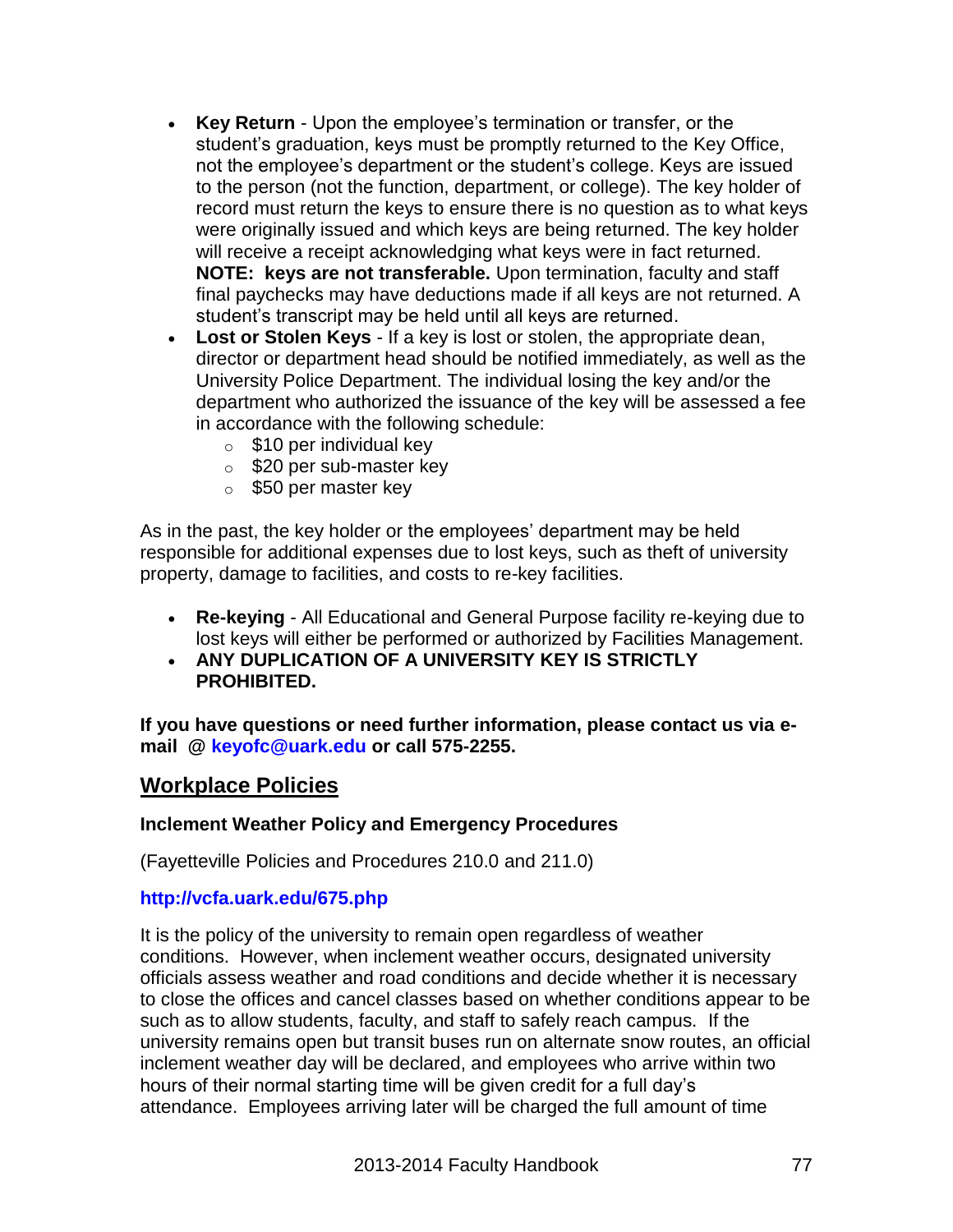- **Key Return** - Upon the employee's termination or transfer, or the student's graduation, keys must be promptly returned to the Key Office, not the employee's department or the student's college. Keys are issued to the person (not the function, department, or college). The key holder of record must return the keys to ensure there is no question as to what keys were originally issued and which keys are being returned. The key holder will receive a receipt acknowledging what keys were in fact returned. **NOTE: keys are not transferable.** Upon termination, faculty and staff final paychecks may have deductions made if all keys are not returned. A student's transcript may be held until all keys are returned.
- **Lost or Stolen Keys** - If a key is lost or stolen, the appropriate dean, director or department head should be notified immediately, as well as the University Police Department. The individual losing the key and/or the department who authorized the issuance of the key will be assessed a fee in accordance with the following schedule:
  - $10 per individual key
  - $20 per sub-master key
  - $50 per master key

As in the past, the key holder or the employees' department may be held responsible for additional expenses due to lost keys, such as theft of university property, damage to facilities, and costs to re-key facilities.

- **Re-keying** - All Educational and General Purpose facility re-keying due to lost keys will either be performed or authorized by Facilities Management.
- **ANY DUPLICATION OF A UNIVERSITY KEY IS STRICTLY PROHIBITED.**

**If you have questions or need further information, please contact us via e-mail @ keyofc@uark.edu or call 575-2255.**

## Workplace Policies

### Inclement Weather Policy and Emergency Procedures

(Fayetteville Policies and Procedures 210.0 and 211.0)

**http://vcfa.uark.edu/675.php**

It is the policy of the university to remain open regardless of weather conditions. However, when inclement weather occurs, designated university officials assess weather and road conditions and decide whether it is necessary to close the offices and cancel classes based on whether conditions appear to be such as to allow students, faculty, and staff to safely reach campus. If the university remains open but transit buses run on alternate snow routes, an official inclement weather day will be declared, and employees who arrive within two hours of their normal starting time will be given credit for a full day's attendance. Employees arriving later will be charged the full amount of time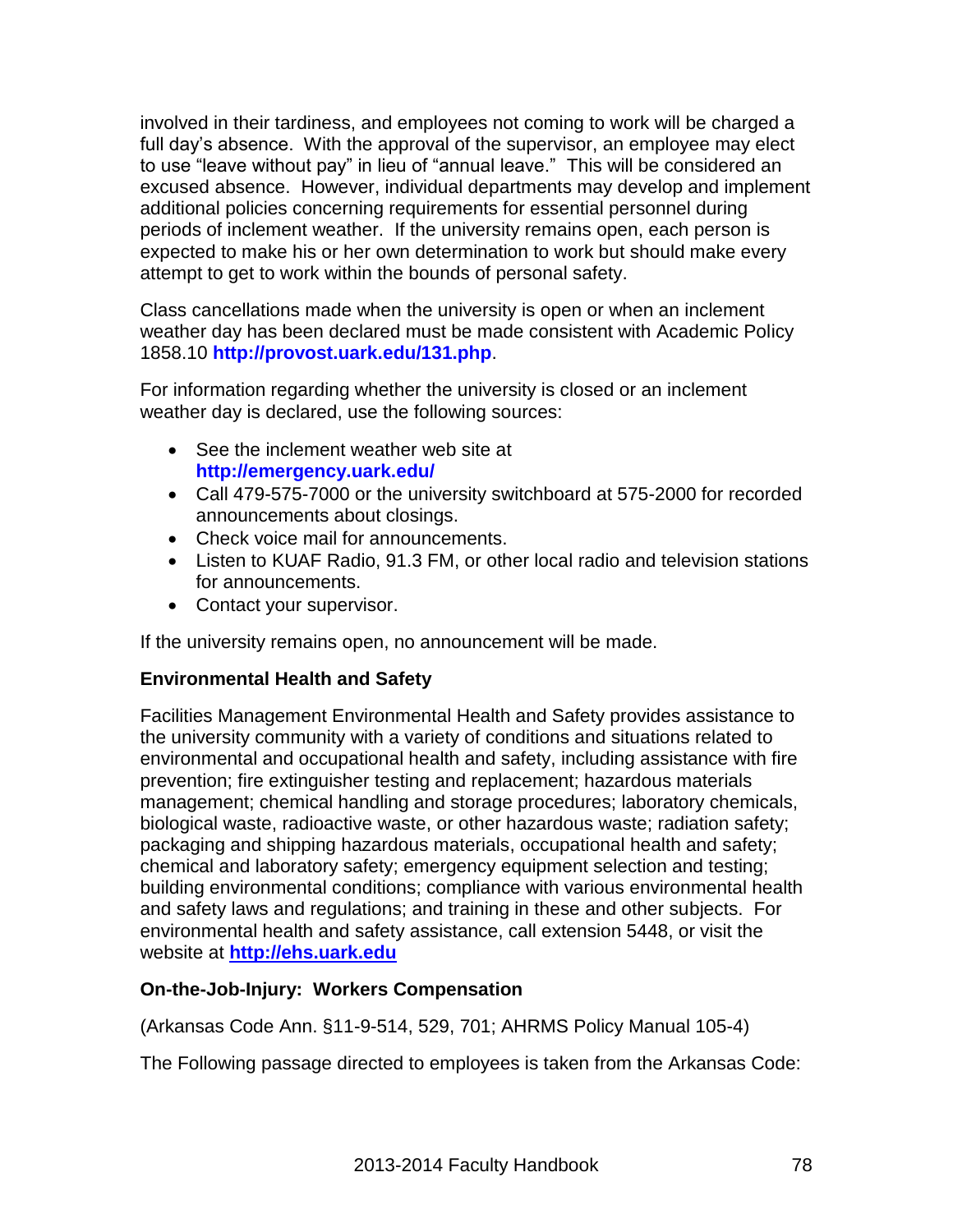involved in their tardiness, and employees not coming to work will be charged a full day's absence. With the approval of the supervisor, an employee may elect to use "leave without pay" in lieu of "annual leave." This will be considered an excused absence. However, individual departments may develop and implement additional policies concerning requirements for essential personnel during periods of inclement weather. If the university remains open, each person is expected to make his or her own determination to work but should make every attempt to get to work within the bounds of personal safety.

Class cancellations made when the university is open or when an inclement weather day has been declared must be made consistent with Academic Policy 1858.10 **http://provost.uark.edu/131.php**.

For information regarding whether the university is closed or an inclement weather day is declared, use the following sources:

- See the inclement weather web site at **http://emergency.uark.edu/**
- Call 479-575-7000 or the university switchboard at 575-2000 for recorded announcements about closings.
- Check voice mail for announcements.
- Listen to KUAF Radio, 91.3 FM, or other local radio and television stations for announcements.
- Contact your supervisor.

If the university remains open, no announcement will be made.

### Environmental Health and Safety

Facilities Management Environmental Health and Safety provides assistance to the university community with a variety of conditions and situations related to environmental and occupational health and safety, including assistance with fire prevention; fire extinguisher testing and replacement; hazardous materials management; chemical handling and storage procedures; laboratory chemicals, biological waste, radioactive waste, or other hazardous waste; radiation safety; packaging and shipping hazardous materials, occupational health and safety; chemical and laboratory safety; emergency equipment selection and testing; building environmental conditions; compliance with various environmental health and safety laws and regulations; and training in these and other subjects. For environmental health and safety assistance, call extension 5448, or visit the website at **http://ehs.uark.edu**

### On-the-Job-Injury: Workers Compensation

(Arkansas Code Ann. §11-9-514, 529, 701; AHRMS Policy Manual 105-4)

The Following passage directed to employees is taken from the Arkansas Code: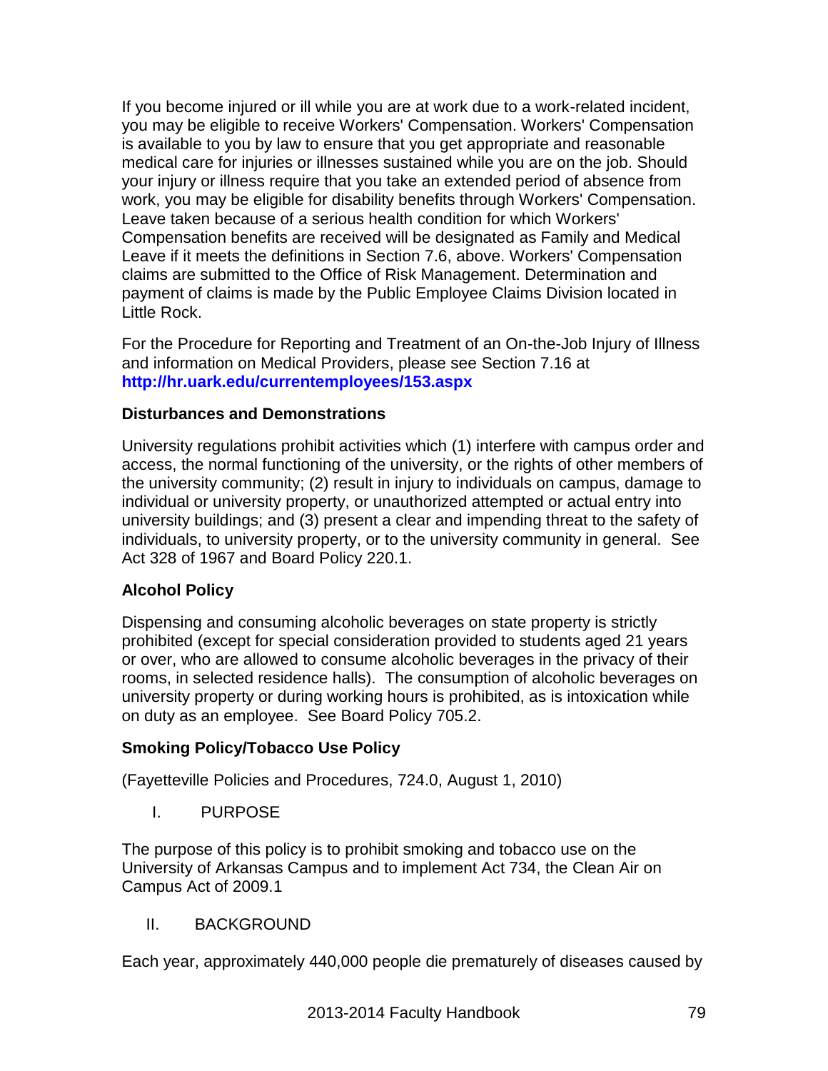If you become injured or ill while you are at work due to a work-related incident, you may be eligible to receive Workers' Compensation. Workers' Compensation is available to you by law to ensure that you get appropriate and reasonable medical care for injuries or illnesses sustained while you are on the job. Should your injury or illness require that you take an extended period of absence from work, you may be eligible for disability benefits through Workers' Compensation. Leave taken because of a serious health condition for which Workers' Compensation benefits are received will be designated as Family and Medical Leave if it meets the definitions in Section 7.6, above. Workers' Compensation claims are submitted to the Office of Risk Management. Determination and payment of claims is made by the Public Employee Claims Division located in Little Rock.

For the Procedure for Reporting and Treatment of an On-the-Job Injury of Illness and information on Medical Providers, please see Section 7.16 at **http://hr.uark.edu/currentemployees/153.aspx**

### Disturbances and Demonstrations

University regulations prohibit activities which (1) interfere with campus order and access, the normal functioning of the university, or the rights of other members of the university community; (2) result in injury to individuals on campus, damage to individual or university property, or unauthorized attempted or actual entry into university buildings; and (3) present a clear and impending threat to the safety of individuals, to university property, or to the university community in general. See Act 328 of 1967 and Board Policy 220.1.

### Alcohol Policy

Dispensing and consuming alcoholic beverages on state property is strictly prohibited (except for special consideration provided to students aged 21 years or over, who are allowed to consume alcoholic beverages in the privacy of their rooms, in selected residence halls). The consumption of alcoholic beverages on university property or during working hours is prohibited, as is intoxication while on duty as an employee. See Board Policy 705.2.

### Smoking Policy/Tobacco Use Policy

(Fayetteville Policies and Procedures, 724.0, August 1, 2010)

I. PURPOSE

The purpose of this policy is to prohibit smoking and tobacco use on the University of Arkansas Campus and to implement Act 734, the Clean Air on Campus Act of 2009.[1]

II. BACKGROUND

Each year, approximately 440,000 people die prematurely of diseases caused by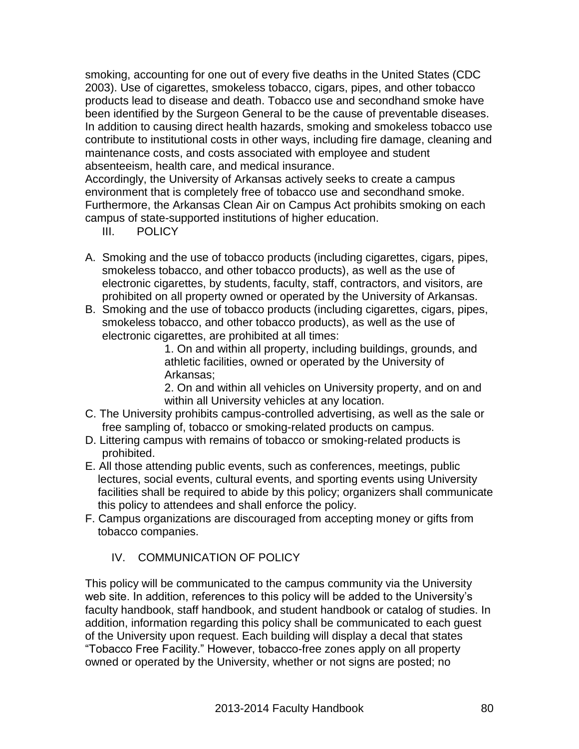smoking, accounting for one out of every five deaths in the United States (CDC 2003). Use of cigarettes, smokeless tobacco, cigars, pipes, and other tobacco products lead to disease and death. Tobacco use and secondhand smoke have been identified by the Surgeon General to be the cause of preventable diseases. In addition to causing direct health hazards, smoking and smokeless tobacco use contribute to institutional costs in other ways, including fire damage, cleaning and maintenance costs, and costs associated with employee and student absenteeism, health care, and medical insurance.

Accordingly, the University of Arkansas actively seeks to create a campus environment that is completely free of tobacco use and secondhand smoke. Furthermore, the Arkansas Clean Air on Campus Act prohibits smoking on each campus of state-supported institutions of higher education.

## III. POLICY

A. Smoking and the use of tobacco products (including cigarettes, cigars, pipes, smokeless tobacco, and other tobacco products), as well as the use of electronic cigarettes, by students, faculty, staff, contractors, and visitors, are prohibited on all property owned or operated by the University of Arkansas.

B. Smoking and the use of tobacco products (including cigarettes, cigars, pipes, smokeless tobacco, and other tobacco products), as well as the use of electronic cigarettes, are prohibited at all times:

    1. On and within all property, including buildings, grounds, and athletic facilities, owned or operated by the University of Arkansas;

    2. On and within all vehicles on University property, and on and within all University vehicles at any location.

C. The University prohibits campus-controlled advertising, as well as the sale or free sampling of, tobacco or smoking-related products on campus.

D. Littering campus with remains of tobacco or smoking-related products is prohibited.

E. All those attending public events, such as conferences, meetings, public lectures, social events, cultural events, and sporting events using University facilities shall be required to abide by this policy; organizers shall communicate this policy to attendees and shall enforce the policy.

F. Campus organizations are discouraged from accepting money or gifts from tobacco companies.

## IV. COMMUNICATION OF POLICY

This policy will be communicated to the campus community via the University web site. In addition, references to this policy will be added to the University's faculty handbook, staff handbook, and student handbook or catalog of studies. In addition, information regarding this policy shall be communicated to each guest of the University upon request. Each building will display a decal that states "Tobacco Free Facility." However, tobacco-free zones apply on all property owned or operated by the University, whether or not signs are posted; no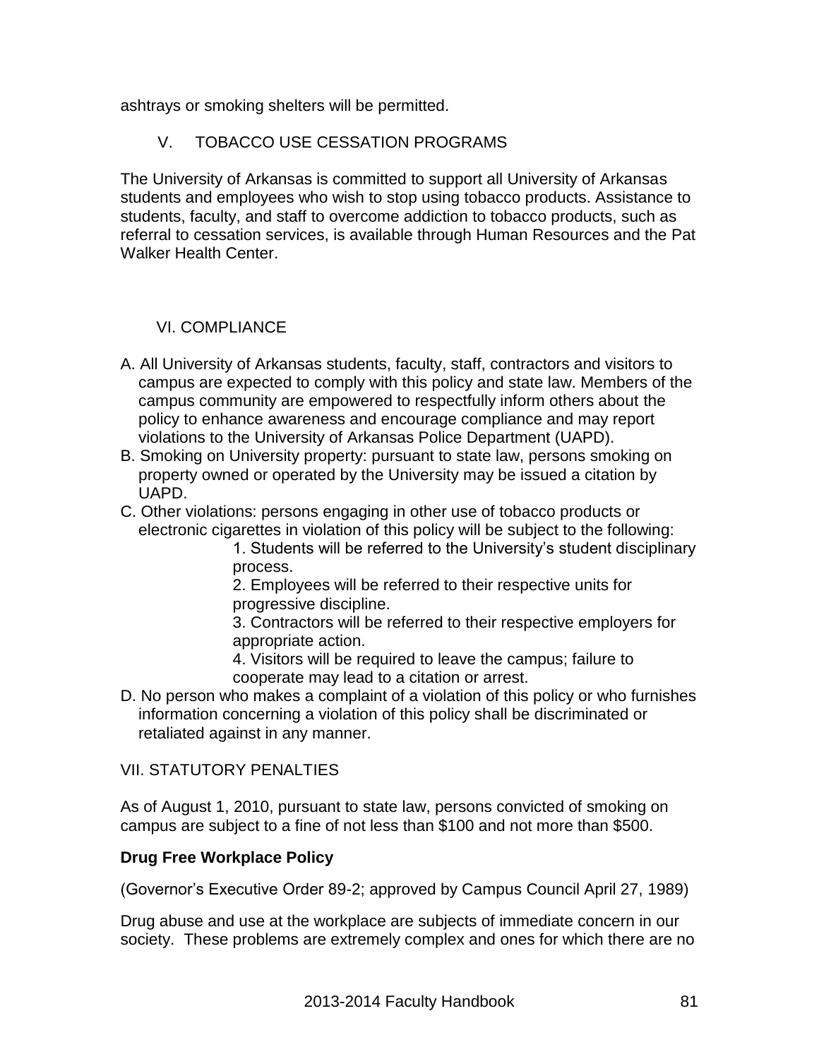ashtrays or smoking shelters will be permitted.

## V. TOBACCO USE CESSATION PROGRAMS

The University of Arkansas is committed to support all University of Arkansas students and employees who wish to stop using tobacco products. Assistance to students, faculty, and staff to overcome addiction to tobacco products, such as referral to cessation services, is available through Human Resources and the Pat Walker Health Center.

## VI. COMPLIANCE

A. All University of Arkansas students, faculty, staff, contractors and visitors to campus are expected to comply with this policy and state law. Members of the campus community are empowered to respectfully inform others about the policy to enhance awareness and encourage compliance and may report violations to the University of Arkansas Police Department (UAPD).

B. Smoking on University property: pursuant to state law, persons smoking on property owned or operated by the University may be issued a citation by UAPD.

C. Other violations: persons engaging in other use of tobacco products or electronic cigarettes in violation of this policy will be subject to the following:

1. Students will be referred to the University's student disciplinary process.
2. Employees will be referred to their respective units for progressive discipline.
3. Contractors will be referred to their respective employers for appropriate action.
4. Visitors will be required to leave the campus; failure to cooperate may lead to a citation or arrest.

D. No person who makes a complaint of a violation of this policy or who furnishes information concerning a violation of this policy shall be discriminated or retaliated against in any manner.

## VII. STATUTORY PENALTIES

As of August 1, 2010, pursuant to state law, persons convicted of smoking on campus are subject to a fine of not less than $100 and not more than $500.

### Drug Free Workplace Policy

(Governor's Executive Order 89-2; approved by Campus Council April 27, 1989)

Drug abuse and use at the workplace are subjects of immediate concern in our society. These problems are extremely complex and ones for which there are no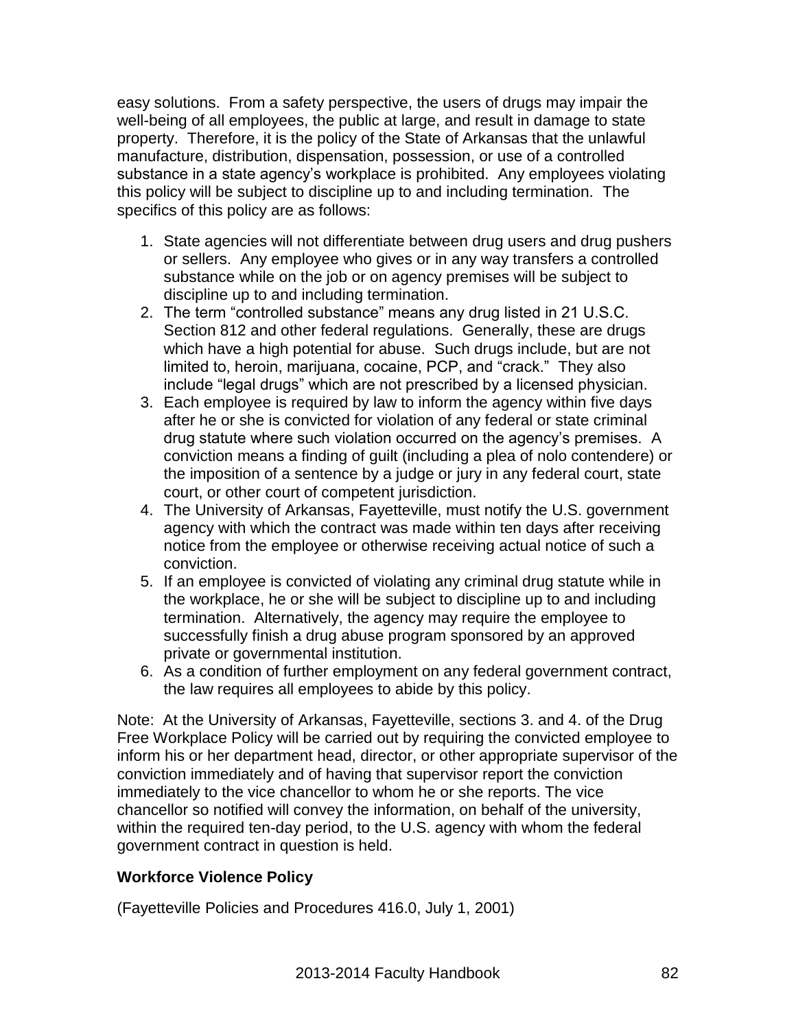easy solutions. From a safety perspective, the users of drugs may impair the well-being of all employees, the public at large, and result in damage to state property. Therefore, it is the policy of the State of Arkansas that the unlawful manufacture, distribution, dispensation, possession, or use of a controlled substance in a state agency's workplace is prohibited. Any employees violating this policy will be subject to discipline up to and including termination. The specifics of this policy are as follows:

1. State agencies will not differentiate between drug users and drug pushers or sellers. Any employee who gives or in any way transfers a controlled substance while on the job or on agency premises will be subject to discipline up to and including termination.
2. The term "controlled substance" means any drug listed in 21 U.S.C. Section 812 and other federal regulations. Generally, these are drugs which have a high potential for abuse. Such drugs include, but are not limited to, heroin, marijuana, cocaine, PCP, and "crack." They also include "legal drugs" which are not prescribed by a licensed physician.
3. Each employee is required by law to inform the agency within five days after he or she is convicted for violation of any federal or state criminal drug statute where such violation occurred on the agency's premises. A conviction means a finding of guilt (including a plea of nolo contendere) or the imposition of a sentence by a judge or jury in any federal court, state court, or other court of competent jurisdiction.
4. The University of Arkansas, Fayetteville, must notify the U.S. government agency with which the contract was made within ten days after receiving notice from the employee or otherwise receiving actual notice of such a conviction.
5. If an employee is convicted of violating any criminal drug statute while in the workplace, he or she will be subject to discipline up to and including termination. Alternatively, the agency may require the employee to successfully finish a drug abuse program sponsored by an approved private or governmental institution.
6. As a condition of further employment on any federal government contract, the law requires all employees to abide by this policy.

Note: At the University of Arkansas, Fayetteville, sections 3. and 4. of the Drug Free Workplace Policy will be carried out by requiring the convicted employee to inform his or her department head, director, or other appropriate supervisor of the conviction immediately and of having that supervisor report the conviction immediately to the vice chancellor to whom he or she reports. The vice chancellor so notified will convey the information, on behalf of the university, within the required ten-day period, to the U.S. agency with whom the federal government contract in question is held.

### Workforce Violence Policy

(Fayetteville Policies and Procedures 416.0, July 1, 2001)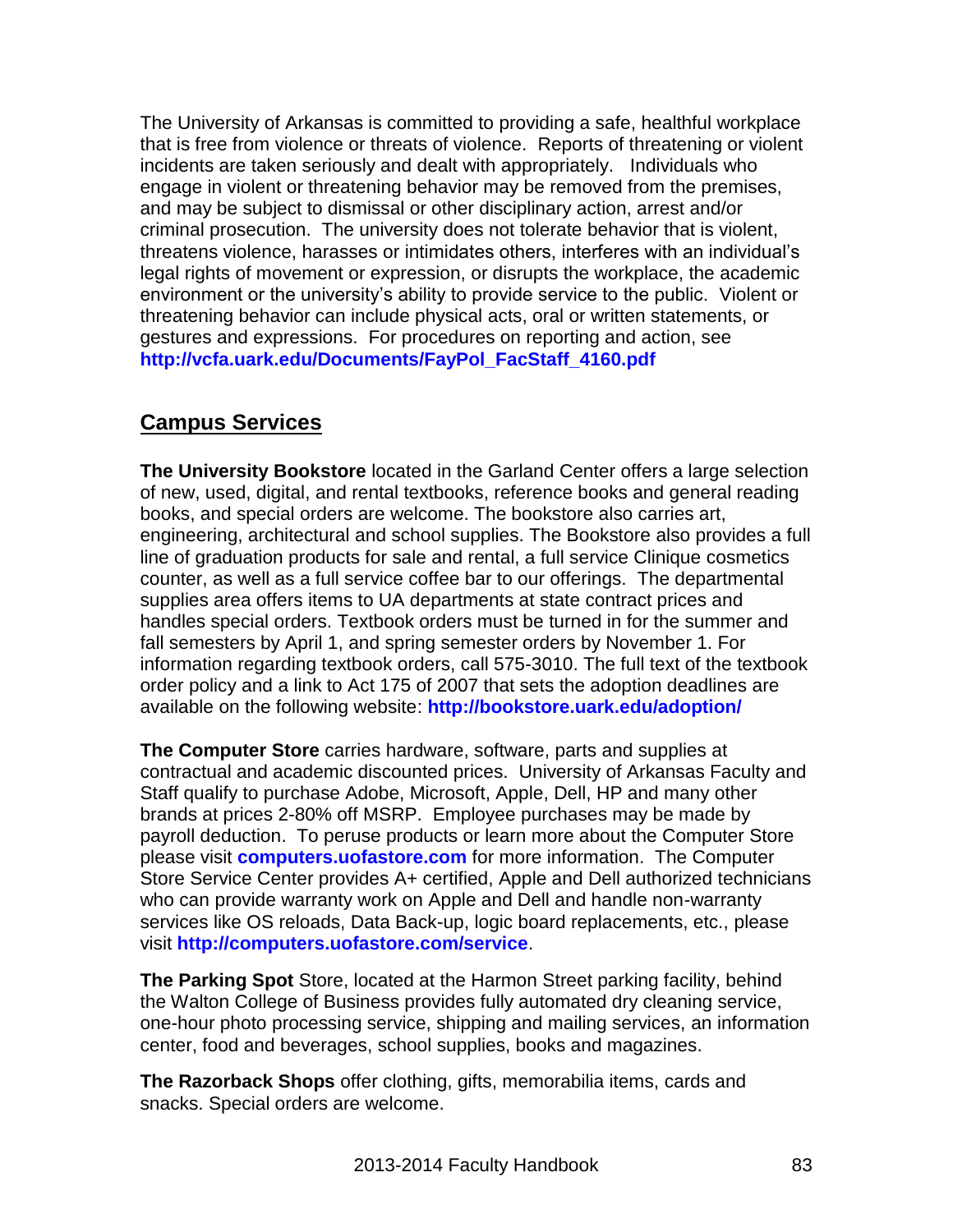The University of Arkansas is committed to providing a safe, healthful workplace that is free from violence or threats of violence. Reports of threatening or violent incidents are taken seriously and dealt with appropriately. Individuals who engage in violent or threatening behavior may be removed from the premises, and may be subject to dismissal or other disciplinary action, arrest and/or criminal prosecution. The university does not tolerate behavior that is violent, threatens violence, harasses or intimidates others, interferes with an individual's legal rights of movement or expression, or disrupts the workplace, the academic environment or the university's ability to provide service to the public. Violent or threatening behavior can include physical acts, oral or written statements, or gestures and expressions. For procedures on reporting and action, see **http://vcfa.uark.edu/Documents/FayPol_FacStaff_4160.pdf**

## Campus Services

**The University Bookstore** located in the Garland Center offers a large selection of new, used, digital, and rental textbooks, reference books and general reading books, and special orders are welcome. The bookstore also carries art, engineering, architectural and school supplies. The Bookstore also provides a full line of graduation products for sale and rental, a full service Clinique cosmetics counter, as well as a full service coffee bar to our offerings. The departmental supplies area offers items to UA departments at state contract prices and handles special orders. Textbook orders must be turned in for the summer and fall semesters by April 1, and spring semester orders by November 1. For information regarding textbook orders, call 575-3010. The full text of the textbook order policy and a link to Act 175 of 2007 that sets the adoption deadlines are available on the following website: **http://bookstore.uark.edu/adoption/**

**The Computer Store** carries hardware, software, parts and supplies at contractual and academic discounted prices. University of Arkansas Faculty and Staff qualify to purchase Adobe, Microsoft, Apple, Dell, HP and many other brands at prices 2-80% off MSRP. Employee purchases may be made by payroll deduction. To peruse products or learn more about the Computer Store please visit **computers.uofastore.com** for more information. The Computer Store Service Center provides A+ certified, Apple and Dell authorized technicians who can provide warranty work on Apple and Dell and handle non-warranty services like OS reloads, Data Back-up, logic board replacements, etc., please visit **http://computers.uofastore.com/service**.

**The Parking Spot** Store, located at the Harmon Street parking facility, behind the Walton College of Business provides fully automated dry cleaning service, one-hour photo processing service, shipping and mailing services, an information center, food and beverages, school supplies, books and magazines.

**The Razorback Shops** offer clothing, gifts, memorabilia items, cards and snacks. Special orders are welcome.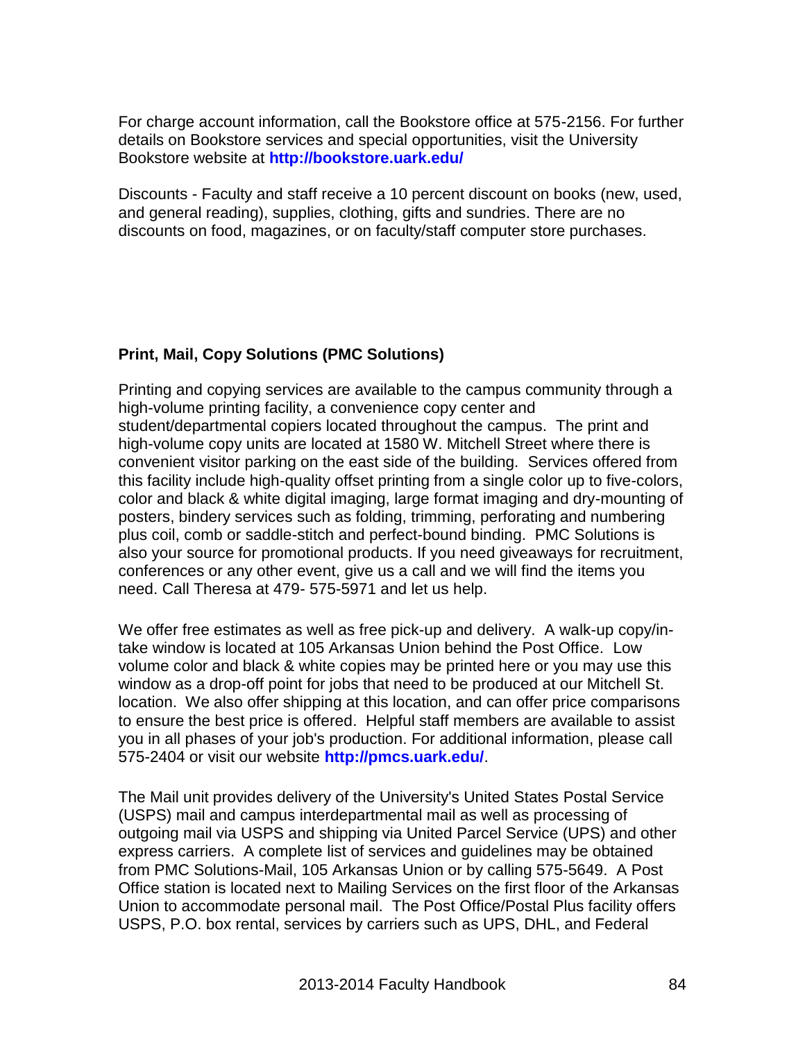For charge account information, call the Bookstore office at 575-2156. For further details on Bookstore services and special opportunities, visit the University Bookstore website at **http://bookstore.uark.edu/**

Discounts - Faculty and staff receive a 10 percent discount on books (new, used, and general reading), supplies, clothing, gifts and sundries. There are no discounts on food, magazines, or on faculty/staff computer store purchases.

**Print, Mail, Copy Solutions (PMC Solutions)**

Printing and copying services are available to the campus community through a high-volume printing facility, a convenience copy center and student/departmental copiers located throughout the campus. The print and high-volume copy units are located at 1580 W. Mitchell Street where there is convenient visitor parking on the east side of the building. Services offered from this facility include high-quality offset printing from a single color up to five-colors, color and black & white digital imaging, large format imaging and dry-mounting of posters, bindery services such as folding, trimming, perforating and numbering plus coil, comb or saddle-stitch and perfect-bound binding. PMC Solutions is also your source for promotional products. If you need giveaways for recruitment, conferences or any other event, give us a call and we will find the items you need. Call Theresa at 479- 575-5971 and let us help.

We offer free estimates as well as free pick-up and delivery. A walk-up copy/in-take window is located at 105 Arkansas Union behind the Post Office. Low volume color and black & white copies may be printed here or you may use this window as a drop-off point for jobs that need to be produced at our Mitchell St. location. We also offer shipping at this location, and can offer price comparisons to ensure the best price is offered. Helpful staff members are available to assist you in all phases of your job's production. For additional information, please call 575-2404 or visit our website **http://pmcs.uark.edu/**.

The Mail unit provides delivery of the University's United States Postal Service (USPS) mail and campus interdepartmental mail as well as processing of outgoing mail via USPS and shipping via United Parcel Service (UPS) and other express carriers. A complete list of services and guidelines may be obtained from PMC Solutions-Mail, 105 Arkansas Union or by calling 575-5649. A Post Office station is located next to Mailing Services on the first floor of the Arkansas Union to accommodate personal mail. The Post Office/Postal Plus facility offers USPS, P.O. box rental, services by carriers such as UPS, DHL, and Federal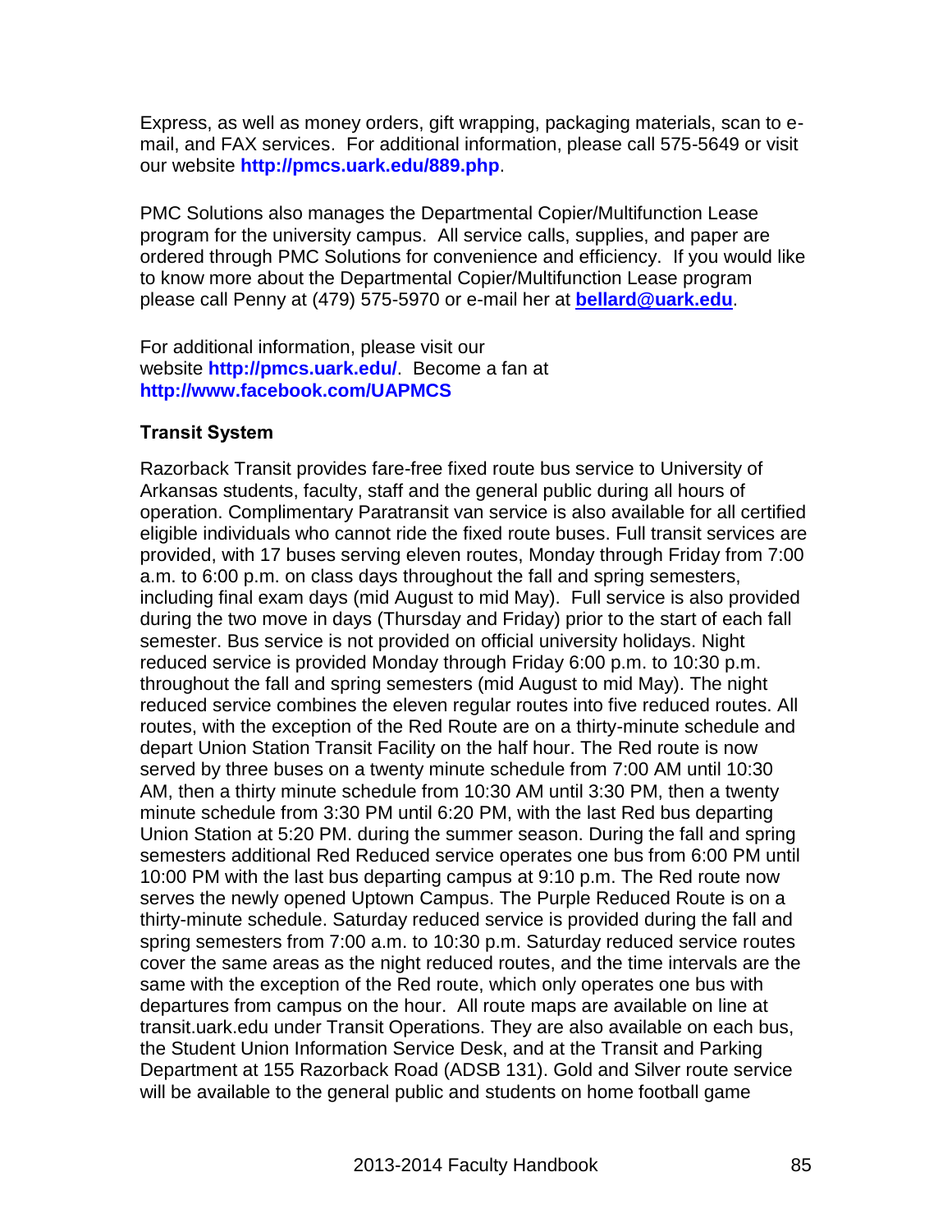Express, as well as money orders, gift wrapping, packaging materials, scan to e-mail, and FAX services. For additional information, please call 575-5649 or visit our website **http://pmcs.uark.edu/889.php**.

PMC Solutions also manages the Departmental Copier/Multifunction Lease program for the university campus. All service calls, supplies, and paper are ordered through PMC Solutions for convenience and efficiency. If you would like to know more about the Departmental Copier/Multifunction Lease program please call Penny at (479) 575-5970 or e-mail her at **bellard@uark.edu**.

For additional information, please visit our website **http://pmcs.uark.edu/**. Become a fan at **http://www.facebook.com/UAPMCS**

**Transit System**

Razorback Transit provides fare-free fixed route bus service to University of Arkansas students, faculty, staff and the general public during all hours of operation. Complimentary Paratransit van service is also available for all certified eligible individuals who cannot ride the fixed route buses. Full transit services are provided, with 17 buses serving eleven routes, Monday through Friday from 7:00 a.m. to 6:00 p.m. on class days throughout the fall and spring semesters, including final exam days (mid August to mid May). Full service is also provided during the two move in days (Thursday and Friday) prior to the start of each fall semester. Bus service is not provided on official university holidays. Night reduced service is provided Monday through Friday 6:00 p.m. to 10:30 p.m. throughout the fall and spring semesters (mid August to mid May). The night reduced service combines the eleven regular routes into five reduced routes. All routes, with the exception of the Red Route are on a thirty-minute schedule and depart Union Station Transit Facility on the half hour. The Red route is now served by three buses on a twenty minute schedule from 7:00 AM until 10:30 AM, then a thirty minute schedule from 10:30 AM until 3:30 PM, then a twenty minute schedule from 3:30 PM until 6:20 PM, with the last Red bus departing Union Station at 5:20 PM. during the summer season. During the fall and spring semesters additional Red Reduced service operates one bus from 6:00 PM until 10:00 PM with the last bus departing campus at 9:10 p.m. The Red route now serves the newly opened Uptown Campus. The Purple Reduced Route is on a thirty-minute schedule. Saturday reduced service is provided during the fall and spring semesters from 7:00 a.m. to 10:30 p.m. Saturday reduced service routes cover the same areas as the night reduced routes, and the time intervals are the same with the exception of the Red route, which only operates one bus with departures from campus on the hour. All route maps are available on line at transit.uark.edu under Transit Operations. They are also available on each bus, the Student Union Information Service Desk, and at the Transit and Parking Department at 155 Razorback Road (ADSB 131). Gold and Silver route service will be available to the general public and students on home football game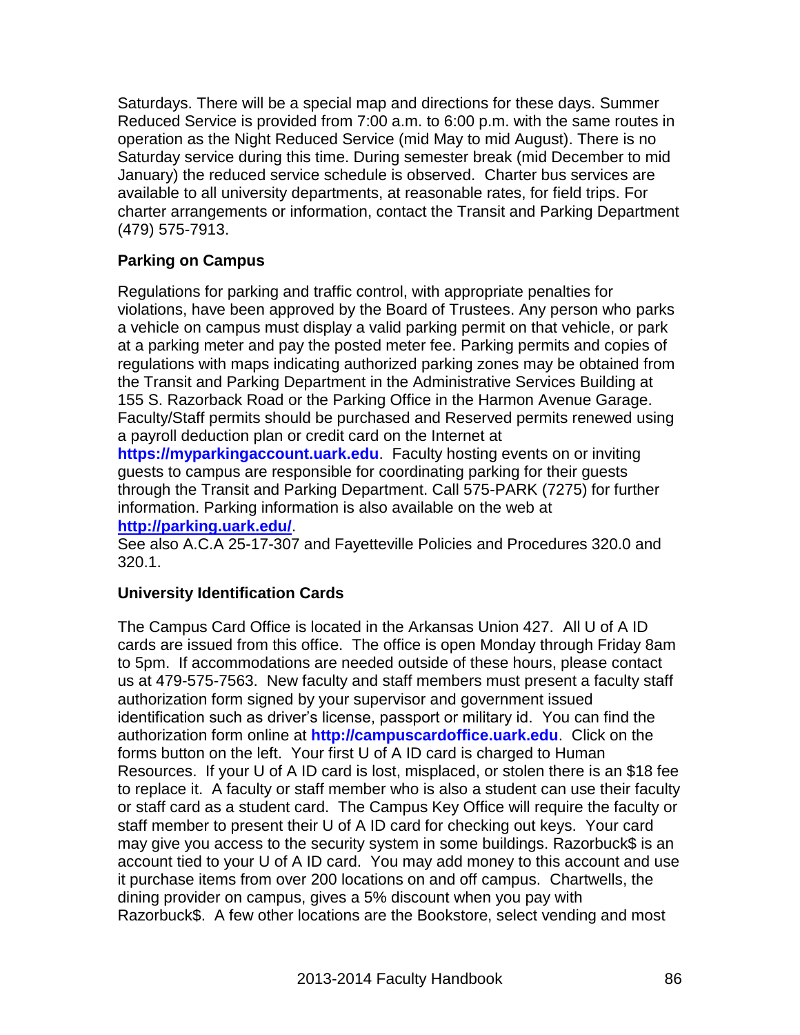Saturdays. There will be a special map and directions for these days. Summer Reduced Service is provided from 7:00 a.m. to 6:00 p.m. with the same routes in operation as the Night Reduced Service (mid May to mid August). There is no Saturday service during this time. During semester break (mid December to mid January) the reduced service schedule is observed. Charter bus services are available to all university departments, at reasonable rates, for field trips. For charter arrangements or information, contact the Transit and Parking Department (479) 575-7913.

### Parking on Campus

Regulations for parking and traffic control, with appropriate penalties for violations, have been approved by the Board of Trustees. Any person who parks a vehicle on campus must display a valid parking permit on that vehicle, or park at a parking meter and pay the posted meter fee. Parking permits and copies of regulations with maps indicating authorized parking zones may be obtained from the Transit and Parking Department in the Administrative Services Building at 155 S. Razorback Road or the Parking Office in the Harmon Avenue Garage. Faculty/Staff permits should be purchased and Reserved permits renewed using a payroll deduction plan or credit card on the Internet at **https://myparkingaccount.uark.edu**. Faculty hosting events on or inviting guests to campus are responsible for coordinating parking for their guests through the Transit and Parking Department. Call 575-PARK (7275) for further information. Parking information is also available on the web at **http://parking.uark.edu/**.
See also A.C.A 25-17-307 and Fayetteville Policies and Procedures 320.0 and 320.1.

### University Identification Cards

The Campus Card Office is located in the Arkansas Union 427. All U of A ID cards are issued from this office. The office is open Monday through Friday 8am to 5pm. If accommodations are needed outside of these hours, please contact us at 479-575-7563. New faculty and staff members must present a faculty staff authorization form signed by your supervisor and government issued identification such as driver's license, passport or military id. You can find the authorization form online at **http://campuscardoffice.uark.edu**. Click on the forms button on the left. Your first U of A ID card is charged to Human Resources. If your U of A ID card is lost, misplaced, or stolen there is an $18 fee to replace it. A faculty or staff member who is also a student can use their faculty or staff card as a student card. The Campus Key Office will require the faculty or staff member to present their U of A ID card for checking out keys. Your card may give you access to the security system in some buildings. Razorbuck$ is an account tied to your U of A ID card. You may add money to this account and use it purchase items from over 200 locations on and off campus. Chartwells, the dining provider on campus, gives a 5% discount when you pay with Razorbuck$. A few other locations are the Bookstore, select vending and most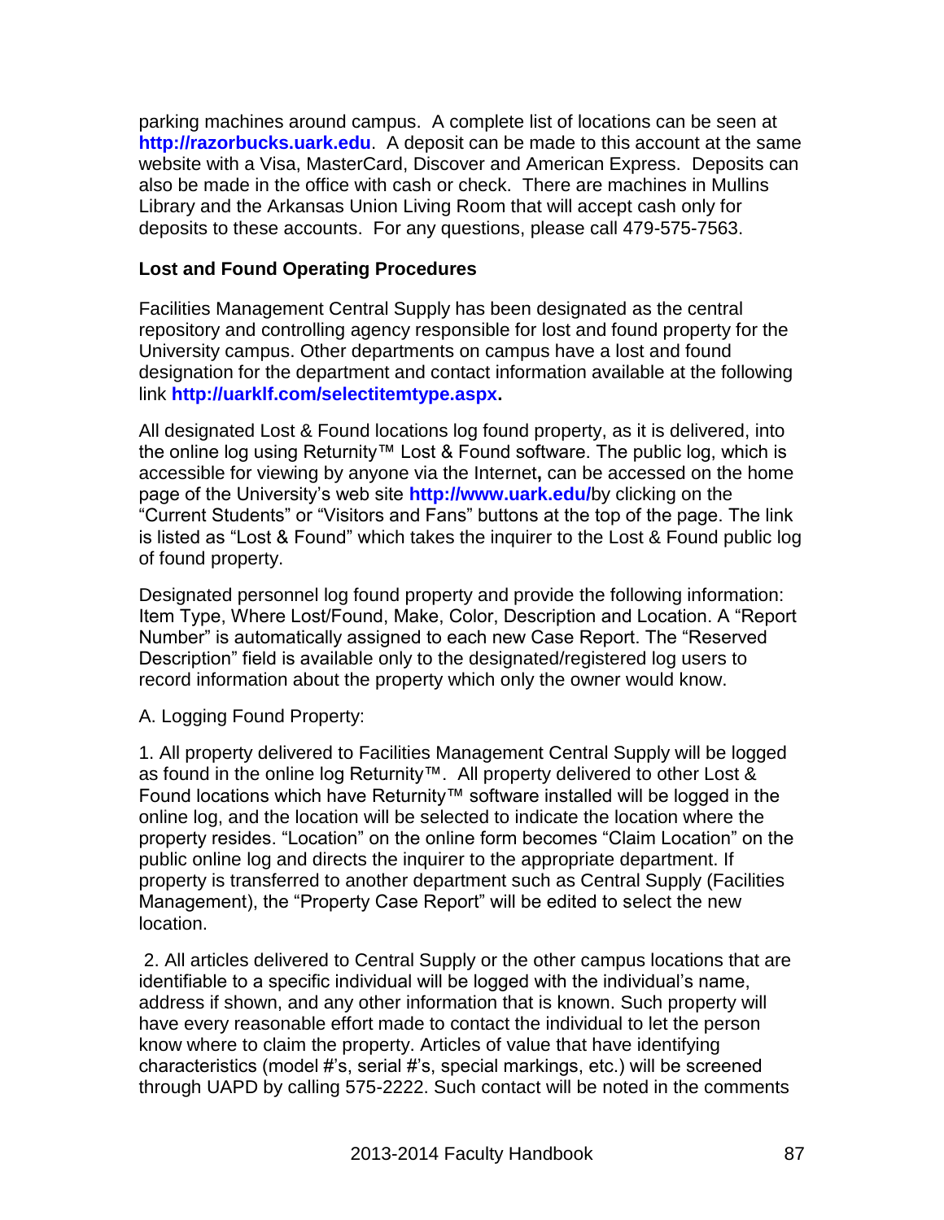parking machines around campus. A complete list of locations can be seen at **http://razorbucks.uark.edu**. A deposit can be made to this account at the same website with a Visa, MasterCard, Discover and American Express. Deposits can also be made in the office with cash or check. There are machines in Mullins Library and the Arkansas Union Living Room that will accept cash only for deposits to these accounts. For any questions, please call 479-575-7563.

### Lost and Found Operating Procedures

Facilities Management Central Supply has been designated as the central repository and controlling agency responsible for lost and found property for the University campus. Other departments on campus have a lost and found designation for the department and contact information available at the following link **http://uarklf.com/selectitemtype.aspx.**

All designated Lost & Found locations log found property, as it is delivered, into the online log using Returnity™ Lost & Found software. The public log, which is accessible for viewing by anyone via the Internet**,** can be accessed on the home page of the University's web site **http://www.uark.edu/**by clicking on the "Current Students" or "Visitors and Fans" buttons at the top of the page. The link is listed as "Lost & Found" which takes the inquirer to the Lost & Found public log of found property.

Designated personnel log found property and provide the following information: Item Type, Where Lost/Found, Make, Color, Description and Location. A "Report Number" is automatically assigned to each new Case Report. The "Reserved Description" field is available only to the designated/registered log users to record information about the property which only the owner would know.

A. Logging Found Property:

1. All property delivered to Facilities Management Central Supply will be logged as found in the online log Returnity™. All property delivered to other Lost & Found locations which have Returnity™ software installed will be logged in the online log, and the location will be selected to indicate the location where the property resides. "Location" on the online form becomes "Claim Location" on the public online log and directs the inquirer to the appropriate department. If property is transferred to another department such as Central Supply (Facilities Management), the "Property Case Report" will be edited to select the new location.

2. All articles delivered to Central Supply or the other campus locations that are identifiable to a specific individual will be logged with the individual's name, address if shown, and any other information that is known. Such property will have every reasonable effort made to contact the individual to let the person know where to claim the property. Articles of value that have identifying characteristics (model #'s, serial #'s, special markings, etc.) will be screened through UAPD by calling 575-2222. Such contact will be noted in the comments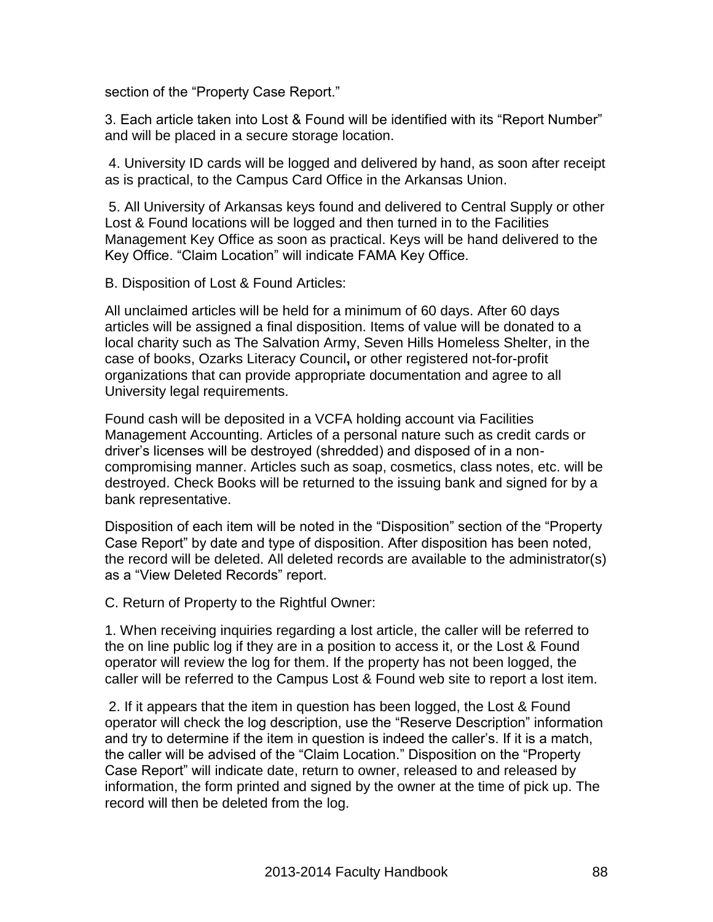section of the "Property Case Report."

3. Each article taken into Lost & Found will be identified with its "Report Number" and will be placed in a secure storage location.

4. University ID cards will be logged and delivered by hand, as soon after receipt as is practical, to the Campus Card Office in the Arkansas Union.

5. All University of Arkansas keys found and delivered to Central Supply or other Lost & Found locations will be logged and then turned in to the Facilities Management Key Office as soon as practical. Keys will be hand delivered to the Key Office. "Claim Location" will indicate FAMA Key Office.

B. Disposition of Lost & Found Articles:

All unclaimed articles will be held for a minimum of 60 days. After 60 days articles will be assigned a final disposition. Items of value will be donated to a local charity such as The Salvation Army, Seven Hills Homeless Shelter, in the case of books, Ozarks Literacy Council**,** or other registered not-for-profit organizations that can provide appropriate documentation and agree to all University legal requirements.

Found cash will be deposited in a VCFA holding account via Facilities Management Accounting. Articles of a personal nature such as credit cards or driver's licenses will be destroyed (shredded) and disposed of in a non-compromising manner. Articles such as soap, cosmetics, class notes, etc. will be destroyed. Check Books will be returned to the issuing bank and signed for by a bank representative.

Disposition of each item will be noted in the "Disposition" section of the "Property Case Report" by date and type of disposition. After disposition has been noted, the record will be deleted. All deleted records are available to the administrator(s) as a "View Deleted Records" report.

C. Return of Property to the Rightful Owner:

1. When receiving inquiries regarding a lost article, the caller will be referred to the on line public log if they are in a position to access it, or the Lost & Found operator will review the log for them. If the property has not been logged, the caller will be referred to the Campus Lost & Found web site to report a lost item.

2. If it appears that the item in question has been logged, the Lost & Found operator will check the log description, use the "Reserve Description" information and try to determine if the item in question is indeed the caller's. If it is a match, the caller will be advised of the "Claim Location." Disposition on the "Property Case Report" will indicate date, return to owner, released to and released by information, the form printed and signed by the owner at the time of pick up. The record will then be deleted from the log.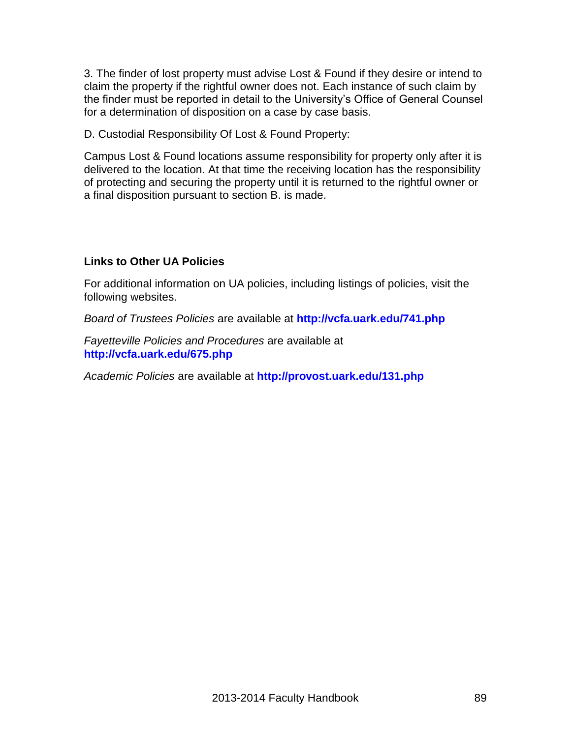3. The finder of lost property must advise Lost & Found if they desire or intend to claim the property if the rightful owner does not. Each instance of such claim by the finder must be reported in detail to the University's Office of General Counsel for a determination of disposition on a case by case basis.

D. Custodial Responsibility Of Lost & Found Property:

Campus Lost & Found locations assume responsibility for property only after it is delivered to the location. At that time the receiving location has the responsibility of protecting and securing the property until it is returned to the rightful owner or a final disposition pursuant to section B. is made.

**Links to Other UA Policies**

For additional information on UA policies, including listings of policies, visit the following websites.

*Board of Trustees Policies* are available at **http://vcfa.uark.edu/741.php**

*Fayetteville Policies and Procedures* are available at **http://vcfa.uark.edu/675.php**

*Academic Policies* are available at **http://provost.uark.edu/131.php**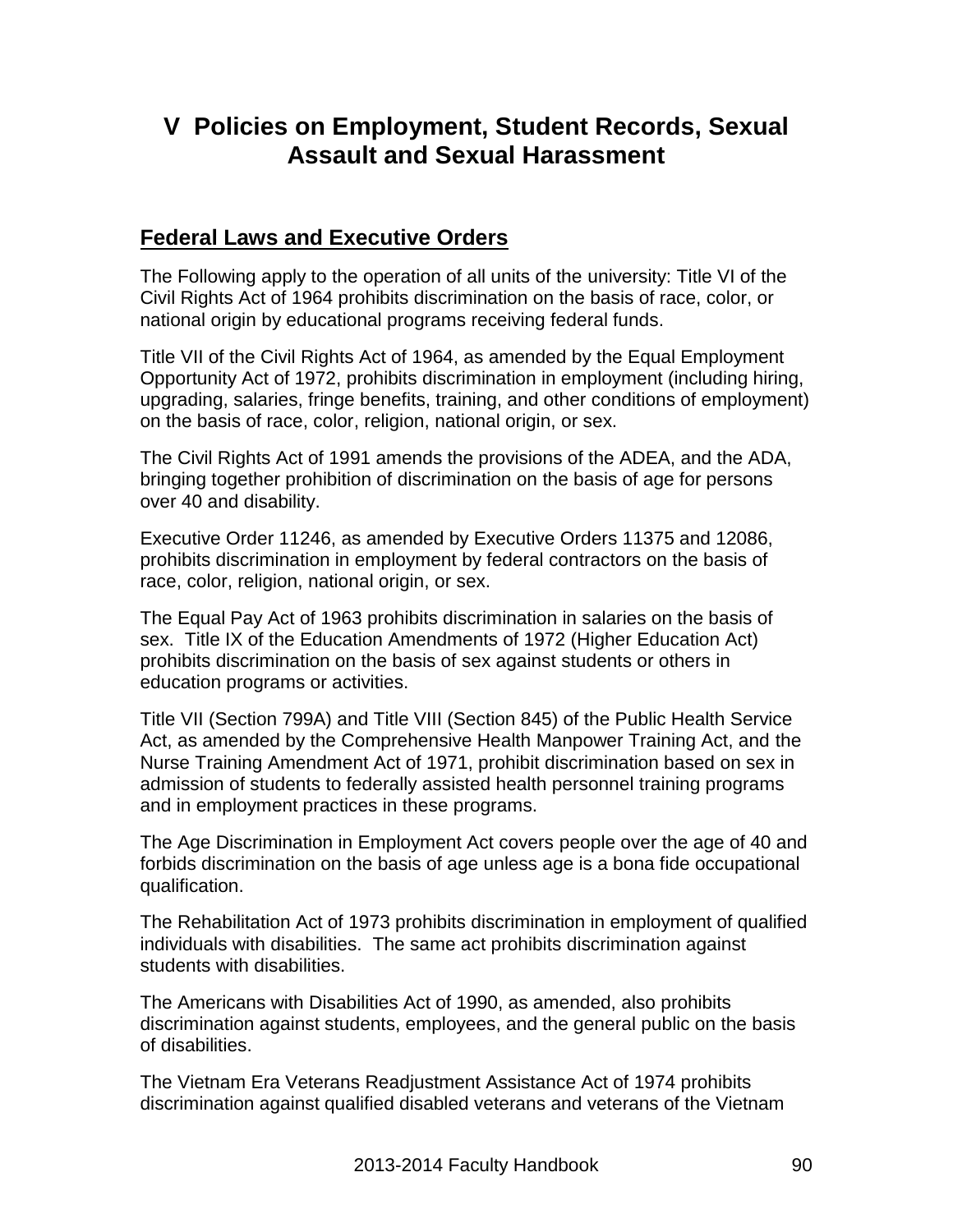# V Policies on Employment, Student Records, Sexual Assault and Sexual Harassment

## Federal Laws and Executive Orders

The Following apply to the operation of all units of the university: Title VI of the Civil Rights Act of 1964 prohibits discrimination on the basis of race, color, or national origin by educational programs receiving federal funds.

Title VII of the Civil Rights Act of 1964, as amended by the Equal Employment Opportunity Act of 1972, prohibits discrimination in employment (including hiring, upgrading, salaries, fringe benefits, training, and other conditions of employment) on the basis of race, color, religion, national origin, or sex.

The Civil Rights Act of 1991 amends the provisions of the ADEA, and the ADA, bringing together prohibition of discrimination on the basis of age for persons over 40 and disability.

Executive Order 11246, as amended by Executive Orders 11375 and 12086, prohibits discrimination in employment by federal contractors on the basis of race, color, religion, national origin, or sex.

The Equal Pay Act of 1963 prohibits discrimination in salaries on the basis of sex. Title IX of the Education Amendments of 1972 (Higher Education Act) prohibits discrimination on the basis of sex against students or others in education programs or activities.

Title VII (Section 799A) and Title VIII (Section 845) of the Public Health Service Act, as amended by the Comprehensive Health Manpower Training Act, and the Nurse Training Amendment Act of 1971, prohibit discrimination based on sex in admission of students to federally assisted health personnel training programs and in employment practices in these programs.

The Age Discrimination in Employment Act covers people over the age of 40 and forbids discrimination on the basis of age unless age is a bona fide occupational qualification.

The Rehabilitation Act of 1973 prohibits discrimination in employment of qualified individuals with disabilities. The same act prohibits discrimination against students with disabilities.

The Americans with Disabilities Act of 1990, as amended, also prohibits discrimination against students, employees, and the general public on the basis of disabilities.

The Vietnam Era Veterans Readjustment Assistance Act of 1974 prohibits discrimination against qualified disabled veterans and veterans of the Vietnam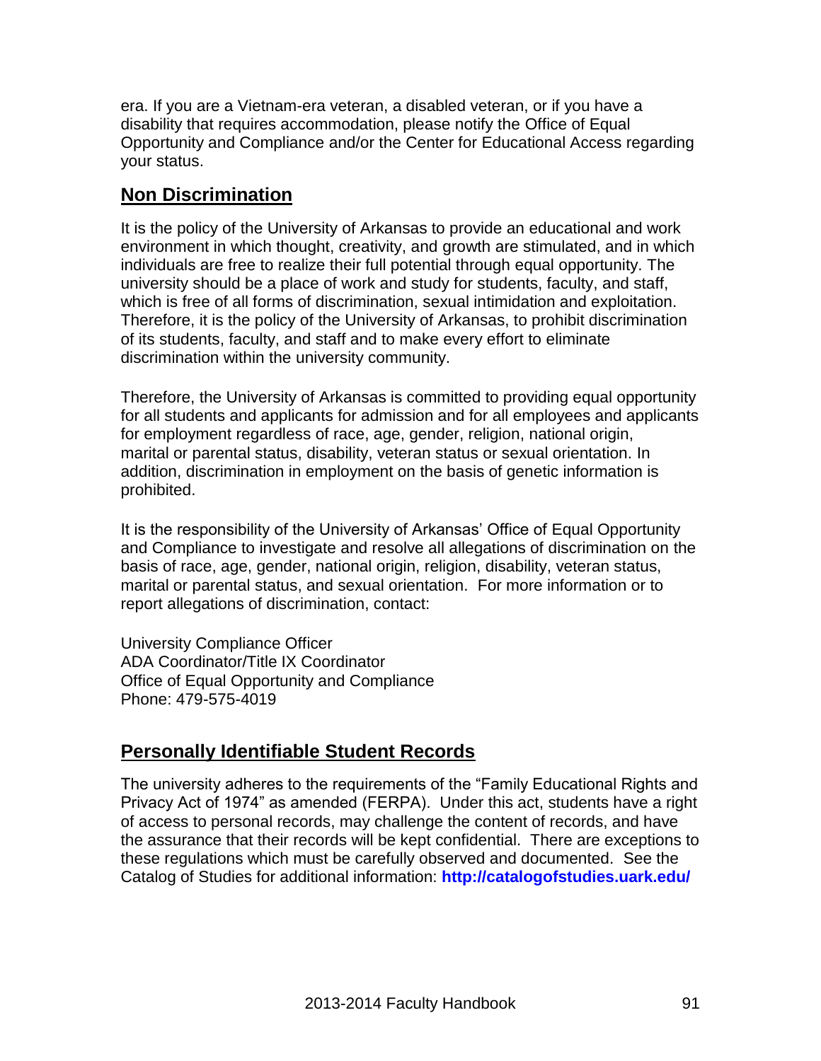era. If you are a Vietnam-era veteran, a disabled veteran, or if you have a disability that requires accommodation, please notify the Office of Equal Opportunity and Compliance and/or the Center for Educational Access regarding your status.

## Non Discrimination

It is the policy of the University of Arkansas to provide an educational and work environment in which thought, creativity, and growth are stimulated, and in which individuals are free to realize their full potential through equal opportunity. The university should be a place of work and study for students, faculty, and staff, which is free of all forms of discrimination, sexual intimidation and exploitation. Therefore, it is the policy of the University of Arkansas, to prohibit discrimination of its students, faculty, and staff and to make every effort to eliminate discrimination within the university community.

Therefore, the University of Arkansas is committed to providing equal opportunity for all students and applicants for admission and for all employees and applicants for employment regardless of race, age, gender, religion, national origin, marital or parental status, disability, veteran status or sexual orientation. In addition, discrimination in employment on the basis of genetic information is prohibited.

It is the responsibility of the University of Arkansas' Office of Equal Opportunity and Compliance to investigate and resolve all allegations of discrimination on the basis of race, age, gender, national origin, religion, disability, veteran status, marital or parental status, and sexual orientation. For more information or to report allegations of discrimination, contact:

University Compliance Officer
ADA Coordinator/Title IX Coordinator
Office of Equal Opportunity and Compliance
Phone: 479-575-4019

## Personally Identifiable Student Records

The university adheres to the requirements of the "Family Educational Rights and Privacy Act of 1974" as amended (FERPA). Under this act, students have a right of access to personal records, may challenge the content of records, and have the assurance that their records will be kept confidential. There are exceptions to these regulations which must be carefully observed and documented. See the Catalog of Studies for additional information: **http://catalogofstudies.uark.edu/**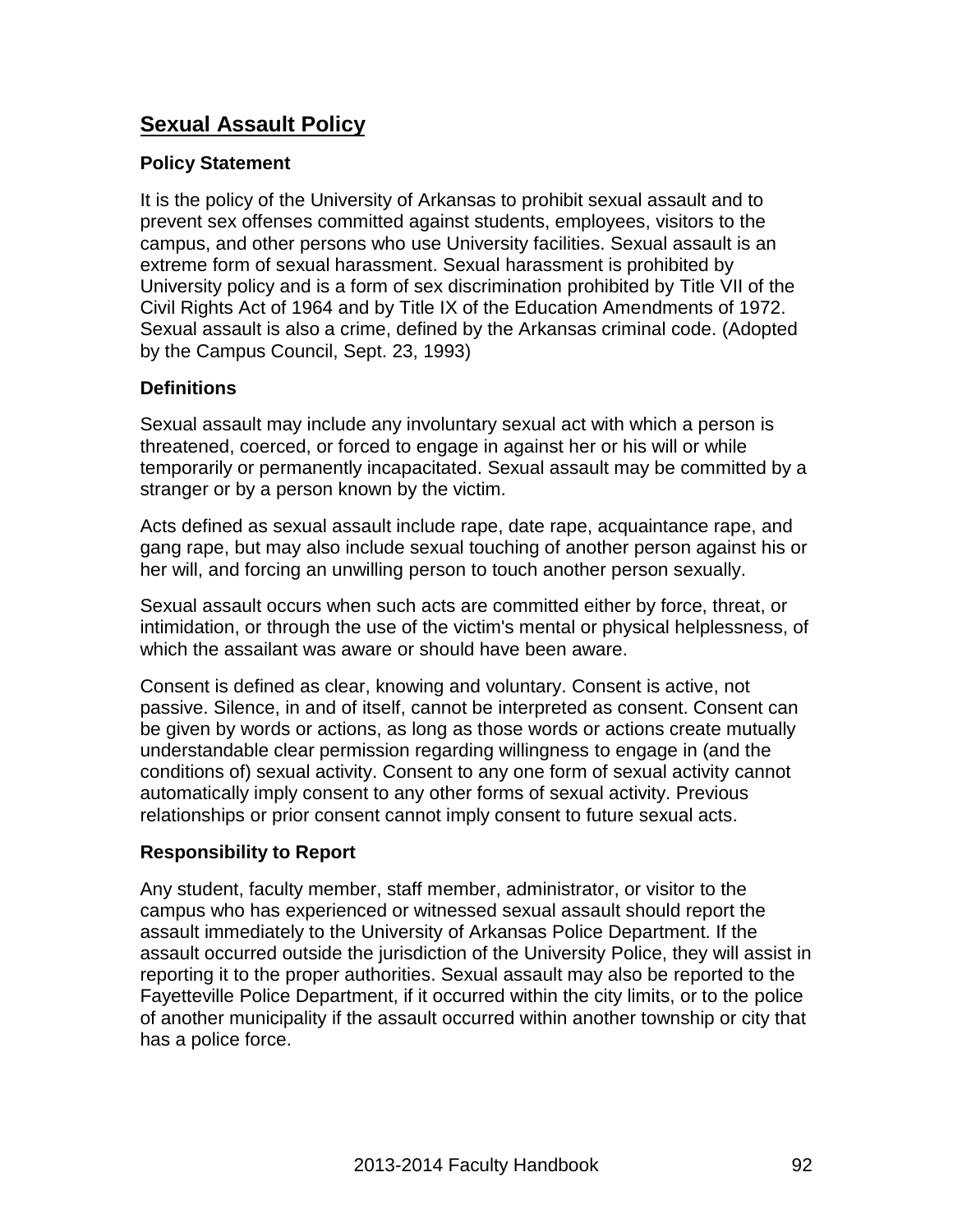## Sexual Assault Policy

### Policy Statement

It is the policy of the University of Arkansas to prohibit sexual assault and to prevent sex offenses committed against students, employees, visitors to the campus, and other persons who use University facilities. Sexual assault is an extreme form of sexual harassment. Sexual harassment is prohibited by University policy and is a form of sex discrimination prohibited by Title VII of the Civil Rights Act of 1964 and by Title IX of the Education Amendments of 1972. Sexual assault is also a crime, defined by the Arkansas criminal code. (Adopted by the Campus Council, Sept. 23, 1993)

### Definitions

Sexual assault may include any involuntary sexual act with which a person is threatened, coerced, or forced to engage in against her or his will or while temporarily or permanently incapacitated. Sexual assault may be committed by a stranger or by a person known by the victim.

Acts defined as sexual assault include rape, date rape, acquaintance rape, and gang rape, but may also include sexual touching of another person against his or her will, and forcing an unwilling person to touch another person sexually.

Sexual assault occurs when such acts are committed either by force, threat, or intimidation, or through the use of the victim's mental or physical helplessness, of which the assailant was aware or should have been aware.

Consent is defined as clear, knowing and voluntary. Consent is active, not passive. Silence, in and of itself, cannot be interpreted as consent. Consent can be given by words or actions, as long as those words or actions create mutually understandable clear permission regarding willingness to engage in (and the conditions of) sexual activity. Consent to any one form of sexual activity cannot automatically imply consent to any other forms of sexual activity. Previous relationships or prior consent cannot imply consent to future sexual acts.

### Responsibility to Report

Any student, faculty member, staff member, administrator, or visitor to the campus who has experienced or witnessed sexual assault should report the assault immediately to the University of Arkansas Police Department. If the assault occurred outside the jurisdiction of the University Police, they will assist in reporting it to the proper authorities. Sexual assault may also be reported to the Fayetteville Police Department, if it occurred within the city limits, or to the police of another municipality if the assault occurred within another township or city that has a police force.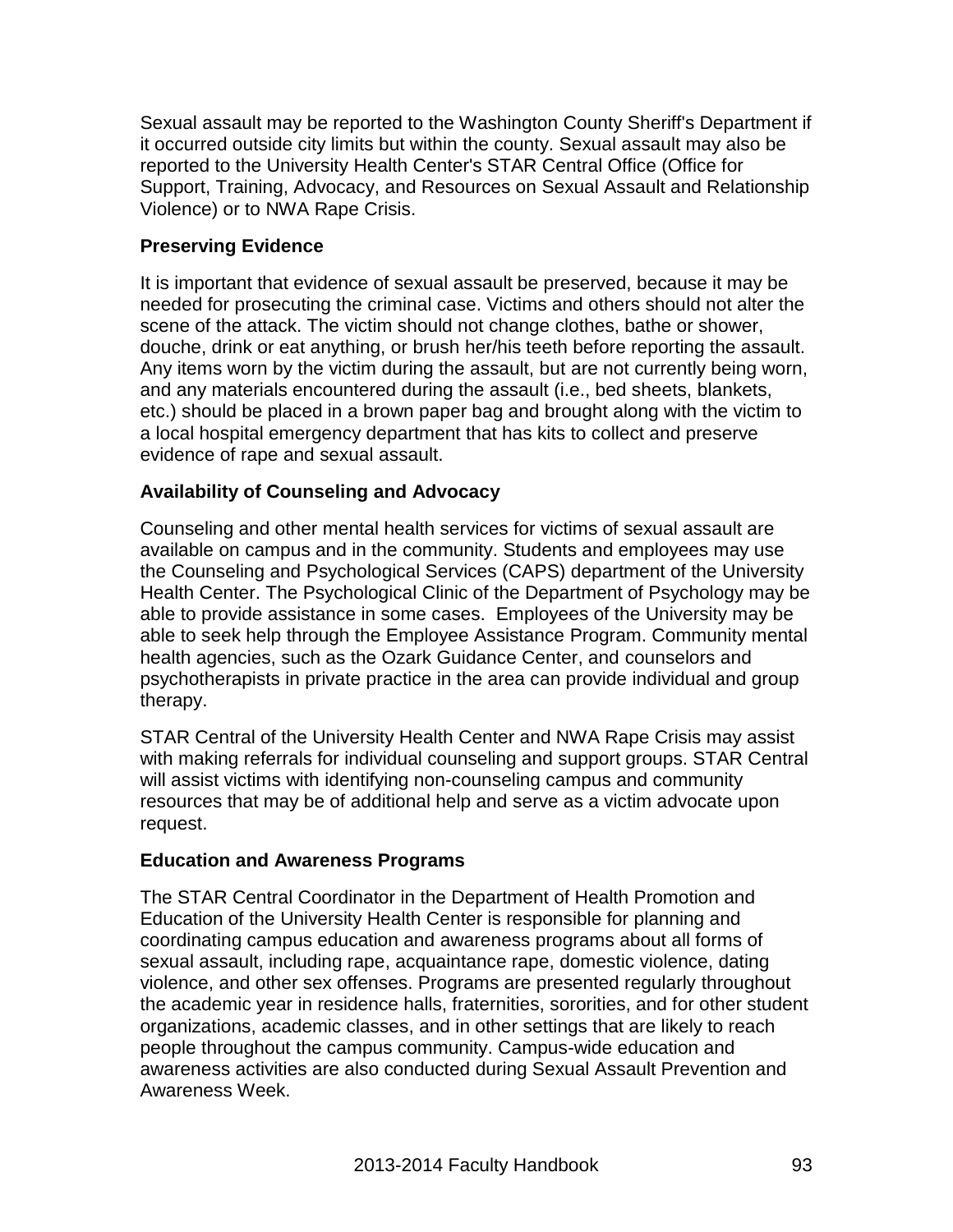Sexual assault may be reported to the Washington County Sheriff's Department if it occurred outside city limits but within the county. Sexual assault may also be reported to the University Health Center's STAR Central Office (Office for Support, Training, Advocacy, and Resources on Sexual Assault and Relationship Violence) or to NWA Rape Crisis.

### Preserving Evidence

It is important that evidence of sexual assault be preserved, because it may be needed for prosecuting the criminal case. Victims and others should not alter the scene of the attack. The victim should not change clothes, bathe or shower, douche, drink or eat anything, or brush her/his teeth before reporting the assault. Any items worn by the victim during the assault, but are not currently being worn, and any materials encountered during the assault (i.e., bed sheets, blankets, etc.) should be placed in a brown paper bag and brought along with the victim to a local hospital emergency department that has kits to collect and preserve evidence of rape and sexual assault.

### Availability of Counseling and Advocacy

Counseling and other mental health services for victims of sexual assault are available on campus and in the community. Students and employees may use the Counseling and Psychological Services (CAPS) department of the University Health Center. The Psychological Clinic of the Department of Psychology may be able to provide assistance in some cases. Employees of the University may be able to seek help through the Employee Assistance Program. Community mental health agencies, such as the Ozark Guidance Center, and counselors and psychotherapists in private practice in the area can provide individual and group therapy.

STAR Central of the University Health Center and NWA Rape Crisis may assist with making referrals for individual counseling and support groups. STAR Central will assist victims with identifying non-counseling campus and community resources that may be of additional help and serve as a victim advocate upon request.

### Education and Awareness Programs

The STAR Central Coordinator in the Department of Health Promotion and Education of the University Health Center is responsible for planning and coordinating campus education and awareness programs about all forms of sexual assault, including rape, acquaintance rape, domestic violence, dating violence, and other sex offenses. Programs are presented regularly throughout the academic year in residence halls, fraternities, sororities, and for other student organizations, academic classes, and in other settings that are likely to reach people throughout the campus community. Campus-wide education and awareness activities are also conducted during Sexual Assault Prevention and Awareness Week.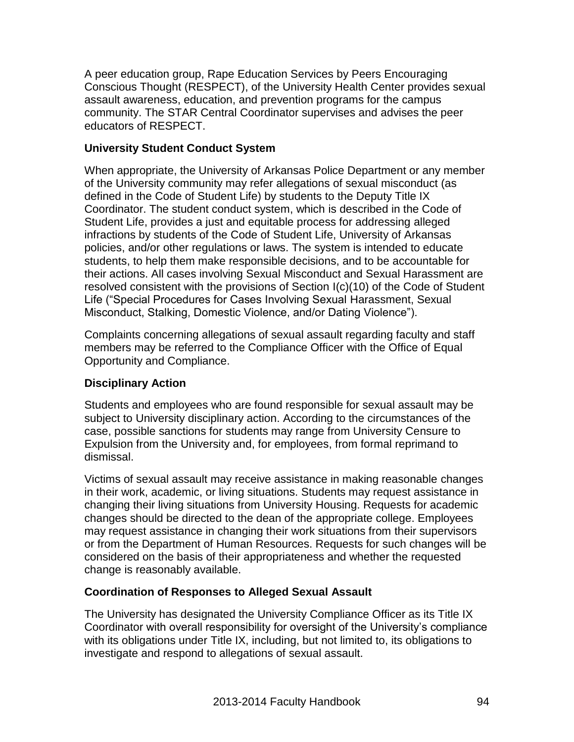A peer education group, Rape Education Services by Peers Encouraging Conscious Thought (RESPECT), of the University Health Center provides sexual assault awareness, education, and prevention programs for the campus community. The STAR Central Coordinator supervises and advises the peer educators of RESPECT.

**University Student Conduct System**

When appropriate, the University of Arkansas Police Department or any member of the University community may refer allegations of sexual misconduct (as defined in the Code of Student Life) by students to the Deputy Title IX Coordinator. The student conduct system, which is described in the Code of Student Life, provides a just and equitable process for addressing alleged infractions by students of the Code of Student Life, University of Arkansas policies, and/or other regulations or laws. The system is intended to educate students, to help them make responsible decisions, and to be accountable for their actions. All cases involving Sexual Misconduct and Sexual Harassment are resolved consistent with the provisions of Section I(c)(10) of the Code of Student Life ("Special Procedures for Cases Involving Sexual Harassment, Sexual Misconduct, Stalking, Domestic Violence, and/or Dating Violence").

Complaints concerning allegations of sexual assault regarding faculty and staff members may be referred to the Compliance Officer with the Office of Equal Opportunity and Compliance.

**Disciplinary Action**

Students and employees who are found responsible for sexual assault may be subject to University disciplinary action. According to the circumstances of the case, possible sanctions for students may range from University Censure to Expulsion from the University and, for employees, from formal reprimand to dismissal.

Victims of sexual assault may receive assistance in making reasonable changes in their work, academic, or living situations. Students may request assistance in changing their living situations from University Housing. Requests for academic changes should be directed to the dean of the appropriate college. Employees may request assistance in changing their work situations from their supervisors or from the Department of Human Resources. Requests for such changes will be considered on the basis of their appropriateness and whether the requested change is reasonably available.

**Coordination of Responses to Alleged Sexual Assault**

The University has designated the University Compliance Officer as its Title IX Coordinator with overall responsibility for oversight of the University's compliance with its obligations under Title IX, including, but not limited to, its obligations to investigate and respond to allegations of sexual assault.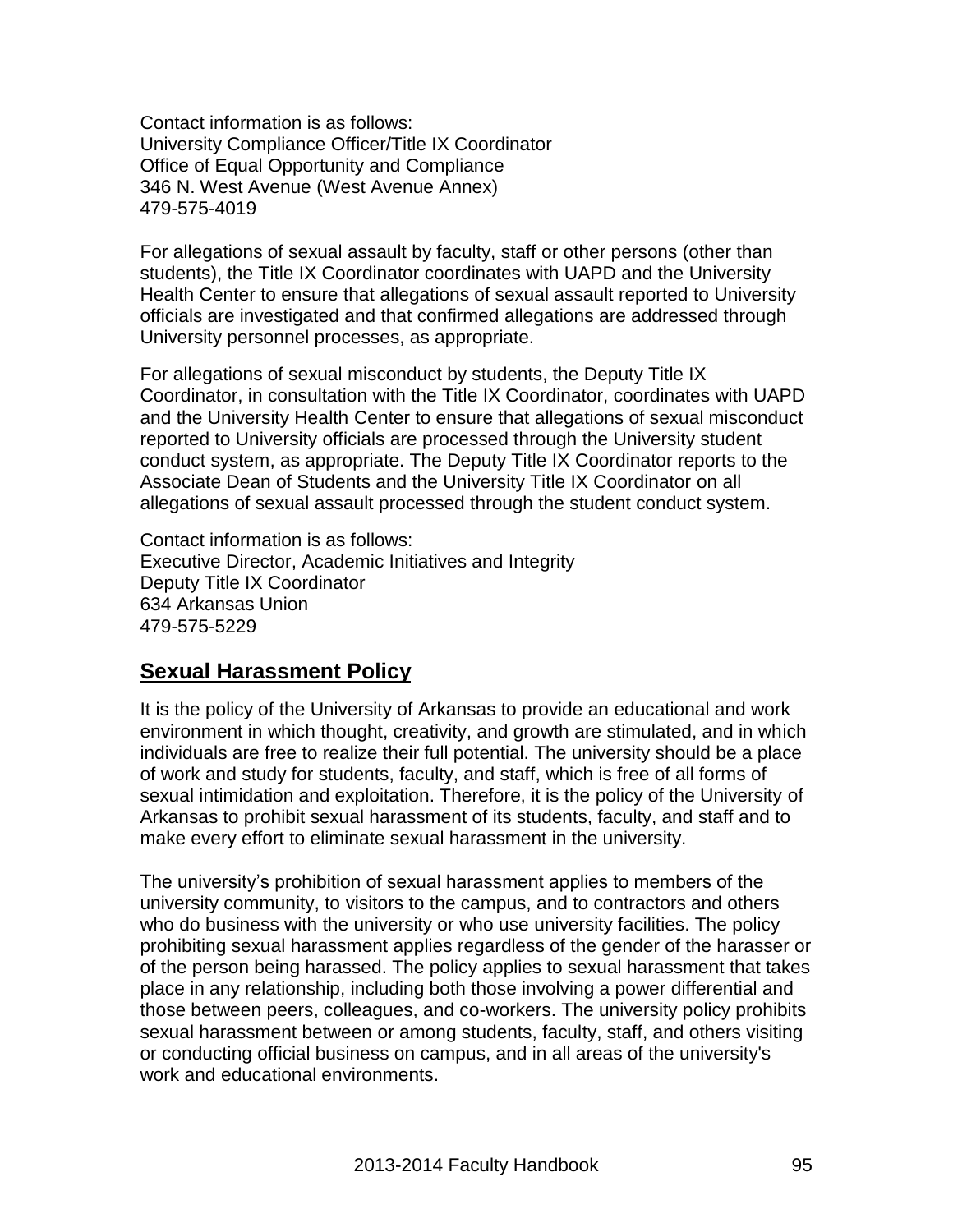Contact information is as follows:
University Compliance Officer/Title IX Coordinator
Office of Equal Opportunity and Compliance
346 N. West Avenue (West Avenue Annex)
479-575-4019

For allegations of sexual assault by faculty, staff or other persons (other than students), the Title IX Coordinator coordinates with UAPD and the University Health Center to ensure that allegations of sexual assault reported to University officials are investigated and that confirmed allegations are addressed through University personnel processes, as appropriate.

For allegations of sexual misconduct by students, the Deputy Title IX Coordinator, in consultation with the Title IX Coordinator, coordinates with UAPD and the University Health Center to ensure that allegations of sexual misconduct reported to University officials are processed through the University student conduct system, as appropriate. The Deputy Title IX Coordinator reports to the Associate Dean of Students and the University Title IX Coordinator on all allegations of sexual assault processed through the student conduct system.

Contact information is as follows:
Executive Director, Academic Initiatives and Integrity
Deputy Title IX Coordinator
634 Arkansas Union
479-575-5229

## Sexual Harassment Policy

It is the policy of the University of Arkansas to provide an educational and work environment in which thought, creativity, and growth are stimulated, and in which individuals are free to realize their full potential. The university should be a place of work and study for students, faculty, and staff, which is free of all forms of sexual intimidation and exploitation. Therefore, it is the policy of the University of Arkansas to prohibit sexual harassment of its students, faculty, and staff and to make every effort to eliminate sexual harassment in the university.

The university's prohibition of sexual harassment applies to members of the university community, to visitors to the campus, and to contractors and others who do business with the university or who use university facilities. The policy prohibiting sexual harassment applies regardless of the gender of the harasser or of the person being harassed. The policy applies to sexual harassment that takes place in any relationship, including both those involving a power differential and those between peers, colleagues, and co-workers. The university policy prohibits sexual harassment between or among students, faculty, staff, and others visiting or conducting official business on campus, and in all areas of the university's work and educational environments.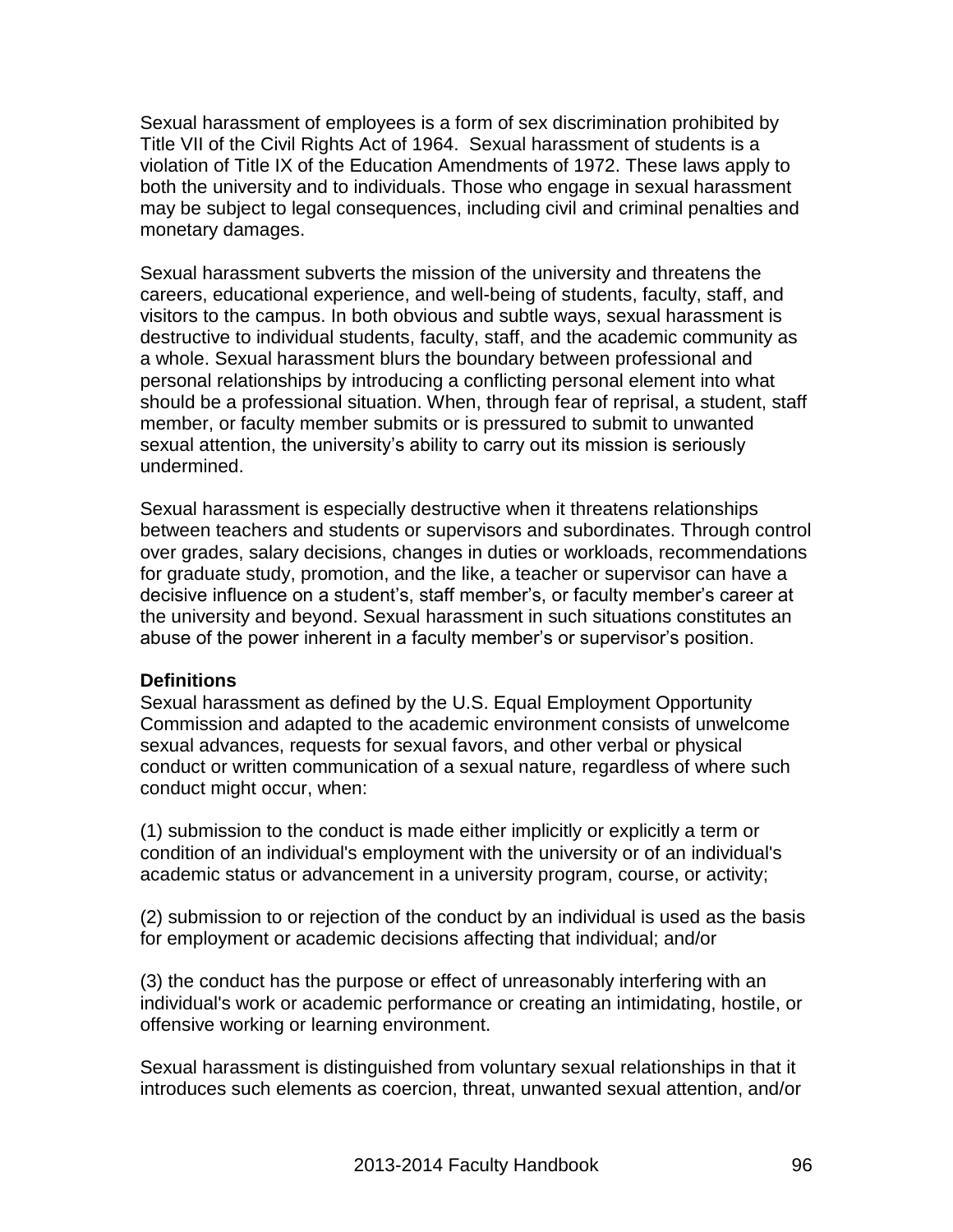Sexual harassment of employees is a form of sex discrimination prohibited by Title VII of the Civil Rights Act of 1964. Sexual harassment of students is a violation of Title IX of the Education Amendments of 1972. These laws apply to both the university and to individuals. Those who engage in sexual harassment may be subject to legal consequences, including civil and criminal penalties and monetary damages.

Sexual harassment subverts the mission of the university and threatens the careers, educational experience, and well-being of students, faculty, staff, and visitors to the campus. In both obvious and subtle ways, sexual harassment is destructive to individual students, faculty, staff, and the academic community as a whole. Sexual harassment blurs the boundary between professional and personal relationships by introducing a conflicting personal element into what should be a professional situation. When, through fear of reprisal, a student, staff member, or faculty member submits or is pressured to submit to unwanted sexual attention, the university's ability to carry out its mission is seriously undermined.

Sexual harassment is especially destructive when it threatens relationships between teachers and students or supervisors and subordinates. Through control over grades, salary decisions, changes in duties or workloads, recommendations for graduate study, promotion, and the like, a teacher or supervisor can have a decisive influence on a student's, staff member's, or faculty member's career at the university and beyond. Sexual harassment in such situations constitutes an abuse of the power inherent in a faculty member's or supervisor's position.

**Definitions**

Sexual harassment as defined by the U.S. Equal Employment Opportunity Commission and adapted to the academic environment consists of unwelcome sexual advances, requests for sexual favors, and other verbal or physical conduct or written communication of a sexual nature, regardless of where such conduct might occur, when:

(1) submission to the conduct is made either implicitly or explicitly a term or condition of an individual's employment with the university or of an individual's academic status or advancement in a university program, course, or activity;

(2) submission to or rejection of the conduct by an individual is used as the basis for employment or academic decisions affecting that individual; and/or

(3) the conduct has the purpose or effect of unreasonably interfering with an individual's work or academic performance or creating an intimidating, hostile, or offensive working or learning environment.

Sexual harassment is distinguished from voluntary sexual relationships in that it introduces such elements as coercion, threat, unwanted sexual attention, and/or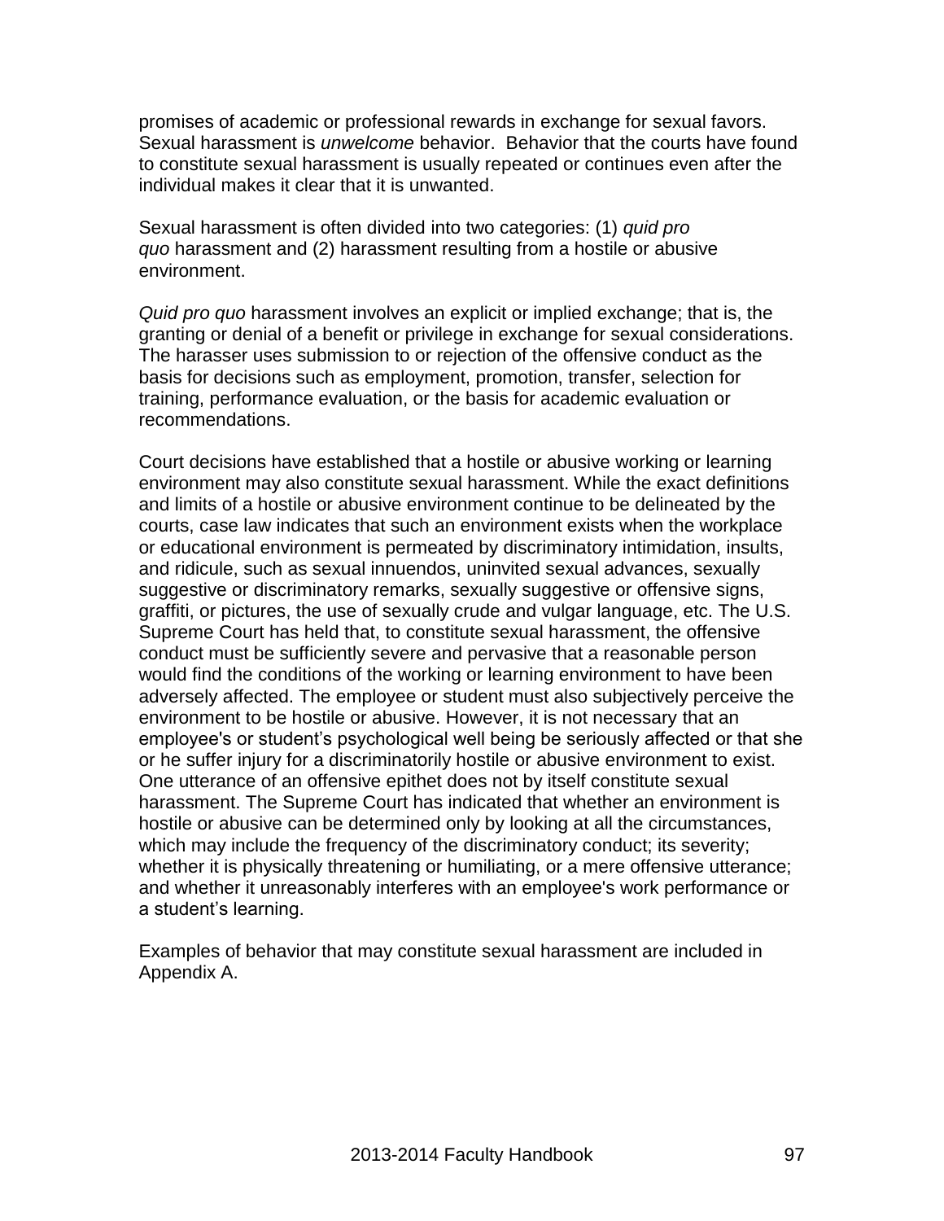promises of academic or professional rewards in exchange for sexual favors. Sexual harassment is *unwelcome* behavior. Behavior that the courts have found to constitute sexual harassment is usually repeated or continues even after the individual makes it clear that it is unwanted.

Sexual harassment is often divided into two categories: (1) *quid pro quo* harassment and (2) harassment resulting from a hostile or abusive environment.

*Quid pro quo* harassment involves an explicit or implied exchange; that is, the granting or denial of a benefit or privilege in exchange for sexual considerations. The harasser uses submission to or rejection of the offensive conduct as the basis for decisions such as employment, promotion, transfer, selection for training, performance evaluation, or the basis for academic evaluation or recommendations.

Court decisions have established that a hostile or abusive working or learning environment may also constitute sexual harassment. While the exact definitions and limits of a hostile or abusive environment continue to be delineated by the courts, case law indicates that such an environment exists when the workplace or educational environment is permeated by discriminatory intimidation, insults, and ridicule, such as sexual innuendos, uninvited sexual advances, sexually suggestive or discriminatory remarks, sexually suggestive or offensive signs, graffiti, or pictures, the use of sexually crude and vulgar language, etc. The U.S. Supreme Court has held that, to constitute sexual harassment, the offensive conduct must be sufficiently severe and pervasive that a reasonable person would find the conditions of the working or learning environment to have been adversely affected. The employee or student must also subjectively perceive the environment to be hostile or abusive. However, it is not necessary that an employee's or student's psychological well being be seriously affected or that she or he suffer injury for a discriminatorily hostile or abusive environment to exist. One utterance of an offensive epithet does not by itself constitute sexual harassment. The Supreme Court has indicated that whether an environment is hostile or abusive can be determined only by looking at all the circumstances, which may include the frequency of the discriminatory conduct; its severity; whether it is physically threatening or humiliating, or a mere offensive utterance; and whether it unreasonably interferes with an employee's work performance or a student's learning.

Examples of behavior that may constitute sexual harassment are included in Appendix A.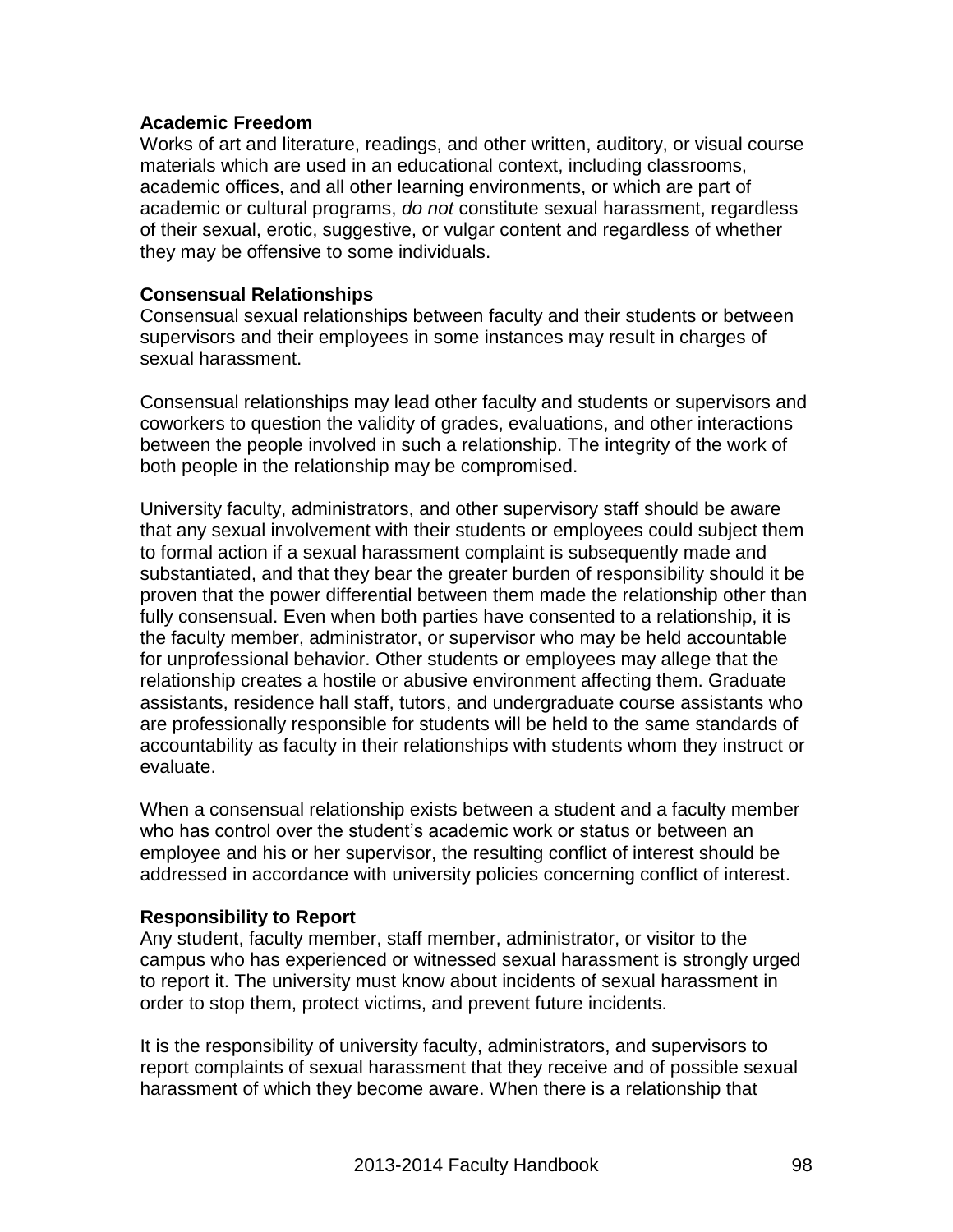**Academic Freedom**
Works of art and literature, readings, and other written, auditory, or visual course materials which are used in an educational context, including classrooms, academic offices, and all other learning environments, or which are part of academic or cultural programs, *do not* constitute sexual harassment, regardless of their sexual, erotic, suggestive, or vulgar content and regardless of whether they may be offensive to some individuals.

**Consensual Relationships**
Consensual sexual relationships between faculty and their students or between supervisors and their employees in some instances may result in charges of sexual harassment.

Consensual relationships may lead other faculty and students or supervisors and coworkers to question the validity of grades, evaluations, and other interactions between the people involved in such a relationship. The integrity of the work of both people in the relationship may be compromised.

University faculty, administrators, and other supervisory staff should be aware that any sexual involvement with their students or employees could subject them to formal action if a sexual harassment complaint is subsequently made and substantiated, and that they bear the greater burden of responsibility should it be proven that the power differential between them made the relationship other than fully consensual. Even when both parties have consented to a relationship, it is the faculty member, administrator, or supervisor who may be held accountable for unprofessional behavior. Other students or employees may allege that the relationship creates a hostile or abusive environment affecting them. Graduate assistants, residence hall staff, tutors, and undergraduate course assistants who are professionally responsible for students will be held to the same standards of accountability as faculty in their relationships with students whom they instruct or evaluate.

When a consensual relationship exists between a student and a faculty member who has control over the student's academic work or status or between an employee and his or her supervisor, the resulting conflict of interest should be addressed in accordance with university policies concerning conflict of interest.

**Responsibility to Report**
Any student, faculty member, staff member, administrator, or visitor to the campus who has experienced or witnessed sexual harassment is strongly urged to report it. The university must know about incidents of sexual harassment in order to stop them, protect victims, and prevent future incidents.

It is the responsibility of university faculty, administrators, and supervisors to report complaints of sexual harassment that they receive and of possible sexual harassment of which they become aware. When there is a relationship that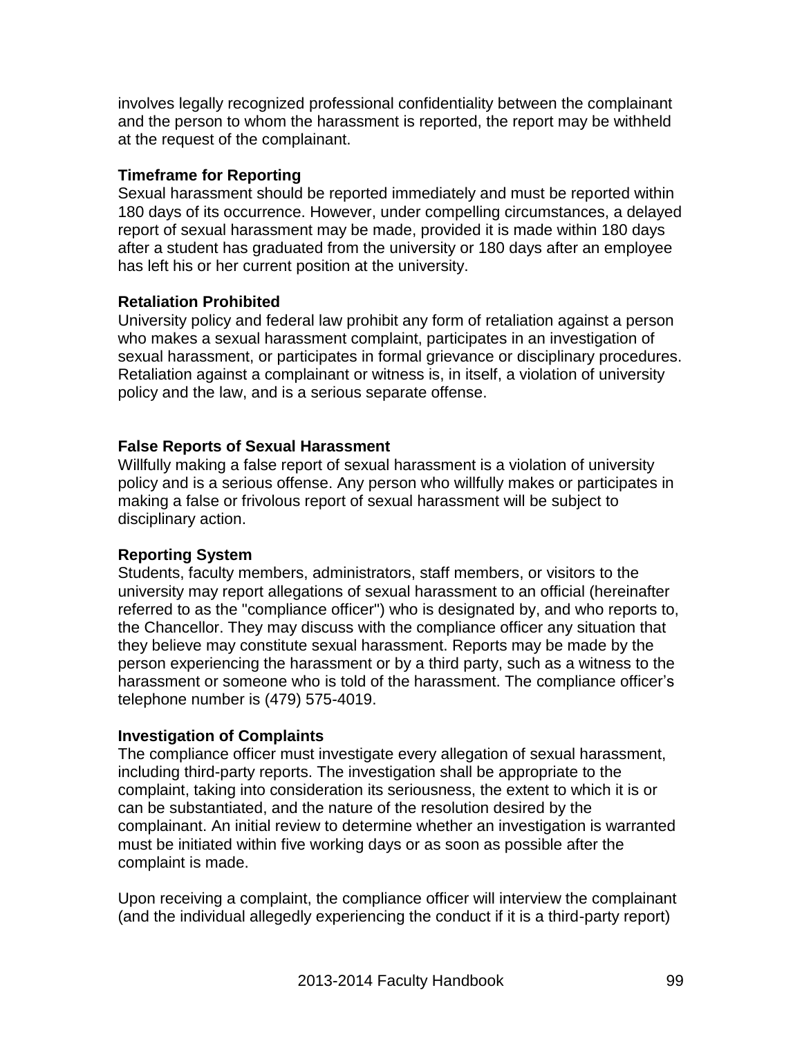involves legally recognized professional confidentiality between the complainant and the person to whom the harassment is reported, the report may be withheld at the request of the complainant.

**Timeframe for Reporting**

Sexual harassment should be reported immediately and must be reported within 180 days of its occurrence. However, under compelling circumstances, a delayed report of sexual harassment may be made, provided it is made within 180 days after a student has graduated from the university or 180 days after an employee has left his or her current position at the university.

**Retaliation Prohibited**

University policy and federal law prohibit any form of retaliation against a person who makes a sexual harassment complaint, participates in an investigation of sexual harassment, or participates in formal grievance or disciplinary procedures. Retaliation against a complainant or witness is, in itself, a violation of university policy and the law, and is a serious separate offense.

**False Reports of Sexual Harassment**

Willfully making a false report of sexual harassment is a violation of university policy and is a serious offense. Any person who willfully makes or participates in making a false or frivolous report of sexual harassment will be subject to disciplinary action.

**Reporting System**

Students, faculty members, administrators, staff members, or visitors to the university may report allegations of sexual harassment to an official (hereinafter referred to as the "compliance officer") who is designated by, and who reports to, the Chancellor. They may discuss with the compliance officer any situation that they believe may constitute sexual harassment. Reports may be made by the person experiencing the harassment or by a third party, such as a witness to the harassment or someone who is told of the harassment. The compliance officer's telephone number is (479) 575-4019.

**Investigation of Complaints**

The compliance officer must investigate every allegation of sexual harassment, including third-party reports. The investigation shall be appropriate to the complaint, taking into consideration its seriousness, the extent to which it is or can be substantiated, and the nature of the resolution desired by the complainant. An initial review to determine whether an investigation is warranted must be initiated within five working days or as soon as possible after the complaint is made.

Upon receiving a complaint, the compliance officer will interview the complainant (and the individual allegedly experiencing the conduct if it is a third-party report)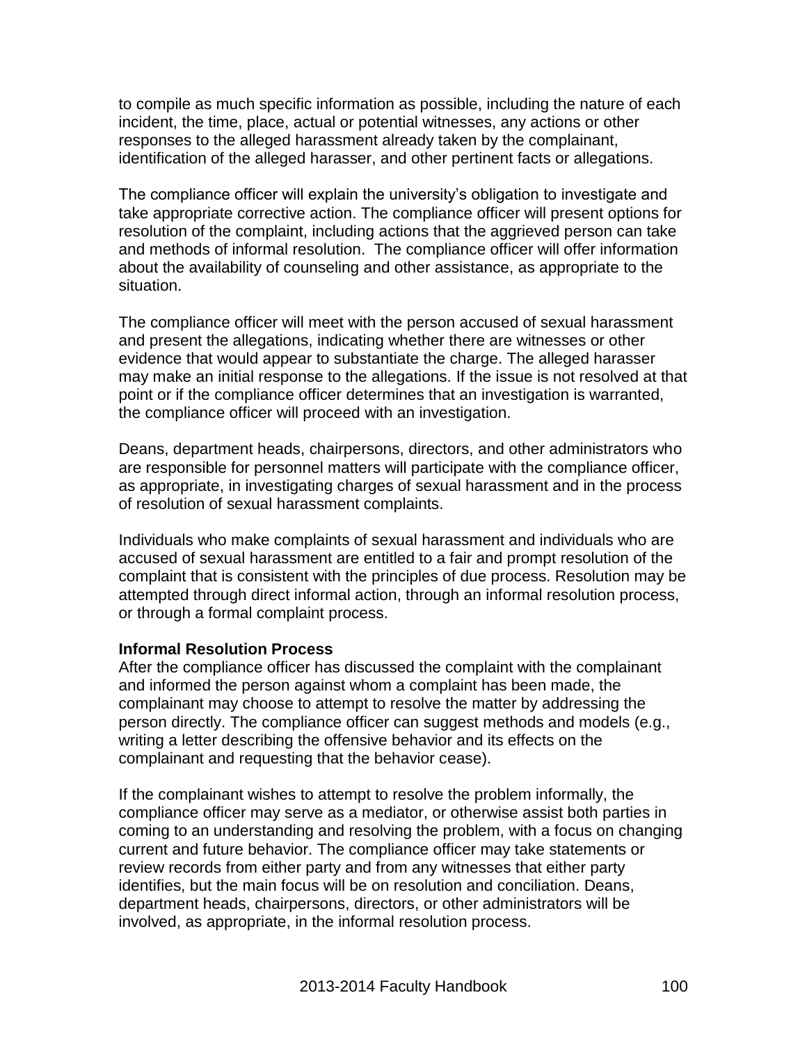to compile as much specific information as possible, including the nature of each incident, the time, place, actual or potential witnesses, any actions or other responses to the alleged harassment already taken by the complainant, identification of the alleged harasser, and other pertinent facts or allegations.

The compliance officer will explain the university's obligation to investigate and take appropriate corrective action. The compliance officer will present options for resolution of the complaint, including actions that the aggrieved person can take and methods of informal resolution. The compliance officer will offer information about the availability of counseling and other assistance, as appropriate to the situation.

The compliance officer will meet with the person accused of sexual harassment and present the allegations, indicating whether there are witnesses or other evidence that would appear to substantiate the charge. The alleged harasser may make an initial response to the allegations. If the issue is not resolved at that point or if the compliance officer determines that an investigation is warranted, the compliance officer will proceed with an investigation.

Deans, department heads, chairpersons, directors, and other administrators who are responsible for personnel matters will participate with the compliance officer, as appropriate, in investigating charges of sexual harassment and in the process of resolution of sexual harassment complaints.

Individuals who make complaints of sexual harassment and individuals who are accused of sexual harassment are entitled to a fair and prompt resolution of the complaint that is consistent with the principles of due process. Resolution may be attempted through direct informal action, through an informal resolution process, or through a formal complaint process.

**Informal Resolution Process**

After the compliance officer has discussed the complaint with the complainant and informed the person against whom a complaint has been made, the complainant may choose to attempt to resolve the matter by addressing the person directly. The compliance officer can suggest methods and models (e.g., writing a letter describing the offensive behavior and its effects on the complainant and requesting that the behavior cease).

If the complainant wishes to attempt to resolve the problem informally, the compliance officer may serve as a mediator, or otherwise assist both parties in coming to an understanding and resolving the problem, with a focus on changing current and future behavior. The compliance officer may take statements or review records from either party and from any witnesses that either party identifies, but the main focus will be on resolution and conciliation. Deans, department heads, chairpersons, directors, or other administrators will be involved, as appropriate, in the informal resolution process.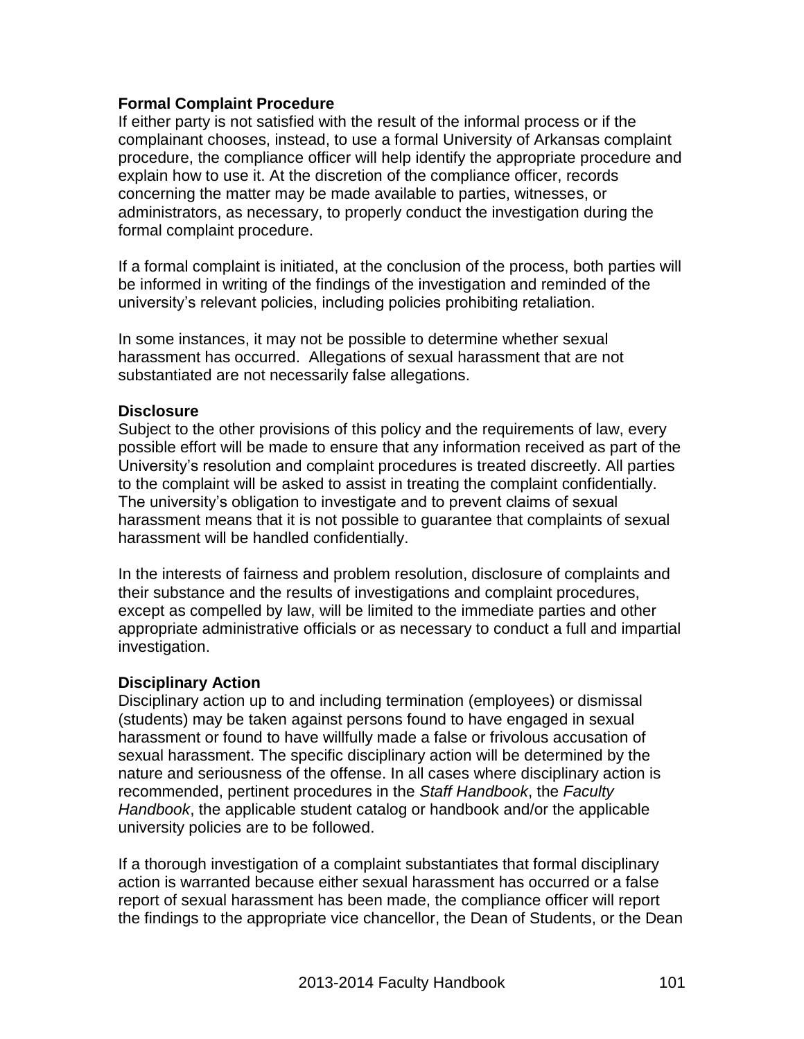**Formal Complaint Procedure**

If either party is not satisfied with the result of the informal process or if the complainant chooses, instead, to use a formal University of Arkansas complaint procedure, the compliance officer will help identify the appropriate procedure and explain how to use it. At the discretion of the compliance officer, records concerning the matter may be made available to parties, witnesses, or administrators, as necessary, to properly conduct the investigation during the formal complaint procedure.

If a formal complaint is initiated, at the conclusion of the process, both parties will be informed in writing of the findings of the investigation and reminded of the university's relevant policies, including policies prohibiting retaliation.

In some instances, it may not be possible to determine whether sexual harassment has occurred. Allegations of sexual harassment that are not substantiated are not necessarily false allegations.

**Disclosure**

Subject to the other provisions of this policy and the requirements of law, every possible effort will be made to ensure that any information received as part of the University's resolution and complaint procedures is treated discreetly. All parties to the complaint will be asked to assist in treating the complaint confidentially. The university's obligation to investigate and to prevent claims of sexual harassment means that it is not possible to guarantee that complaints of sexual harassment will be handled confidentially.

In the interests of fairness and problem resolution, disclosure of complaints and their substance and the results of investigations and complaint procedures, except as compelled by law, will be limited to the immediate parties and other appropriate administrative officials or as necessary to conduct a full and impartial investigation.

**Disciplinary Action**

Disciplinary action up to and including termination (employees) or dismissal (students) may be taken against persons found to have engaged in sexual harassment or found to have willfully made a false or frivolous accusation of sexual harassment. The specific disciplinary action will be determined by the nature and seriousness of the offense. In all cases where disciplinary action is recommended, pertinent procedures in the *Staff Handbook*, the *Faculty Handbook*, the applicable student catalog or handbook and/or the applicable university policies are to be followed.

If a thorough investigation of a complaint substantiates that formal disciplinary action is warranted because either sexual harassment has occurred or a false report of sexual harassment has been made, the compliance officer will report the findings to the appropriate vice chancellor, the Dean of Students, or the Dean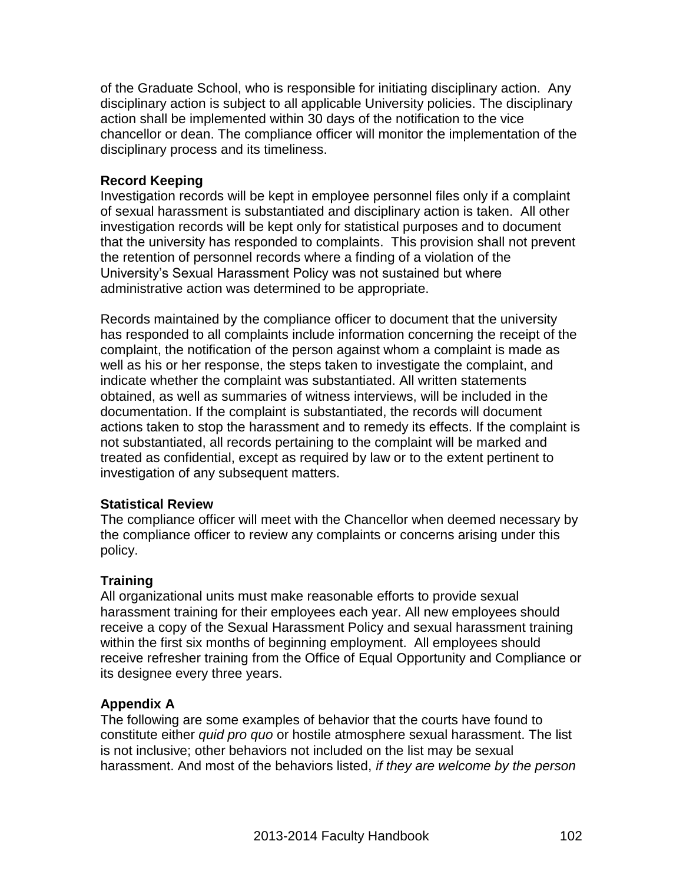of the Graduate School, who is responsible for initiating disciplinary action. Any disciplinary action is subject to all applicable University policies. The disciplinary action shall be implemented within 30 days of the notification to the vice chancellor or dean. The compliance officer will monitor the implementation of the disciplinary process and its timeliness.

**Record Keeping**
Investigation records will be kept in employee personnel files only if a complaint of sexual harassment is substantiated and disciplinary action is taken. All other investigation records will be kept only for statistical purposes and to document that the university has responded to complaints. This provision shall not prevent the retention of personnel records where a finding of a violation of the University's Sexual Harassment Policy was not sustained but where administrative action was determined to be appropriate.

Records maintained by the compliance officer to document that the university has responded to all complaints include information concerning the receipt of the complaint, the notification of the person against whom a complaint is made as well as his or her response, the steps taken to investigate the complaint, and indicate whether the complaint was substantiated. All written statements obtained, as well as summaries of witness interviews, will be included in the documentation. If the complaint is substantiated, the records will document actions taken to stop the harassment and to remedy its effects. If the complaint is not substantiated, all records pertaining to the complaint will be marked and treated as confidential, except as required by law or to the extent pertinent to investigation of any subsequent matters.

**Statistical Review**
The compliance officer will meet with the Chancellor when deemed necessary by the compliance officer to review any complaints or concerns arising under this policy.

**Training**
All organizational units must make reasonable efforts to provide sexual harassment training for their employees each year. All new employees should receive a copy of the Sexual Harassment Policy and sexual harassment training within the first six months of beginning employment. All employees should receive refresher training from the Office of Equal Opportunity and Compliance or its designee every three years.

**Appendix A**
The following are some examples of behavior that the courts have found to constitute either *quid pro quo* or hostile atmosphere sexual harassment. The list is not inclusive; other behaviors not included on the list may be sexual harassment. And most of the behaviors listed, *if they are welcome by the person*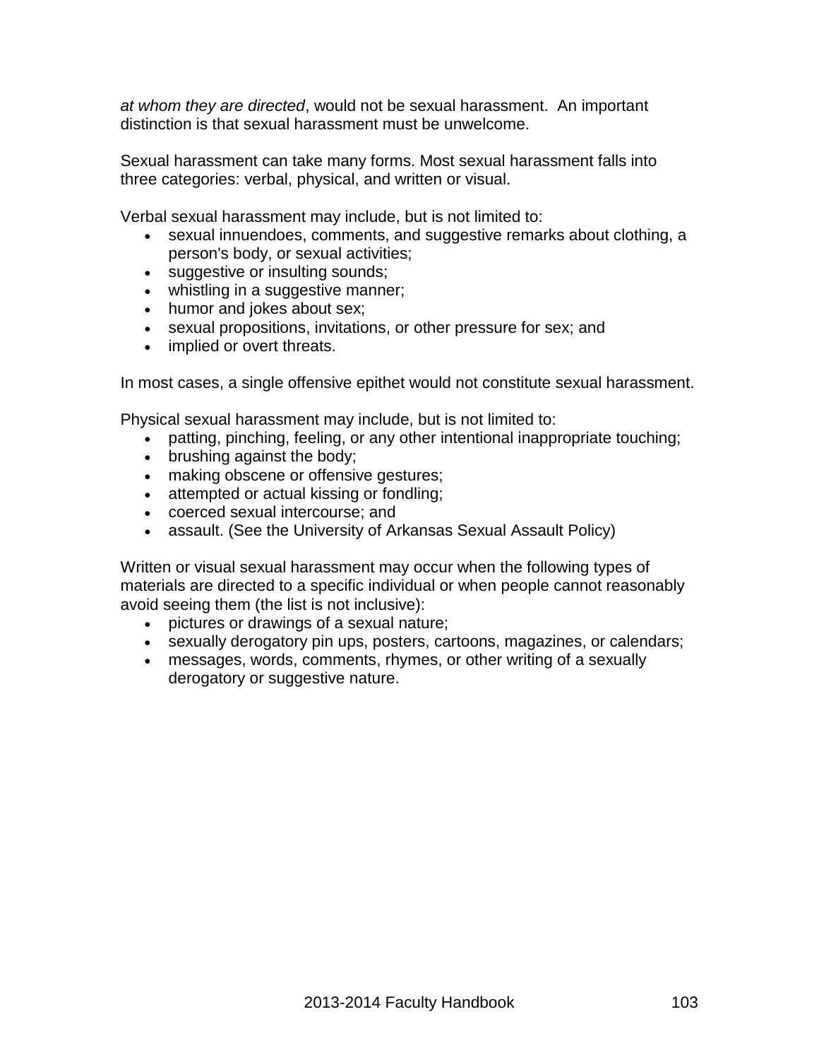*at whom they are directed*, would not be sexual harassment. An important distinction is that sexual harassment must be unwelcome.

Sexual harassment can take many forms. Most sexual harassment falls into three categories: verbal, physical, and written or visual.

Verbal sexual harassment may include, but is not limited to:

- sexual innuendoes, comments, and suggestive remarks about clothing, a person's body, or sexual activities;
- suggestive or insulting sounds;
- whistling in a suggestive manner;
- humor and jokes about sex;
- sexual propositions, invitations, or other pressure for sex; and
- implied or overt threats.

In most cases, a single offensive epithet would not constitute sexual harassment.

Physical sexual harassment may include, but is not limited to:

- patting, pinching, feeling, or any other intentional inappropriate touching;
- brushing against the body;
- making obscene or offensive gestures;
- attempted or actual kissing or fondling;
- coerced sexual intercourse; and
- assault. (See the University of Arkansas Sexual Assault Policy)

Written or visual sexual harassment may occur when the following types of materials are directed to a specific individual or when people cannot reasonably avoid seeing them (the list is not inclusive):

- pictures or drawings of a sexual nature;
- sexually derogatory pin ups, posters, cartoons, magazines, or calendars;
- messages, words, comments, rhymes, or other writing of a sexually derogatory or suggestive nature.